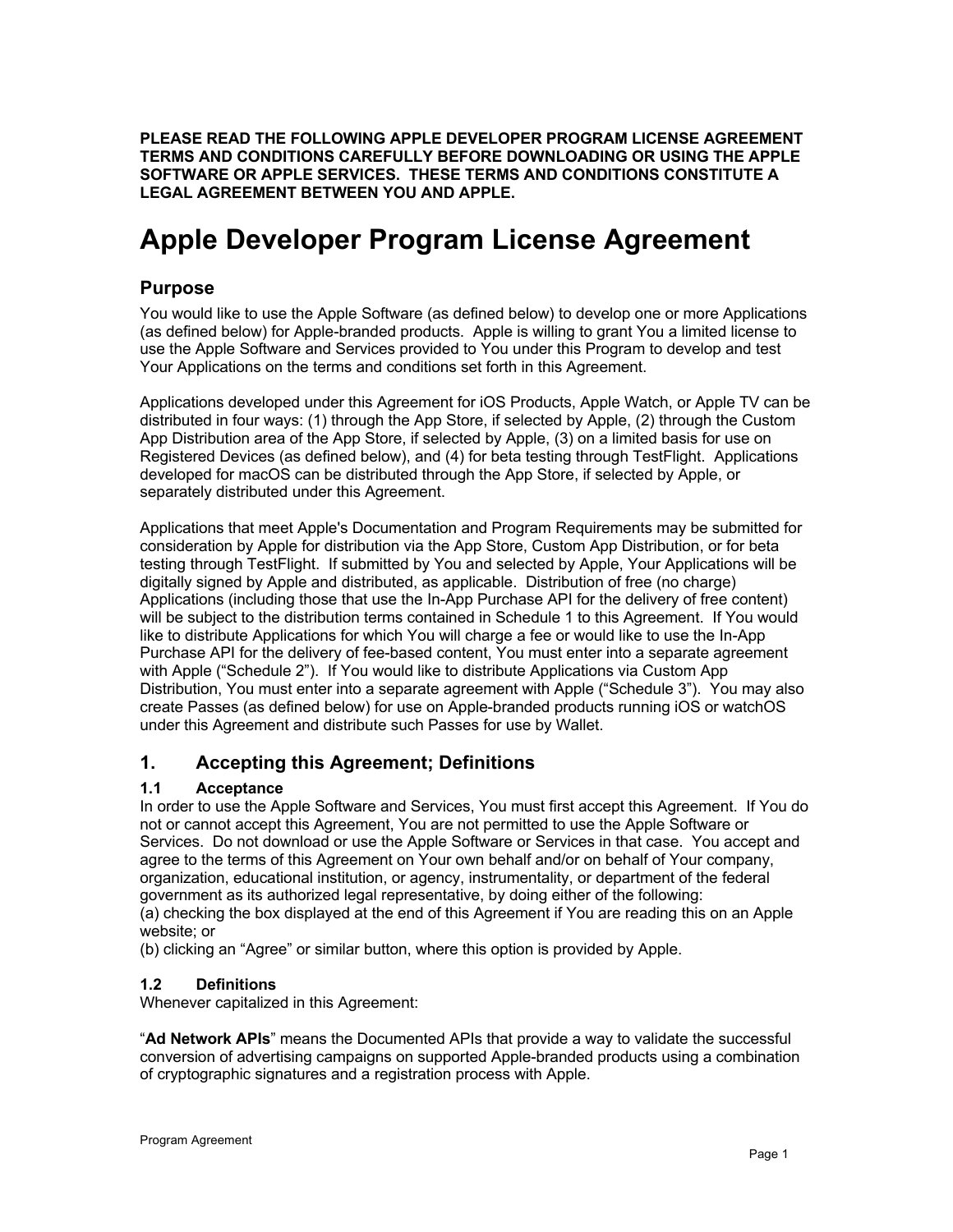**PLEASE READ THE FOLLOWING APPLE DEVELOPER PROGRAM LICENSE AGREEMENT TERMS AND CONDITIONS CAREFULLY BEFORE DOWNLOADING OR USING THE APPLE SOFTWARE OR APPLE SERVICES. THESE TERMS AND CONDITIONS CONSTITUTE A LEGAL AGREEMENT BETWEEN YOU AND APPLE.**

# Apple Developer Program License Agreement

## Purpose

You would like to use the Apple Software (as defined below) to develop one or more Applications (as defined below) for Apple-branded products. Apple is willing to grant You a limited license to use the Apple Software and Services provided to You under this Program to develop and test Your Applications on the terms and conditions set forth in this Agreement.

Applications developed under this Agreement for iOS Products, Apple Watch, or Apple TV can be distributed in four ways: (1) through the App Store, if selected by Apple, (2) through the Custom App Distribution area of the App Store, if selected by Apple, (3) on a limited basis for use on Registered Devices (as defined below), and (4) for beta testing through TestFlight. Applications developed for macOS can be distributed through the App Store, if selected by Apple, or separately distributed under this Agreement.

Applications that meet Apple's Documentation and Program Requirements may be submitted for consideration by Apple for distribution via the App Store, Custom App Distribution, or for beta testing through TestFlight. If submitted by You and selected by Apple, Your Applications will be digitally signed by Apple and distributed, as applicable. Distribution of free (no charge) Applications (including those that use the In-App Purchase API for the delivery of free content) will be subject to the distribution terms contained in Schedule 1 to this Agreement. If You would like to distribute Applications for which You will charge a fee or would like to use the In-App Purchase API for the delivery of fee-based content, You must enter into a separate agreement with Apple (“Schedule 2”). If You would like to distribute Applications via Custom App Distribution, You must enter into a separate agreement with Apple (“Schedule 3”). You may also create Passes (as defined below) for use on Apple-branded products running iOS or watchOS under this Agreement and distribute such Passes for use by Wallet.

## 1. Accepting this Agreement; Definitions

### 1.1 Acceptance

In order to use the Apple Software and Services, You must first accept this Agreement. If You do not or cannot accept this Agreement, You are not permitted to use the Apple Software or Services. Do not download or use the Apple Software or Services in that case. You accept and agree to the terms of this Agreement on Your own behalf and/or on behalf of Your company, organization, educational institution, or agency, instrumentality, or department of the federal government as its authorized legal representative, by doing either of the following:
(a) checking the box displayed at the end of this Agreement if You are reading this on an Apple website; or
(b) clicking an “Agree” or similar button, where this option is provided by Apple.

### 1.2 Definitions

Whenever capitalized in this Agreement:

“**Ad Network APIs**” means the Documented APIs that provide a way to validate the successful conversion of advertising campaigns on supported Apple-branded products using a combination of cryptographic signatures and a registration process with Apple.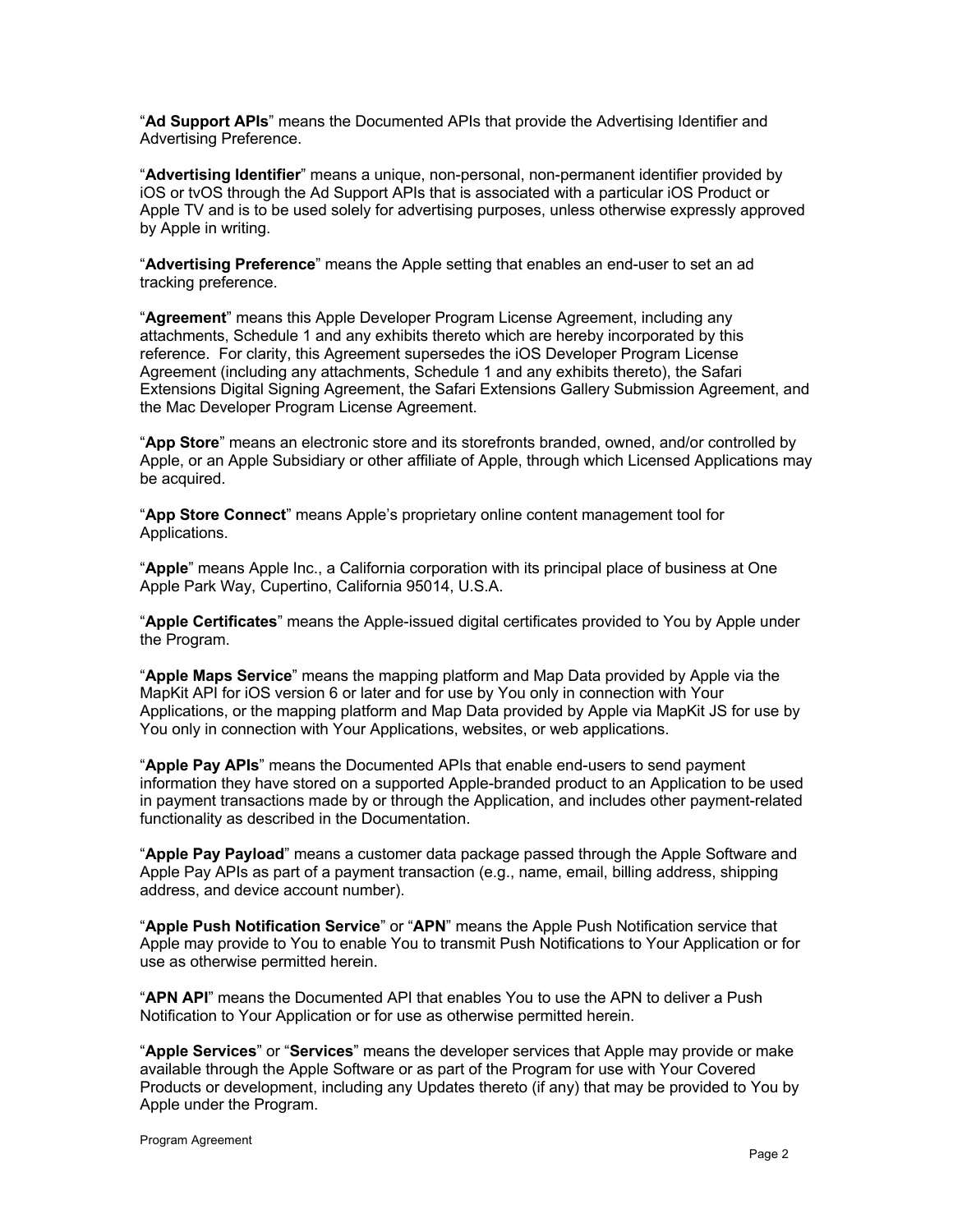"**Ad Support APIs**" means the Documented APIs that provide the Advertising Identifier and Advertising Preference.

"**Advertising Identifier**" means a unique, non-personal, non-permanent identifier provided by iOS or tvOS through the Ad Support APIs that is associated with a particular iOS Product or Apple TV and is to be used solely for advertising purposes, unless otherwise expressly approved by Apple in writing.

"**Advertising Preference**" means the Apple setting that enables an end-user to set an ad tracking preference.

"**Agreement**" means this Apple Developer Program License Agreement, including any attachments, Schedule 1 and any exhibits thereto which are hereby incorporated by this reference. For clarity, this Agreement supersedes the iOS Developer Program License Agreement (including any attachments, Schedule 1 and any exhibits thereto), the Safari Extensions Digital Signing Agreement, the Safari Extensions Gallery Submission Agreement, and the Mac Developer Program License Agreement.

"**App Store**" means an electronic store and its storefronts branded, owned, and/or controlled by Apple, or an Apple Subsidiary or other affiliate of Apple, through which Licensed Applications may be acquired.

"**App Store Connect**" means Apple's proprietary online content management tool for Applications.

"**Apple**" means Apple Inc., a California corporation with its principal place of business at One Apple Park Way, Cupertino, California 95014, U.S.A.

"**Apple Certificates**" means the Apple-issued digital certificates provided to You by Apple under the Program.

"**Apple Maps Service**" means the mapping platform and Map Data provided by Apple via the MapKit API for iOS version 6 or later and for use by You only in connection with Your Applications, or the mapping platform and Map Data provided by Apple via MapKit JS for use by You only in connection with Your Applications, websites, or web applications.

"**Apple Pay APIs**" means the Documented APIs that enable end-users to send payment information they have stored on a supported Apple-branded product to an Application to be used in payment transactions made by or through the Application, and includes other payment-related functionality as described in the Documentation.

"**Apple Pay Payload**" means a customer data package passed through the Apple Software and Apple Pay APIs as part of a payment transaction (e.g., name, email, billing address, shipping address, and device account number).

"**Apple Push Notification Service**" or "**APN**" means the Apple Push Notification service that Apple may provide to You to enable You to transmit Push Notifications to Your Application or for use as otherwise permitted herein.

"**APN API**" means the Documented API that enables You to use the APN to deliver a Push Notification to Your Application or for use as otherwise permitted herein.

"**Apple Services**" or "**Services**" means the developer services that Apple may provide or make available through the Apple Software or as part of the Program for use with Your Covered Products or development, including any Updates thereto (if any) that may be provided to You by Apple under the Program.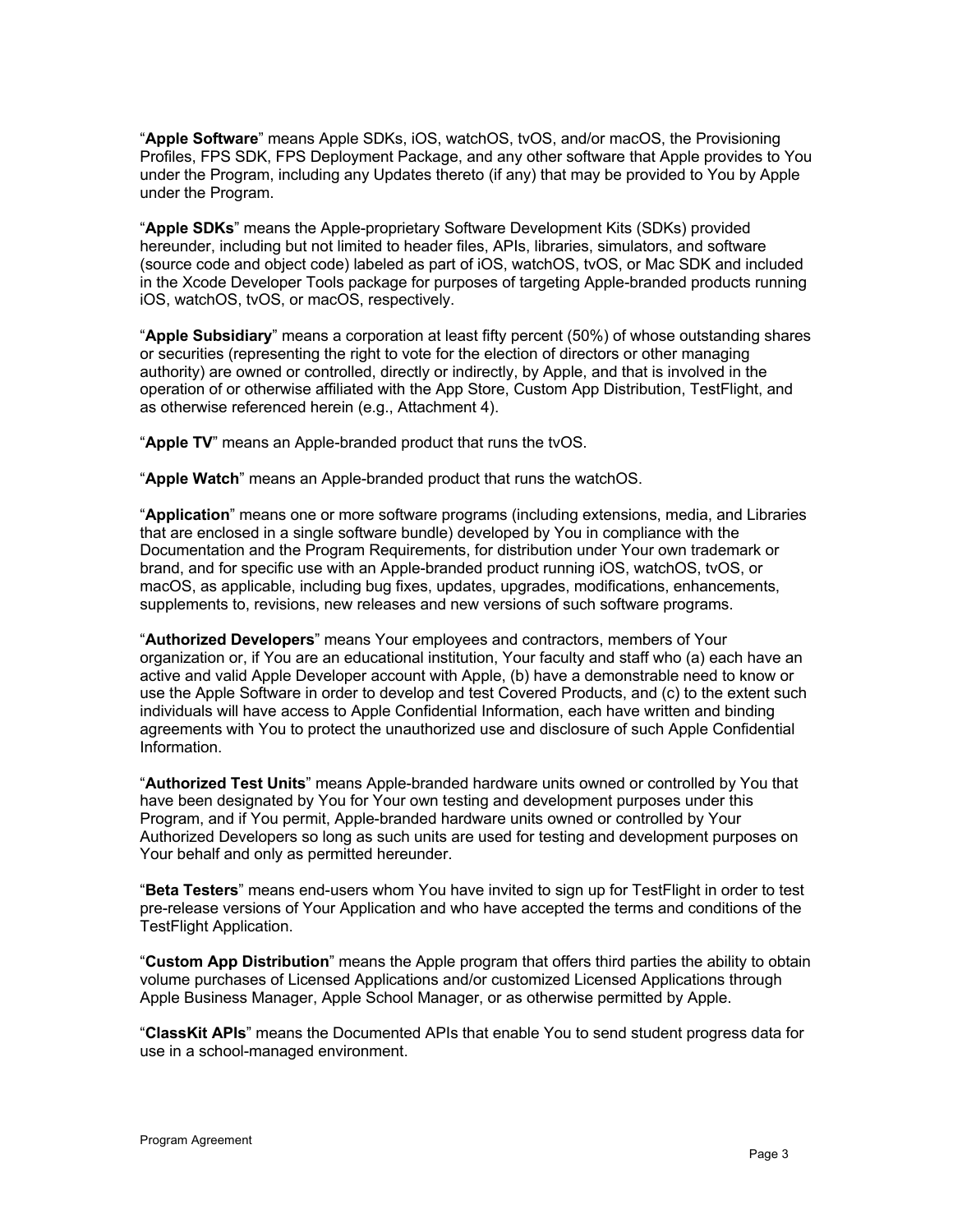"**Apple Software**" means Apple SDKs, iOS, watchOS, tvOS, and/or macOS, the Provisioning Profiles, FPS SDK, FPS Deployment Package, and any other software that Apple provides to You under the Program, including any Updates thereto (if any) that may be provided to You by Apple under the Program.

"**Apple SDKs**" means the Apple-proprietary Software Development Kits (SDKs) provided hereunder, including but not limited to header files, APIs, libraries, simulators, and software (source code and object code) labeled as part of iOS, watchOS, tvOS, or Mac SDK and included in the Xcode Developer Tools package for purposes of targeting Apple-branded products running iOS, watchOS, tvOS, or macOS, respectively.

"**Apple Subsidiary**" means a corporation at least fifty percent (50%) of whose outstanding shares or securities (representing the right to vote for the election of directors or other managing authority) are owned or controlled, directly or indirectly, by Apple, and that is involved in the operation of or otherwise affiliated with the App Store, Custom App Distribution, TestFlight, and as otherwise referenced herein (e.g., Attachment 4).

"**Apple TV**" means an Apple-branded product that runs the tvOS.

"**Apple Watch**" means an Apple-branded product that runs the watchOS.

"**Application**" means one or more software programs (including extensions, media, and Libraries that are enclosed in a single software bundle) developed by You in compliance with the Documentation and the Program Requirements, for distribution under Your own trademark or brand, and for specific use with an Apple-branded product running iOS, watchOS, tvOS, or macOS, as applicable, including bug fixes, updates, upgrades, modifications, enhancements, supplements to, revisions, new releases and new versions of such software programs.

"**Authorized Developers**" means Your employees and contractors, members of Your organization or, if You are an educational institution, Your faculty and staff who (a) each have an active and valid Apple Developer account with Apple, (b) have a demonstrable need to know or use the Apple Software in order to develop and test Covered Products, and (c) to the extent such individuals will have access to Apple Confidential Information, each have written and binding agreements with You to protect the unauthorized use and disclosure of such Apple Confidential Information.

"**Authorized Test Units**" means Apple-branded hardware units owned or controlled by You that have been designated by You for Your own testing and development purposes under this Program, and if You permit, Apple-branded hardware units owned or controlled by Your Authorized Developers so long as such units are used for testing and development purposes on Your behalf and only as permitted hereunder.

"**Beta Testers**" means end-users whom You have invited to sign up for TestFlight in order to test pre-release versions of Your Application and who have accepted the terms and conditions of the TestFlight Application.

"**Custom App Distribution**" means the Apple program that offers third parties the ability to obtain volume purchases of Licensed Applications and/or customized Licensed Applications through Apple Business Manager, Apple School Manager, or as otherwise permitted by Apple.

"**ClassKit APIs**" means the Documented APIs that enable You to send student progress data for use in a school-managed environment.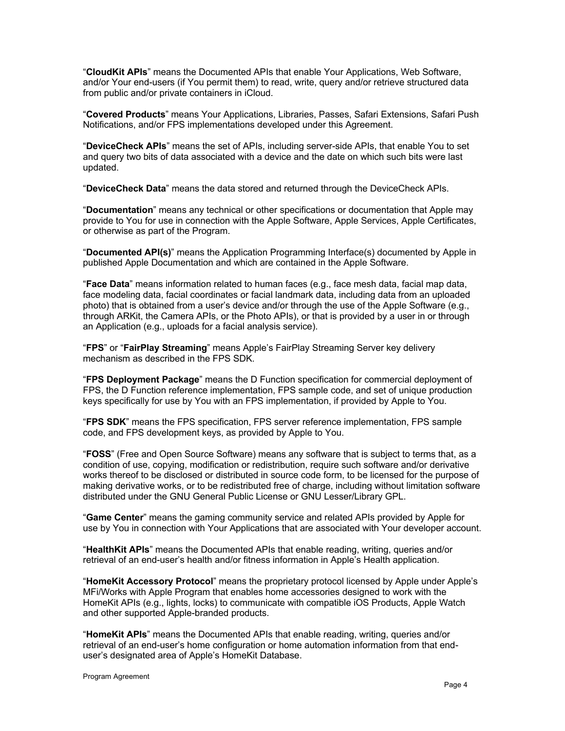"**CloudKit APIs**" means the Documented APIs that enable Your Applications, Web Software, and/or Your end-users (if You permit them) to read, write, query and/or retrieve structured data from public and/or private containers in iCloud.

"**Covered Products**" means Your Applications, Libraries, Passes, Safari Extensions, Safari Push Notifications, and/or FPS implementations developed under this Agreement.

"**DeviceCheck APIs**" means the set of APIs, including server-side APIs, that enable You to set and query two bits of data associated with a device and the date on which such bits were last updated.

"**DeviceCheck Data**" means the data stored and returned through the DeviceCheck APIs.

"**Documentation**" means any technical or other specifications or documentation that Apple may provide to You for use in connection with the Apple Software, Apple Services, Apple Certificates, or otherwise as part of the Program.

"**Documented API(s)**" means the Application Programming Interface(s) documented by Apple in published Apple Documentation and which are contained in the Apple Software.

"**Face Data**" means information related to human faces (e.g., face mesh data, facial map data, face modeling data, facial coordinates or facial landmark data, including data from an uploaded photo) that is obtained from a user's device and/or through the use of the Apple Software (e.g., through ARKit, the Camera APIs, or the Photo APIs), or that is provided by a user in or through an Application (e.g., uploads for a facial analysis service).

"**FPS**" or "**FairPlay Streaming**" means Apple's FairPlay Streaming Server key delivery mechanism as described in the FPS SDK.

"**FPS Deployment Package**" means the D Function specification for commercial deployment of FPS, the D Function reference implementation, FPS sample code, and set of unique production keys specifically for use by You with an FPS implementation, if provided by Apple to You.

"**FPS SDK**" means the FPS specification, FPS server reference implementation, FPS sample code, and FPS development keys, as provided by Apple to You.

"**FOSS**" (Free and Open Source Software) means any software that is subject to terms that, as a condition of use, copying, modification or redistribution, require such software and/or derivative works thereof to be disclosed or distributed in source code form, to be licensed for the purpose of making derivative works, or to be redistributed free of charge, including without limitation software distributed under the GNU General Public License or GNU Lesser/Library GPL.

"**Game Center**" means the gaming community service and related APIs provided by Apple for use by You in connection with Your Applications that are associated with Your developer account.

"**HealthKit APIs**" means the Documented APIs that enable reading, writing, queries and/or retrieval of an end-user's health and/or fitness information in Apple's Health application.

"**HomeKit Accessory Protocol**" means the proprietary protocol licensed by Apple under Apple's MFi/Works with Apple Program that enables home accessories designed to work with the HomeKit APIs (e.g., lights, locks) to communicate with compatible iOS Products, Apple Watch and other supported Apple-branded products.

"**HomeKit APIs**" means the Documented APIs that enable reading, writing, queries and/or retrieval of an end-user's home configuration or home automation information from that end-user's designated area of Apple's HomeKit Database.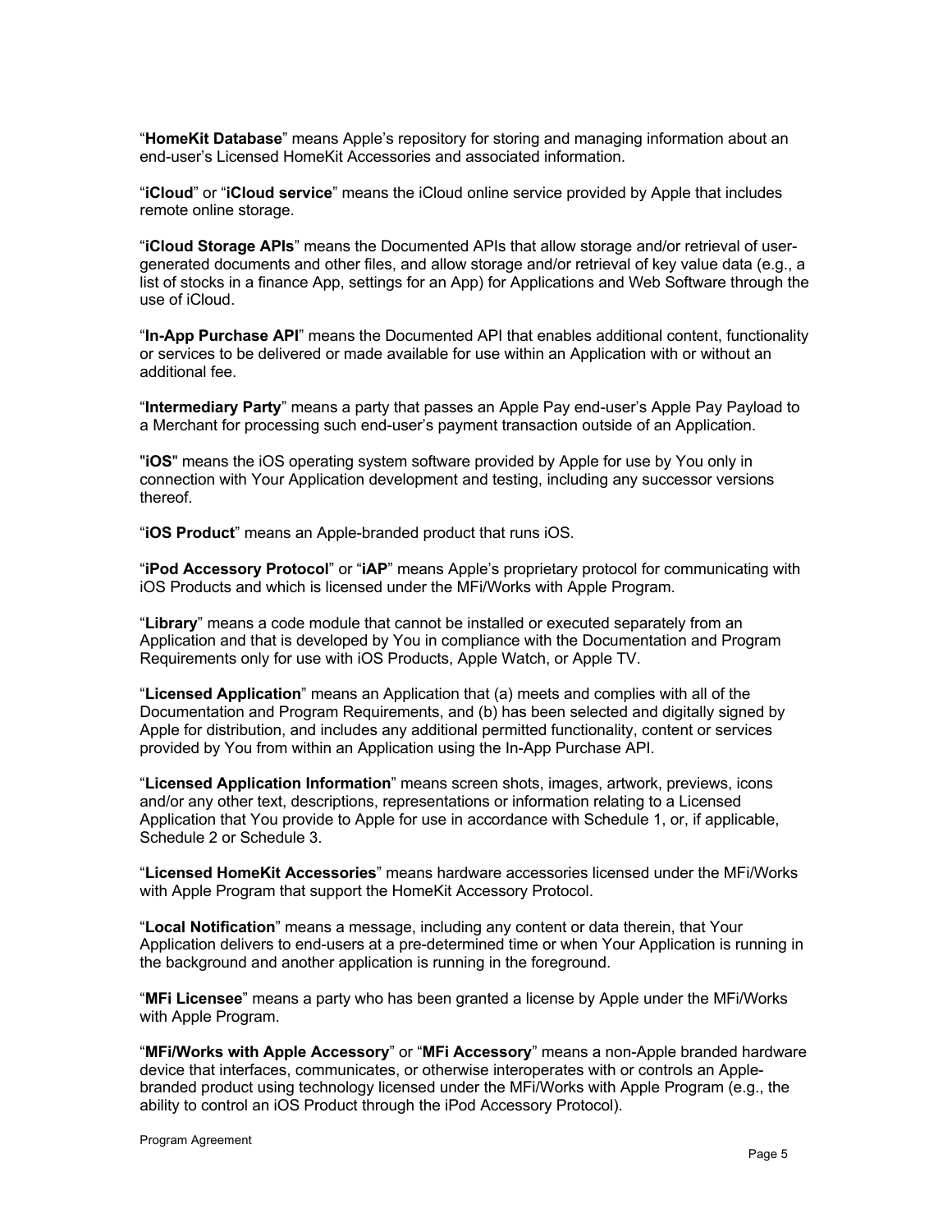"**HomeKit Database**" means Apple's repository for storing and managing information about an end-user's Licensed HomeKit Accessories and associated information.

"**iCloud**" or "**iCloud service**" means the iCloud online service provided by Apple that includes remote online storage.

"**iCloud Storage APIs**" means the Documented APIs that allow storage and/or retrieval of user-generated documents and other files, and allow storage and/or retrieval of key value data (e.g., a list of stocks in a finance App, settings for an App) for Applications and Web Software through the use of iCloud.

"**In-App Purchase API**" means the Documented API that enables additional content, functionality or services to be delivered or made available for use within an Application with or without an additional fee.

"**Intermediary Party**" means a party that passes an Apple Pay end-user's Apple Pay Payload to a Merchant for processing such end-user's payment transaction outside of an Application.

"**iOS**" means the iOS operating system software provided by Apple for use by You only in connection with Your Application development and testing, including any successor versions thereof.

"**iOS Product**" means an Apple-branded product that runs iOS.

"**iPod Accessory Protocol**" or "**iAP**" means Apple's proprietary protocol for communicating with iOS Products and which is licensed under the MFi/Works with Apple Program.

"**Library**" means a code module that cannot be installed or executed separately from an Application and that is developed by You in compliance with the Documentation and Program Requirements only for use with iOS Products, Apple Watch, or Apple TV.

"**Licensed Application**" means an Application that (a) meets and complies with all of the Documentation and Program Requirements, and (b) has been selected and digitally signed by Apple for distribution, and includes any additional permitted functionality, content or services provided by You from within an Application using the In-App Purchase API.

"**Licensed Application Information**" means screen shots, images, artwork, previews, icons and/or any other text, descriptions, representations or information relating to a Licensed Application that You provide to Apple for use in accordance with Schedule 1, or, if applicable, Schedule 2 or Schedule 3.

"**Licensed HomeKit Accessories**" means hardware accessories licensed under the MFi/Works with Apple Program that support the HomeKit Accessory Protocol.

"**Local Notification**" means a message, including any content or data therein, that Your Application delivers to end-users at a pre-determined time or when Your Application is running in the background and another application is running in the foreground.

"**MFi Licensee**" means a party who has been granted a license by Apple under the MFi/Works with Apple Program.

"**MFi/Works with Apple Accessory**" or "**MFi Accessory**" means a non-Apple branded hardware device that interfaces, communicates, or otherwise interoperates with or controls an Apple-branded product using technology licensed under the MFi/Works with Apple Program (e.g., the ability to control an iOS Product through the iPod Accessory Protocol).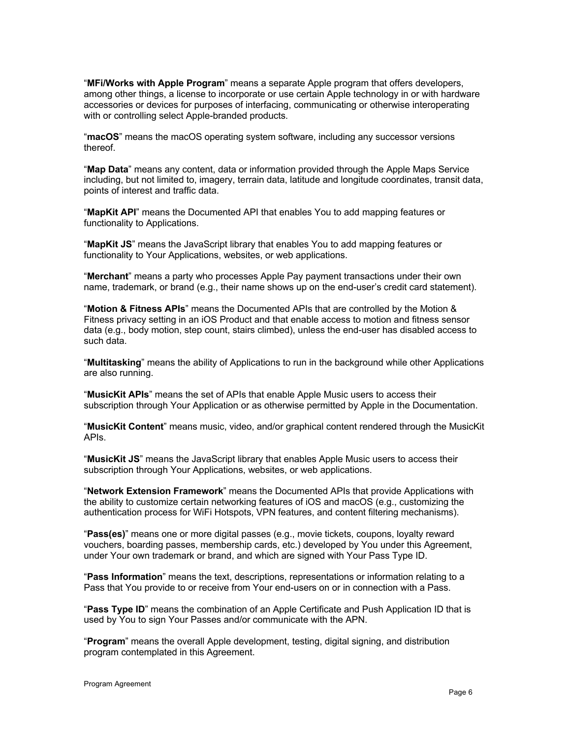“**MFi/Works with Apple Program**” means a separate Apple program that offers developers, among other things, a license to incorporate or use certain Apple technology in or with hardware accessories or devices for purposes of interfacing, communicating or otherwise interoperating with or controlling select Apple-branded products.

“**macOS**” means the macOS operating system software, including any successor versions thereof.

“**Map Data**” means any content, data or information provided through the Apple Maps Service including, but not limited to, imagery, terrain data, latitude and longitude coordinates, transit data, points of interest and traffic data.

“**MapKit API**” means the Documented API that enables You to add mapping features or functionality to Applications.

“**MapKit JS**” means the JavaScript library that enables You to add mapping features or functionality to Your Applications, websites, or web applications.

“**Merchant**” means a party who processes Apple Pay payment transactions under their own name, trademark, or brand (e.g., their name shows up on the end-user’s credit card statement).

“**Motion & Fitness APIs**” means the Documented APIs that are controlled by the Motion & Fitness privacy setting in an iOS Product and that enable access to motion and fitness sensor data (e.g., body motion, step count, stairs climbed), unless the end-user has disabled access to such data.

“**Multitasking**” means the ability of Applications to run in the background while other Applications are also running.

“**MusicKit APIs**” means the set of APIs that enable Apple Music users to access their subscription through Your Application or as otherwise permitted by Apple in the Documentation.

“**MusicKit Content**” means music, video, and/or graphical content rendered through the MusicKit APIs.

“**MusicKit JS**” means the JavaScript library that enables Apple Music users to access their subscription through Your Applications, websites, or web applications.

“**Network Extension Framework**” means the Documented APIs that provide Applications with the ability to customize certain networking features of iOS and macOS (e.g., customizing the authentication process for WiFi Hotspots, VPN features, and content filtering mechanisms).

“**Pass(es)**” means one or more digital passes (e.g., movie tickets, coupons, loyalty reward vouchers, boarding passes, membership cards, etc.) developed by You under this Agreement, under Your own trademark or brand, and which are signed with Your Pass Type ID.

“**Pass Information**” means the text, descriptions, representations or information relating to a Pass that You provide to or receive from Your end-users on or in connection with a Pass.

“**Pass Type ID**” means the combination of an Apple Certificate and Push Application ID that is used by You to sign Your Passes and/or communicate with the APN.

“**Program**” means the overall Apple development, testing, digital signing, and distribution program contemplated in this Agreement.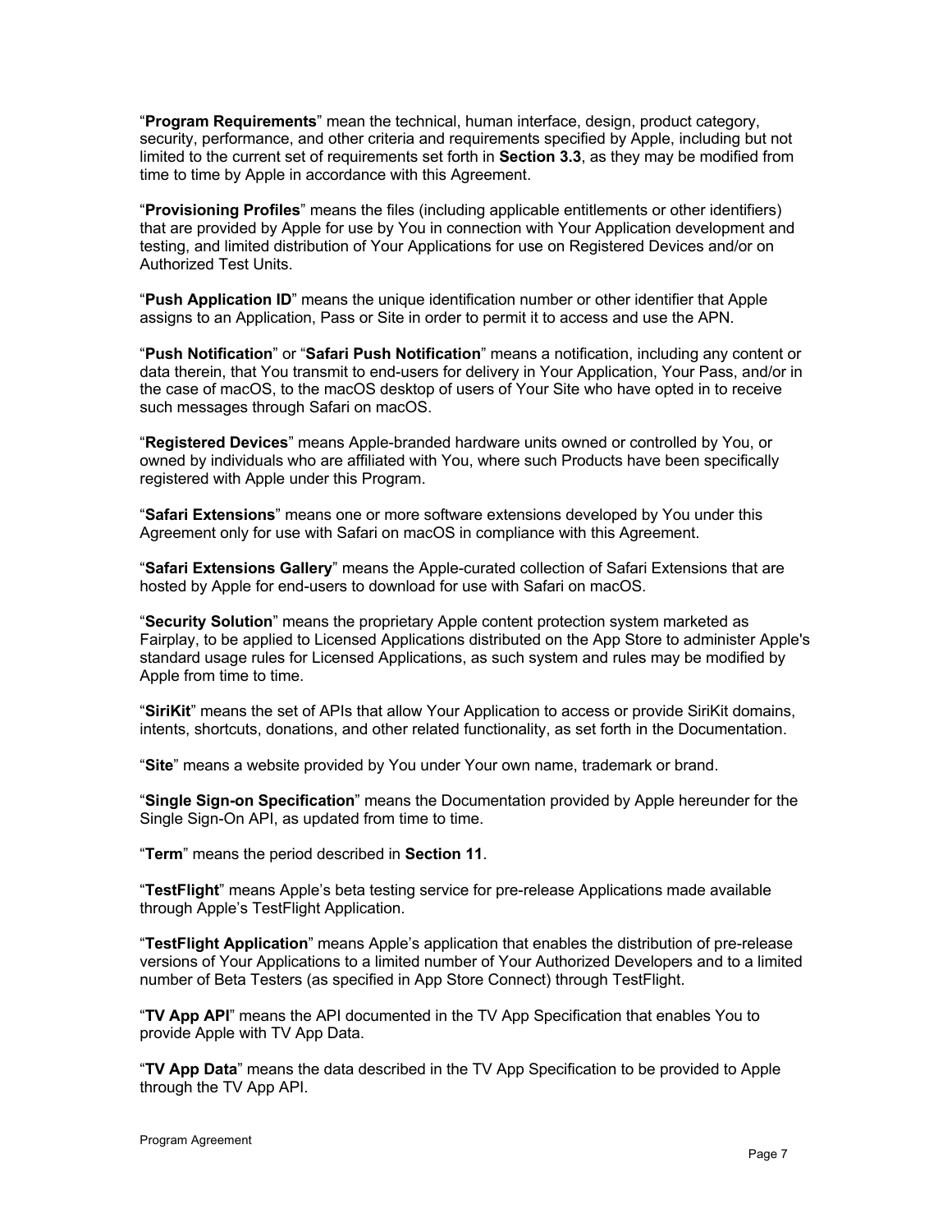"**Program Requirements**" mean the technical, human interface, design, product category, security, performance, and other criteria and requirements specified by Apple, including but not limited to the current set of requirements set forth in **Section 3.3**, as they may be modified from time to time by Apple in accordance with this Agreement.

"**Provisioning Profiles**" means the files (including applicable entitlements or other identifiers) that are provided by Apple for use by You in connection with Your Application development and testing, and limited distribution of Your Applications for use on Registered Devices and/or on Authorized Test Units.

"**Push Application ID**" means the unique identification number or other identifier that Apple assigns to an Application, Pass or Site in order to permit it to access and use the APN.

"**Push Notification**" or "**Safari Push Notification**" means a notification, including any content or data therein, that You transmit to end-users for delivery in Your Application, Your Pass, and/or in the case of macOS, to the macOS desktop of users of Your Site who have opted in to receive such messages through Safari on macOS.

"**Registered Devices**" means Apple-branded hardware units owned or controlled by You, or owned by individuals who are affiliated with You, where such Products have been specifically registered with Apple under this Program.

"**Safari Extensions**" means one or more software extensions developed by You under this Agreement only for use with Safari on macOS in compliance with this Agreement.

"**Safari Extensions Gallery**" means the Apple-curated collection of Safari Extensions that are hosted by Apple for end-users to download for use with Safari on macOS.

"**Security Solution**" means the proprietary Apple content protection system marketed as Fairplay, to be applied to Licensed Applications distributed on the App Store to administer Apple's standard usage rules for Licensed Applications, as such system and rules may be modified by Apple from time to time.

"**SiriKit**" means the set of APIs that allow Your Application to access or provide SiriKit domains, intents, shortcuts, donations, and other related functionality, as set forth in the Documentation.

"**Site**" means a website provided by You under Your own name, trademark or brand.

"**Single Sign-on Specification**" means the Documentation provided by Apple hereunder for the Single Sign-On API, as updated from time to time.

"**Term**" means the period described in **Section 11**.

"**TestFlight**" means Apple's beta testing service for pre-release Applications made available through Apple's TestFlight Application.

"**TestFlight Application**" means Apple's application that enables the distribution of pre-release versions of Your Applications to a limited number of Your Authorized Developers and to a limited number of Beta Testers (as specified in App Store Connect) through TestFlight.

"**TV App API**" means the API documented in the TV App Specification that enables You to provide Apple with TV App Data.

"**TV App Data**" means the data described in the TV App Specification to be provided to Apple through the TV App API.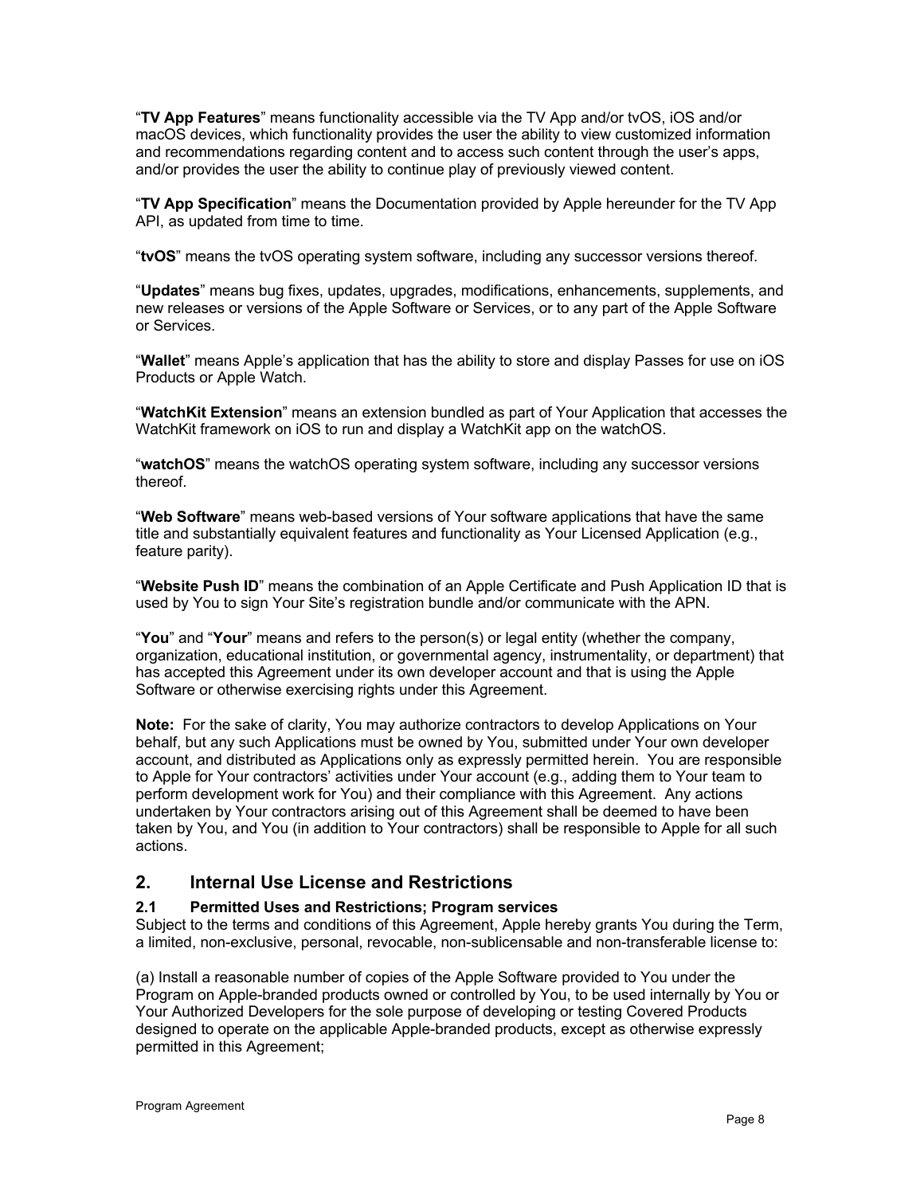"**TV App Features**" means functionality accessible via the TV App and/or tvOS, iOS and/or macOS devices, which functionality provides the user the ability to view customized information and recommendations regarding content and to access such content through the user's apps, and/or provides the user the ability to continue play of previously viewed content.

"**TV App Specification**" means the Documentation provided by Apple hereunder for the TV App API, as updated from time to time.

"**tvOS**" means the tvOS operating system software, including any successor versions thereof.

"**Updates**" means bug fixes, updates, upgrades, modifications, enhancements, supplements, and new releases or versions of the Apple Software or Services, or to any part of the Apple Software or Services.

"**Wallet**" means Apple's application that has the ability to store and display Passes for use on iOS Products or Apple Watch.

"**WatchKit Extension**" means an extension bundled as part of Your Application that accesses the WatchKit framework on iOS to run and display a WatchKit app on the watchOS.

"**watchOS**" means the watchOS operating system software, including any successor versions thereof.

"**Web Software**" means web-based versions of Your software applications that have the same title and substantially equivalent features and functionality as Your Licensed Application (e.g., feature parity).

"**Website Push ID**" means the combination of an Apple Certificate and Push Application ID that is used by You to sign Your Site's registration bundle and/or communicate with the APN.

"**You**" and "**Your**" means and refers to the person(s) or legal entity (whether the company, organization, educational institution, or governmental agency, instrumentality, or department) that has accepted this Agreement under its own developer account and that is using the Apple Software or otherwise exercising rights under this Agreement.

**Note:** For the sake of clarity, You may authorize contractors to develop Applications on Your behalf, but any such Applications must be owned by You, submitted under Your own developer account, and distributed as Applications only as expressly permitted herein. You are responsible to Apple for Your contractors' activities under Your account (e.g., adding them to Your team to perform development work for You) and their compliance with this Agreement. Any actions undertaken by Your contractors arising out of this Agreement shall be deemed to have been taken by You, and You (in addition to Your contractors) shall be responsible to Apple for all such actions.

## 2. Internal Use License and Restrictions

### 2.1 Permitted Uses and Restrictions; Program services

Subject to the terms and conditions of this Agreement, Apple hereby grants You during the Term, a limited, non-exclusive, personal, revocable, non-sublicensable and non-transferable license to:

(a) Install a reasonable number of copies of the Apple Software provided to You under the Program on Apple-branded products owned or controlled by You, to be used internally by You or Your Authorized Developers for the sole purpose of developing or testing Covered Products designed to operate on the applicable Apple-branded products, except as otherwise expressly permitted in this Agreement;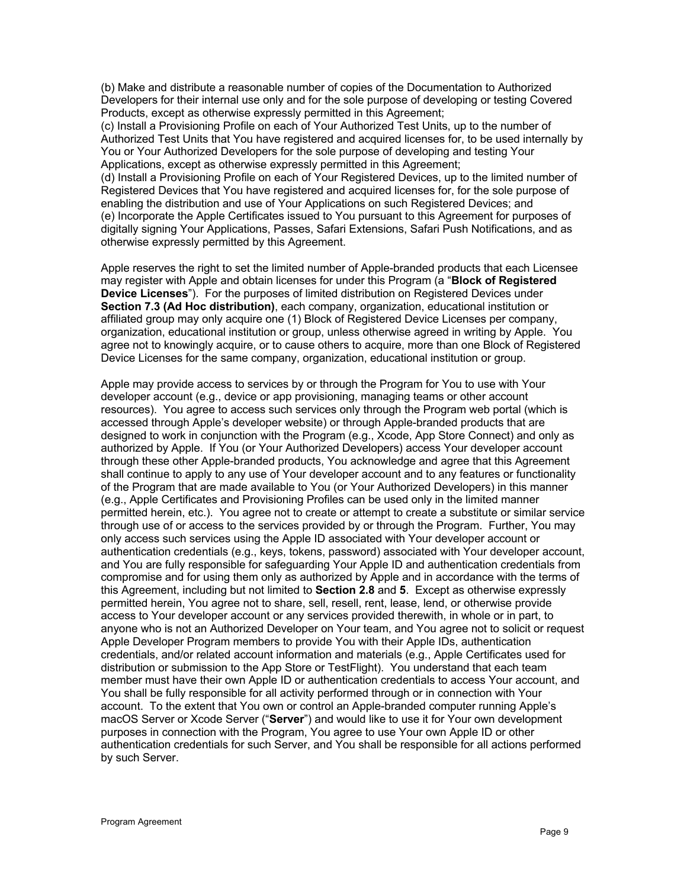(b) Make and distribute a reasonable number of copies of the Documentation to Authorized Developers for their internal use only and for the sole purpose of developing or testing Covered Products, except as otherwise expressly permitted in this Agreement;
(c) Install a Provisioning Profile on each of Your Authorized Test Units, up to the number of Authorized Test Units that You have registered and acquired licenses for, to be used internally by You or Your Authorized Developers for the sole purpose of developing and testing Your Applications, except as otherwise expressly permitted in this Agreement;
(d) Install a Provisioning Profile on each of Your Registered Devices, up to the limited number of Registered Devices that You have registered and acquired licenses for, for the sole purpose of enabling the distribution and use of Your Applications on such Registered Devices; and
(e) Incorporate the Apple Certificates issued to You pursuant to this Agreement for purposes of digitally signing Your Applications, Passes, Safari Extensions, Safari Push Notifications, and as otherwise expressly permitted by this Agreement.

Apple reserves the right to set the limited number of Apple-branded products that each Licensee may register with Apple and obtain licenses for under this Program (a "**Block of Registered Device Licenses**"). For the purposes of limited distribution on Registered Devices under **Section 7.3 (Ad Hoc distribution)**, each company, organization, educational institution or affiliated group may only acquire one (1) Block of Registered Device Licenses per company, organization, educational institution or group, unless otherwise agreed in writing by Apple. You agree not to knowingly acquire, or to cause others to acquire, more than one Block of Registered Device Licenses for the same company, organization, educational institution or group.

Apple may provide access to services by or through the Program for You to use with Your developer account (e.g., device or app provisioning, managing teams or other account resources). You agree to access such services only through the Program web portal (which is accessed through Apple's developer website) or through Apple-branded products that are designed to work in conjunction with the Program (e.g., Xcode, App Store Connect) and only as authorized by Apple. If You (or Your Authorized Developers) access Your developer account through these other Apple-branded products, You acknowledge and agree that this Agreement shall continue to apply to any use of Your developer account and to any features or functionality of the Program that are made available to You (or Your Authorized Developers) in this manner (e.g., Apple Certificates and Provisioning Profiles can be used only in the limited manner permitted herein, etc.). You agree not to create or attempt to create a substitute or similar service through use of or access to the services provided by or through the Program. Further, You may only access such services using the Apple ID associated with Your developer account or authentication credentials (e.g., keys, tokens, password) associated with Your developer account, and You are fully responsible for safeguarding Your Apple ID and authentication credentials from compromise and for using them only as authorized by Apple and in accordance with the terms of this Agreement, including but not limited to **Section 2.8** and **5**. Except as otherwise expressly permitted herein, You agree not to share, sell, resell, rent, lease, lend, or otherwise provide access to Your developer account or any services provided therewith, in whole or in part, to anyone who is not an Authorized Developer on Your team, and You agree not to solicit or request Apple Developer Program members to provide You with their Apple IDs, authentication credentials, and/or related account information and materials (e.g., Apple Certificates used for distribution or submission to the App Store or TestFlight). You understand that each team member must have their own Apple ID or authentication credentials to access Your account, and You shall be fully responsible for all activity performed through or in connection with Your account. To the extent that You own or control an Apple-branded computer running Apple's macOS Server or Xcode Server ("**Server**") and would like to use it for Your own development purposes in connection with the Program, You agree to use Your own Apple ID or other authentication credentials for such Server, and You shall be responsible for all actions performed by such Server.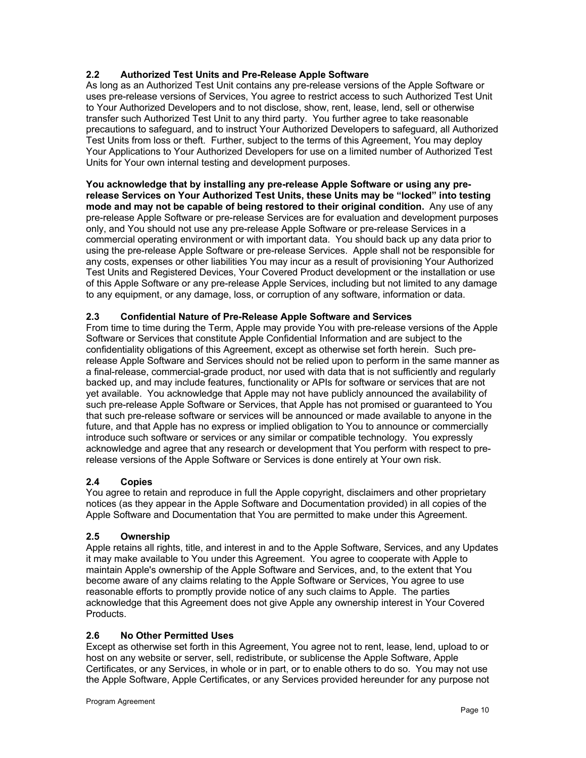### 2.2 Authorized Test Units and Pre-Release Apple Software

As long as an Authorized Test Unit contains any pre-release versions of the Apple Software or uses pre-release versions of Services, You agree to restrict access to such Authorized Test Unit to Your Authorized Developers and to not disclose, show, rent, lease, lend, sell or otherwise transfer such Authorized Test Unit to any third party. You further agree to take reasonable precautions to safeguard, and to instruct Your Authorized Developers to safeguard, all Authorized Test Units from loss or theft. Further, subject to the terms of this Agreement, You may deploy Your Applications to Your Authorized Developers for use on a limited number of Authorized Test Units for Your own internal testing and development purposes.

**You acknowledge that by installing any pre-release Apple Software or using any pre-release Services on Your Authorized Test Units, these Units may be "locked" into testing mode and may not be capable of being restored to their original condition.** Any use of any pre-release Apple Software or pre-release Services are for evaluation and development purposes only, and You should not use any pre-release Apple Software or pre-release Services in a commercial operating environment or with important data. You should back up any data prior to using the pre-release Apple Software or pre-release Services. Apple shall not be responsible for any costs, expenses or other liabilities You may incur as a result of provisioning Your Authorized Test Units and Registered Devices, Your Covered Product development or the installation or use of this Apple Software or any pre-release Apple Services, including but not limited to any damage to any equipment, or any damage, loss, or corruption of any software, information or data.

### 2.3 Confidential Nature of Pre-Release Apple Software and Services

From time to time during the Term, Apple may provide You with pre-release versions of the Apple Software or Services that constitute Apple Confidential Information and are subject to the confidentiality obligations of this Agreement, except as otherwise set forth herein. Such pre-release Apple Software and Services should not be relied upon to perform in the same manner as a final-release, commercial-grade product, nor used with data that is not sufficiently and regularly backed up, and may include features, functionality or APIs for software or services that are not yet available. You acknowledge that Apple may not have publicly announced the availability of such pre-release Apple Software or Services, that Apple has not promised or guaranteed to You that such pre-release software or services will be announced or made available to anyone in the future, and that Apple has no express or implied obligation to You to announce or commercially introduce such software or services or any similar or compatible technology. You expressly acknowledge and agree that any research or development that You perform with respect to pre-release versions of the Apple Software or Services is done entirely at Your own risk.

### 2.4 Copies

You agree to retain and reproduce in full the Apple copyright, disclaimers and other proprietary notices (as they appear in the Apple Software and Documentation provided) in all copies of the Apple Software and Documentation that You are permitted to make under this Agreement.

### 2.5 Ownership

Apple retains all rights, title, and interest in and to the Apple Software, Services, and any Updates it may make available to You under this Agreement. You agree to cooperate with Apple to maintain Apple's ownership of the Apple Software and Services, and, to the extent that You become aware of any claims relating to the Apple Software or Services, You agree to use reasonable efforts to promptly provide notice of any such claims to Apple. The parties acknowledge that this Agreement does not give Apple any ownership interest in Your Covered Products.

### 2.6 No Other Permitted Uses

Except as otherwise set forth in this Agreement, You agree not to rent, lease, lend, upload to or host on any website or server, sell, redistribute, or sublicense the Apple Software, Apple Certificates, or any Services, in whole or in part, or to enable others to do so. You may not use the Apple Software, Apple Certificates, or any Services provided hereunder for any purpose not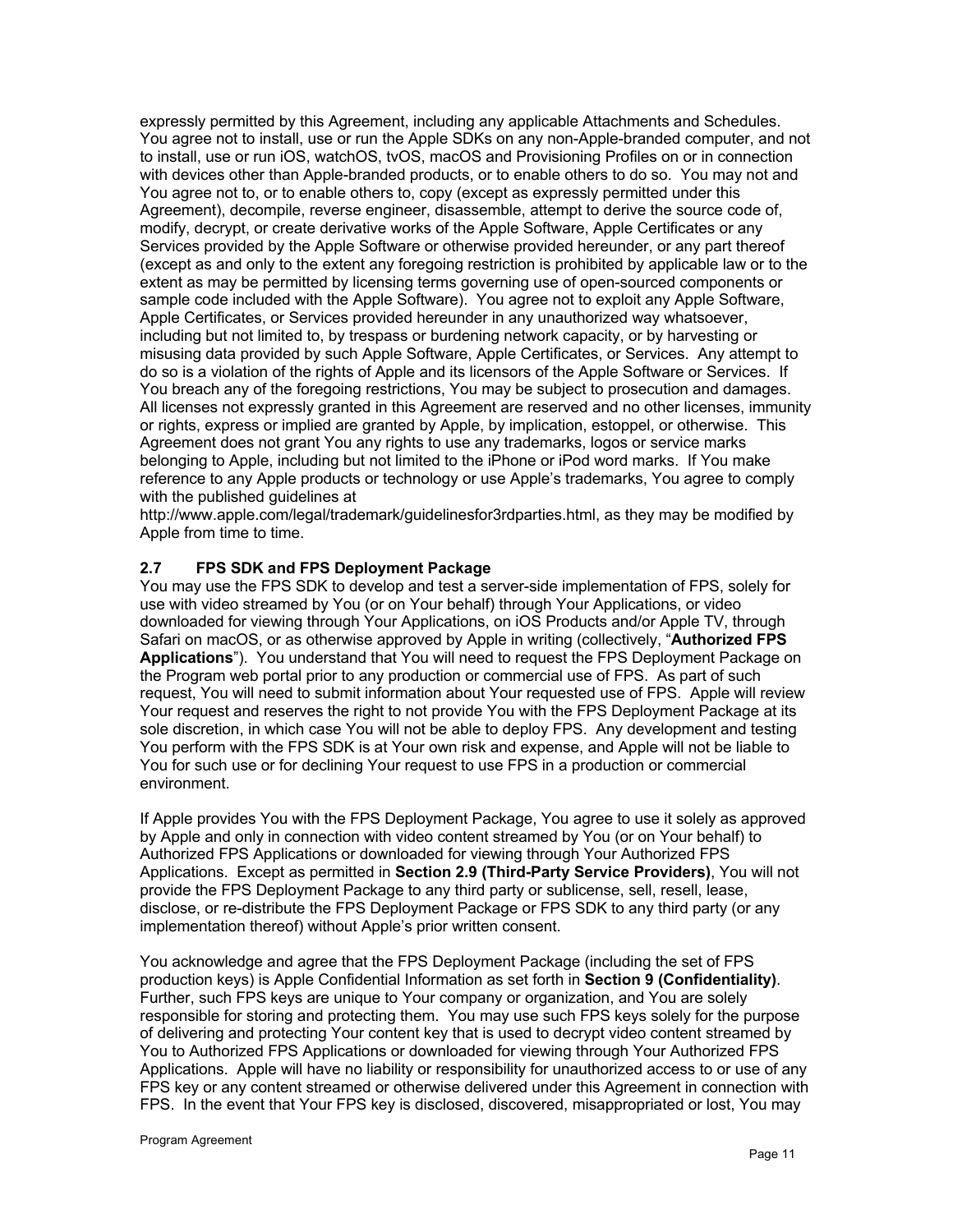expressly permitted by this Agreement, including any applicable Attachments and Schedules. You agree not to install, use or run the Apple SDKs on any non-Apple-branded computer, and not to install, use or run iOS, watchOS, tvOS, macOS and Provisioning Profiles on or in connection with devices other than Apple-branded products, or to enable others to do so. You may not and You agree not to, or to enable others to, copy (except as expressly permitted under this Agreement), decompile, reverse engineer, disassemble, attempt to derive the source code of, modify, decrypt, or create derivative works of the Apple Software, Apple Certificates or any Services provided by the Apple Software or otherwise provided hereunder, or any part thereof (except as and only to the extent any foregoing restriction is prohibited by applicable law or to the extent as may be permitted by licensing terms governing use of open-sourced components or sample code included with the Apple Software). You agree not to exploit any Apple Software, Apple Certificates, or Services provided hereunder in any unauthorized way whatsoever, including but not limited to, by trespass or burdening network capacity, or by harvesting or misusing data provided by such Apple Software, Apple Certificates, or Services. Any attempt to do so is a violation of the rights of Apple and its licensors of the Apple Software or Services. If You breach any of the foregoing restrictions, You may be subject to prosecution and damages. All licenses not expressly granted in this Agreement are reserved and no other licenses, immunity or rights, express or implied are granted by Apple, by implication, estoppel, or otherwise. This Agreement does not grant You any rights to use any trademarks, logos or service marks belonging to Apple, including but not limited to the iPhone or iPod word marks. If You make reference to any Apple products or technology or use Apple's trademarks, You agree to comply with the published guidelines at http://www.apple.com/legal/trademark/guidelinesfor3rdparties.html, as they may be modified by Apple from time to time.

### 2.7 FPS SDK and FPS Deployment Package

You may use the FPS SDK to develop and test a server-side implementation of FPS, solely for use with video streamed by You (or on Your behalf) through Your Applications, or video downloaded for viewing through Your Applications, on iOS Products and/or Apple TV, through Safari on macOS, or as otherwise approved by Apple in writing (collectively, "**Authorized FPS Applications**"). You understand that You will need to request the FPS Deployment Package on the Program web portal prior to any production or commercial use of FPS. As part of such request, You will need to submit information about Your requested use of FPS. Apple will review Your request and reserves the right to not provide You with the FPS Deployment Package at its sole discretion, in which case You will not be able to deploy FPS. Any development and testing You perform with the FPS SDK is at Your own risk and expense, and Apple will not be liable to You for such use or for declining Your request to use FPS in a production or commercial environment.

If Apple provides You with the FPS Deployment Package, You agree to use it solely as approved by Apple and only in connection with video content streamed by You (or on Your behalf) to Authorized FPS Applications or downloaded for viewing through Your Authorized FPS Applications. Except as permitted in **Section 2.9 (Third-Party Service Providers)**, You will not provide the FPS Deployment Package to any third party or sublicense, sell, resell, lease, disclose, or re-distribute the FPS Deployment Package or FPS SDK to any third party (or any implementation thereof) without Apple's prior written consent.

You acknowledge and agree that the FPS Deployment Package (including the set of FPS production keys) is Apple Confidential Information as set forth in **Section 9 (Confidentiality)**. Further, such FPS keys are unique to Your company or organization, and You are solely responsible for storing and protecting them. You may use such FPS keys solely for the purpose of delivering and protecting Your content key that is used to decrypt video content streamed by You to Authorized FPS Applications or downloaded for viewing through Your Authorized FPS Applications. Apple will have no liability or responsibility for unauthorized access to or use of any FPS key or any content streamed or otherwise delivered under this Agreement in connection with FPS. In the event that Your FPS key is disclosed, discovered, misappropriated or lost, You may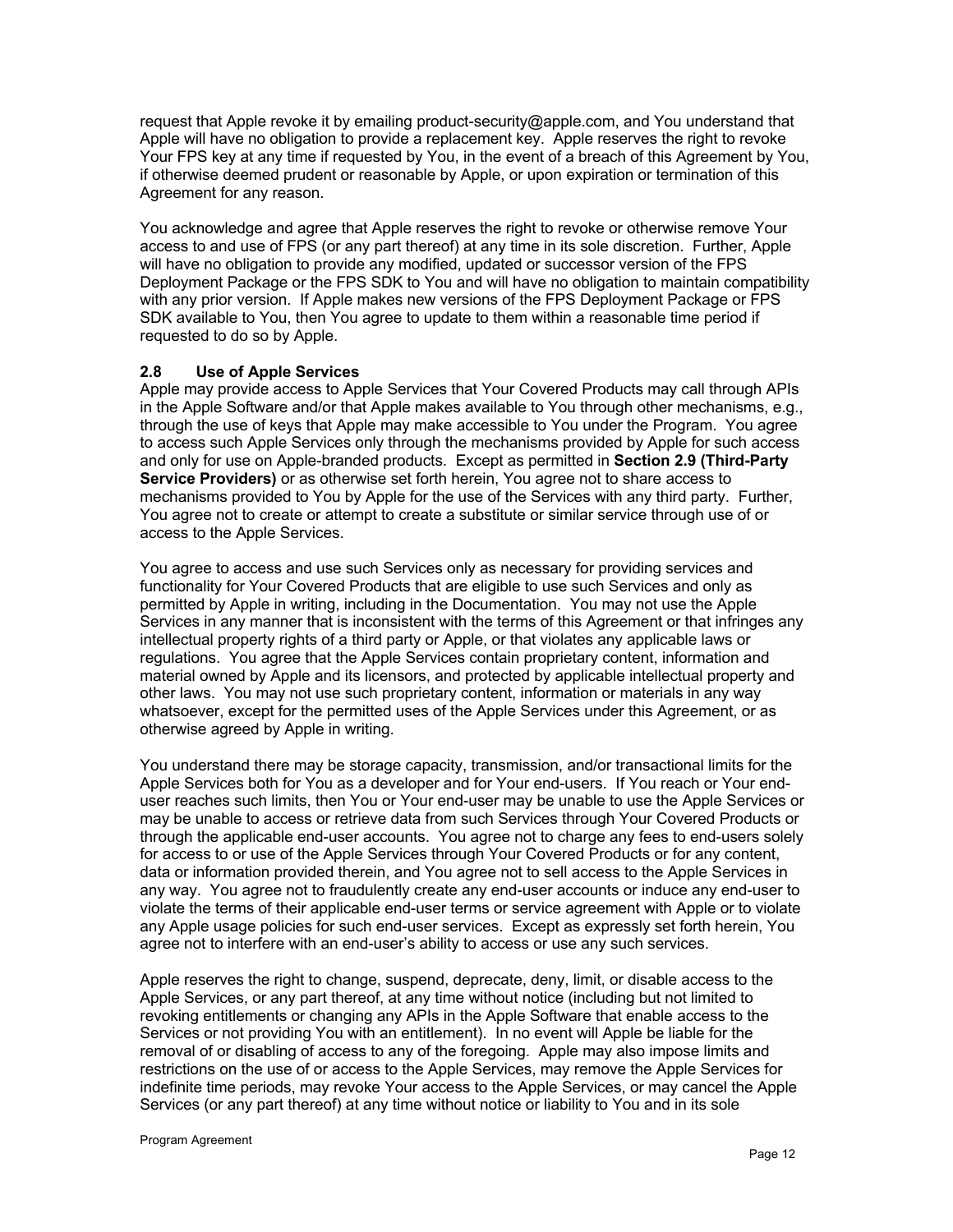request that Apple revoke it by emailing product-security@apple.com, and You understand that Apple will have no obligation to provide a replacement key. Apple reserves the right to revoke Your FPS key at any time if requested by You, in the event of a breach of this Agreement by You, if otherwise deemed prudent or reasonable by Apple, or upon expiration or termination of this Agreement for any reason.

You acknowledge and agree that Apple reserves the right to revoke or otherwise remove Your access to and use of FPS (or any part thereof) at any time in its sole discretion. Further, Apple will have no obligation to provide any modified, updated or successor version of the FPS Deployment Package or the FPS SDK to You and will have no obligation to maintain compatibility with any prior version. If Apple makes new versions of the FPS Deployment Package or FPS SDK available to You, then You agree to update to them within a reasonable time period if requested to do so by Apple.

### 2.8 Use of Apple Services

Apple may provide access to Apple Services that Your Covered Products may call through APIs in the Apple Software and/or that Apple makes available to You through other mechanisms, e.g., through the use of keys that Apple may make accessible to You under the Program. You agree to access such Apple Services only through the mechanisms provided by Apple for such access and only for use on Apple-branded products. Except as permitted in **Section 2.9 (Third-Party Service Providers)** or as otherwise set forth herein, You agree not to share access to mechanisms provided to You by Apple for the use of the Services with any third party. Further, You agree not to create or attempt to create a substitute or similar service through use of or access to the Apple Services.

You agree to access and use such Services only as necessary for providing services and functionality for Your Covered Products that are eligible to use such Services and only as permitted by Apple in writing, including in the Documentation. You may not use the Apple Services in any manner that is inconsistent with the terms of this Agreement or that infringes any intellectual property rights of a third party or Apple, or that violates any applicable laws or regulations. You agree that the Apple Services contain proprietary content, information and material owned by Apple and its licensors, and protected by applicable intellectual property and other laws. You may not use such proprietary content, information or materials in any way whatsoever, except for the permitted uses of the Apple Services under this Agreement, or as otherwise agreed by Apple in writing.

You understand there may be storage capacity, transmission, and/or transactional limits for the Apple Services both for You as a developer and for Your end-users. If You reach or Your end-user reaches such limits, then You or Your end-user may be unable to use the Apple Services or may be unable to access or retrieve data from such Services through Your Covered Products or through the applicable end-user accounts. You agree not to charge any fees to end-users solely for access to or use of the Apple Services through Your Covered Products or for any content, data or information provided therein, and You agree not to sell access to the Apple Services in any way. You agree not to fraudulently create any end-user accounts or induce any end-user to violate the terms of their applicable end-user terms or service agreement with Apple or to violate any Apple usage policies for such end-user services. Except as expressly set forth herein, You agree not to interfere with an end-user's ability to access or use any such services.

Apple reserves the right to change, suspend, deprecate, deny, limit, or disable access to the Apple Services, or any part thereof, at any time without notice (including but not limited to revoking entitlements or changing any APIs in the Apple Software that enable access to the Services or not providing You with an entitlement). In no event will Apple be liable for the removal of or disabling of access to any of the foregoing. Apple may also impose limits and restrictions on the use of or access to the Apple Services, may remove the Apple Services for indefinite time periods, may revoke Your access to the Apple Services, or may cancel the Apple Services (or any part thereof) at any time without notice or liability to You and in its sole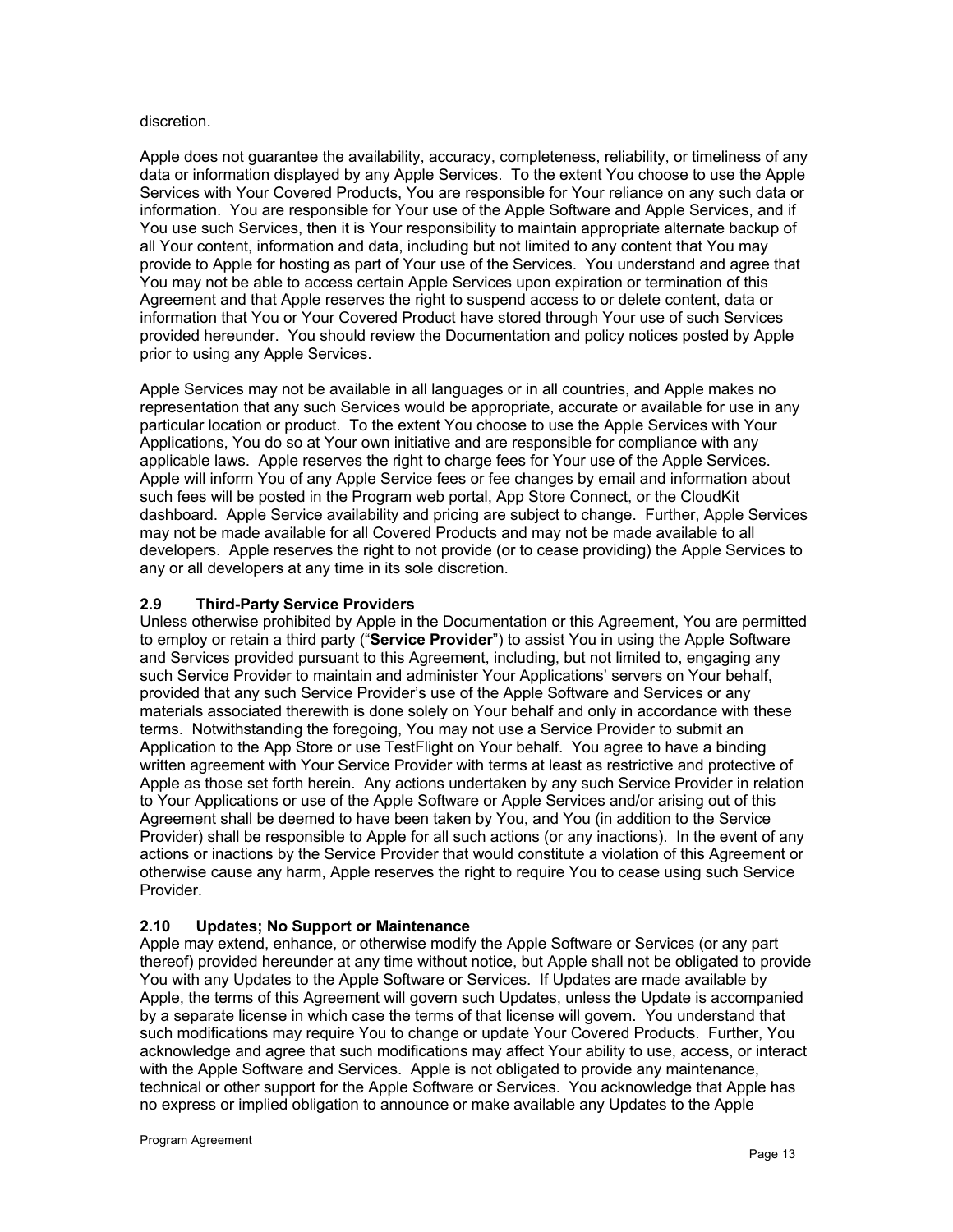discretion.

Apple does not guarantee the availability, accuracy, completeness, reliability, or timeliness of any data or information displayed by any Apple Services. To the extent You choose to use the Apple Services with Your Covered Products, You are responsible for Your reliance on any such data or information. You are responsible for Your use of the Apple Software and Apple Services, and if You use such Services, then it is Your responsibility to maintain appropriate alternate backup of all Your content, information and data, including but not limited to any content that You may provide to Apple for hosting as part of Your use of the Services. You understand and agree that You may not be able to access certain Apple Services upon expiration or termination of this Agreement and that Apple reserves the right to suspend access to or delete content, data or information that You or Your Covered Product have stored through Your use of such Services provided hereunder. You should review the Documentation and policy notices posted by Apple prior to using any Apple Services.

Apple Services may not be available in all languages or in all countries, and Apple makes no representation that any such Services would be appropriate, accurate or available for use in any particular location or product. To the extent You choose to use the Apple Services with Your Applications, You do so at Your own initiative and are responsible for compliance with any applicable laws. Apple reserves the right to charge fees for Your use of the Apple Services. Apple will inform You of any Apple Service fees or fee changes by email and information about such fees will be posted in the Program web portal, App Store Connect, or the CloudKit dashboard. Apple Service availability and pricing are subject to change. Further, Apple Services may not be made available for all Covered Products and may not be made available to all developers. Apple reserves the right to not provide (or to cease providing) the Apple Services to any or all developers at any time in its sole discretion.

### 2.9 Third-Party Service Providers

Unless otherwise prohibited by Apple in the Documentation or this Agreement, You are permitted to employ or retain a third party ("**Service Provider**") to assist You in using the Apple Software and Services provided pursuant to this Agreement, including, but not limited to, engaging any such Service Provider to maintain and administer Your Applications' servers on Your behalf, provided that any such Service Provider's use of the Apple Software and Services or any materials associated therewith is done solely on Your behalf and only in accordance with these terms. Notwithstanding the foregoing, You may not use a Service Provider to submit an Application to the App Store or use TestFlight on Your behalf. You agree to have a binding written agreement with Your Service Provider with terms at least as restrictive and protective of Apple as those set forth herein. Any actions undertaken by any such Service Provider in relation to Your Applications or use of the Apple Software or Apple Services and/or arising out of this Agreement shall be deemed to have been taken by You, and You (in addition to the Service Provider) shall be responsible to Apple for all such actions (or any inactions). In the event of any actions or inactions by the Service Provider that would constitute a violation of this Agreement or otherwise cause any harm, Apple reserves the right to require You to cease using such Service Provider.

### 2.10 Updates; No Support or Maintenance

Apple may extend, enhance, or otherwise modify the Apple Software or Services (or any part thereof) provided hereunder at any time without notice, but Apple shall not be obligated to provide You with any Updates to the Apple Software or Services. If Updates are made available by Apple, the terms of this Agreement will govern such Updates, unless the Update is accompanied by a separate license in which case the terms of that license will govern. You understand that such modifications may require You to change or update Your Covered Products. Further, You acknowledge and agree that such modifications may affect Your ability to use, access, or interact with the Apple Software and Services. Apple is not obligated to provide any maintenance, technical or other support for the Apple Software or Services. You acknowledge that Apple has no express or implied obligation to announce or make available any Updates to the Apple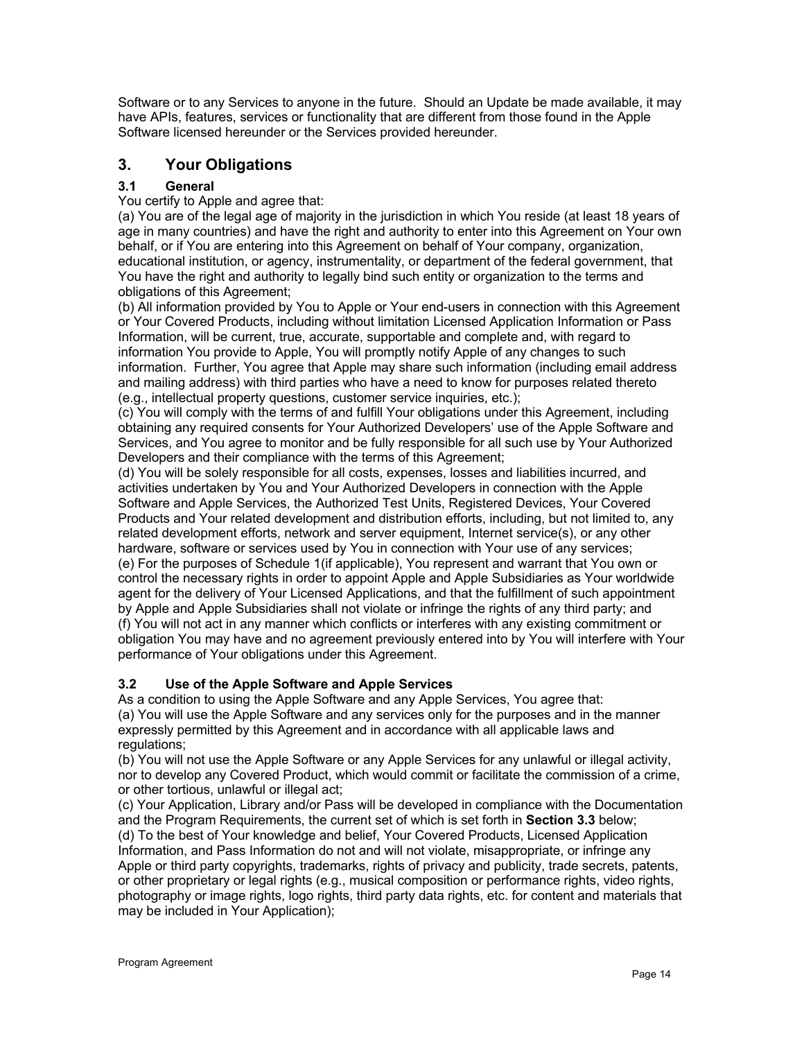Software or to any Services to anyone in the future. Should an Update be made available, it may have APIs, features, services or functionality that are different from those found in the Apple Software licensed hereunder or the Services provided hereunder.

## 3. Your Obligations

### 3.1 General

You certify to Apple and agree that:

(a) You are of the legal age of majority in the jurisdiction in which You reside (at least 18 years of age in many countries) and have the right and authority to enter into this Agreement on Your own behalf, or if You are entering into this Agreement on behalf of Your company, organization, educational institution, or agency, instrumentality, or department of the federal government, that You have the right and authority to legally bind such entity or organization to the terms and obligations of this Agreement;

(b) All information provided by You to Apple or Your end-users in connection with this Agreement or Your Covered Products, including without limitation Licensed Application Information or Pass Information, will be current, true, accurate, supportable and complete and, with regard to information You provide to Apple, You will promptly notify Apple of any changes to such information. Further, You agree that Apple may share such information (including email address and mailing address) with third parties who have a need to know for purposes related thereto (e.g., intellectual property questions, customer service inquiries, etc.);

(c) You will comply with the terms of and fulfill Your obligations under this Agreement, including obtaining any required consents for Your Authorized Developers' use of the Apple Software and Services, and You agree to monitor and be fully responsible for all such use by Your Authorized Developers and their compliance with the terms of this Agreement;

(d) You will be solely responsible for all costs, expenses, losses and liabilities incurred, and activities undertaken by You and Your Authorized Developers in connection with the Apple Software and Apple Services, the Authorized Test Units, Registered Devices, Your Covered Products and Your related development and distribution efforts, including, but not limited to, any related development efforts, network and server equipment, Internet service(s), or any other hardware, software or services used by You in connection with Your use of any services;

(e) For the purposes of Schedule 1(if applicable), You represent and warrant that You own or control the necessary rights in order to appoint Apple and Apple Subsidiaries as Your worldwide agent for the delivery of Your Licensed Applications, and that the fulfillment of such appointment by Apple and Apple Subsidiaries shall not violate or infringe the rights of any third party; and

(f) You will not act in any manner which conflicts or interferes with any existing commitment or obligation You may have and no agreement previously entered into by You will interfere with Your performance of Your obligations under this Agreement.

### 3.2 Use of the Apple Software and Apple Services

As a condition to using the Apple Software and any Apple Services, You agree that:

(a) You will use the Apple Software and any services only for the purposes and in the manner expressly permitted by this Agreement and in accordance with all applicable laws and regulations;

(b) You will not use the Apple Software or any Apple Services for any unlawful or illegal activity, nor to develop any Covered Product, which would commit or facilitate the commission of a crime, or other tortious, unlawful or illegal act;

(c) Your Application, Library and/or Pass will be developed in compliance with the Documentation and the Program Requirements, the current set of which is set forth in **Section 3.3** below;

(d) To the best of Your knowledge and belief, Your Covered Products, Licensed Application Information, and Pass Information do not and will not violate, misappropriate, or infringe any Apple or third party copyrights, trademarks, rights of privacy and publicity, trade secrets, patents, or other proprietary or legal rights (e.g., musical composition or performance rights, video rights, photography or image rights, logo rights, third party data rights, etc. for content and materials that may be included in Your Application);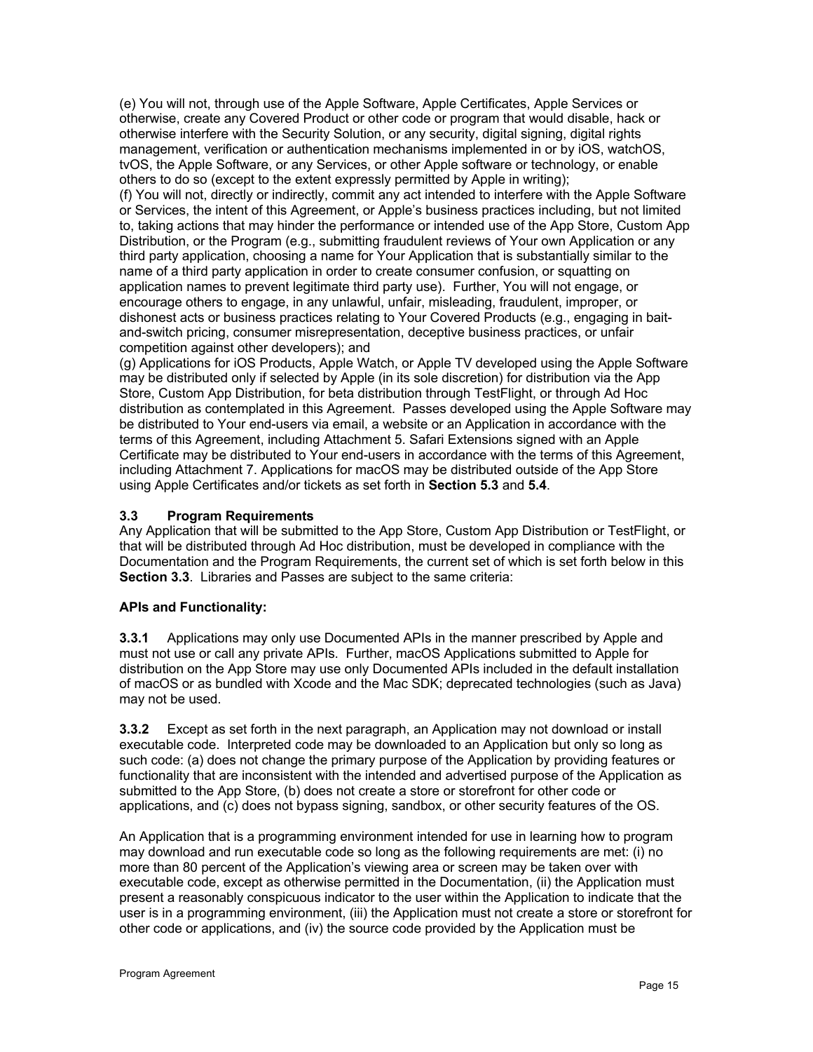(e) You will not, through use of the Apple Software, Apple Certificates, Apple Services or otherwise, create any Covered Product or other code or program that would disable, hack or otherwise interfere with the Security Solution, or any security, digital signing, digital rights management, verification or authentication mechanisms implemented in or by iOS, watchOS, tvOS, the Apple Software, or any Services, or other Apple software or technology, or enable others to do so (except to the extent expressly permitted by Apple in writing);
(f) You will not, directly or indirectly, commit any act intended to interfere with the Apple Software or Services, the intent of this Agreement, or Apple's business practices including, but not limited to, taking actions that may hinder the performance or intended use of the App Store, Custom App Distribution, or the Program (e.g., submitting fraudulent reviews of Your own Application or any third party application, choosing a name for Your Application that is substantially similar to the name of a third party application in order to create consumer confusion, or squatting on application names to prevent legitimate third party use). Further, You will not engage, or encourage others to engage, in any unlawful, unfair, misleading, fraudulent, improper, or dishonest acts or business practices relating to Your Covered Products (e.g., engaging in bait-and-switch pricing, consumer misrepresentation, deceptive business practices, or unfair competition against other developers); and
(g) Applications for iOS Products, Apple Watch, or Apple TV developed using the Apple Software may be distributed only if selected by Apple (in its sole discretion) for distribution via the App Store, Custom App Distribution, for beta distribution through TestFlight, or through Ad Hoc distribution as contemplated in this Agreement. Passes developed using the Apple Software may be distributed to Your end-users via email, a website or an Application in accordance with the terms of this Agreement, including Attachment 5. Safari Extensions signed with an Apple Certificate may be distributed to Your end-users in accordance with the terms of this Agreement, including Attachment 7. Applications for macOS may be distributed outside of the App Store using Apple Certificates and/or tickets as set forth in **Section 5.3** and **5.4**.

### 3.3 Program Requirements

Any Application that will be submitted to the App Store, Custom App Distribution or TestFlight, or that will be distributed through Ad Hoc distribution, must be developed in compliance with the Documentation and the Program Requirements, the current set of which is set forth below in this **Section 3.3**. Libraries and Passes are subject to the same criteria:

**APIs and Functionality:**

**3.3.1** Applications may only use Documented APIs in the manner prescribed by Apple and must not use or call any private APIs. Further, macOS Applications submitted to Apple for distribution on the App Store may use only Documented APIs included in the default installation of macOS or as bundled with Xcode and the Mac SDK; deprecated technologies (such as Java) may not be used.

**3.3.2** Except as set forth in the next paragraph, an Application may not download or install executable code. Interpreted code may be downloaded to an Application but only so long as such code: (a) does not change the primary purpose of the Application by providing features or functionality that are inconsistent with the intended and advertised purpose of the Application as submitted to the App Store, (b) does not create a store or storefront for other code or applications, and (c) does not bypass signing, sandbox, or other security features of the OS.

An Application that is a programming environment intended for use in learning how to program may download and run executable code so long as the following requirements are met: (i) no more than 80 percent of the Application's viewing area or screen may be taken over with executable code, except as otherwise permitted in the Documentation, (ii) the Application must present a reasonably conspicuous indicator to the user within the Application to indicate that the user is in a programming environment, (iii) the Application must not create a store or storefront for other code or applications, and (iv) the source code provided by the Application must be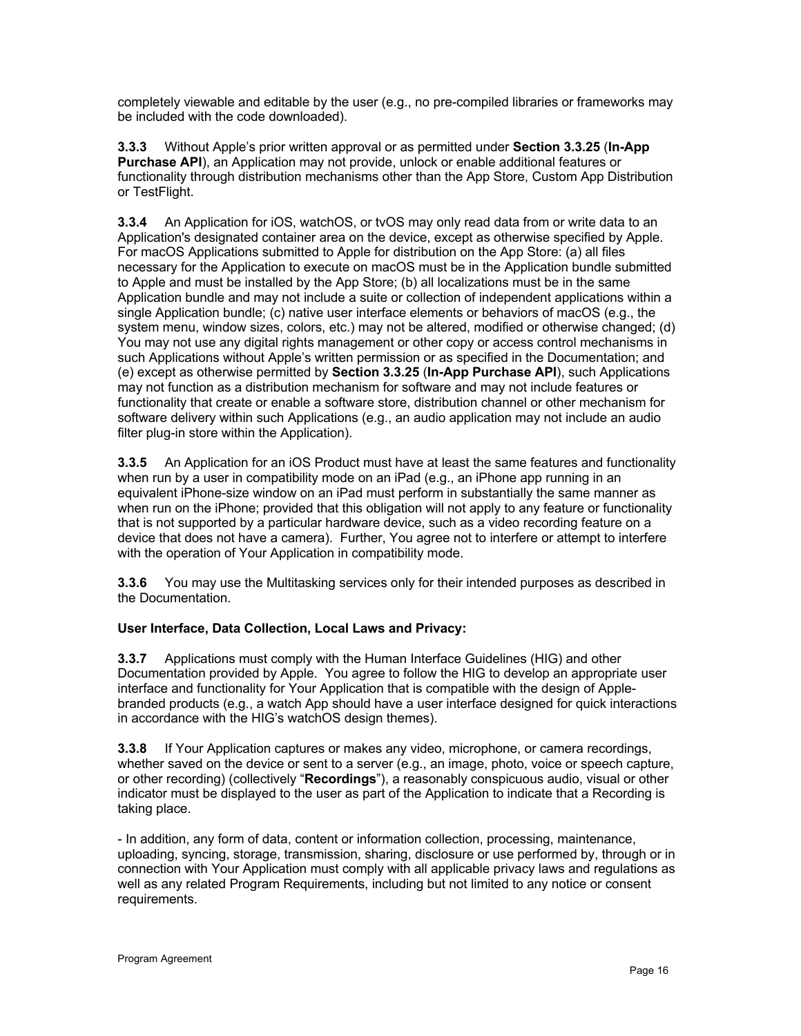completely viewable and editable by the user (e.g., no pre-compiled libraries or frameworks may be included with the code downloaded).

**3.3.3** Without Apple's prior written approval or as permitted under **Section 3.3.25** (**In-App Purchase API**), an Application may not provide, unlock or enable additional features or functionality through distribution mechanisms other than the App Store, Custom App Distribution or TestFlight.

**3.3.4** An Application for iOS, watchOS, or tvOS may only read data from or write data to an Application's designated container area on the device, except as otherwise specified by Apple. For macOS Applications submitted to Apple for distribution on the App Store: (a) all files necessary for the Application to execute on macOS must be in the Application bundle submitted to Apple and must be installed by the App Store; (b) all localizations must be in the same Application bundle and may not include a suite or collection of independent applications within a single Application bundle; (c) native user interface elements or behaviors of macOS (e.g., the system menu, window sizes, colors, etc.) may not be altered, modified or otherwise changed; (d) You may not use any digital rights management or other copy or access control mechanisms in such Applications without Apple's written permission or as specified in the Documentation; and (e) except as otherwise permitted by **Section 3.3.25** (**In-App Purchase API**), such Applications may not function as a distribution mechanism for software and may not include features or functionality that create or enable a software store, distribution channel or other mechanism for software delivery within such Applications (e.g., an audio application may not include an audio filter plug-in store within the Application).

**3.3.5** An Application for an iOS Product must have at least the same features and functionality when run by a user in compatibility mode on an iPad (e.g., an iPhone app running in an equivalent iPhone-size window on an iPad must perform in substantially the same manner as when run on the iPhone; provided that this obligation will not apply to any feature or functionality that is not supported by a particular hardware device, such as a video recording feature on a device that does not have a camera). Further, You agree not to interfere or attempt to interfere with the operation of Your Application in compatibility mode.

**3.3.6** You may use the Multitasking services only for their intended purposes as described in the Documentation.

**User Interface, Data Collection, Local Laws and Privacy:**

**3.3.7** Applications must comply with the Human Interface Guidelines (HIG) and other Documentation provided by Apple. You agree to follow the HIG to develop an appropriate user interface and functionality for Your Application that is compatible with the design of Apple-branded products (e.g., a watch App should have a user interface designed for quick interactions in accordance with the HIG's watchOS design themes).

**3.3.8** If Your Application captures or makes any video, microphone, or camera recordings, whether saved on the device or sent to a server (e.g., an image, photo, voice or speech capture, or other recording) (collectively "**Recordings**"), a reasonably conspicuous audio, visual or other indicator must be displayed to the user as part of the Application to indicate that a Recording is taking place.

- In addition, any form of data, content or information collection, processing, maintenance, uploading, syncing, storage, transmission, sharing, disclosure or use performed by, through or in connection with Your Application must comply with all applicable privacy laws and regulations as well as any related Program Requirements, including but not limited to any notice or consent requirements.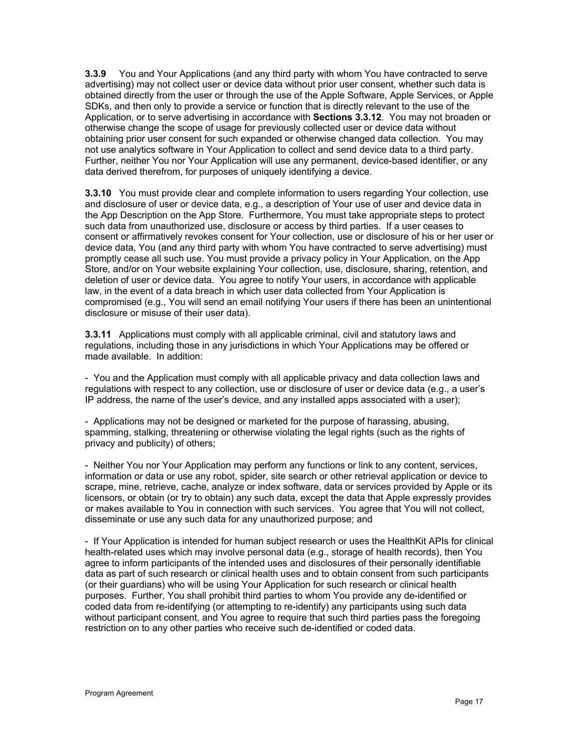**3.3.9** You and Your Applications (and any third party with whom You have contracted to serve advertising) may not collect user or device data without prior user consent, whether such data is obtained directly from the user or through the use of the Apple Software, Apple Services, or Apple SDKs, and then only to provide a service or function that is directly relevant to the use of the Application, or to serve advertising in accordance with **Sections 3.3.12**. You may not broaden or otherwise change the scope of usage for previously collected user or device data without obtaining prior user consent for such expanded or otherwise changed data collection. You may not use analytics software in Your Application to collect and send device data to a third party. Further, neither You nor Your Application will use any permanent, device-based identifier, or any data derived therefrom, for purposes of uniquely identifying a device.

**3.3.10** You must provide clear and complete information to users regarding Your collection, use and disclosure of user or device data, e.g., a description of Your use of user and device data in the App Description on the App Store. Furthermore, You must take appropriate steps to protect such data from unauthorized use, disclosure or access by third parties. If a user ceases to consent or affirmatively revokes consent for Your collection, use or disclosure of his or her user or device data, You (and any third party with whom You have contracted to serve advertising) must promptly cease all such use. You must provide a privacy policy in Your Application, on the App Store, and/or on Your website explaining Your collection, use, disclosure, sharing, retention, and deletion of user or device data. You agree to notify Your users, in accordance with applicable law, in the event of a data breach in which user data collected from Your Application is compromised (e.g., You will send an email notifying Your users if there has been an unintentional disclosure or misuse of their user data).

**3.3.11** Applications must comply with all applicable criminal, civil and statutory laws and regulations, including those in any jurisdictions in which Your Applications may be offered or made available. In addition:

- You and the Application must comply with all applicable privacy and data collection laws and regulations with respect to any collection, use or disclosure of user or device data (e.g., a user's IP address, the name of the user's device, and any installed apps associated with a user);

- Applications may not be designed or marketed for the purpose of harassing, abusing, spamming, stalking, threatening or otherwise violating the legal rights (such as the rights of privacy and publicity) of others;

- Neither You nor Your Application may perform any functions or link to any content, services, information or data or use any robot, spider, site search or other retrieval application or device to scrape, mine, retrieve, cache, analyze or index software, data or services provided by Apple or its licensors, or obtain (or try to obtain) any such data, except the data that Apple expressly provides or makes available to You in connection with such services. You agree that You will not collect, disseminate or use any such data for any unauthorized purpose; and

- If Your Application is intended for human subject research or uses the HealthKit APIs for clinical health-related uses which may involve personal data (e.g., storage of health records), then You agree to inform participants of the intended uses and disclosures of their personally identifiable data as part of such research or clinical health uses and to obtain consent from such participants (or their guardians) who will be using Your Application for such research or clinical health purposes. Further, You shall prohibit third parties to whom You provide any de-identified or coded data from re-identifying (or attempting to re-identify) any participants using such data without participant consent, and You agree to require that such third parties pass the foregoing restriction on to any other parties who receive such de-identified or coded data.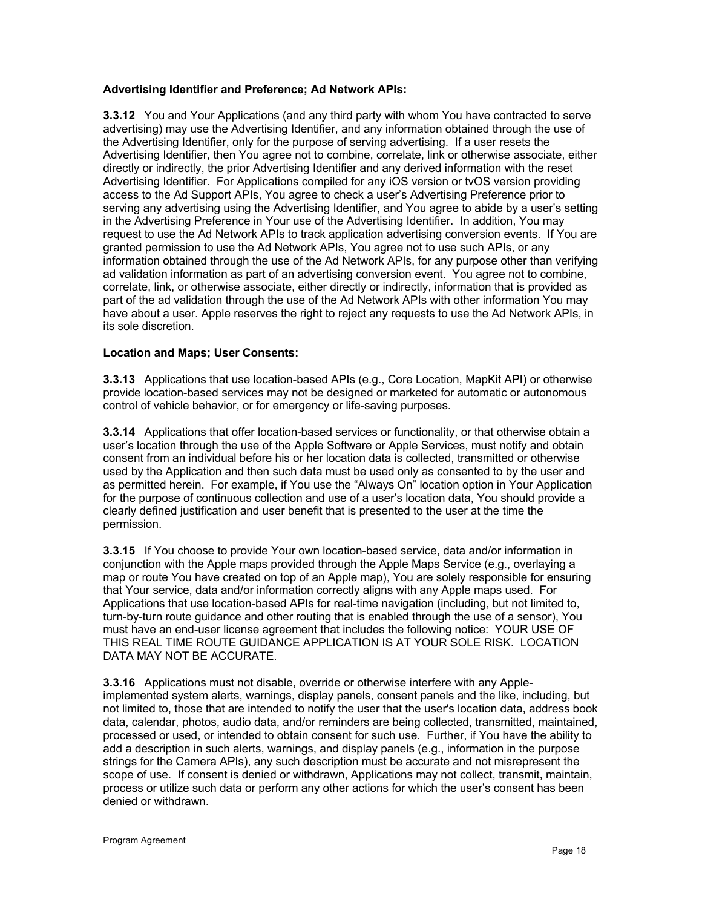**Advertising Identifier and Preference; Ad Network APIs:**

**3.3.12** You and Your Applications (and any third party with whom You have contracted to serve advertising) may use the Advertising Identifier, and any information obtained through the use of the Advertising Identifier, only for the purpose of serving advertising. If a user resets the Advertising Identifier, then You agree not to combine, correlate, link or otherwise associate, either directly or indirectly, the prior Advertising Identifier and any derived information with the reset Advertising Identifier. For Applications compiled for any iOS version or tvOS version providing access to the Ad Support APIs, You agree to check a user's Advertising Preference prior to serving any advertising using the Advertising Identifier, and You agree to abide by a user's setting in the Advertising Preference in Your use of the Advertising Identifier. In addition, You may request to use the Ad Network APIs to track application advertising conversion events. If You are granted permission to use the Ad Network APIs, You agree not to use such APIs, or any information obtained through the use of the Ad Network APIs, for any purpose other than verifying ad validation information as part of an advertising conversion event. You agree not to combine, correlate, link, or otherwise associate, either directly or indirectly, information that is provided as part of the ad validation through the use of the Ad Network APIs with other information You may have about a user. Apple reserves the right to reject any requests to use the Ad Network APIs, in its sole discretion.

**Location and Maps; User Consents:**

**3.3.13** Applications that use location-based APIs (e.g., Core Location, MapKit API) or otherwise provide location-based services may not be designed or marketed for automatic or autonomous control of vehicle behavior, or for emergency or life-saving purposes.

**3.3.14** Applications that offer location-based services or functionality, or that otherwise obtain a user's location through the use of the Apple Software or Apple Services, must notify and obtain consent from an individual before his or her location data is collected, transmitted or otherwise used by the Application and then such data must be used only as consented to by the user and as permitted herein. For example, if You use the "Always On" location option in Your Application for the purpose of continuous collection and use of a user's location data, You should provide a clearly defined justification and user benefit that is presented to the user at the time the permission.

**3.3.15** If You choose to provide Your own location-based service, data and/or information in conjunction with the Apple maps provided through the Apple Maps Service (e.g., overlaying a map or route You have created on top of an Apple map), You are solely responsible for ensuring that Your service, data and/or information correctly aligns with any Apple maps used. For Applications that use location-based APIs for real-time navigation (including, but not limited to, turn-by-turn route guidance and other routing that is enabled through the use of a sensor), You must have an end-user license agreement that includes the following notice: YOUR USE OF THIS REAL TIME ROUTE GUIDANCE APPLICATION IS AT YOUR SOLE RISK. LOCATION DATA MAY NOT BE ACCURATE.

**3.3.16** Applications must not disable, override or otherwise interfere with any Apple-implemented system alerts, warnings, display panels, consent panels and the like, including, but not limited to, those that are intended to notify the user that the user's location data, address book data, calendar, photos, audio data, and/or reminders are being collected, transmitted, maintained, processed or used, or intended to obtain consent for such use. Further, if You have the ability to add a description in such alerts, warnings, and display panels (e.g., information in the purpose strings for the Camera APIs), any such description must be accurate and not misrepresent the scope of use. If consent is denied or withdrawn, Applications may not collect, transmit, maintain, process or utilize such data or perform any other actions for which the user's consent has been denied or withdrawn.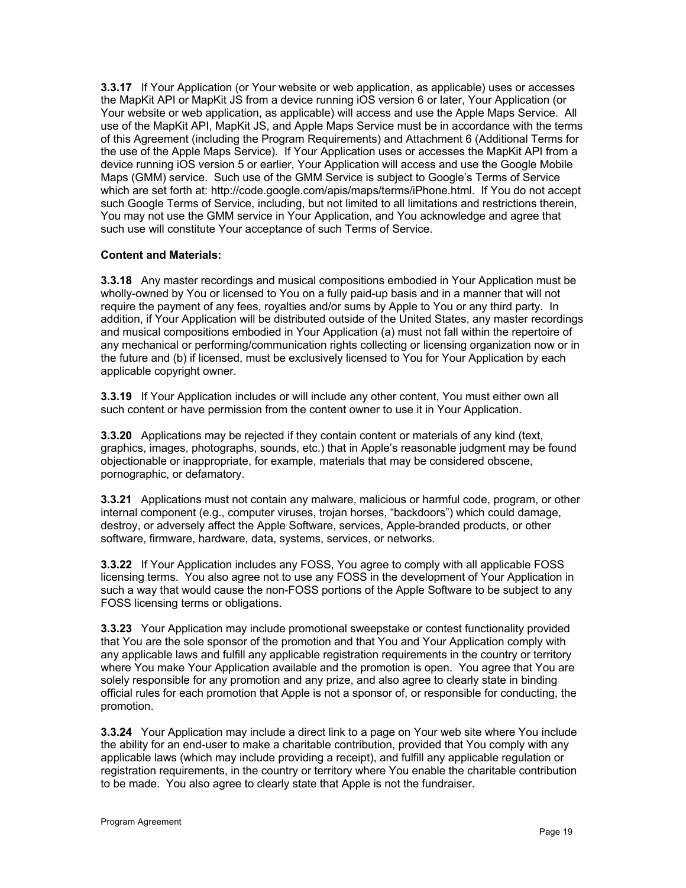**3.3.17** If Your Application (or Your website or web application, as applicable) uses or accesses the MapKit API or MapKit JS from a device running iOS version 6 or later, Your Application (or Your website or web application, as applicable) will access and use the Apple Maps Service. All use of the MapKit API, MapKit JS, and Apple Maps Service must be in accordance with the terms of this Agreement (including the Program Requirements) and Attachment 6 (Additional Terms for the use of the Apple Maps Service). If Your Application uses or accesses the MapKit API from a device running iOS version 5 or earlier, Your Application will access and use the Google Mobile Maps (GMM) service. Such use of the GMM Service is subject to Google's Terms of Service which are set forth at: http://code.google.com/apis/maps/terms/iPhone.html. If You do not accept such Google Terms of Service, including, but not limited to all limitations and restrictions therein, You may not use the GMM service in Your Application, and You acknowledge and agree that such use will constitute Your acceptance of such Terms of Service.

**Content and Materials:**

**3.3.18** Any master recordings and musical compositions embodied in Your Application must be wholly-owned by You or licensed to You on a fully paid-up basis and in a manner that will not require the payment of any fees, royalties and/or sums by Apple to You or any third party. In addition, if Your Application will be distributed outside of the United States, any master recordings and musical compositions embodied in Your Application (a) must not fall within the repertoire of any mechanical or performing/communication rights collecting or licensing organization now or in the future and (b) if licensed, must be exclusively licensed to You for Your Application by each applicable copyright owner.

**3.3.19** If Your Application includes or will include any other content, You must either own all such content or have permission from the content owner to use it in Your Application.

**3.3.20** Applications may be rejected if they contain content or materials of any kind (text, graphics, images, photographs, sounds, etc.) that in Apple's reasonable judgment may be found objectionable or inappropriate, for example, materials that may be considered obscene, pornographic, or defamatory.

**3.3.21** Applications must not contain any malware, malicious or harmful code, program, or other internal component (e.g., computer viruses, trojan horses, "backdoors") which could damage, destroy, or adversely affect the Apple Software, services, Apple-branded products, or other software, firmware, hardware, data, systems, services, or networks.

**3.3.22** If Your Application includes any FOSS, You agree to comply with all applicable FOSS licensing terms. You also agree not to use any FOSS in the development of Your Application in such a way that would cause the non-FOSS portions of the Apple Software to be subject to any FOSS licensing terms or obligations.

**3.3.23** Your Application may include promotional sweepstake or contest functionality provided that You are the sole sponsor of the promotion and that You and Your Application comply with any applicable laws and fulfill any applicable registration requirements in the country or territory where You make Your Application available and the promotion is open. You agree that You are solely responsible for any promotion and any prize, and also agree to clearly state in binding official rules for each promotion that Apple is not a sponsor of, or responsible for conducting, the promotion.

**3.3.24** Your Application may include a direct link to a page on Your web site where You include the ability for an end-user to make a charitable contribution, provided that You comply with any applicable laws (which may include providing a receipt), and fulfill any applicable regulation or registration requirements, in the country or territory where You enable the charitable contribution to be made. You also agree to clearly state that Apple is not the fundraiser.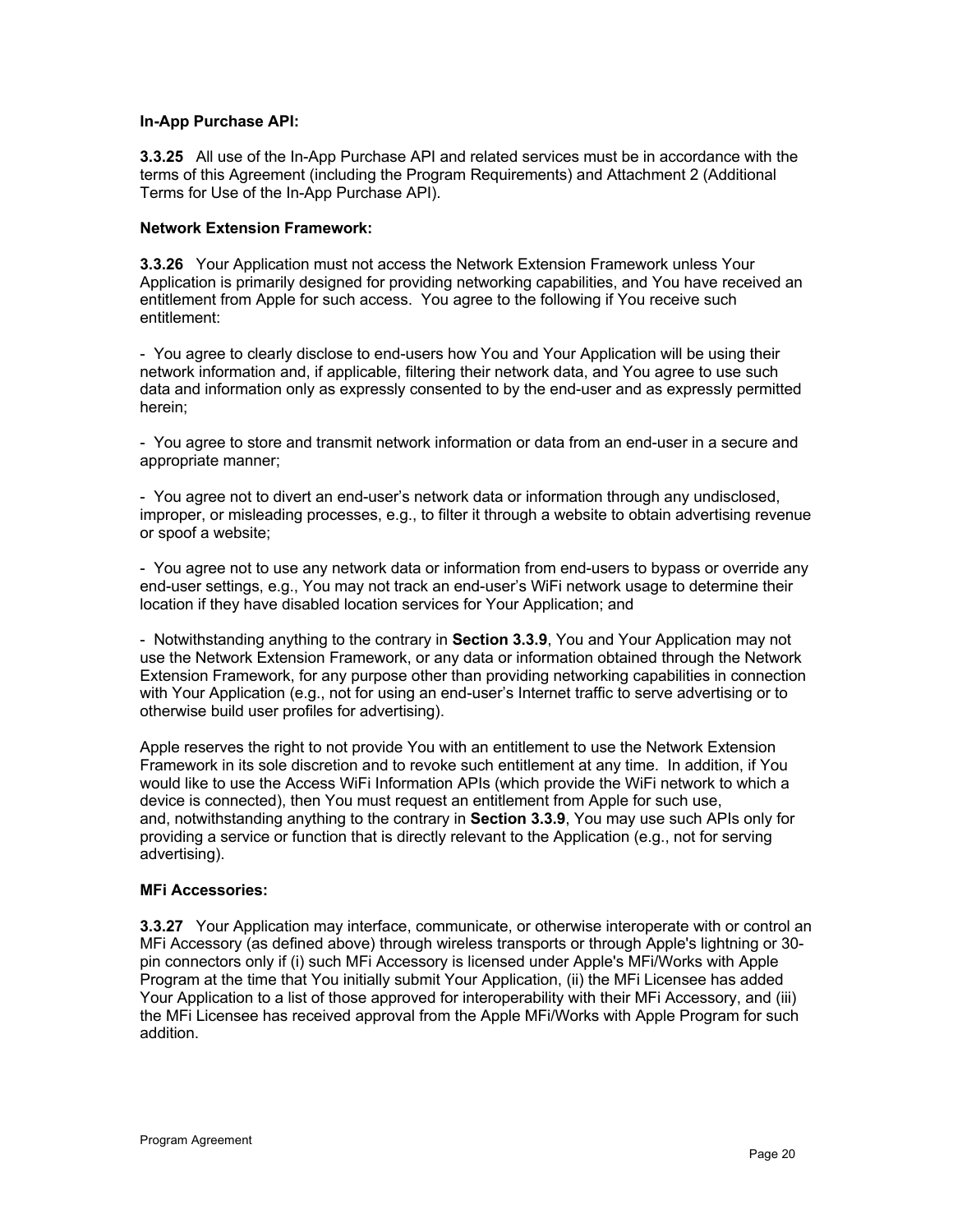**In-App Purchase API:**

**3.3.25** All use of the In-App Purchase API and related services must be in accordance with the terms of this Agreement (including the Program Requirements) and Attachment 2 (Additional Terms for Use of the In-App Purchase API).

**Network Extension Framework:**

**3.3.26** Your Application must not access the Network Extension Framework unless Your Application is primarily designed for providing networking capabilities, and You have received an entitlement from Apple for such access. You agree to the following if You receive such entitlement:

- You agree to clearly disclose to end-users how You and Your Application will be using their network information and, if applicable, filtering their network data, and You agree to use such data and information only as expressly consented to by the end-user and as expressly permitted herein;

- You agree to store and transmit network information or data from an end-user in a secure and appropriate manner;

- You agree not to divert an end-user's network data or information through any undisclosed, improper, or misleading processes, e.g., to filter it through a website to obtain advertising revenue or spoof a website;

- You agree not to use any network data or information from end-users to bypass or override any end-user settings, e.g., You may not track an end-user's WiFi network usage to determine their location if they have disabled location services for Your Application; and

- Notwithstanding anything to the contrary in **Section 3.3.9**, You and Your Application may not use the Network Extension Framework, or any data or information obtained through the Network Extension Framework, for any purpose other than providing networking capabilities in connection with Your Application (e.g., not for using an end-user's Internet traffic to serve advertising or to otherwise build user profiles for advertising).

Apple reserves the right to not provide You with an entitlement to use the Network Extension Framework in its sole discretion and to revoke such entitlement at any time. In addition, if You would like to use the Access WiFi Information APIs (which provide the WiFi network to which a device is connected), then You must request an entitlement from Apple for such use, and, notwithstanding anything to the contrary in **Section 3.3.9**, You may use such APIs only for providing a service or function that is directly relevant to the Application (e.g., not for serving advertising).

**MFi Accessories:**

**3.3.27** Your Application may interface, communicate, or otherwise interoperate with or control an MFi Accessory (as defined above) through wireless transports or through Apple's lightning or 30-pin connectors only if (i) such MFi Accessory is licensed under Apple's MFi/Works with Apple Program at the time that You initially submit Your Application, (ii) the MFi Licensee has added Your Application to a list of those approved for interoperability with their MFi Accessory, and (iii) the MFi Licensee has received approval from the Apple MFi/Works with Apple Program for such addition.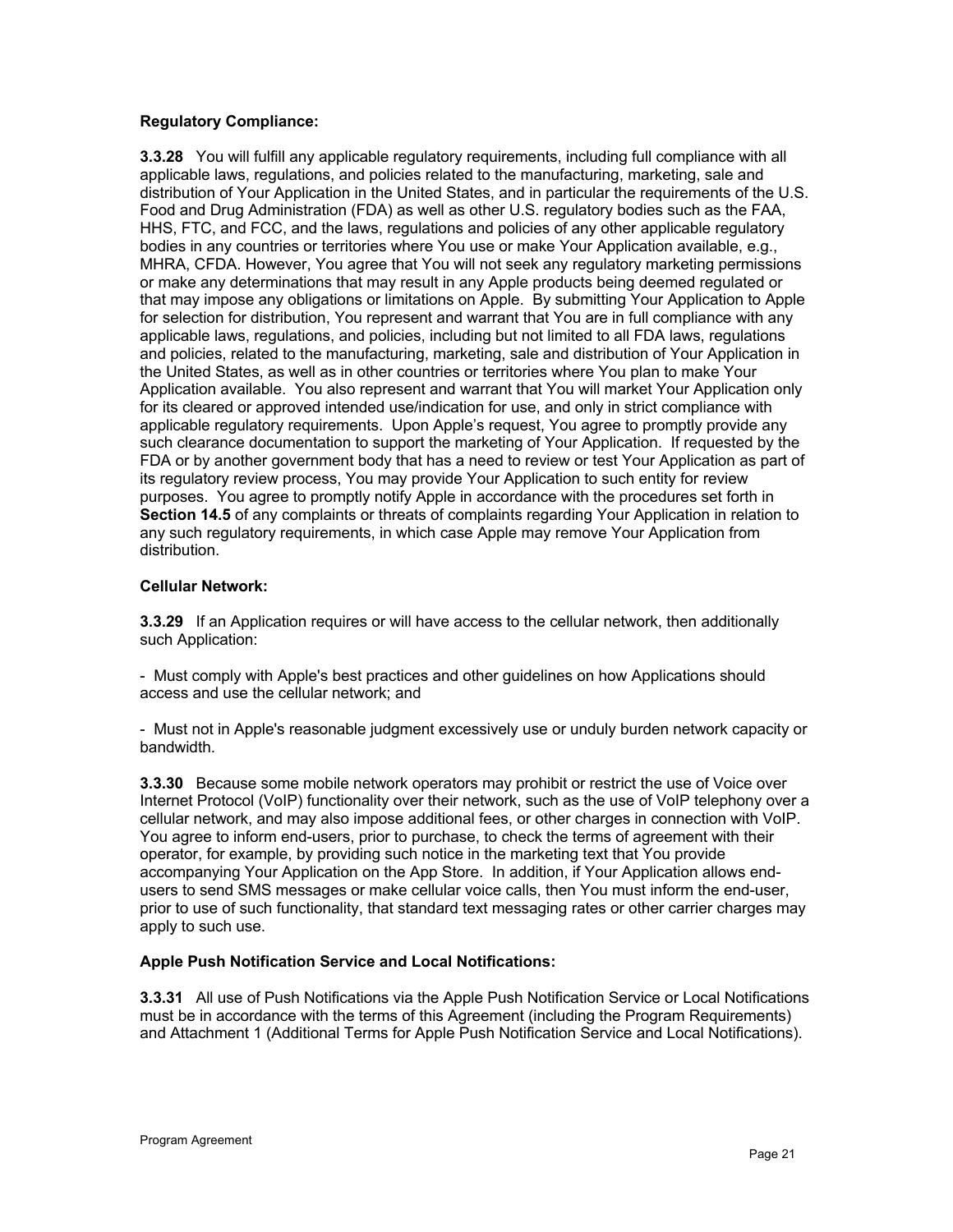**Regulatory Compliance:**

**3.3.28** You will fulfill any applicable regulatory requirements, including full compliance with all applicable laws, regulations, and policies related to the manufacturing, marketing, sale and distribution of Your Application in the United States, and in particular the requirements of the U.S. Food and Drug Administration (FDA) as well as other U.S. regulatory bodies such as the FAA, HHS, FTC, and FCC, and the laws, regulations and policies of any other applicable regulatory bodies in any countries or territories where You use or make Your Application available, e.g., MHRA, CFDA. However, You agree that You will not seek any regulatory marketing permissions or make any determinations that may result in any Apple products being deemed regulated or that may impose any obligations or limitations on Apple. By submitting Your Application to Apple for selection for distribution, You represent and warrant that You are in full compliance with any applicable laws, regulations, and policies, including but not limited to all FDA laws, regulations and policies, related to the manufacturing, marketing, sale and distribution of Your Application in the United States, as well as in other countries or territories where You plan to make Your Application available. You also represent and warrant that You will market Your Application only for its cleared or approved intended use/indication for use, and only in strict compliance with applicable regulatory requirements. Upon Apple's request, You agree to promptly provide any such clearance documentation to support the marketing of Your Application. If requested by the FDA or by another government body that has a need to review or test Your Application as part of its regulatory review process, You may provide Your Application to such entity for review purposes. You agree to promptly notify Apple in accordance with the procedures set forth in **Section 14.5** of any complaints or threats of complaints regarding Your Application in relation to any such regulatory requirements, in which case Apple may remove Your Application from distribution.

**Cellular Network:**

**3.3.29** If an Application requires or will have access to the cellular network, then additionally such Application:

- Must comply with Apple's best practices and other guidelines on how Applications should access and use the cellular network; and

- Must not in Apple's reasonable judgment excessively use or unduly burden network capacity or bandwidth.

**3.3.30** Because some mobile network operators may prohibit or restrict the use of Voice over Internet Protocol (VoIP) functionality over their network, such as the use of VoIP telephony over a cellular network, and may also impose additional fees, or other charges in connection with VoIP. You agree to inform end-users, prior to purchase, to check the terms of agreement with their operator, for example, by providing such notice in the marketing text that You provide accompanying Your Application on the App Store. In addition, if Your Application allows end-users to send SMS messages or make cellular voice calls, then You must inform the end-user, prior to use of such functionality, that standard text messaging rates or other carrier charges may apply to such use.

**Apple Push Notification Service and Local Notifications:**

**3.3.31** All use of Push Notifications via the Apple Push Notification Service or Local Notifications must be in accordance with the terms of this Agreement (including the Program Requirements) and Attachment 1 (Additional Terms for Apple Push Notification Service and Local Notifications).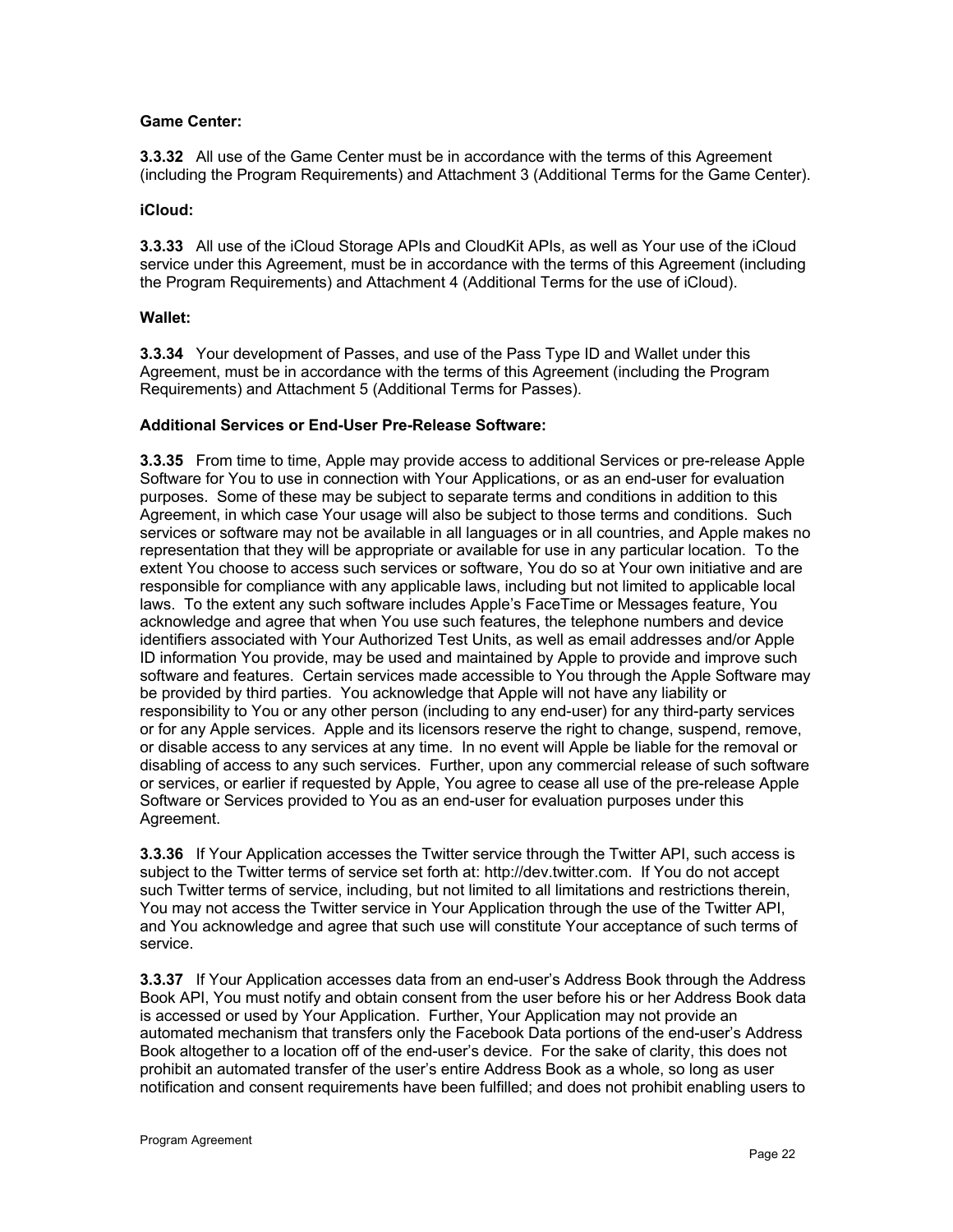**Game Center:**

**3.3.32** All use of the Game Center must be in accordance with the terms of this Agreement (including the Program Requirements) and Attachment 3 (Additional Terms for the Game Center).

**iCloud:**

**3.3.33** All use of the iCloud Storage APIs and CloudKit APIs, as well as Your use of the iCloud service under this Agreement, must be in accordance with the terms of this Agreement (including the Program Requirements) and Attachment 4 (Additional Terms for the use of iCloud).

**Wallet:**

**3.3.34** Your development of Passes, and use of the Pass Type ID and Wallet under this Agreement, must be in accordance with the terms of this Agreement (including the Program Requirements) and Attachment 5 (Additional Terms for Passes).

**Additional Services or End-User Pre-Release Software:**

**3.3.35** From time to time, Apple may provide access to additional Services or pre-release Apple Software for You to use in connection with Your Applications, or as an end-user for evaluation purposes. Some of these may be subject to separate terms and conditions in addition to this Agreement, in which case Your usage will also be subject to those terms and conditions. Such services or software may not be available in all languages or in all countries, and Apple makes no representation that they will be appropriate or available for use in any particular location. To the extent You choose to access such services or software, You do so at Your own initiative and are responsible for compliance with any applicable laws, including but not limited to applicable local laws. To the extent any such software includes Apple's FaceTime or Messages feature, You acknowledge and agree that when You use such features, the telephone numbers and device identifiers associated with Your Authorized Test Units, as well as email addresses and/or Apple ID information You provide, may be used and maintained by Apple to provide and improve such software and features. Certain services made accessible to You through the Apple Software may be provided by third parties. You acknowledge that Apple will not have any liability or responsibility to You or any other person (including to any end-user) for any third-party services or for any Apple services. Apple and its licensors reserve the right to change, suspend, remove, or disable access to any services at any time. In no event will Apple be liable for the removal or disabling of access to any such services. Further, upon any commercial release of such software or services, or earlier if requested by Apple, You agree to cease all use of the pre-release Apple Software or Services provided to You as an end-user for evaluation purposes under this Agreement.

**3.3.36** If Your Application accesses the Twitter service through the Twitter API, such access is subject to the Twitter terms of service set forth at: http://dev.twitter.com. If You do not accept such Twitter terms of service, including, but not limited to all limitations and restrictions therein, You may not access the Twitter service in Your Application through the use of the Twitter API, and You acknowledge and agree that such use will constitute Your acceptance of such terms of service.

**3.3.37** If Your Application accesses data from an end-user's Address Book through the Address Book API, You must notify and obtain consent from the user before his or her Address Book data is accessed or used by Your Application. Further, Your Application may not provide an automated mechanism that transfers only the Facebook Data portions of the end-user's Address Book altogether to a location off of the end-user's device. For the sake of clarity, this does not prohibit an automated transfer of the user's entire Address Book as a whole, so long as user notification and consent requirements have been fulfilled; and does not prohibit enabling users to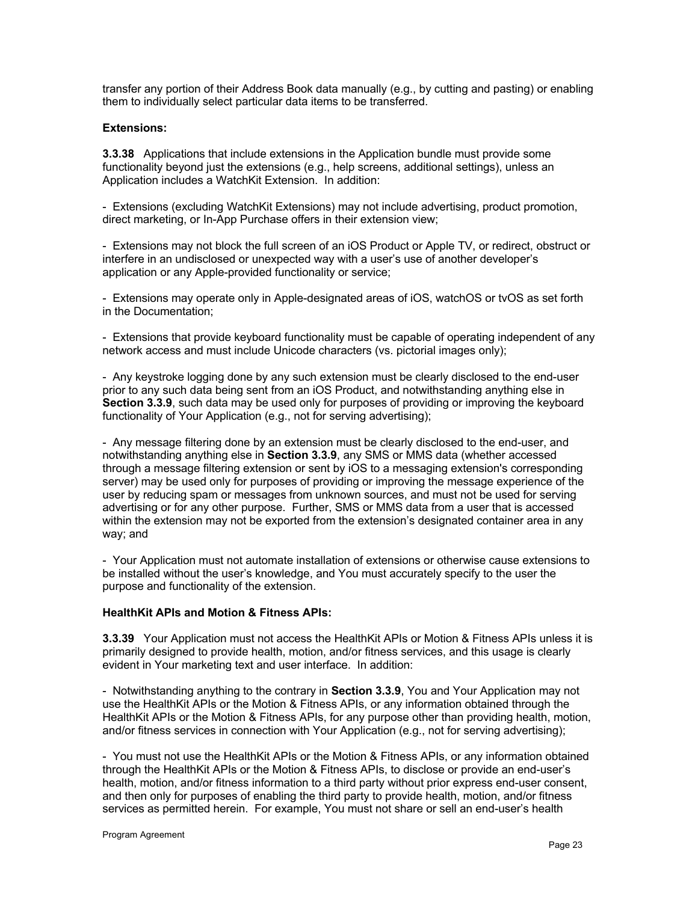transfer any portion of their Address Book data manually (e.g., by cutting and pasting) or enabling them to individually select particular data items to be transferred.

**Extensions:**

**3.3.38** Applications that include extensions in the Application bundle must provide some functionality beyond just the extensions (e.g., help screens, additional settings), unless an Application includes a WatchKit Extension. In addition:

- Extensions (excluding WatchKit Extensions) may not include advertising, product promotion, direct marketing, or In-App Purchase offers in their extension view;

- Extensions may not block the full screen of an iOS Product or Apple TV, or redirect, obstruct or interfere in an undisclosed or unexpected way with a user's use of another developer's application or any Apple-provided functionality or service;

- Extensions may operate only in Apple-designated areas of iOS, watchOS or tvOS as set forth in the Documentation;

- Extensions that provide keyboard functionality must be capable of operating independent of any network access and must include Unicode characters (vs. pictorial images only);

- Any keystroke logging done by any such extension must be clearly disclosed to the end-user prior to any such data being sent from an iOS Product, and notwithstanding anything else in **Section 3.3.9**, such data may be used only for purposes of providing or improving the keyboard functionality of Your Application (e.g., not for serving advertising);

- Any message filtering done by an extension must be clearly disclosed to the end-user, and notwithstanding anything else in **Section 3.3.9**, any SMS or MMS data (whether accessed through a message filtering extension or sent by iOS to a messaging extension's corresponding server) may be used only for purposes of providing or improving the message experience of the user by reducing spam or messages from unknown sources, and must not be used for serving advertising or for any other purpose. Further, SMS or MMS data from a user that is accessed within the extension may not be exported from the extension's designated container area in any way; and

- Your Application must not automate installation of extensions or otherwise cause extensions to be installed without the user's knowledge, and You must accurately specify to the user the purpose and functionality of the extension.

**HealthKit APIs and Motion & Fitness APIs:**

**3.3.39** Your Application must not access the HealthKit APIs or Motion & Fitness APIs unless it is primarily designed to provide health, motion, and/or fitness services, and this usage is clearly evident in Your marketing text and user interface. In addition:

- Notwithstanding anything to the contrary in **Section 3.3.9**, You and Your Application may not use the HealthKit APIs or the Motion & Fitness APIs, or any information obtained through the HealthKit APIs or the Motion & Fitness APIs, for any purpose other than providing health, motion, and/or fitness services in connection with Your Application (e.g., not for serving advertising);

- You must not use the HealthKit APIs or the Motion & Fitness APIs, or any information obtained through the HealthKit APIs or the Motion & Fitness APIs, to disclose or provide an end-user's health, motion, and/or fitness information to a third party without prior express end-user consent, and then only for purposes of enabling the third party to provide health, motion, and/or fitness services as permitted herein. For example, You must not share or sell an end-user's health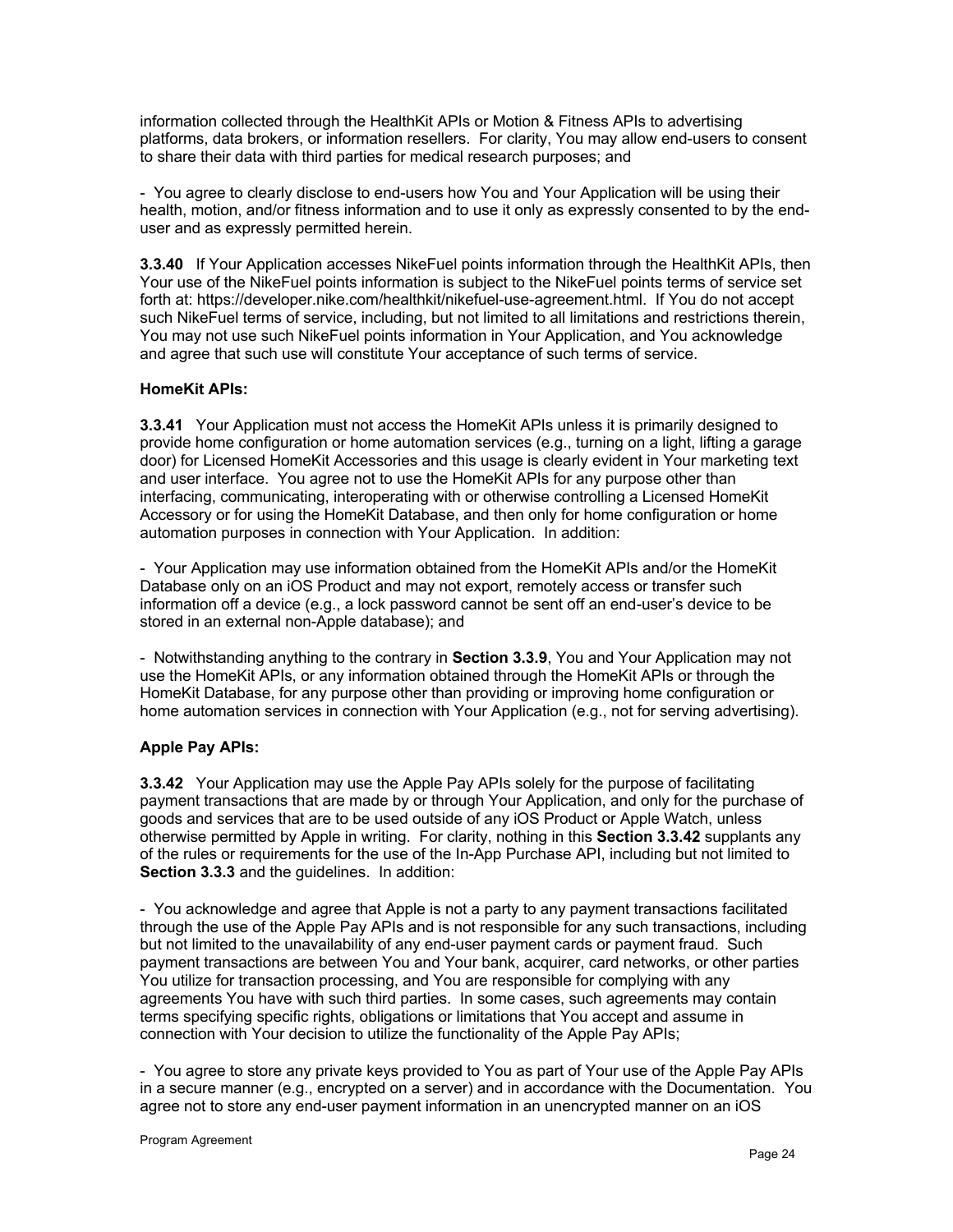information collected through the HealthKit APIs or Motion & Fitness APIs to advertising platforms, data brokers, or information resellers. For clarity, You may allow end-users to consent to share their data with third parties for medical research purposes; and

- You agree to clearly disclose to end-users how You and Your Application will be using their health, motion, and/or fitness information and to use it only as expressly consented to by the end-user and as expressly permitted herein.

**3.3.40** If Your Application accesses NikeFuel points information through the HealthKit APIs, then Your use of the NikeFuel points information is subject to the NikeFuel points terms of service set forth at: https://developer.nike.com/healthkit/nikefuel-use-agreement.html. If You do not accept such NikeFuel terms of service, including, but not limited to all limitations and restrictions therein, You may not use such NikeFuel points information in Your Application, and You acknowledge and agree that such use will constitute Your acceptance of such terms of service.

**HomeKit APIs:**

**3.3.41** Your Application must not access the HomeKit APIs unless it is primarily designed to provide home configuration or home automation services (e.g., turning on a light, lifting a garage door) for Licensed HomeKit Accessories and this usage is clearly evident in Your marketing text and user interface. You agree not to use the HomeKit APIs for any purpose other than interfacing, communicating, interoperating with or otherwise controlling a Licensed HomeKit Accessory or for using the HomeKit Database, and then only for home configuration or home automation purposes in connection with Your Application. In addition:

- Your Application may use information obtained from the HomeKit APIs and/or the HomeKit Database only on an iOS Product and may not export, remotely access or transfer such information off a device (e.g., a lock password cannot be sent off an end-user's device to be stored in an external non-Apple database); and

- Notwithstanding anything to the contrary in **Section 3.3.9**, You and Your Application may not use the HomeKit APIs, or any information obtained through the HomeKit APIs or through the HomeKit Database, for any purpose other than providing or improving home configuration or home automation services in connection with Your Application (e.g., not for serving advertising).

**Apple Pay APIs:**

**3.3.42** Your Application may use the Apple Pay APIs solely for the purpose of facilitating payment transactions that are made by or through Your Application, and only for the purchase of goods and services that are to be used outside of any iOS Product or Apple Watch, unless otherwise permitted by Apple in writing. For clarity, nothing in this **Section 3.3.42** supplants any of the rules or requirements for the use of the In-App Purchase API, including but not limited to **Section 3.3.3** and the guidelines. In addition:

- You acknowledge and agree that Apple is not a party to any payment transactions facilitated through the use of the Apple Pay APIs and is not responsible for any such transactions, including but not limited to the unavailability of any end-user payment cards or payment fraud. Such payment transactions are between You and Your bank, acquirer, card networks, or other parties You utilize for transaction processing, and You are responsible for complying with any agreements You have with such third parties. In some cases, such agreements may contain terms specifying specific rights, obligations or limitations that You accept and assume in connection with Your decision to utilize the functionality of the Apple Pay APIs;

- You agree to store any private keys provided to You as part of Your use of the Apple Pay APIs in a secure manner (e.g., encrypted on a server) and in accordance with the Documentation. You agree not to store any end-user payment information in an unencrypted manner on an iOS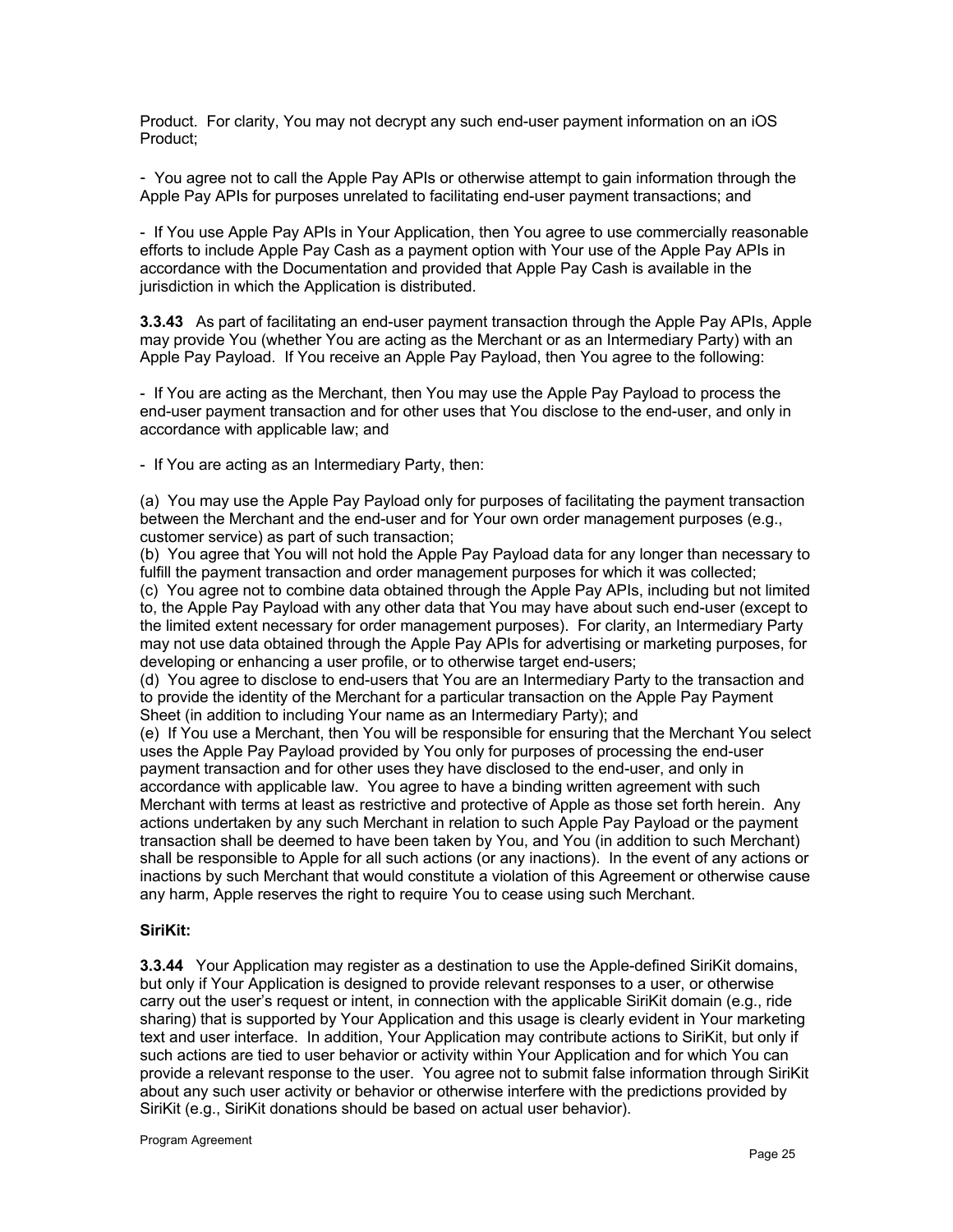Product.  For clarity, You may not decrypt any such end-user payment information on an iOS Product;

- You agree not to call the Apple Pay APIs or otherwise attempt to gain information through the Apple Pay APIs for purposes unrelated to facilitating end-user payment transactions; and

- If You use Apple Pay APIs in Your Application, then You agree to use commercially reasonable efforts to include Apple Pay Cash as a payment option with Your use of the Apple Pay APIs in accordance with the Documentation and provided that Apple Pay Cash is available in the jurisdiction in which the Application is distributed.

**3.3.43** As part of facilitating an end-user payment transaction through the Apple Pay APIs, Apple may provide You (whether You are acting as the Merchant or as an Intermediary Party) with an Apple Pay Payload.  If You receive an Apple Pay Payload, then You agree to the following:

- If You are acting as the Merchant, then You may use the Apple Pay Payload to process the end-user payment transaction and for other uses that You disclose to the end-user, and only in accordance with applicable law; and

- If You are acting as an Intermediary Party, then:

(a) You may use the Apple Pay Payload only for purposes of facilitating the payment transaction between the Merchant and the end-user and for Your own order management purposes (e.g., customer service) as part of such transaction;
(b) You agree that You will not hold the Apple Pay Payload data for any longer than necessary to fulfill the payment transaction and order management purposes for which it was collected;
(c) You agree not to combine data obtained through the Apple Pay APIs, including but not limited to, the Apple Pay Payload with any other data that You may have about such end-user (except to the limited extent necessary for order management purposes).  For clarity, an Intermediary Party may not use data obtained through the Apple Pay APIs for advertising or marketing purposes, for developing or enhancing a user profile, or to otherwise target end-users;
(d) You agree to disclose to end-users that You are an Intermediary Party to the transaction and to provide the identity of the Merchant for a particular transaction on the Apple Pay Payment Sheet (in addition to including Your name as an Intermediary Party); and
(e) If You use a Merchant, then You will be responsible for ensuring that the Merchant You select uses the Apple Pay Payload provided by You only for purposes of processing the end-user payment transaction and for other uses they have disclosed to the end-user, and only in accordance with applicable law.  You agree to have a binding written agreement with such Merchant with terms at least as restrictive and protective of Apple as those set forth herein.  Any actions undertaken by any such Merchant in relation to such Apple Pay Payload or the payment transaction shall be deemed to have been taken by You, and You (in addition to such Merchant) shall be responsible to Apple for all such actions (or any inactions).  In the event of any actions or inactions by such Merchant that would constitute a violation of this Agreement or otherwise cause any harm, Apple reserves the right to require You to cease using such Merchant.

**SiriKit:**

**3.3.44** Your Application may register as a destination to use the Apple-defined SiriKit domains, but only if Your Application is designed to provide relevant responses to a user, or otherwise carry out the user's request or intent, in connection with the applicable SiriKit domain (e.g., ride sharing) that is supported by Your Application and this usage is clearly evident in Your marketing text and user interface.  In addition, Your Application may contribute actions to SiriKit, but only if such actions are tied to user behavior or activity within Your Application and for which You can provide a relevant response to the user.  You agree not to submit false information through SiriKit about any such user activity or behavior or otherwise interfere with the predictions provided by SiriKit (e.g., SiriKit donations should be based on actual user behavior).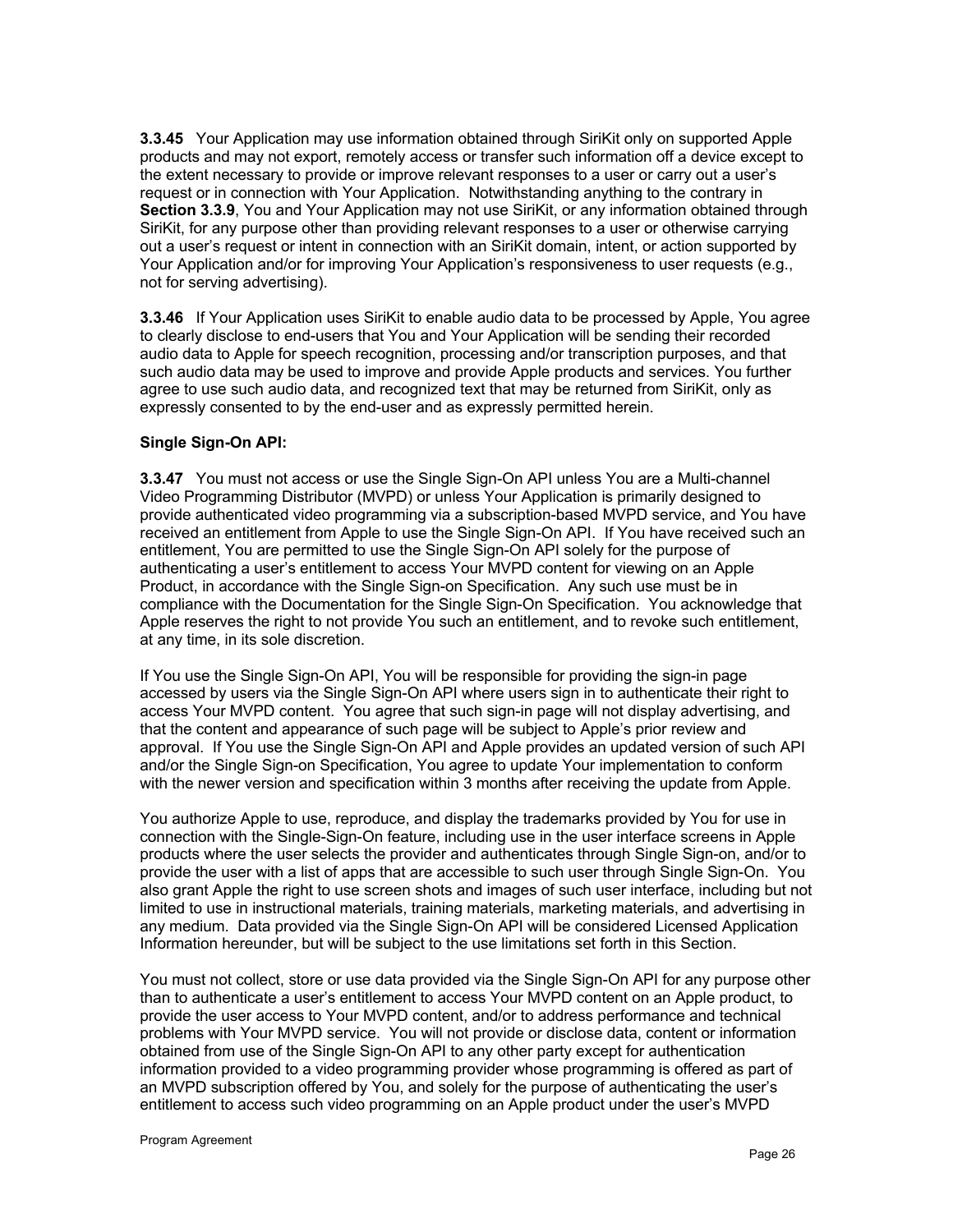**3.3.45** Your Application may use information obtained through SiriKit only on supported Apple products and may not export, remotely access or transfer such information off a device except to the extent necessary to provide or improve relevant responses to a user or carry out a user's request or in connection with Your Application. Notwithstanding anything to the contrary in **Section 3.3.9**, You and Your Application may not use SiriKit, or any information obtained through SiriKit, for any purpose other than providing relevant responses to a user or otherwise carrying out a user's request or intent in connection with an SiriKit domain, intent, or action supported by Your Application and/or for improving Your Application's responsiveness to user requests (e.g., not for serving advertising).

**3.3.46** If Your Application uses SiriKit to enable audio data to be processed by Apple, You agree to clearly disclose to end-users that You and Your Application will be sending their recorded audio data to Apple for speech recognition, processing and/or transcription purposes, and that such audio data may be used to improve and provide Apple products and services. You further agree to use such audio data, and recognized text that may be returned from SiriKit, only as expressly consented to by the end-user and as expressly permitted herein.

**Single Sign-On API:**

**3.3.47** You must not access or use the Single Sign-On API unless You are a Multi-channel Video Programming Distributor (MVPD) or unless Your Application is primarily designed to provide authenticated video programming via a subscription-based MVPD service, and You have received an entitlement from Apple to use the Single Sign-On API. If You have received such an entitlement, You are permitted to use the Single Sign-On API solely for the purpose of authenticating a user's entitlement to access Your MVPD content for viewing on an Apple Product, in accordance with the Single Sign-on Specification. Any such use must be in compliance with the Documentation for the Single Sign-On Specification. You acknowledge that Apple reserves the right to not provide You such an entitlement, and to revoke such entitlement, at any time, in its sole discretion.

If You use the Single Sign-On API, You will be responsible for providing the sign-in page accessed by users via the Single Sign-On API where users sign in to authenticate their right to access Your MVPD content. You agree that such sign-in page will not display advertising, and that the content and appearance of such page will be subject to Apple's prior review and approval. If You use the Single Sign-On API and Apple provides an updated version of such API and/or the Single Sign-on Specification, You agree to update Your implementation to conform with the newer version and specification within 3 months after receiving the update from Apple.

You authorize Apple to use, reproduce, and display the trademarks provided by You for use in connection with the Single-Sign-On feature, including use in the user interface screens in Apple products where the user selects the provider and authenticates through Single Sign-on, and/or to provide the user with a list of apps that are accessible to such user through Single Sign-On. You also grant Apple the right to use screen shots and images of such user interface, including but not limited to use in instructional materials, training materials, marketing materials, and advertising in any medium. Data provided via the Single Sign-On API will be considered Licensed Application Information hereunder, but will be subject to the use limitations set forth in this Section.

You must not collect, store or use data provided via the Single Sign-On API for any purpose other than to authenticate a user's entitlement to access Your MVPD content on an Apple product, to provide the user access to Your MVPD content, and/or to address performance and technical problems with Your MVPD service. You will not provide or disclose data, content or information obtained from use of the Single Sign-On API to any other party except for authentication information provided to a video programming provider whose programming is offered as part of an MVPD subscription offered by You, and solely for the purpose of authenticating the user's entitlement to access such video programming on an Apple product under the user's MVPD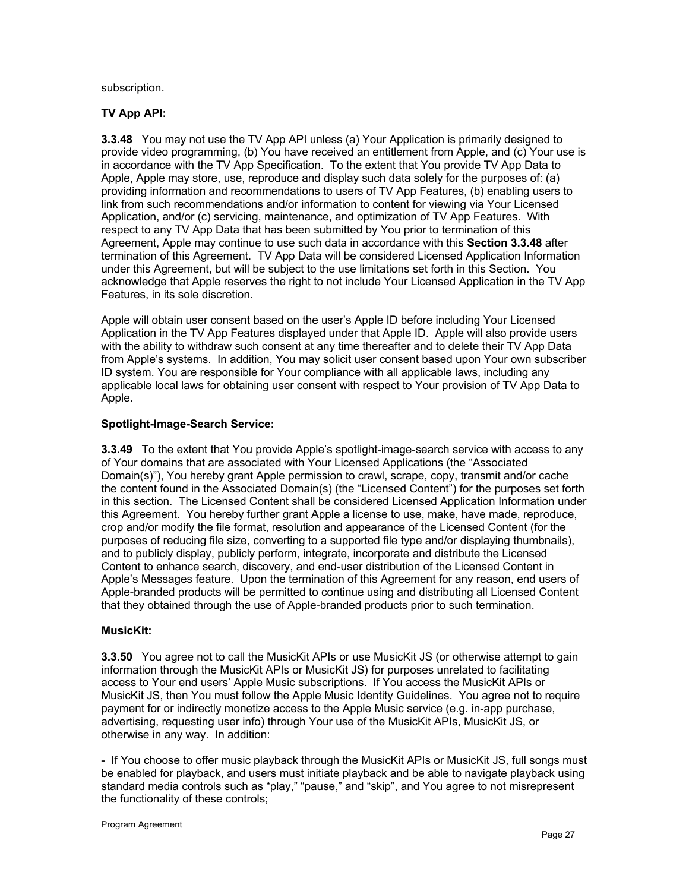subscription.

**TV App API:**

**3.3.48** You may not use the TV App API unless (a) Your Application is primarily designed to provide video programming, (b) You have received an entitlement from Apple, and (c) Your use is in accordance with the TV App Specification. To the extent that You provide TV App Data to Apple, Apple may store, use, reproduce and display such data solely for the purposes of: (a) providing information and recommendations to users of TV App Features, (b) enabling users to link from such recommendations and/or information to content for viewing via Your Licensed Application, and/or (c) servicing, maintenance, and optimization of TV App Features. With respect to any TV App Data that has been submitted by You prior to termination of this Agreement, Apple may continue to use such data in accordance with this **Section 3.3.48** after termination of this Agreement. TV App Data will be considered Licensed Application Information under this Agreement, but will be subject to the use limitations set forth in this Section. You acknowledge that Apple reserves the right to not include Your Licensed Application in the TV App Features, in its sole discretion.

Apple will obtain user consent based on the user's Apple ID before including Your Licensed Application in the TV App Features displayed under that Apple ID. Apple will also provide users with the ability to withdraw such consent at any time thereafter and to delete their TV App Data from Apple's systems. In addition, You may solicit user consent based upon Your own subscriber ID system. You are responsible for Your compliance with all applicable laws, including any applicable local laws for obtaining user consent with respect to Your provision of TV App Data to Apple.

**Spotlight-Image-Search Service:**

**3.3.49** To the extent that You provide Apple's spotlight-image-search service with access to any of Your domains that are associated with Your Licensed Applications (the "Associated Domain(s)"), You hereby grant Apple permission to crawl, scrape, copy, transmit and/or cache the content found in the Associated Domain(s) (the "Licensed Content") for the purposes set forth in this section. The Licensed Content shall be considered Licensed Application Information under this Agreement. You hereby further grant Apple a license to use, make, have made, reproduce, crop and/or modify the file format, resolution and appearance of the Licensed Content (for the purposes of reducing file size, converting to a supported file type and/or displaying thumbnails), and to publicly display, publicly perform, integrate, incorporate and distribute the Licensed Content to enhance search, discovery, and end-user distribution of the Licensed Content in Apple's Messages feature. Upon the termination of this Agreement for any reason, end users of Apple-branded products will be permitted to continue using and distributing all Licensed Content that they obtained through the use of Apple-branded products prior to such termination.

**MusicKit:**

**3.3.50** You agree not to call the MusicKit APIs or use MusicKit JS (or otherwise attempt to gain information through the MusicKit APIs or MusicKit JS) for purposes unrelated to facilitating access to Your end users' Apple Music subscriptions. If You access the MusicKit APIs or MusicKit JS, then You must follow the Apple Music Identity Guidelines. You agree not to require payment for or indirectly monetize access to the Apple Music service (e.g. in-app purchase, advertising, requesting user info) through Your use of the MusicKit APIs, MusicKit JS, or otherwise in any way. In addition:

- If You choose to offer music playback through the MusicKit APIs or MusicKit JS, full songs must be enabled for playback, and users must initiate playback and be able to navigate playback using standard media controls such as "play," "pause," and "skip", and You agree to not misrepresent the functionality of these controls;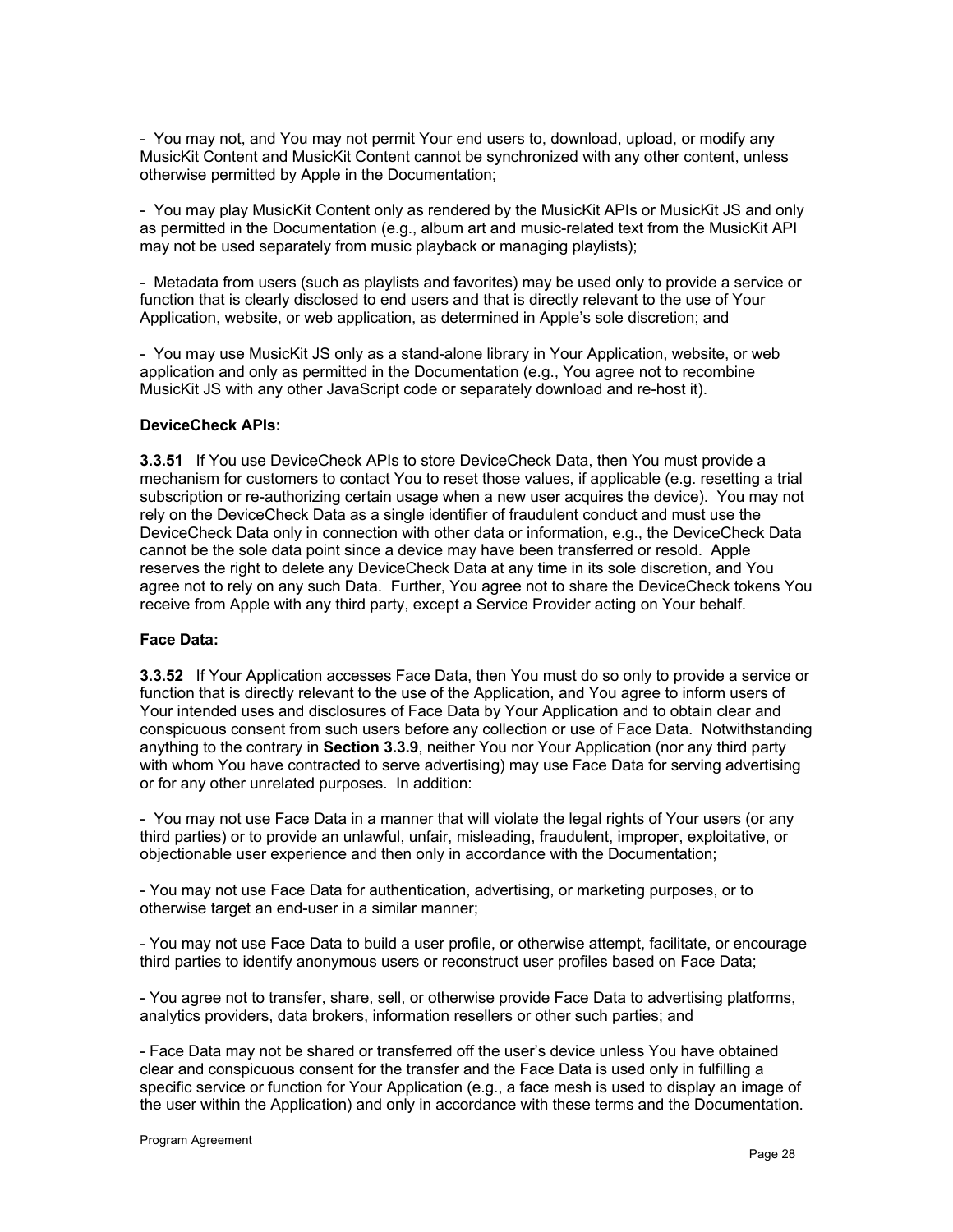- You may not, and You may not permit Your end users to, download, upload, or modify any MusicKit Content and MusicKit Content cannot be synchronized with any other content, unless otherwise permitted by Apple in the Documentation;

- You may play MusicKit Content only as rendered by the MusicKit APIs or MusicKit JS and only as permitted in the Documentation (e.g., album art and music-related text from the MusicKit API may not be used separately from music playback or managing playlists);

- Metadata from users (such as playlists and favorites) may be used only to provide a service or function that is clearly disclosed to end users and that is directly relevant to the use of Your Application, website, or web application, as determined in Apple's sole discretion; and

- You may use MusicKit JS only as a stand-alone library in Your Application, website, or web application and only as permitted in the Documentation (e.g., You agree not to recombine MusicKit JS with any other JavaScript code or separately download and re-host it).

**DeviceCheck APIs:**

**3.3.51** If You use DeviceCheck APIs to store DeviceCheck Data, then You must provide a mechanism for customers to contact You to reset those values, if applicable (e.g. resetting a trial subscription or re-authorizing certain usage when a new user acquires the device). You may not rely on the DeviceCheck Data as a single identifier of fraudulent conduct and must use the DeviceCheck Data only in connection with other data or information, e.g., the DeviceCheck Data cannot be the sole data point since a device may have been transferred or resold. Apple reserves the right to delete any DeviceCheck Data at any time in its sole discretion, and You agree not to rely on any such Data. Further, You agree not to share the DeviceCheck tokens You receive from Apple with any third party, except a Service Provider acting on Your behalf.

**Face Data:**

**3.3.52** If Your Application accesses Face Data, then You must do so only to provide a service or function that is directly relevant to the use of the Application, and You agree to inform users of Your intended uses and disclosures of Face Data by Your Application and to obtain clear and conspicuous consent from such users before any collection or use of Face Data. Notwithstanding anything to the contrary in **Section 3.3.9**, neither You nor Your Application (nor any third party with whom You have contracted to serve advertising) may use Face Data for serving advertising or for any other unrelated purposes. In addition:

- You may not use Face Data in a manner that will violate the legal rights of Your users (or any third parties) or to provide an unlawful, unfair, misleading, fraudulent, improper, exploitative, or objectionable user experience and then only in accordance with the Documentation;

- You may not use Face Data for authentication, advertising, or marketing purposes, or to otherwise target an end-user in a similar manner;

- You may not use Face Data to build a user profile, or otherwise attempt, facilitate, or encourage third parties to identify anonymous users or reconstruct user profiles based on Face Data;

- You agree not to transfer, share, sell, or otherwise provide Face Data to advertising platforms, analytics providers, data brokers, information resellers or other such parties; and

- Face Data may not be shared or transferred off the user's device unless You have obtained clear and conspicuous consent for the transfer and the Face Data is used only in fulfilling a specific service or function for Your Application (e.g., a face mesh is used to display an image of the user within the Application) and only in accordance with these terms and the Documentation.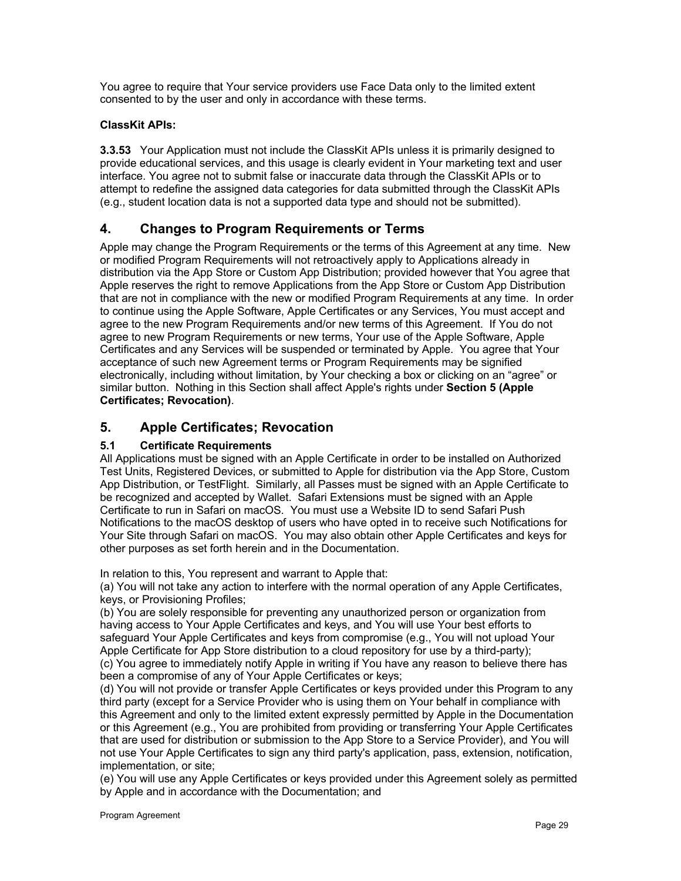You agree to require that Your service providers use Face Data only to the limited extent consented to by the user and only in accordance with these terms.

**ClassKit APIs:**

**3.3.53** Your Application must not include the ClassKit APIs unless it is primarily designed to provide educational services, and this usage is clearly evident in Your marketing text and user interface. You agree not to submit false or inaccurate data through the ClassKit APIs or to attempt to redefine the assigned data categories for data submitted through the ClassKit APIs (e.g., student location data is not a supported data type and should not be submitted).

## 4. Changes to Program Requirements or Terms

Apple may change the Program Requirements or the terms of this Agreement at any time. New or modified Program Requirements will not retroactively apply to Applications already in distribution via the App Store or Custom App Distribution; provided however that You agree that Apple reserves the right to remove Applications from the App Store or Custom App Distribution that are not in compliance with the new or modified Program Requirements at any time. In order to continue using the Apple Software, Apple Certificates or any Services, You must accept and agree to the new Program Requirements and/or new terms of this Agreement. If You do not agree to new Program Requirements or new terms, Your use of the Apple Software, Apple Certificates and any Services will be suspended or terminated by Apple. You agree that Your acceptance of such new Agreement terms or Program Requirements may be signified electronically, including without limitation, by Your checking a box or clicking on an "agree" or similar button. Nothing in this Section shall affect Apple's rights under **Section 5 (Apple Certificates; Revocation)**.

## 5. Apple Certificates; Revocation

### 5.1 Certificate Requirements

All Applications must be signed with an Apple Certificate in order to be installed on Authorized Test Units, Registered Devices, or submitted to Apple for distribution via the App Store, Custom App Distribution, or TestFlight. Similarly, all Passes must be signed with an Apple Certificate to be recognized and accepted by Wallet. Safari Extensions must be signed with an Apple Certificate to run in Safari on macOS. You must use a Website ID to send Safari Push Notifications to the macOS desktop of users who have opted in to receive such Notifications for Your Site through Safari on macOS. You may also obtain other Apple Certificates and keys for other purposes as set forth herein and in the Documentation.

In relation to this, You represent and warrant to Apple that:
(a) You will not take any action to interfere with the normal operation of any Apple Certificates, keys, or Provisioning Profiles;
(b) You are solely responsible for preventing any unauthorized person or organization from having access to Your Apple Certificates and keys, and You will use Your best efforts to safeguard Your Apple Certificates and keys from compromise (e.g., You will not upload Your Apple Certificate for App Store distribution to a cloud repository for use by a third-party);
(c) You agree to immediately notify Apple in writing if You have any reason to believe there has been a compromise of any of Your Apple Certificates or keys;
(d) You will not provide or transfer Apple Certificates or keys provided under this Program to any third party (except for a Service Provider who is using them on Your behalf in compliance with this Agreement and only to the limited extent expressly permitted by Apple in the Documentation or this Agreement (e.g., You are prohibited from providing or transferring Your Apple Certificates that are used for distribution or submission to the App Store to a Service Provider), and You will not use Your Apple Certificates to sign any third party's application, pass, extension, notification, implementation, or site;
(e) You will use any Apple Certificates or keys provided under this Agreement solely as permitted by Apple and in accordance with the Documentation; and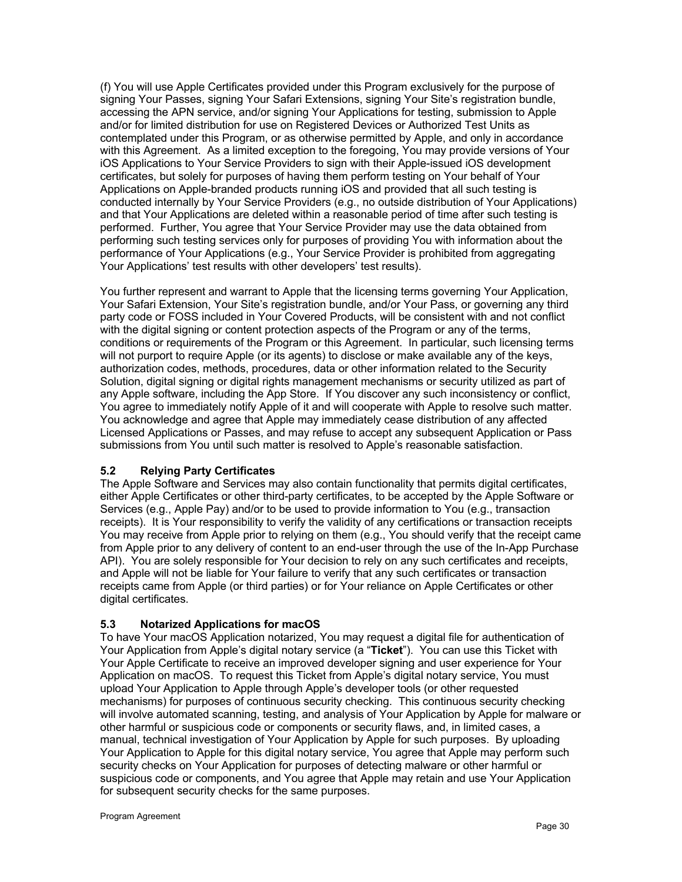(f) You will use Apple Certificates provided under this Program exclusively for the purpose of signing Your Passes, signing Your Safari Extensions, signing Your Site's registration bundle, accessing the APN service, and/or signing Your Applications for testing, submission to Apple and/or for limited distribution for use on Registered Devices or Authorized Test Units as contemplated under this Program, or as otherwise permitted by Apple, and only in accordance with this Agreement. As a limited exception to the foregoing, You may provide versions of Your iOS Applications to Your Service Providers to sign with their Apple-issued iOS development certificates, but solely for purposes of having them perform testing on Your behalf of Your Applications on Apple-branded products running iOS and provided that all such testing is conducted internally by Your Service Providers (e.g., no outside distribution of Your Applications) and that Your Applications are deleted within a reasonable period of time after such testing is performed. Further, You agree that Your Service Provider may use the data obtained from performing such testing services only for purposes of providing You with information about the performance of Your Applications (e.g., Your Service Provider is prohibited from aggregating Your Applications' test results with other developers' test results).

You further represent and warrant to Apple that the licensing terms governing Your Application, Your Safari Extension, Your Site's registration bundle, and/or Your Pass, or governing any third party code or FOSS included in Your Covered Products, will be consistent with and not conflict with the digital signing or content protection aspects of the Program or any of the terms, conditions or requirements of the Program or this Agreement. In particular, such licensing terms will not purport to require Apple (or its agents) to disclose or make available any of the keys, authorization codes, methods, procedures, data or other information related to the Security Solution, digital signing or digital rights management mechanisms or security utilized as part of any Apple software, including the App Store. If You discover any such inconsistency or conflict, You agree to immediately notify Apple of it and will cooperate with Apple to resolve such matter. You acknowledge and agree that Apple may immediately cease distribution of any affected Licensed Applications or Passes, and may refuse to accept any subsequent Application or Pass submissions from You until such matter is resolved to Apple's reasonable satisfaction.

### 5.2 Relying Party Certificates

The Apple Software and Services may also contain functionality that permits digital certificates, either Apple Certificates or other third-party certificates, to be accepted by the Apple Software or Services (e.g., Apple Pay) and/or to be used to provide information to You (e.g., transaction receipts). It is Your responsibility to verify the validity of any certifications or transaction receipts You may receive from Apple prior to relying on them (e.g., You should verify that the receipt came from Apple prior to any delivery of content to an end-user through the use of the In-App Purchase API). You are solely responsible for Your decision to rely on any such certificates and receipts, and Apple will not be liable for Your failure to verify that any such certificates or transaction receipts came from Apple (or third parties) or for Your reliance on Apple Certificates or other digital certificates.

### 5.3 Notarized Applications for macOS

To have Your macOS Application notarized, You may request a digital file for authentication of Your Application from Apple's digital notary service (a "**Ticket**"). You can use this Ticket with Your Apple Certificate to receive an improved developer signing and user experience for Your Application on macOS. To request this Ticket from Apple's digital notary service, You must upload Your Application to Apple through Apple's developer tools (or other requested mechanisms) for purposes of continuous security checking. This continuous security checking will involve automated scanning, testing, and analysis of Your Application by Apple for malware or other harmful or suspicious code or components or security flaws, and, in limited cases, a manual, technical investigation of Your Application by Apple for such purposes. By uploading Your Application to Apple for this digital notary service, You agree that Apple may perform such security checks on Your Application for purposes of detecting malware or other harmful or suspicious code or components, and You agree that Apple may retain and use Your Application for subsequent security checks for the same purposes.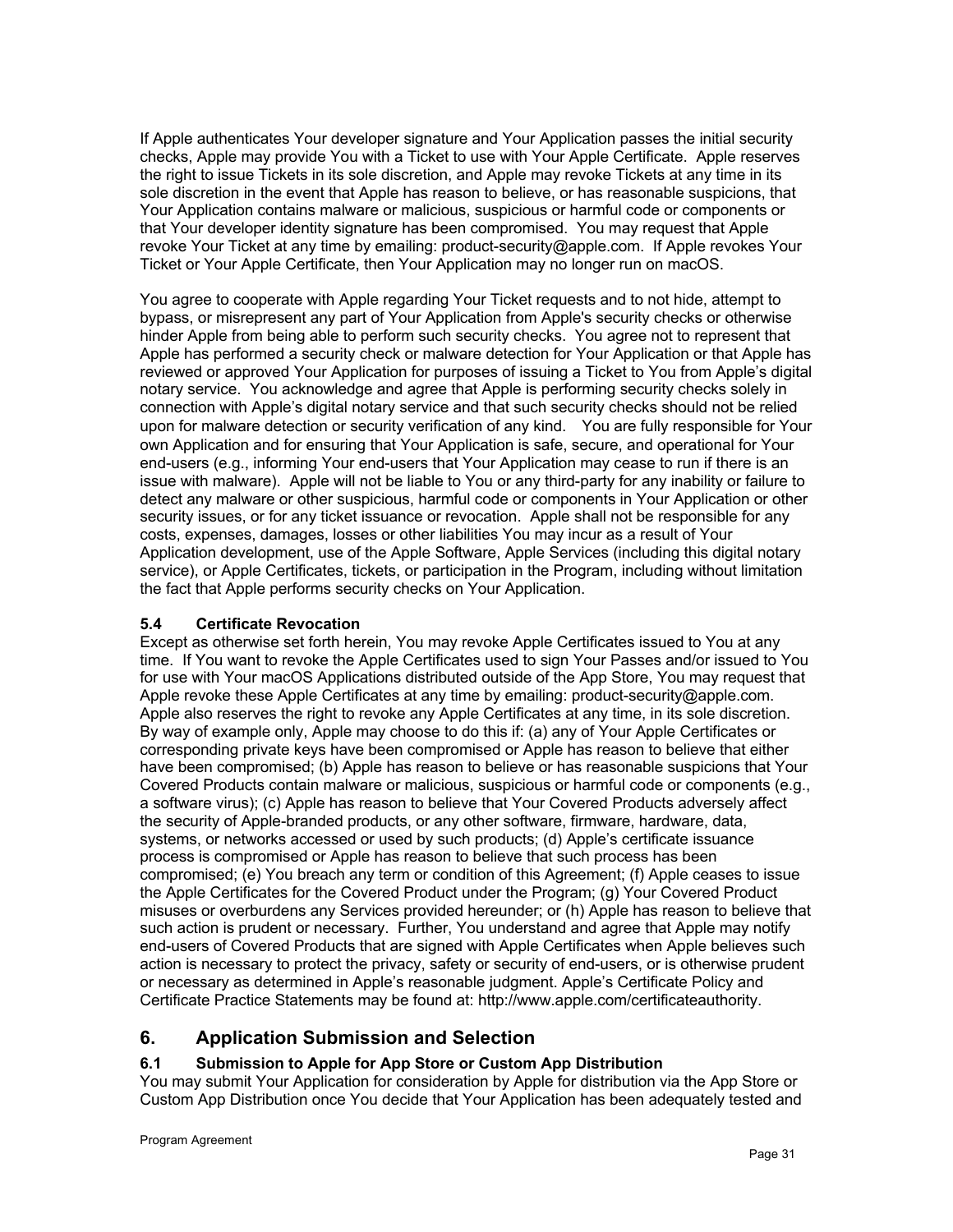If Apple authenticates Your developer signature and Your Application passes the initial security checks, Apple may provide You with a Ticket to use with Your Apple Certificate. Apple reserves the right to issue Tickets in its sole discretion, and Apple may revoke Tickets at any time in its sole discretion in the event that Apple has reason to believe, or has reasonable suspicions, that Your Application contains malware or malicious, suspicious or harmful code or components or that Your developer identity signature has been compromised. You may request that Apple revoke Your Ticket at any time by emailing: product-security@apple.com. If Apple revokes Your Ticket or Your Apple Certificate, then Your Application may no longer run on macOS.

You agree to cooperate with Apple regarding Your Ticket requests and to not hide, attempt to bypass, or misrepresent any part of Your Application from Apple's security checks or otherwise hinder Apple from being able to perform such security checks. You agree not to represent that Apple has performed a security check or malware detection for Your Application or that Apple has reviewed or approved Your Application for purposes of issuing a Ticket to You from Apple's digital notary service. You acknowledge and agree that Apple is performing security checks solely in connection with Apple's digital notary service and that such security checks should not be relied upon for malware detection or security verification of any kind. You are fully responsible for Your own Application and for ensuring that Your Application is safe, secure, and operational for Your end-users (e.g., informing Your end-users that Your Application may cease to run if there is an issue with malware). Apple will not be liable to You or any third-party for any inability or failure to detect any malware or other suspicious, harmful code or components in Your Application or other security issues, or for any ticket issuance or revocation. Apple shall not be responsible for any costs, expenses, damages, losses or other liabilities You may incur as a result of Your Application development, use of the Apple Software, Apple Services (including this digital notary service), or Apple Certificates, tickets, or participation in the Program, including without limitation the fact that Apple performs security checks on Your Application.

### 5.4 Certificate Revocation

Except as otherwise set forth herein, You may revoke Apple Certificates issued to You at any time. If You want to revoke the Apple Certificates used to sign Your Passes and/or issued to You for use with Your macOS Applications distributed outside of the App Store, You may request that Apple revoke these Apple Certificates at any time by emailing: product-security@apple.com. Apple also reserves the right to revoke any Apple Certificates at any time, in its sole discretion. By way of example only, Apple may choose to do this if: (a) any of Your Apple Certificates or corresponding private keys have been compromised or Apple has reason to believe that either have been compromised; (b) Apple has reason to believe or has reasonable suspicions that Your Covered Products contain malware or malicious, suspicious or harmful code or components (e.g., a software virus); (c) Apple has reason to believe that Your Covered Products adversely affect the security of Apple-branded products, or any other software, firmware, hardware, data, systems, or networks accessed or used by such products; (d) Apple's certificate issuance process is compromised or Apple has reason to believe that such process has been compromised; (e) You breach any term or condition of this Agreement; (f) Apple ceases to issue the Apple Certificates for the Covered Product under the Program; (g) Your Covered Product misuses or overburdens any Services provided hereunder; or (h) Apple has reason to believe that such action is prudent or necessary. Further, You understand and agree that Apple may notify end-users of Covered Products that are signed with Apple Certificates when Apple believes such action is necessary to protect the privacy, safety or security of end-users, or is otherwise prudent or necessary as determined in Apple's reasonable judgment. Apple's Certificate Policy and Certificate Practice Statements may be found at: http://www.apple.com/certificateauthority.

## 6. Application Submission and Selection

### 6.1 Submission to Apple for App Store or Custom App Distribution

You may submit Your Application for consideration by Apple for distribution via the App Store or Custom App Distribution once You decide that Your Application has been adequately tested and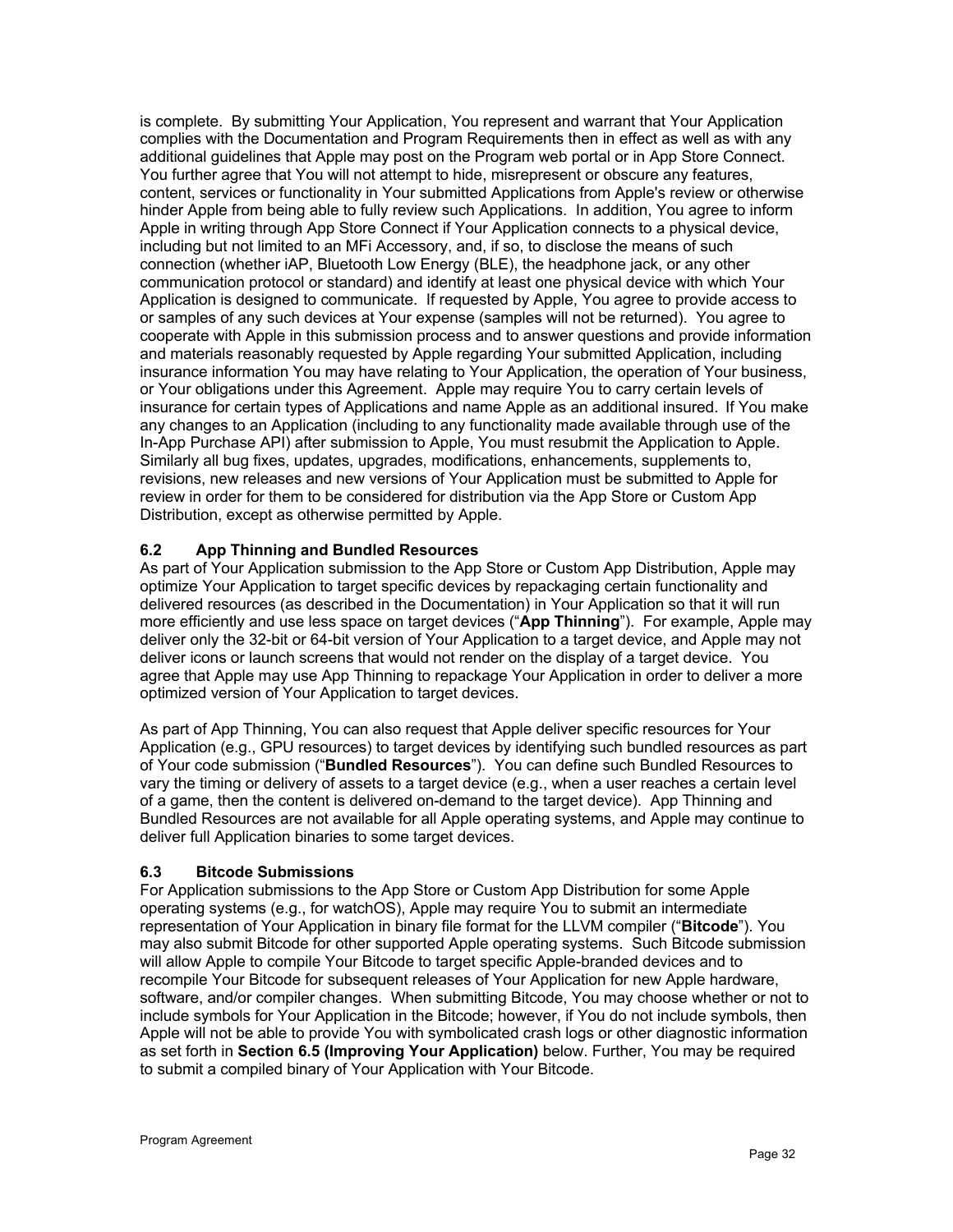is complete. By submitting Your Application, You represent and warrant that Your Application complies with the Documentation and Program Requirements then in effect as well as with any additional guidelines that Apple may post on the Program web portal or in App Store Connect. You further agree that You will not attempt to hide, misrepresent or obscure any features, content, services or functionality in Your submitted Applications from Apple's review or otherwise hinder Apple from being able to fully review such Applications. In addition, You agree to inform Apple in writing through App Store Connect if Your Application connects to a physical device, including but not limited to an MFi Accessory, and, if so, to disclose the means of such connection (whether iAP, Bluetooth Low Energy (BLE), the headphone jack, or any other communication protocol or standard) and identify at least one physical device with which Your Application is designed to communicate. If requested by Apple, You agree to provide access to or samples of any such devices at Your expense (samples will not be returned). You agree to cooperate with Apple in this submission process and to answer questions and provide information and materials reasonably requested by Apple regarding Your submitted Application, including insurance information You may have relating to Your Application, the operation of Your business, or Your obligations under this Agreement. Apple may require You to carry certain levels of insurance for certain types of Applications and name Apple as an additional insured. If You make any changes to an Application (including to any functionality made available through use of the In-App Purchase API) after submission to Apple, You must resubmit the Application to Apple. Similarly all bug fixes, updates, upgrades, modifications, enhancements, supplements to, revisions, new releases and new versions of Your Application must be submitted to Apple for review in order for them to be considered for distribution via the App Store or Custom App Distribution, except as otherwise permitted by Apple.

### 6.2 App Thinning and Bundled Resources

As part of Your Application submission to the App Store or Custom App Distribution, Apple may optimize Your Application to target specific devices by repackaging certain functionality and delivered resources (as described in the Documentation) in Your Application so that it will run more efficiently and use less space on target devices ("**App Thinning**"). For example, Apple may deliver only the 32-bit or 64-bit version of Your Application to a target device, and Apple may not deliver icons or launch screens that would not render on the display of a target device. You agree that Apple may use App Thinning to repackage Your Application in order to deliver a more optimized version of Your Application to target devices.

As part of App Thinning, You can also request that Apple deliver specific resources for Your Application (e.g., GPU resources) to target devices by identifying such bundled resources as part of Your code submission ("**Bundled Resources**"). You can define such Bundled Resources to vary the timing or delivery of assets to a target device (e.g., when a user reaches a certain level of a game, then the content is delivered on-demand to the target device). App Thinning and Bundled Resources are not available for all Apple operating systems, and Apple may continue to deliver full Application binaries to some target devices.

### 6.3 Bitcode Submissions

For Application submissions to the App Store or Custom App Distribution for some Apple operating systems (e.g., for watchOS), Apple may require You to submit an intermediate representation of Your Application in binary file format for the LLVM compiler ("**Bitcode**"). You may also submit Bitcode for other supported Apple operating systems. Such Bitcode submission will allow Apple to compile Your Bitcode to target specific Apple-branded devices and to recompile Your Bitcode for subsequent releases of Your Application for new Apple hardware, software, and/or compiler changes. When submitting Bitcode, You may choose whether or not to include symbols for Your Application in the Bitcode; however, if You do not include symbols, then Apple will not be able to provide You with symbolicated crash logs or other diagnostic information as set forth in **Section 6.5 (Improving Your Application)** below. Further, You may be required to submit a compiled binary of Your Application with Your Bitcode.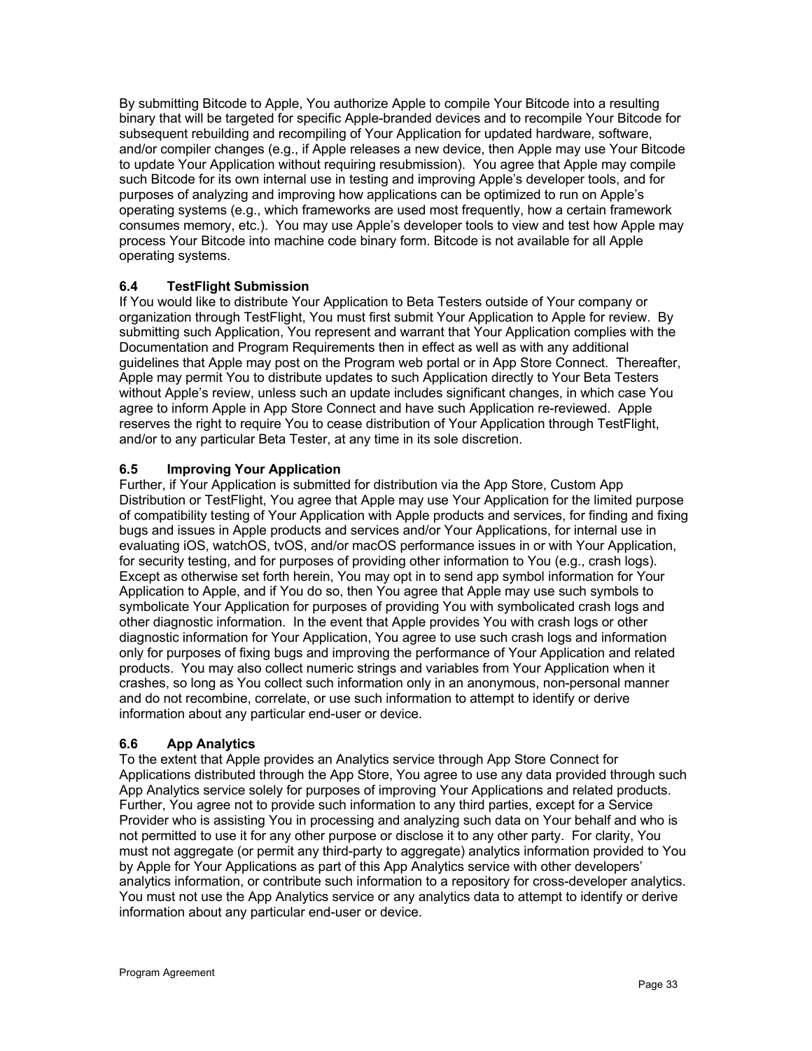By submitting Bitcode to Apple, You authorize Apple to compile Your Bitcode into a resulting binary that will be targeted for specific Apple-branded devices and to recompile Your Bitcode for subsequent rebuilding and recompiling of Your Application for updated hardware, software, and/or compiler changes (e.g., if Apple releases a new device, then Apple may use Your Bitcode to update Your Application without requiring resubmission). You agree that Apple may compile such Bitcode for its own internal use in testing and improving Apple's developer tools, and for purposes of analyzing and improving how applications can be optimized to run on Apple's operating systems (e.g., which frameworks are used most frequently, how a certain framework consumes memory, etc.). You may use Apple's developer tools to view and test how Apple may process Your Bitcode into machine code binary form. Bitcode is not available for all Apple operating systems.

### 6.4 TestFlight Submission

If You would like to distribute Your Application to Beta Testers outside of Your company or organization through TestFlight, You must first submit Your Application to Apple for review. By submitting such Application, You represent and warrant that Your Application complies with the Documentation and Program Requirements then in effect as well as with any additional guidelines that Apple may post on the Program web portal or in App Store Connect. Thereafter, Apple may permit You to distribute updates to such Application directly to Your Beta Testers without Apple's review, unless such an update includes significant changes, in which case You agree to inform Apple in App Store Connect and have such Application re-reviewed. Apple reserves the right to require You to cease distribution of Your Application through TestFlight, and/or to any particular Beta Tester, at any time in its sole discretion.

### 6.5 Improving Your Application

Further, if Your Application is submitted for distribution via the App Store, Custom App Distribution or TestFlight, You agree that Apple may use Your Application for the limited purpose of compatibility testing of Your Application with Apple products and services, for finding and fixing bugs and issues in Apple products and services and/or Your Applications, for internal use in evaluating iOS, watchOS, tvOS, and/or macOS performance issues in or with Your Application, for security testing, and for purposes of providing other information to You (e.g., crash logs). Except as otherwise set forth herein, You may opt in to send app symbol information for Your Application to Apple, and if You do so, then You agree that Apple may use such symbols to symbolicate Your Application for purposes of providing You with symbolicated crash logs and other diagnostic information. In the event that Apple provides You with crash logs or other diagnostic information for Your Application, You agree to use such crash logs and information only for purposes of fixing bugs and improving the performance of Your Application and related products. You may also collect numeric strings and variables from Your Application when it crashes, so long as You collect such information only in an anonymous, non-personal manner and do not recombine, correlate, or use such information to attempt to identify or derive information about any particular end-user or device.

### 6.6 App Analytics

To the extent that Apple provides an Analytics service through App Store Connect for Applications distributed through the App Store, You agree to use any data provided through such App Analytics service solely for purposes of improving Your Applications and related products. Further, You agree not to provide such information to any third parties, except for a Service Provider who is assisting You in processing and analyzing such data on Your behalf and who is not permitted to use it for any other purpose or disclose it to any other party. For clarity, You must not aggregate (or permit any third-party to aggregate) analytics information provided to You by Apple for Your Applications as part of this App Analytics service with other developers' analytics information, or contribute such information to a repository for cross-developer analytics. You must not use the App Analytics service or any analytics data to attempt to identify or derive information about any particular end-user or device.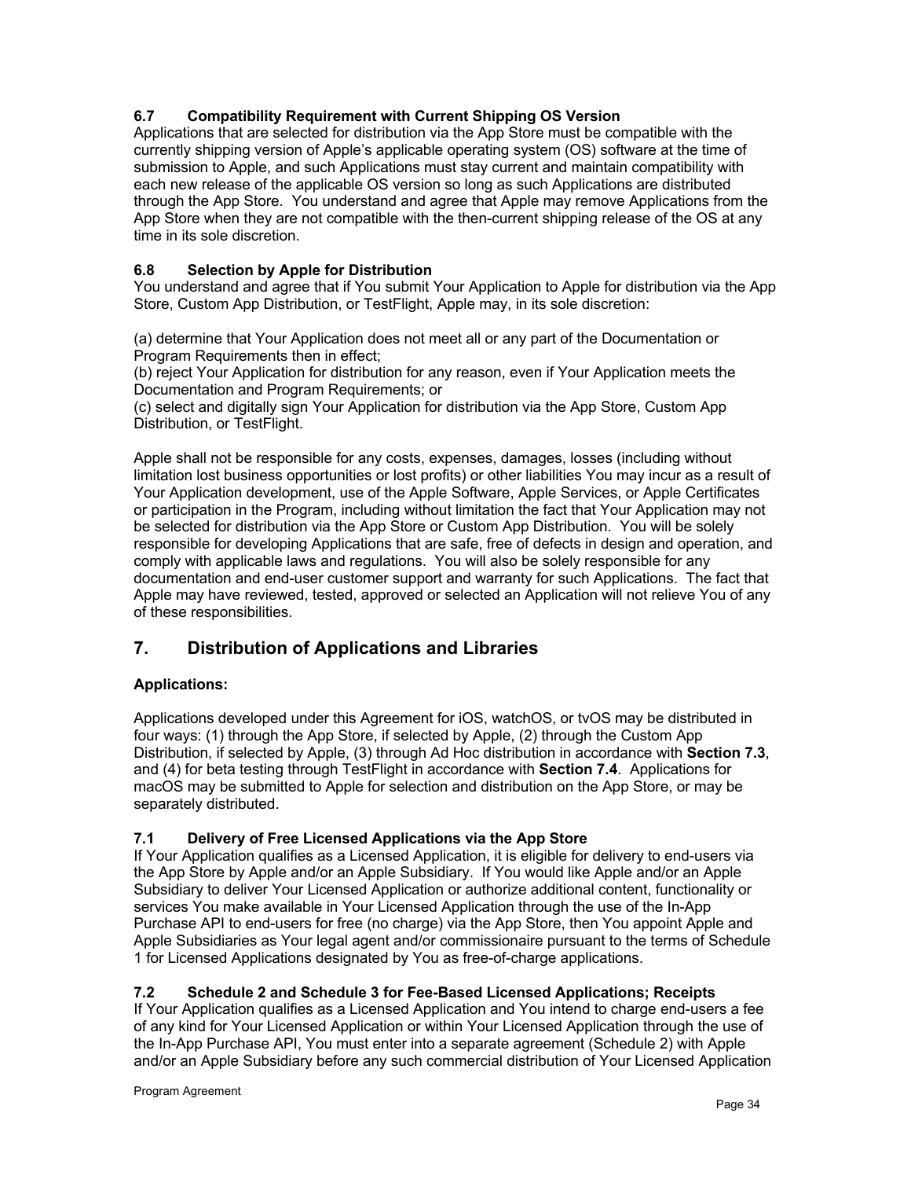### 6.7 Compatibility Requirement with Current Shipping OS Version

Applications that are selected for distribution via the App Store must be compatible with the currently shipping version of Apple's applicable operating system (OS) software at the time of submission to Apple, and such Applications must stay current and maintain compatibility with each new release of the applicable OS version so long as such Applications are distributed through the App Store. You understand and agree that Apple may remove Applications from the App Store when they are not compatible with the then-current shipping release of the OS at any time in its sole discretion.

### 6.8 Selection by Apple for Distribution

You understand and agree that if You submit Your Application to Apple for distribution via the App Store, Custom App Distribution, or TestFlight, Apple may, in its sole discretion:

(a) determine that Your Application does not meet all or any part of the Documentation or Program Requirements then in effect;
(b) reject Your Application for distribution for any reason, even if Your Application meets the Documentation and Program Requirements; or
(c) select and digitally sign Your Application for distribution via the App Store, Custom App Distribution, or TestFlight.

Apple shall not be responsible for any costs, expenses, damages, losses (including without limitation lost business opportunities or lost profits) or other liabilities You may incur as a result of Your Application development, use of the Apple Software, Apple Services, or Apple Certificates or participation in the Program, including without limitation the fact that Your Application may not be selected for distribution via the App Store or Custom App Distribution. You will be solely responsible for developing Applications that are safe, free of defects in design and operation, and comply with applicable laws and regulations. You will also be solely responsible for any documentation and end-user customer support and warranty for such Applications. The fact that Apple may have reviewed, tested, approved or selected an Application will not relieve You of any of these responsibilities.

## 7. Distribution of Applications and Libraries

**Applications:**

Applications developed under this Agreement for iOS, watchOS, or tvOS may be distributed in four ways: (1) through the App Store, if selected by Apple, (2) through the Custom App Distribution, if selected by Apple, (3) through Ad Hoc distribution in accordance with **Section 7.3**, and (4) for beta testing through TestFlight in accordance with **Section 7.4**. Applications for macOS may be submitted to Apple for selection and distribution on the App Store, or may be separately distributed.

### 7.1 Delivery of Free Licensed Applications via the App Store

If Your Application qualifies as a Licensed Application, it is eligible for delivery to end-users via the App Store by Apple and/or an Apple Subsidiary. If You would like Apple and/or an Apple Subsidiary to deliver Your Licensed Application or authorize additional content, functionality or services You make available in Your Licensed Application through the use of the In-App Purchase API to end-users for free (no charge) via the App Store, then You appoint Apple and Apple Subsidiaries as Your legal agent and/or commissionaire pursuant to the terms of Schedule 1 for Licensed Applications designated by You as free-of-charge applications.

### 7.2 Schedule 2 and Schedule 3 for Fee-Based Licensed Applications; Receipts

If Your Application qualifies as a Licensed Application and You intend to charge end-users a fee of any kind for Your Licensed Application or within Your Licensed Application through the use of the In-App Purchase API, You must enter into a separate agreement (Schedule 2) with Apple and/or an Apple Subsidiary before any such commercial distribution of Your Licensed Application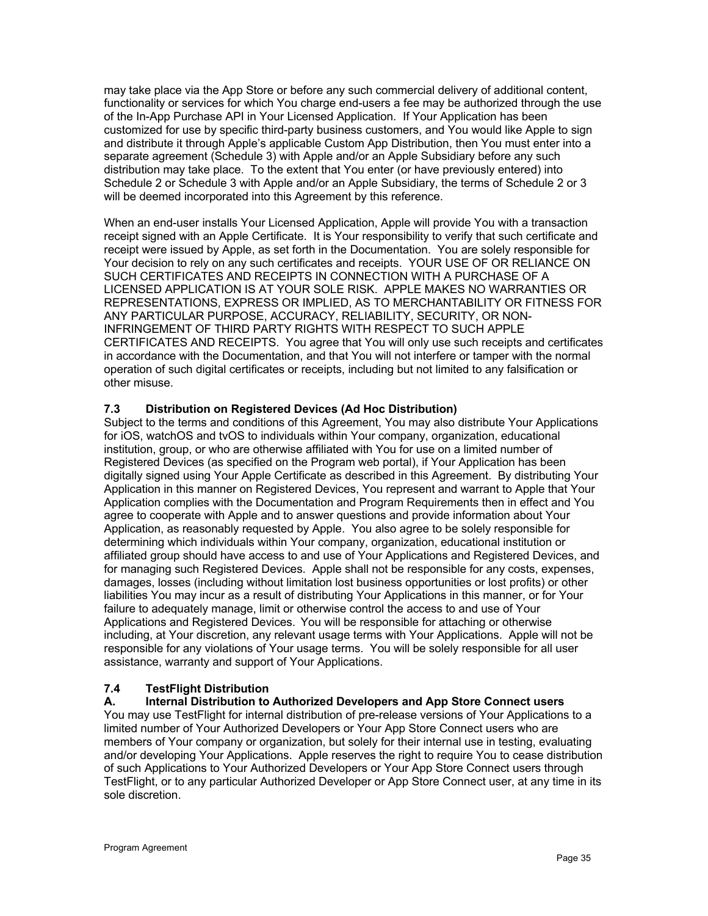may take place via the App Store or before any such commercial delivery of additional content, functionality or services for which You charge end-users a fee may be authorized through the use of the In-App Purchase API in Your Licensed Application. If Your Application has been customized for use by specific third-party business customers, and You would like Apple to sign and distribute it through Apple's applicable Custom App Distribution, then You must enter into a separate agreement (Schedule 3) with Apple and/or an Apple Subsidiary before any such distribution may take place. To the extent that You enter (or have previously entered) into Schedule 2 or Schedule 3 with Apple and/or an Apple Subsidiary, the terms of Schedule 2 or 3 will be deemed incorporated into this Agreement by this reference.

When an end-user installs Your Licensed Application, Apple will provide You with a transaction receipt signed with an Apple Certificate. It is Your responsibility to verify that such certificate and receipt were issued by Apple, as set forth in the Documentation. You are solely responsible for Your decision to rely on any such certificates and receipts. YOUR USE OF OR RELIANCE ON SUCH CERTIFICATES AND RECEIPTS IN CONNECTION WITH A PURCHASE OF A LICENSED APPLICATION IS AT YOUR SOLE RISK. APPLE MAKES NO WARRANTIES OR REPRESENTATIONS, EXPRESS OR IMPLIED, AS TO MERCHANTABILITY OR FITNESS FOR ANY PARTICULAR PURPOSE, ACCURACY, RELIABILITY, SECURITY, OR NON-INFRINGEMENT OF THIRD PARTY RIGHTS WITH RESPECT TO SUCH APPLE CERTIFICATES AND RECEIPTS. You agree that You will only use such receipts and certificates in accordance with the Documentation, and that You will not interfere or tamper with the normal operation of such digital certificates or receipts, including but not limited to any falsification or other misuse.

### 7.3 Distribution on Registered Devices (Ad Hoc Distribution)

Subject to the terms and conditions of this Agreement, You may also distribute Your Applications for iOS, watchOS and tvOS to individuals within Your company, organization, educational institution, group, or who are otherwise affiliated with You for use on a limited number of Registered Devices (as specified on the Program web portal), if Your Application has been digitally signed using Your Apple Certificate as described in this Agreement. By distributing Your Application in this manner on Registered Devices, You represent and warrant to Apple that Your Application complies with the Documentation and Program Requirements then in effect and You agree to cooperate with Apple and to answer questions and provide information about Your Application, as reasonably requested by Apple. You also agree to be solely responsible for determining which individuals within Your company, organization, educational institution or affiliated group should have access to and use of Your Applications and Registered Devices, and for managing such Registered Devices. Apple shall not be responsible for any costs, expenses, damages, losses (including without limitation lost business opportunities or lost profits) or other liabilities You may incur as a result of distributing Your Applications in this manner, or for Your failure to adequately manage, limit or otherwise control the access to and use of Your Applications and Registered Devices. You will be responsible for attaching or otherwise including, at Your discretion, any relevant usage terms with Your Applications. Apple will not be responsible for any violations of Your usage terms. You will be solely responsible for all user assistance, warranty and support of Your Applications.

### 7.4 TestFlight Distribution

#### A. Internal Distribution to Authorized Developers and App Store Connect users

You may use TestFlight for internal distribution of pre-release versions of Your Applications to a limited number of Your Authorized Developers or Your App Store Connect users who are members of Your company or organization, but solely for their internal use in testing, evaluating and/or developing Your Applications. Apple reserves the right to require You to cease distribution of such Applications to Your Authorized Developers or Your App Store Connect users through TestFlight, or to any particular Authorized Developer or App Store Connect user, at any time in its sole discretion.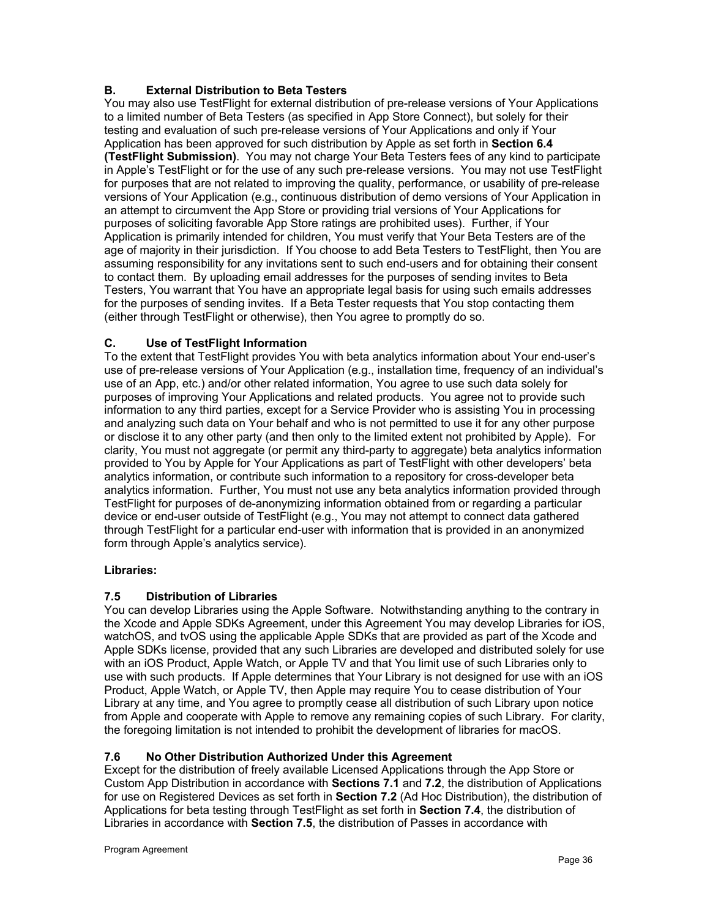### B. External Distribution to Beta Testers

You may also use TestFlight for external distribution of pre-release versions of Your Applications to a limited number of Beta Testers (as specified in App Store Connect), but solely for their testing and evaluation of such pre-release versions of Your Applications and only if Your Application has been approved for such distribution by Apple as set forth in **Section 6.4 (TestFlight Submission)**. You may not charge Your Beta Testers fees of any kind to participate in Apple's TestFlight or for the use of any such pre-release versions. You may not use TestFlight for purposes that are not related to improving the quality, performance, or usability of pre-release versions of Your Application (e.g., continuous distribution of demo versions of Your Application in an attempt to circumvent the App Store or providing trial versions of Your Applications for purposes of soliciting favorable App Store ratings are prohibited uses). Further, if Your Application is primarily intended for children, You must verify that Your Beta Testers are of the age of majority in their jurisdiction. If You choose to add Beta Testers to TestFlight, then You are assuming responsibility for any invitations sent to such end-users and for obtaining their consent to contact them. By uploading email addresses for the purposes of sending invites to Beta Testers, You warrant that You have an appropriate legal basis for using such emails addresses for the purposes of sending invites. If a Beta Tester requests that You stop contacting them (either through TestFlight or otherwise), then You agree to promptly do so.

### C. Use of TestFlight Information

To the extent that TestFlight provides You with beta analytics information about Your end-user's use of pre-release versions of Your Application (e.g., installation time, frequency of an individual's use of an App, etc.) and/or other related information, You agree to use such data solely for purposes of improving Your Applications and related products. You agree not to provide such information to any third parties, except for a Service Provider who is assisting You in processing and analyzing such data on Your behalf and who is not permitted to use it for any other purpose or disclose it to any other party (and then only to the limited extent not prohibited by Apple). For clarity, You must not aggregate (or permit any third-party to aggregate) beta analytics information provided to You by Apple for Your Applications as part of TestFlight with other developers' beta analytics information, or contribute such information to a repository for cross-developer beta analytics information. Further, You must not use any beta analytics information provided through TestFlight for purposes of de-anonymizing information obtained from or regarding a particular device or end-user outside of TestFlight (e.g., You may not attempt to connect data gathered through TestFlight for a particular end-user with information that is provided in an anonymized form through Apple's analytics service).

**Libraries:**

### 7.5 Distribution of Libraries

You can develop Libraries using the Apple Software. Notwithstanding anything to the contrary in the Xcode and Apple SDKs Agreement, under this Agreement You may develop Libraries for iOS, watchOS, and tvOS using the applicable Apple SDKs that are provided as part of the Xcode and Apple SDKs license, provided that any such Libraries are developed and distributed solely for use with an iOS Product, Apple Watch, or Apple TV and that You limit use of such Libraries only to use with such products. If Apple determines that Your Library is not designed for use with an iOS Product, Apple Watch, or Apple TV, then Apple may require You to cease distribution of Your Library at any time, and You agree to promptly cease all distribution of such Library upon notice from Apple and cooperate with Apple to remove any remaining copies of such Library. For clarity, the foregoing limitation is not intended to prohibit the development of libraries for macOS.

### 7.6 No Other Distribution Authorized Under this Agreement

Except for the distribution of freely available Licensed Applications through the App Store or Custom App Distribution in accordance with **Sections 7.1** and **7.2**, the distribution of Applications for use on Registered Devices as set forth in **Section 7.2** (Ad Hoc Distribution), the distribution of Applications for beta testing through TestFlight as set forth in **Section 7.4**, the distribution of Libraries in accordance with **Section 7.5**, the distribution of Passes in accordance with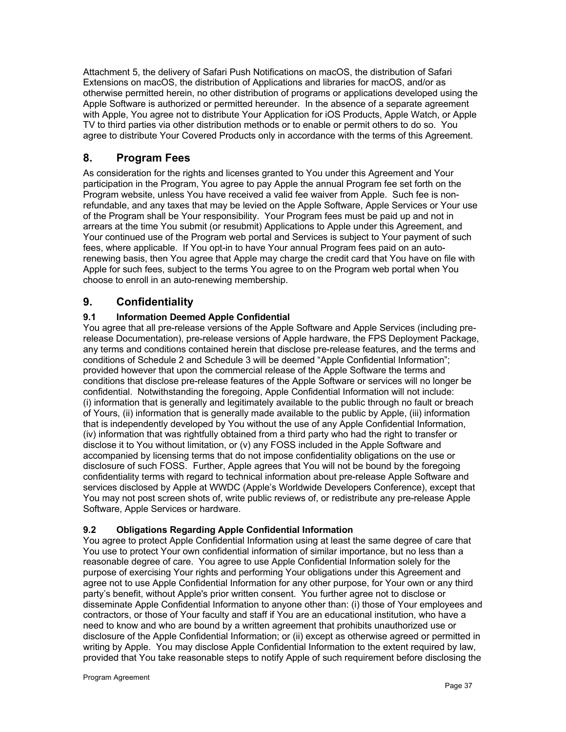Attachment 5, the delivery of Safari Push Notifications on macOS, the distribution of Safari Extensions on macOS, the distribution of Applications and libraries for macOS, and/or as otherwise permitted herein, no other distribution of programs or applications developed using the Apple Software is authorized or permitted hereunder. In the absence of a separate agreement with Apple, You agree not to distribute Your Application for iOS Products, Apple Watch, or Apple TV to third parties via other distribution methods or to enable or permit others to do so. You agree to distribute Your Covered Products only in accordance with the terms of this Agreement.

## 8. Program Fees

As consideration for the rights and licenses granted to You under this Agreement and Your participation in the Program, You agree to pay Apple the annual Program fee set forth on the Program website, unless You have received a valid fee waiver from Apple. Such fee is non-refundable, and any taxes that may be levied on the Apple Software, Apple Services or Your use of the Program shall be Your responsibility. Your Program fees must be paid up and not in arrears at the time You submit (or resubmit) Applications to Apple under this Agreement, and Your continued use of the Program web portal and Services is subject to Your payment of such fees, where applicable. If You opt-in to have Your annual Program fees paid on an auto-renewing basis, then You agree that Apple may charge the credit card that You have on file with Apple for such fees, subject to the terms You agree to on the Program web portal when You choose to enroll in an auto-renewing membership.

## 9. Confidentiality

### 9.1 Information Deemed Apple Confidential

You agree that all pre-release versions of the Apple Software and Apple Services (including pre-release Documentation), pre-release versions of Apple hardware, the FPS Deployment Package, any terms and conditions contained herein that disclose pre-release features, and the terms and conditions of Schedule 2 and Schedule 3 will be deemed "Apple Confidential Information"; provided however that upon the commercial release of the Apple Software the terms and conditions that disclose pre-release features of the Apple Software or services will no longer be confidential. Notwithstanding the foregoing, Apple Confidential Information will not include: (i) information that is generally and legitimately available to the public through no fault or breach of Yours, (ii) information that is generally made available to the public by Apple, (iii) information that is independently developed by You without the use of any Apple Confidential Information, (iv) information that was rightfully obtained from a third party who had the right to transfer or disclose it to You without limitation, or (v) any FOSS included in the Apple Software and accompanied by licensing terms that do not impose confidentiality obligations on the use or disclosure of such FOSS. Further, Apple agrees that You will not be bound by the foregoing confidentiality terms with regard to technical information about pre-release Apple Software and services disclosed by Apple at WWDC (Apple's Worldwide Developers Conference), except that You may not post screen shots of, write public reviews of, or redistribute any pre-release Apple Software, Apple Services or hardware.

### 9.2 Obligations Regarding Apple Confidential Information

You agree to protect Apple Confidential Information using at least the same degree of care that You use to protect Your own confidential information of similar importance, but no less than a reasonable degree of care. You agree to use Apple Confidential Information solely for the purpose of exercising Your rights and performing Your obligations under this Agreement and agree not to use Apple Confidential Information for any other purpose, for Your own or any third party's benefit, without Apple's prior written consent. You further agree not to disclose or disseminate Apple Confidential Information to anyone other than: (i) those of Your employees and contractors, or those of Your faculty and staff if You are an educational institution, who have a need to know and who are bound by a written agreement that prohibits unauthorized use or disclosure of the Apple Confidential Information; or (ii) except as otherwise agreed or permitted in writing by Apple. You may disclose Apple Confidential Information to the extent required by law, provided that You take reasonable steps to notify Apple of such requirement before disclosing the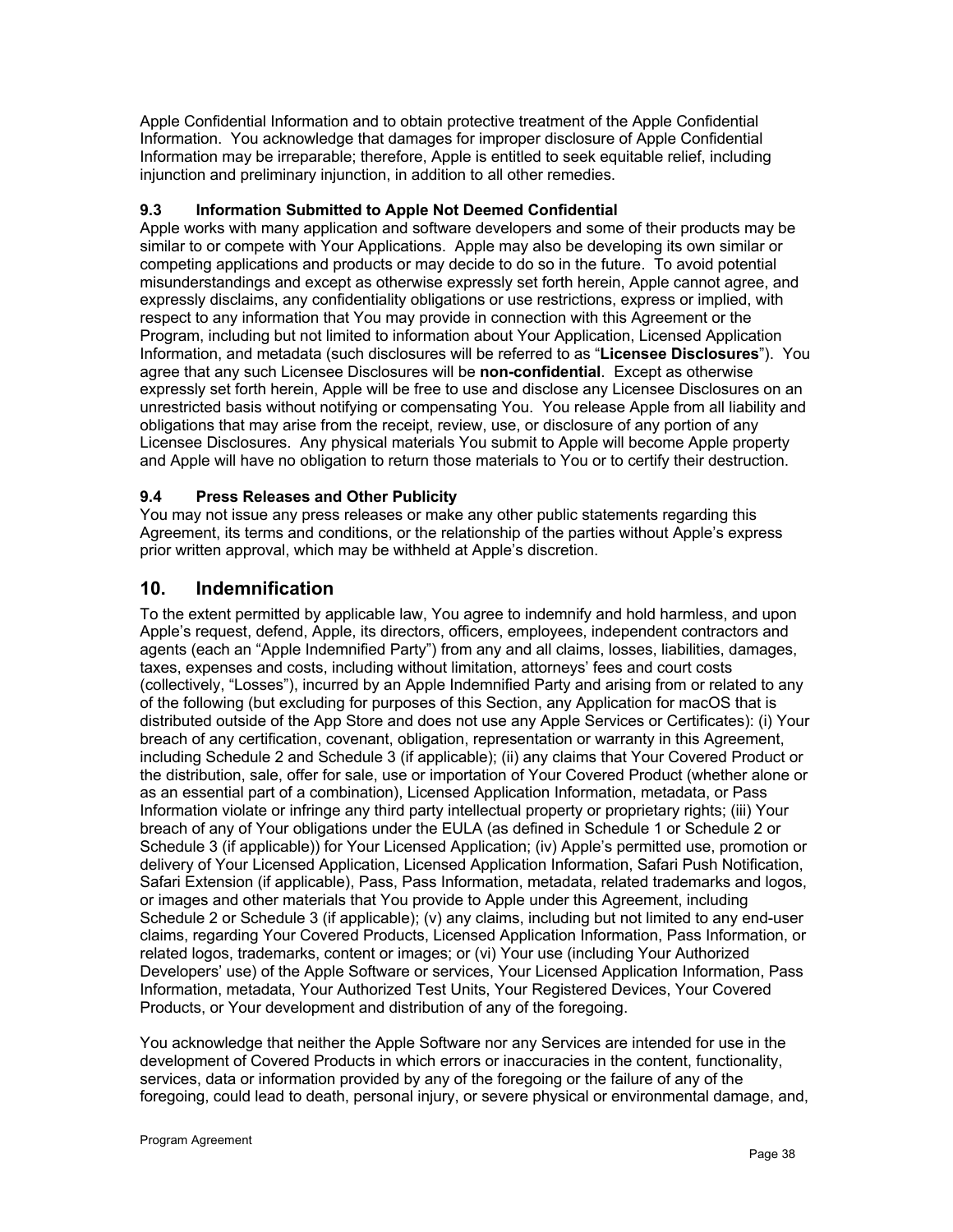Apple Confidential Information and to obtain protective treatment of the Apple Confidential Information. You acknowledge that damages for improper disclosure of Apple Confidential Information may be irreparable; therefore, Apple is entitled to seek equitable relief, including injunction and preliminary injunction, in addition to all other remedies.

### 9.3 Information Submitted to Apple Not Deemed Confidential

Apple works with many application and software developers and some of their products may be similar to or compete with Your Applications. Apple may also be developing its own similar or competing applications and products or may decide to do so in the future. To avoid potential misunderstandings and except as otherwise expressly set forth herein, Apple cannot agree, and expressly disclaims, any confidentiality obligations or use restrictions, express or implied, with respect to any information that You may provide in connection with this Agreement or the Program, including but not limited to information about Your Application, Licensed Application Information, and metadata (such disclosures will be referred to as "**Licensee Disclosures**"). You agree that any such Licensee Disclosures will be **non-confidential**. Except as otherwise expressly set forth herein, Apple will be free to use and disclose any Licensee Disclosures on an unrestricted basis without notifying or compensating You. You release Apple from all liability and obligations that may arise from the receipt, review, use, or disclosure of any portion of any Licensee Disclosures. Any physical materials You submit to Apple will become Apple property and Apple will have no obligation to return those materials to You or to certify their destruction.

### 9.4 Press Releases and Other Publicity

You may not issue any press releases or make any other public statements regarding this Agreement, its terms and conditions, or the relationship of the parties without Apple's express prior written approval, which may be withheld at Apple's discretion.

## 10. Indemnification

To the extent permitted by applicable law, You agree to indemnify and hold harmless, and upon Apple's request, defend, Apple, its directors, officers, employees, independent contractors and agents (each an "Apple Indemnified Party") from any and all claims, losses, liabilities, damages, taxes, expenses and costs, including without limitation, attorneys' fees and court costs (collectively, "Losses"), incurred by an Apple Indemnified Party and arising from or related to any of the following (but excluding for purposes of this Section, any Application for macOS that is distributed outside of the App Store and does not use any Apple Services or Certificates): (i) Your breach of any certification, covenant, obligation, representation or warranty in this Agreement, including Schedule 2 and Schedule 3 (if applicable); (ii) any claims that Your Covered Product or the distribution, sale, offer for sale, use or importation of Your Covered Product (whether alone or as an essential part of a combination), Licensed Application Information, metadata, or Pass Information violate or infringe any third party intellectual property or proprietary rights; (iii) Your breach of any of Your obligations under the EULA (as defined in Schedule 1 or Schedule 2 or Schedule 3 (if applicable)) for Your Licensed Application; (iv) Apple's permitted use, promotion or delivery of Your Licensed Application, Licensed Application Information, Safari Push Notification, Safari Extension (if applicable), Pass, Pass Information, metadata, related trademarks and logos, or images and other materials that You provide to Apple under this Agreement, including Schedule 2 or Schedule 3 (if applicable); (v) any claims, including but not limited to any end-user claims, regarding Your Covered Products, Licensed Application Information, Pass Information, or related logos, trademarks, content or images; or (vi) Your use (including Your Authorized Developers' use) of the Apple Software or services, Your Licensed Application Information, Pass Information, metadata, Your Authorized Test Units, Your Registered Devices, Your Covered Products, or Your development and distribution of any of the foregoing.

You acknowledge that neither the Apple Software nor any Services are intended for use in the development of Covered Products in which errors or inaccuracies in the content, functionality, services, data or information provided by any of the foregoing or the failure of any of the foregoing, could lead to death, personal injury, or severe physical or environmental damage, and,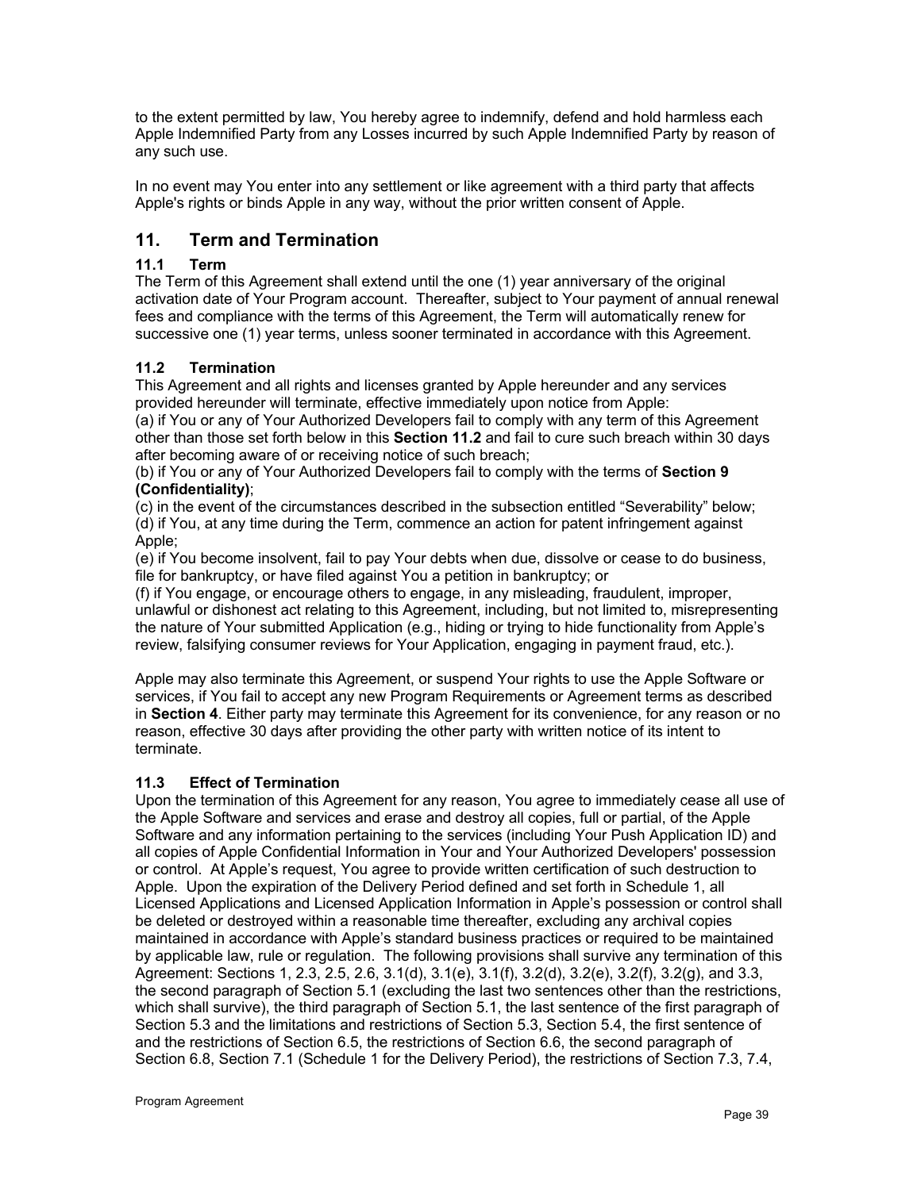to the extent permitted by law, You hereby agree to indemnify, defend and hold harmless each Apple Indemnified Party from any Losses incurred by such Apple Indemnified Party by reason of any such use.

In no event may You enter into any settlement or like agreement with a third party that affects Apple's rights or binds Apple in any way, without the prior written consent of Apple.

## 11. Term and Termination

### 11.1 Term

The Term of this Agreement shall extend until the one (1) year anniversary of the original activation date of Your Program account. Thereafter, subject to Your payment of annual renewal fees and compliance with the terms of this Agreement, the Term will automatically renew for successive one (1) year terms, unless sooner terminated in accordance with this Agreement.

### 11.2 Termination

This Agreement and all rights and licenses granted by Apple hereunder and any services provided hereunder will terminate, effective immediately upon notice from Apple:
(a) if You or any of Your Authorized Developers fail to comply with any term of this Agreement other than those set forth below in this **Section 11.2** and fail to cure such breach within 30 days after becoming aware of or receiving notice of such breach;
(b) if You or any of Your Authorized Developers fail to comply with the terms of **Section 9 (Confidentiality)**;
(c) in the event of the circumstances described in the subsection entitled "Severability" below;
(d) if You, at any time during the Term, commence an action for patent infringement against Apple;
(e) if You become insolvent, fail to pay Your debts when due, dissolve or cease to do business, file for bankruptcy, or have filed against You a petition in bankruptcy; or
(f) if You engage, or encourage others to engage, in any misleading, fraudulent, improper, unlawful or dishonest act relating to this Agreement, including, but not limited to, misrepresenting the nature of Your submitted Application (e.g., hiding or trying to hide functionality from Apple's review, falsifying consumer reviews for Your Application, engaging in payment fraud, etc.).

Apple may also terminate this Agreement, or suspend Your rights to use the Apple Software or services, if You fail to accept any new Program Requirements or Agreement terms as described in **Section 4**. Either party may terminate this Agreement for its convenience, for any reason or no reason, effective 30 days after providing the other party with written notice of its intent to terminate.

### 11.3 Effect of Termination

Upon the termination of this Agreement for any reason, You agree to immediately cease all use of the Apple Software and services and erase and destroy all copies, full or partial, of the Apple Software and any information pertaining to the services (including Your Push Application ID) and all copies of Apple Confidential Information in Your and Your Authorized Developers' possession or control. At Apple's request, You agree to provide written certification of such destruction to Apple. Upon the expiration of the Delivery Period defined and set forth in Schedule 1, all Licensed Applications and Licensed Application Information in Apple's possession or control shall be deleted or destroyed within a reasonable time thereafter, excluding any archival copies maintained in accordance with Apple's standard business practices or required to be maintained by applicable law, rule or regulation. The following provisions shall survive any termination of this Agreement: Sections 1, 2.3, 2.5, 2.6, 3.1(d), 3.1(e), 3.1(f), 3.2(d), 3.2(e), 3.2(f), 3.2(g), and 3.3, the second paragraph of Section 5.1 (excluding the last two sentences other than the restrictions, which shall survive), the third paragraph of Section 5.1, the last sentence of the first paragraph of Section 5.3 and the limitations and restrictions of Section 5.3, Section 5.4, the first sentence of and the restrictions of Section 6.5, the restrictions of Section 6.6, the second paragraph of Section 6.8, Section 7.1 (Schedule 1 for the Delivery Period), the restrictions of Section 7.3, 7.4,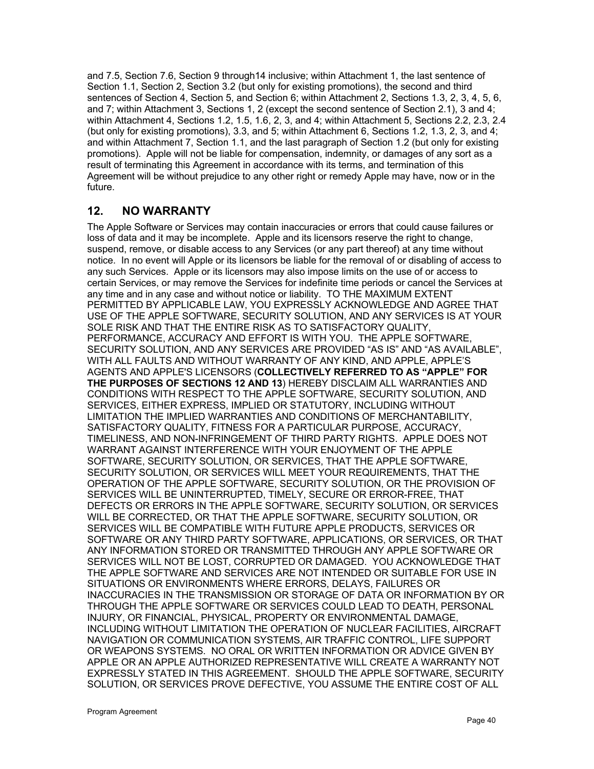and 7.5, Section 7.6, Section 9 through14 inclusive; within Attachment 1, the last sentence of Section 1.1, Section 2, Section 3.2 (but only for existing promotions), the second and third sentences of Section 4, Section 5, and Section 6; within Attachment 2, Sections 1.3, 2, 3, 4, 5, 6, and 7; within Attachment 3, Sections 1, 2 (except the second sentence of Section 2.1), 3 and 4; within Attachment 4, Sections 1.2, 1.5, 1.6, 2, 3, and 4; within Attachment 5, Sections 2.2, 2.3, 2.4 (but only for existing promotions), 3.3, and 5; within Attachment 6, Sections 1.2, 1.3, 2, 3, and 4; and within Attachment 7, Section 1.1, and the last paragraph of Section 1.2 (but only for existing promotions). Apple will not be liable for compensation, indemnity, or damages of any sort as a result of terminating this Agreement in accordance with its terms, and termination of this Agreement will be without prejudice to any other right or remedy Apple may have, now or in the future.

## 12. NO WARRANTY

The Apple Software or Services may contain inaccuracies or errors that could cause failures or loss of data and it may be incomplete. Apple and its licensors reserve the right to change, suspend, remove, or disable access to any Services (or any part thereof) at any time without notice. In no event will Apple or its licensors be liable for the removal of or disabling of access to any such Services. Apple or its licensors may also impose limits on the use of or access to certain Services, or may remove the Services for indefinite time periods or cancel the Services at any time and in any case and without notice or liability. TO THE MAXIMUM EXTENT PERMITTED BY APPLICABLE LAW, YOU EXPRESSLY ACKNOWLEDGE AND AGREE THAT USE OF THE APPLE SOFTWARE, SECURITY SOLUTION, AND ANY SERVICES IS AT YOUR SOLE RISK AND THAT THE ENTIRE RISK AS TO SATISFACTORY QUALITY, PERFORMANCE, ACCURACY AND EFFORT IS WITH YOU. THE APPLE SOFTWARE, SECURITY SOLUTION, AND ANY SERVICES ARE PROVIDED "AS IS" AND "AS AVAILABLE", WITH ALL FAULTS AND WITHOUT WARRANTY OF ANY KIND, AND APPLE, APPLE'S AGENTS AND APPLE'S LICENSORS (**COLLECTIVELY REFERRED TO AS "APPLE" FOR THE PURPOSES OF SECTIONS 12 AND 13**) HEREBY DISCLAIM ALL WARRANTIES AND CONDITIONS WITH RESPECT TO THE APPLE SOFTWARE, SECURITY SOLUTION, AND SERVICES, EITHER EXPRESS, IMPLIED OR STATUTORY, INCLUDING WITHOUT LIMITATION THE IMPLIED WARRANTIES AND CONDITIONS OF MERCHANTABILITY, SATISFACTORY QUALITY, FITNESS FOR A PARTICULAR PURPOSE, ACCURACY, TIMELINESS, AND NON-INFRINGEMENT OF THIRD PARTY RIGHTS. APPLE DOES NOT WARRANT AGAINST INTERFERENCE WITH YOUR ENJOYMENT OF THE APPLE SOFTWARE, SECURITY SOLUTION, OR SERVICES, THAT THE APPLE SOFTWARE, SECURITY SOLUTION, OR SERVICES WILL MEET YOUR REQUIREMENTS, THAT THE OPERATION OF THE APPLE SOFTWARE, SECURITY SOLUTION, OR THE PROVISION OF SERVICES WILL BE UNINTERRUPTED, TIMELY, SECURE OR ERROR-FREE, THAT DEFECTS OR ERRORS IN THE APPLE SOFTWARE, SECURITY SOLUTION, OR SERVICES WILL BE CORRECTED, OR THAT THE APPLE SOFTWARE, SECURITY SOLUTION, OR SERVICES WILL BE COMPATIBLE WITH FUTURE APPLE PRODUCTS, SERVICES OR SOFTWARE OR ANY THIRD PARTY SOFTWARE, APPLICATIONS, OR SERVICES, OR THAT ANY INFORMATION STORED OR TRANSMITTED THROUGH ANY APPLE SOFTWARE OR SERVICES WILL NOT BE LOST, CORRUPTED OR DAMAGED. YOU ACKNOWLEDGE THAT THE APPLE SOFTWARE AND SERVICES ARE NOT INTENDED OR SUITABLE FOR USE IN SITUATIONS OR ENVIRONMENTS WHERE ERRORS, DELAYS, FAILURES OR INACCURACIES IN THE TRANSMISSION OR STORAGE OF DATA OR INFORMATION BY OR THROUGH THE APPLE SOFTWARE OR SERVICES COULD LEAD TO DEATH, PERSONAL INJURY, OR FINANCIAL, PHYSICAL, PROPERTY OR ENVIRONMENTAL DAMAGE, INCLUDING WITHOUT LIMITATION THE OPERATION OF NUCLEAR FACILITIES, AIRCRAFT NAVIGATION OR COMMUNICATION SYSTEMS, AIR TRAFFIC CONTROL, LIFE SUPPORT OR WEAPONS SYSTEMS. NO ORAL OR WRITTEN INFORMATION OR ADVICE GIVEN BY APPLE OR AN APPLE AUTHORIZED REPRESENTATIVE WILL CREATE A WARRANTY NOT EXPRESSLY STATED IN THIS AGREEMENT. SHOULD THE APPLE SOFTWARE, SECURITY SOLUTION, OR SERVICES PROVE DEFECTIVE, YOU ASSUME THE ENTIRE COST OF ALL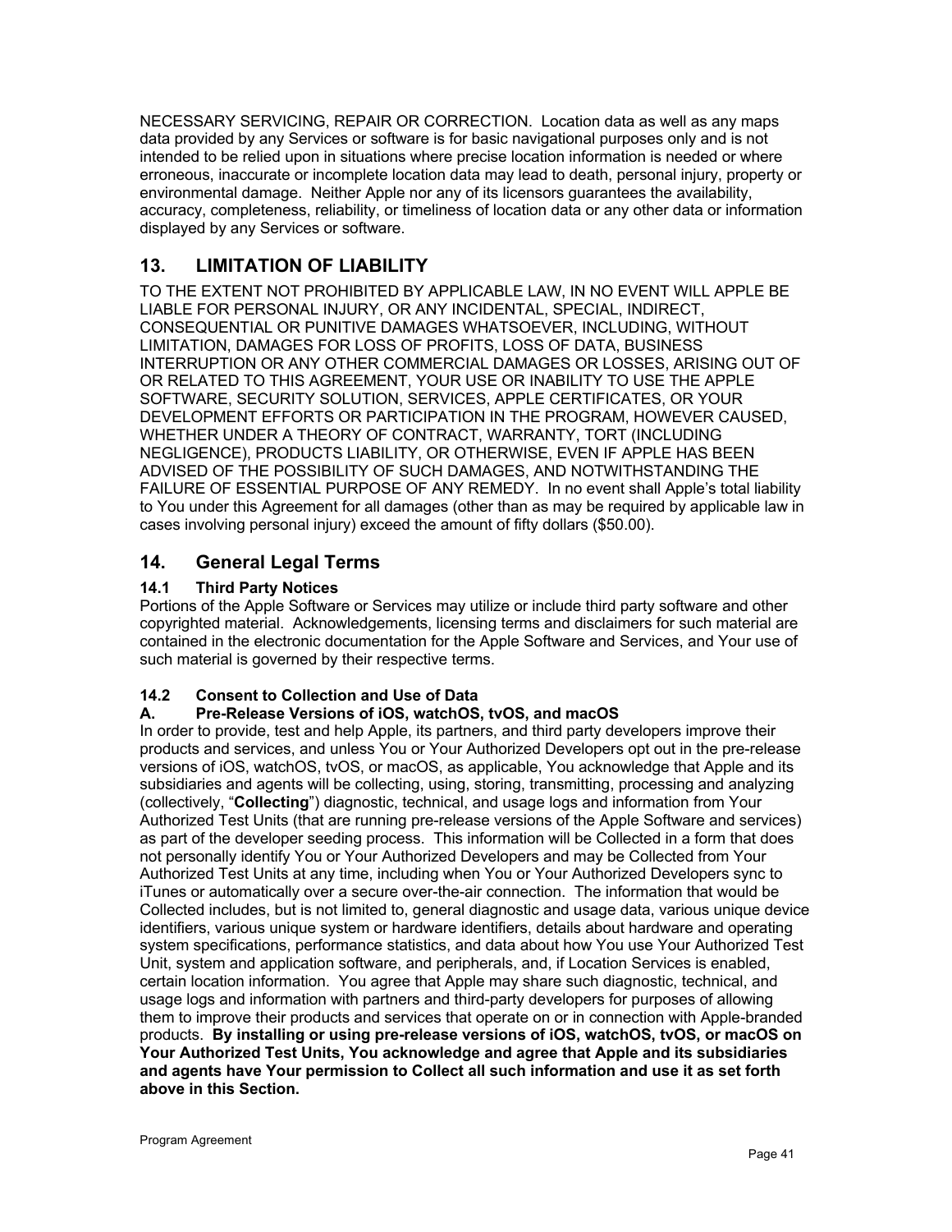NECESSARY SERVICING, REPAIR OR CORRECTION. Location data as well as any maps data provided by any Services or software is for basic navigational purposes only and is not intended to be relied upon in situations where precise location information is needed or where erroneous, inaccurate or incomplete location data may lead to death, personal injury, property or environmental damage. Neither Apple nor any of its licensors guarantees the availability, accuracy, completeness, reliability, or timeliness of location data or any other data or information displayed by any Services or software.

## 13. LIMITATION OF LIABILITY

TO THE EXTENT NOT PROHIBITED BY APPLICABLE LAW, IN NO EVENT WILL APPLE BE LIABLE FOR PERSONAL INJURY, OR ANY INCIDENTAL, SPECIAL, INDIRECT, CONSEQUENTIAL OR PUNITIVE DAMAGES WHATSOEVER, INCLUDING, WITHOUT LIMITATION, DAMAGES FOR LOSS OF PROFITS, LOSS OF DATA, BUSINESS INTERRUPTION OR ANY OTHER COMMERCIAL DAMAGES OR LOSSES, ARISING OUT OF OR RELATED TO THIS AGREEMENT, YOUR USE OR INABILITY TO USE THE APPLE SOFTWARE, SECURITY SOLUTION, SERVICES, APPLE CERTIFICATES, OR YOUR DEVELOPMENT EFFORTS OR PARTICIPATION IN THE PROGRAM, HOWEVER CAUSED, WHETHER UNDER A THEORY OF CONTRACT, WARRANTY, TORT (INCLUDING NEGLIGENCE), PRODUCTS LIABILITY, OR OTHERWISE, EVEN IF APPLE HAS BEEN ADVISED OF THE POSSIBILITY OF SUCH DAMAGES, AND NOTWITHSTANDING THE FAILURE OF ESSENTIAL PURPOSE OF ANY REMEDY. In no event shall Apple's total liability to You under this Agreement for all damages (other than as may be required by applicable law in cases involving personal injury) exceed the amount of fifty dollars ($50.00).

## 14. General Legal Terms

### 14.1 Third Party Notices

Portions of the Apple Software or Services may utilize or include third party software and other copyrighted material. Acknowledgements, licensing terms and disclaimers for such material are contained in the electronic documentation for the Apple Software and Services, and Your use of such material is governed by their respective terms.

### 14.2 Consent to Collection and Use of Data

#### A. Pre-Release Versions of iOS, watchOS, tvOS, and macOS

In order to provide, test and help Apple, its partners, and third party developers improve their products and services, and unless You or Your Authorized Developers opt out in the pre-release versions of iOS, watchOS, tvOS, or macOS, as applicable, You acknowledge that Apple and its subsidiaries and agents will be collecting, using, storing, transmitting, processing and analyzing (collectively, "**Collecting**") diagnostic, technical, and usage logs and information from Your Authorized Test Units (that are running pre-release versions of the Apple Software and services) as part of the developer seeding process. This information will be Collected in a form that does not personally identify You or Your Authorized Developers and may be Collected from Your Authorized Test Units at any time, including when You or Your Authorized Developers sync to iTunes or automatically over a secure over-the-air connection. The information that would be Collected includes, but is not limited to, general diagnostic and usage data, various unique device identifiers, various unique system or hardware identifiers, details about hardware and operating system specifications, performance statistics, and data about how You use Your Authorized Test Unit, system and application software, and peripherals, and, if Location Services is enabled, certain location information. You agree that Apple may share such diagnostic, technical, and usage logs and information with partners and third-party developers for purposes of allowing them to improve their products and services that operate on or in connection with Apple-branded products. **By installing or using pre-release versions of iOS, watchOS, tvOS, or macOS on Your Authorized Test Units, You acknowledge and agree that Apple and its subsidiaries and agents have Your permission to Collect all such information and use it as set forth above in this Section.**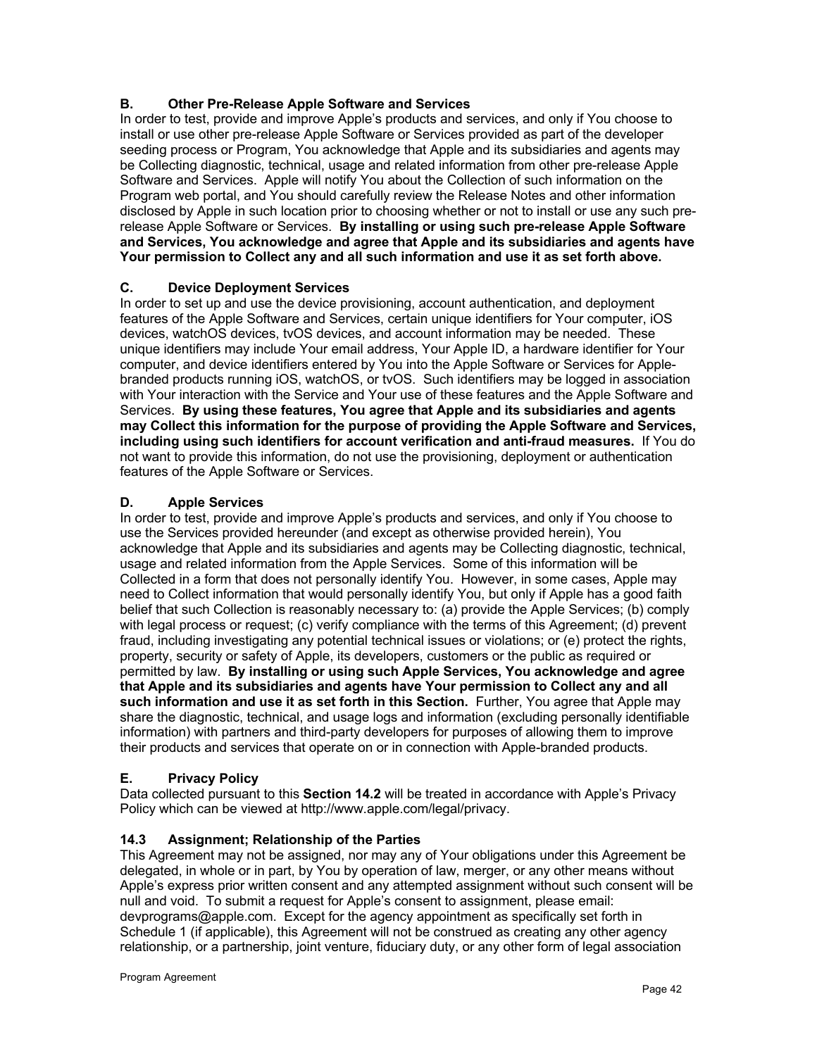### B. Other Pre-Release Apple Software and Services

In order to test, provide and improve Apple's products and services, and only if You choose to install or use other pre-release Apple Software or Services provided as part of the developer seeding process or Program, You acknowledge that Apple and its subsidiaries and agents may be Collecting diagnostic, technical, usage and related information from other pre-release Apple Software and Services. Apple will notify You about the Collection of such information on the Program web portal, and You should carefully review the Release Notes and other information disclosed by Apple in such location prior to choosing whether or not to install or use any such pre-release Apple Software or Services. **By installing or using such pre-release Apple Software and Services, You acknowledge and agree that Apple and its subsidiaries and agents have Your permission to Collect any and all such information and use it as set forth above.**

### C. Device Deployment Services

In order to set up and use the device provisioning, account authentication, and deployment features of the Apple Software and Services, certain unique identifiers for Your computer, iOS devices, watchOS devices, tvOS devices, and account information may be needed. These unique identifiers may include Your email address, Your Apple ID, a hardware identifier for Your computer, and device identifiers entered by You into the Apple Software or Services for Apple-branded products running iOS, watchOS, or tvOS. Such identifiers may be logged in association with Your interaction with the Service and Your use of these features and the Apple Software and Services. **By using these features, You agree that Apple and its subsidiaries and agents may Collect this information for the purpose of providing the Apple Software and Services, including using such identifiers for account verification and anti-fraud measures.** If You do not want to provide this information, do not use the provisioning, deployment or authentication features of the Apple Software or Services.

### D. Apple Services

In order to test, provide and improve Apple's products and services, and only if You choose to use the Services provided hereunder (and except as otherwise provided herein), You acknowledge that Apple and its subsidiaries and agents may be Collecting diagnostic, technical, usage and related information from the Apple Services. Some of this information will be Collected in a form that does not personally identify You. However, in some cases, Apple may need to Collect information that would personally identify You, but only if Apple has a good faith belief that such Collection is reasonably necessary to: (a) provide the Apple Services; (b) comply with legal process or request; (c) verify compliance with the terms of this Agreement; (d) prevent fraud, including investigating any potential technical issues or violations; or (e) protect the rights, property, security or safety of Apple, its developers, customers or the public as required or permitted by law. **By installing or using such Apple Services, You acknowledge and agree that Apple and its subsidiaries and agents have Your permission to Collect any and all such information and use it as set forth in this Section.** Further, You agree that Apple may share the diagnostic, technical, and usage logs and information (excluding personally identifiable information) with partners and third-party developers for purposes of allowing them to improve their products and services that operate on or in connection with Apple-branded products.

### E. Privacy Policy

Data collected pursuant to this **Section 14.2** will be treated in accordance with Apple's Privacy Policy which can be viewed at http://www.apple.com/legal/privacy.

### 14.3 Assignment; Relationship of the Parties

This Agreement may not be assigned, nor may any of Your obligations under this Agreement be delegated, in whole or in part, by You by operation of law, merger, or any other means without Apple's express prior written consent and any attempted assignment without such consent will be null and void. To submit a request for Apple's consent to assignment, please email: devprograms@apple.com. Except for the agency appointment as specifically set forth in Schedule 1 (if applicable), this Agreement will not be construed as creating any other agency relationship, or a partnership, joint venture, fiduciary duty, or any other form of legal association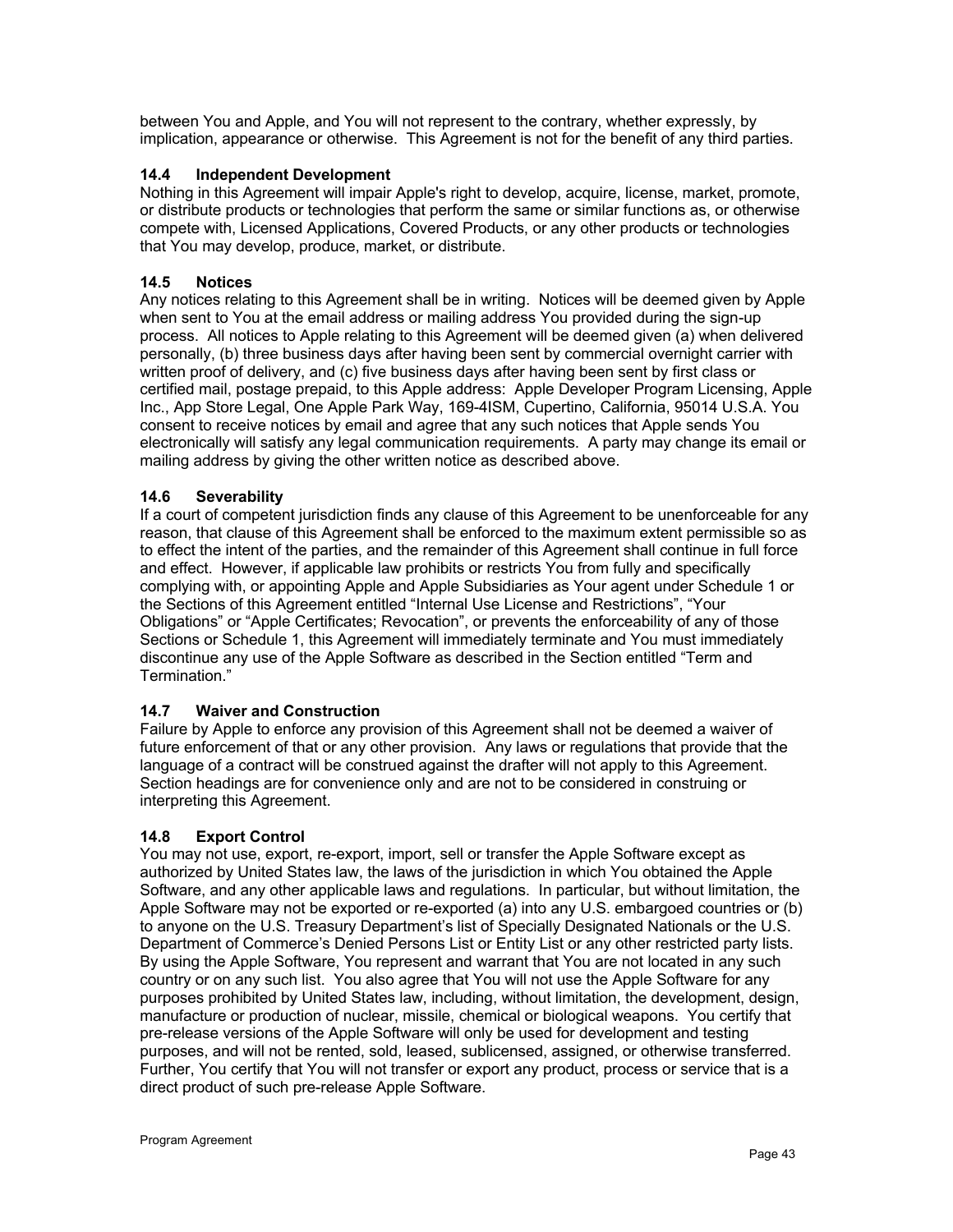between You and Apple, and You will not represent to the contrary, whether expressly, by implication, appearance or otherwise. This Agreement is not for the benefit of any third parties.

### 14.4 Independent Development

Nothing in this Agreement will impair Apple's right to develop, acquire, license, market, promote, or distribute products or technologies that perform the same or similar functions as, or otherwise compete with, Licensed Applications, Covered Products, or any other products or technologies that You may develop, produce, market, or distribute.

### 14.5 Notices

Any notices relating to this Agreement shall be in writing. Notices will be deemed given by Apple when sent to You at the email address or mailing address You provided during the sign-up process. All notices to Apple relating to this Agreement will be deemed given (a) when delivered personally, (b) three business days after having been sent by commercial overnight carrier with written proof of delivery, and (c) five business days after having been sent by first class or certified mail, postage prepaid, to this Apple address: Apple Developer Program Licensing, Apple Inc., App Store Legal, One Apple Park Way, 169-4ISM, Cupertino, California, 95014 U.S.A. You consent to receive notices by email and agree that any such notices that Apple sends You electronically will satisfy any legal communication requirements. A party may change its email or mailing address by giving the other written notice as described above.

### 14.6 Severability

If a court of competent jurisdiction finds any clause of this Agreement to be unenforceable for any reason, that clause of this Agreement shall be enforced to the maximum extent permissible so as to effect the intent of the parties, and the remainder of this Agreement shall continue in full force and effect. However, if applicable law prohibits or restricts You from fully and specifically complying with, or appointing Apple and Apple Subsidiaries as Your agent under Schedule 1 or the Sections of this Agreement entitled "Internal Use License and Restrictions", "Your Obligations" or "Apple Certificates; Revocation", or prevents the enforceability of any of those Sections or Schedule 1, this Agreement will immediately terminate and You must immediately discontinue any use of the Apple Software as described in the Section entitled "Term and Termination."

### 14.7 Waiver and Construction

Failure by Apple to enforce any provision of this Agreement shall not be deemed a waiver of future enforcement of that or any other provision. Any laws or regulations that provide that the language of a contract will be construed against the drafter will not apply to this Agreement. Section headings are for convenience only and are not to be considered in construing or interpreting this Agreement.

### 14.8 Export Control

You may not use, export, re-export, import, sell or transfer the Apple Software except as authorized by United States law, the laws of the jurisdiction in which You obtained the Apple Software, and any other applicable laws and regulations. In particular, but without limitation, the Apple Software may not be exported or re-exported (a) into any U.S. embargoed countries or (b) to anyone on the U.S. Treasury Department's list of Specially Designated Nationals or the U.S. Department of Commerce's Denied Persons List or Entity List or any other restricted party lists. By using the Apple Software, You represent and warrant that You are not located in any such country or on any such list. You also agree that You will not use the Apple Software for any purposes prohibited by United States law, including, without limitation, the development, design, manufacture or production of nuclear, missile, chemical or biological weapons. You certify that pre-release versions of the Apple Software will only be used for development and testing purposes, and will not be rented, sold, leased, sublicensed, assigned, or otherwise transferred. Further, You certify that You will not transfer or export any product, process or service that is a direct product of such pre-release Apple Software.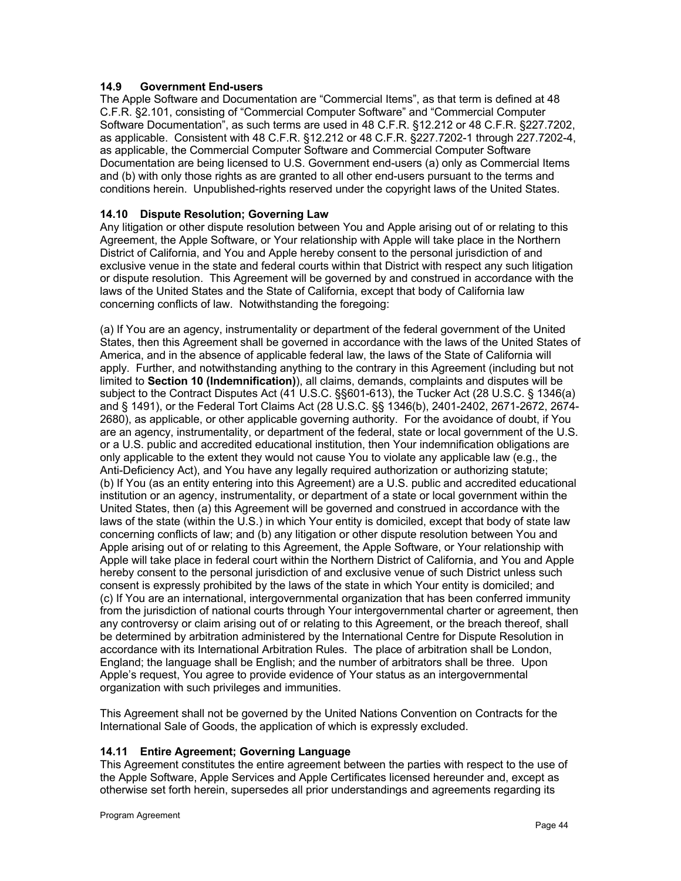**14.9 Government End-users**

The Apple Software and Documentation are “Commercial Items”, as that term is defined at 48 C.F.R. §2.101, consisting of “Commercial Computer Software” and “Commercial Computer Software Documentation”, as such terms are used in 48 C.F.R. §12.212 or 48 C.F.R. §227.7202, as applicable. Consistent with 48 C.F.R. §12.212 or 48 C.F.R. §227.7202-1 through 227.7202-4, as applicable, the Commercial Computer Software and Commercial Computer Software Documentation are being licensed to U.S. Government end-users (a) only as Commercial Items and (b) with only those rights as are granted to all other end-users pursuant to the terms and conditions herein. Unpublished-rights reserved under the copyright laws of the United States.

**14.10 Dispute Resolution; Governing Law**

Any litigation or other dispute resolution between You and Apple arising out of or relating to this Agreement, the Apple Software, or Your relationship with Apple will take place in the Northern District of California, and You and Apple hereby consent to the personal jurisdiction of and exclusive venue in the state and federal courts within that District with respect any such litigation or dispute resolution. This Agreement will be governed by and construed in accordance with the laws of the United States and the State of California, except that body of California law concerning conflicts of law. Notwithstanding the foregoing:

(a) If You are an agency, instrumentality or department of the federal government of the United States, then this Agreement shall be governed in accordance with the laws of the United States of America, and in the absence of applicable federal law, the laws of the State of California will apply. Further, and notwithstanding anything to the contrary in this Agreement (including but not limited to **Section 10 (Indemnification)**), all claims, demands, complaints and disputes will be subject to the Contract Disputes Act (41 U.S.C. §§601-613), the Tucker Act (28 U.S.C. § 1346(a) and § 1491), or the Federal Tort Claims Act (28 U.S.C. §§ 1346(b), 2401-2402, 2671-2672, 2674-2680), as applicable, or other applicable governing authority. For the avoidance of doubt, if You are an agency, instrumentality, or department of the federal, state or local government of the U.S. or a U.S. public and accredited educational institution, then Your indemnification obligations are only applicable to the extent they would not cause You to violate any applicable law (e.g., the Anti-Deficiency Act), and You have any legally required authorization or authorizing statute;
(b) If You (as an entity entering into this Agreement) are a U.S. public and accredited educational institution or an agency, instrumentality, or department of a state or local government within the United States, then (a) this Agreement will be governed and construed in accordance with the laws of the state (within the U.S.) in which Your entity is domiciled, except that body of state law concerning conflicts of law; and (b) any litigation or other dispute resolution between You and Apple arising out of or relating to this Agreement, the Apple Software, or Your relationship with Apple will take place in federal court within the Northern District of California, and You and Apple hereby consent to the personal jurisdiction of and exclusive venue of such District unless such consent is expressly prohibited by the laws of the state in which Your entity is domiciled; and
(c) If You are an international, intergovernmental organization that has been conferred immunity from the jurisdiction of national courts through Your intergovernmental charter or agreement, then any controversy or claim arising out of or relating to this Agreement, or the breach thereof, shall be determined by arbitration administered by the International Centre for Dispute Resolution in accordance with its International Arbitration Rules. The place of arbitration shall be London, England; the language shall be English; and the number of arbitrators shall be three. Upon Apple’s request, You agree to provide evidence of Your status as an intergovernmental organization with such privileges and immunities.

This Agreement shall not be governed by the United Nations Convention on Contracts for the International Sale of Goods, the application of which is expressly excluded.

**14.11 Entire Agreement; Governing Language**

This Agreement constitutes the entire agreement between the parties with respect to the use of the Apple Software, Apple Services and Apple Certificates licensed hereunder and, except as otherwise set forth herein, supersedes all prior understandings and agreements regarding its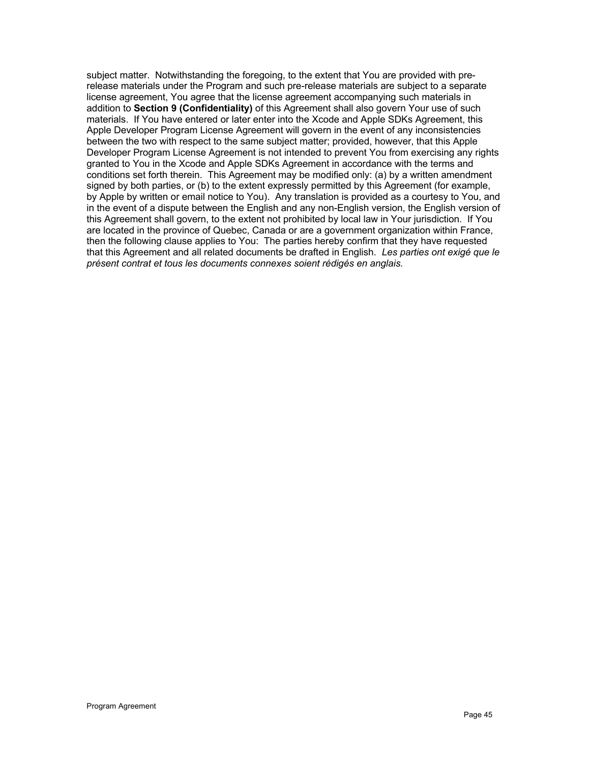subject matter. Notwithstanding the foregoing, to the extent that You are provided with pre-release materials under the Program and such pre-release materials are subject to a separate license agreement, You agree that the license agreement accompanying such materials in addition to **Section 9 (Confidentiality)** of this Agreement shall also govern Your use of such materials. If You have entered or later enter into the Xcode and Apple SDKs Agreement, this Apple Developer Program License Agreement will govern in the event of any inconsistencies between the two with respect to the same subject matter; provided, however, that this Apple Developer Program License Agreement is not intended to prevent You from exercising any rights granted to You in the Xcode and Apple SDKs Agreement in accordance with the terms and conditions set forth therein. This Agreement may be modified only: (a) by a written amendment signed by both parties, or (b) to the extent expressly permitted by this Agreement (for example, by Apple by written or email notice to You). Any translation is provided as a courtesy to You, and in the event of a dispute between the English and any non-English version, the English version of this Agreement shall govern, to the extent not prohibited by local law in Your jurisdiction. If You are located in the province of Quebec, Canada or are a government organization within France, then the following clause applies to You: The parties hereby confirm that they have requested that this Agreement and all related documents be drafted in English. *Les parties ont exigé que le présent contrat et tous les documents connexes soient rédigés en anglais.*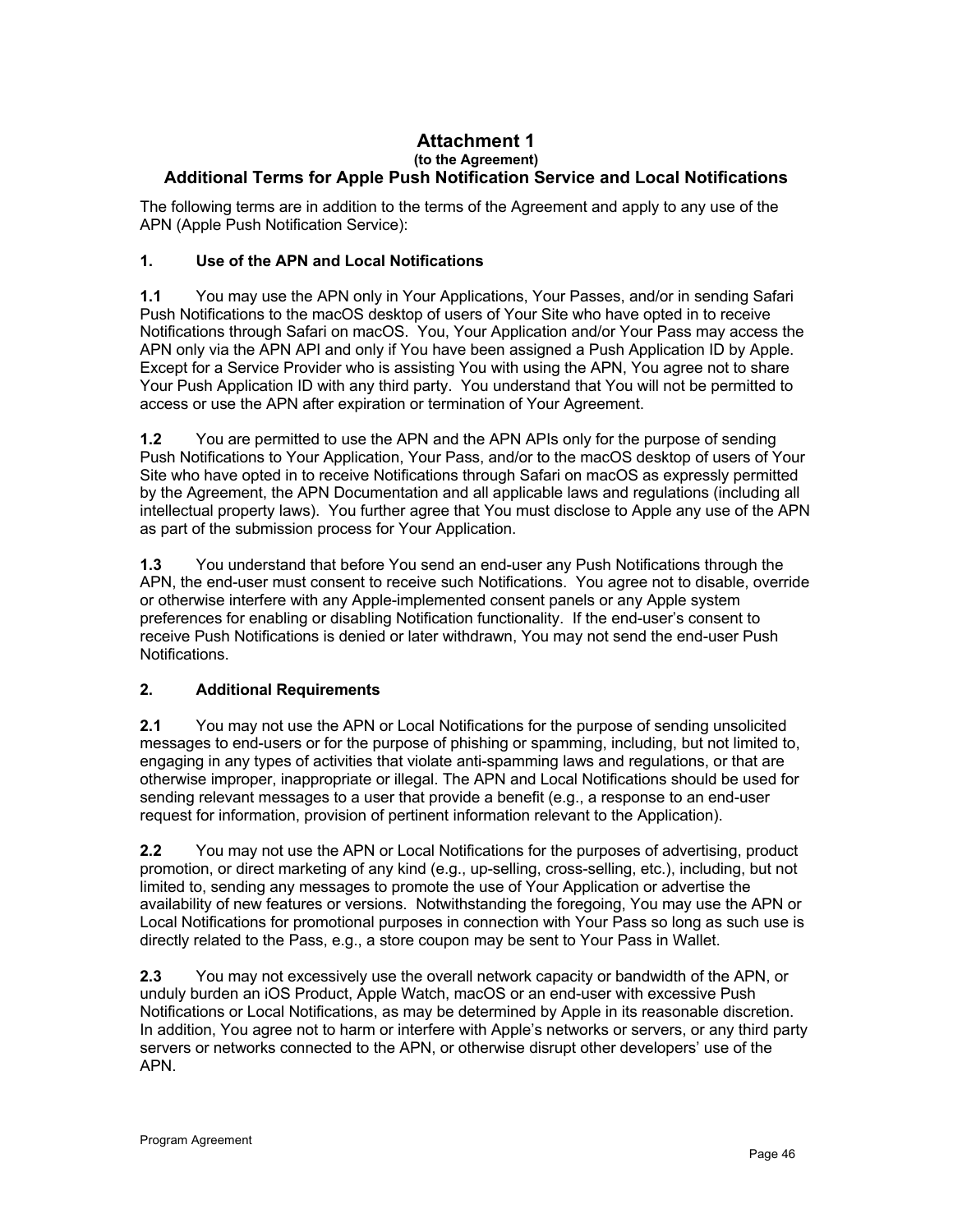# Attachment 1

**(to the Agreement)**

## Additional Terms for Apple Push Notification Service and Local Notifications

The following terms are in addition to the terms of the Agreement and apply to any use of the APN (Apple Push Notification Service):

### 1. Use of the APN and Local Notifications

**1.1** You may use the APN only in Your Applications, Your Passes, and/or in sending Safari Push Notifications to the macOS desktop of users of Your Site who have opted in to receive Notifications through Safari on macOS. You, Your Application and/or Your Pass may access the APN only via the APN API and only if You have been assigned a Push Application ID by Apple. Except for a Service Provider who is assisting You with using the APN, You agree not to share Your Push Application ID with any third party. You understand that You will not be permitted to access or use the APN after expiration or termination of Your Agreement.

**1.2** You are permitted to use the APN and the APN APIs only for the purpose of sending Push Notifications to Your Application, Your Pass, and/or to the macOS desktop of users of Your Site who have opted in to receive Notifications through Safari on macOS as expressly permitted by the Agreement, the APN Documentation and all applicable laws and regulations (including all intellectual property laws). You further agree that You must disclose to Apple any use of the APN as part of the submission process for Your Application.

**1.3** You understand that before You send an end-user any Push Notifications through the APN, the end-user must consent to receive such Notifications. You agree not to disable, override or otherwise interfere with any Apple-implemented consent panels or any Apple system preferences for enabling or disabling Notification functionality. If the end-user's consent to receive Push Notifications is denied or later withdrawn, You may not send the end-user Push Notifications.

### 2. Additional Requirements

**2.1** You may not use the APN or Local Notifications for the purpose of sending unsolicited messages to end-users or for the purpose of phishing or spamming, including, but not limited to, engaging in any types of activities that violate anti-spamming laws and regulations, or that are otherwise improper, inappropriate or illegal. The APN and Local Notifications should be used for sending relevant messages to a user that provide a benefit (e.g., a response to an end-user request for information, provision of pertinent information relevant to the Application).

**2.2** You may not use the APN or Local Notifications for the purposes of advertising, product promotion, or direct marketing of any kind (e.g., up-selling, cross-selling, etc.), including, but not limited to, sending any messages to promote the use of Your Application or advertise the availability of new features or versions. Notwithstanding the foregoing, You may use the APN or Local Notifications for promotional purposes in connection with Your Pass so long as such use is directly related to the Pass, e.g., a store coupon may be sent to Your Pass in Wallet.

**2.3** You may not excessively use the overall network capacity or bandwidth of the APN, or unduly burden an iOS Product, Apple Watch, macOS or an end-user with excessive Push Notifications or Local Notifications, as may be determined by Apple in its reasonable discretion. In addition, You agree not to harm or interfere with Apple's networks or servers, or any third party servers or networks connected to the APN, or otherwise disrupt other developers' use of the APN.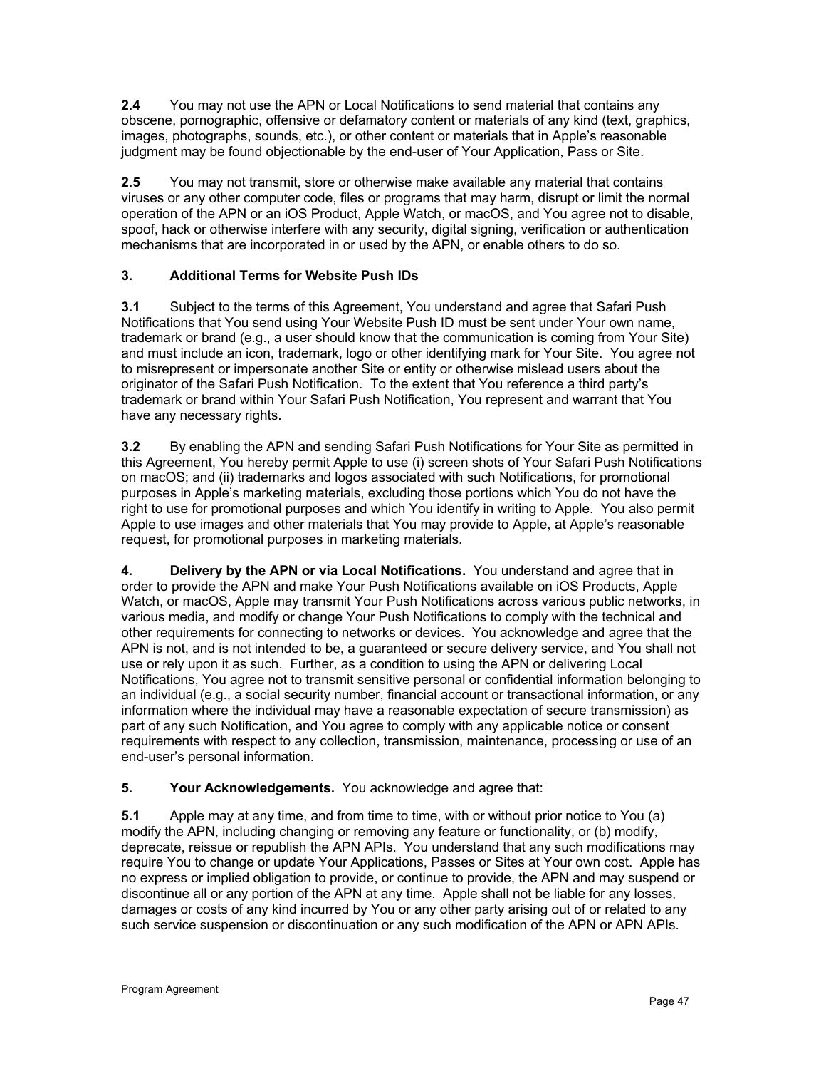**2.4** You may not use the APN or Local Notifications to send material that contains any obscene, pornographic, offensive or defamatory content or materials of any kind (text, graphics, images, photographs, sounds, etc.), or other content or materials that in Apple's reasonable judgment may be found objectionable by the end-user of Your Application, Pass or Site.

**2.5** You may not transmit, store or otherwise make available any material that contains viruses or any other computer code, files or programs that may harm, disrupt or limit the normal operation of the APN or an iOS Product, Apple Watch, or macOS, and You agree not to disable, spoof, hack or otherwise interfere with any security, digital signing, verification or authentication mechanisms that are incorporated in or used by the APN, or enable others to do so.

**3. Additional Terms for Website Push IDs**

**3.1** Subject to the terms of this Agreement, You understand and agree that Safari Push Notifications that You send using Your Website Push ID must be sent under Your own name, trademark or brand (e.g., a user should know that the communication is coming from Your Site) and must include an icon, trademark, logo or other identifying mark for Your Site. You agree not to misrepresent or impersonate another Site or entity or otherwise mislead users about the originator of the Safari Push Notification. To the extent that You reference a third party's trademark or brand within Your Safari Push Notification, You represent and warrant that You have any necessary rights.

**3.2** By enabling the APN and sending Safari Push Notifications for Your Site as permitted in this Agreement, You hereby permit Apple to use (i) screen shots of Your Safari Push Notifications on macOS; and (ii) trademarks and logos associated with such Notifications, for promotional purposes in Apple's marketing materials, excluding those portions which You do not have the right to use for promotional purposes and which You identify in writing to Apple. You also permit Apple to use images and other materials that You may provide to Apple, at Apple's reasonable request, for promotional purposes in marketing materials.

**4. Delivery by the APN or via Local Notifications.** You understand and agree that in order to provide the APN and make Your Push Notifications available on iOS Products, Apple Watch, or macOS, Apple may transmit Your Push Notifications across various public networks, in various media, and modify or change Your Push Notifications to comply with the technical and other requirements for connecting to networks or devices. You acknowledge and agree that the APN is not, and is not intended to be, a guaranteed or secure delivery service, and You shall not use or rely upon it as such. Further, as a condition to using the APN or delivering Local Notifications, You agree not to transmit sensitive personal or confidential information belonging to an individual (e.g., a social security number, financial account or transactional information, or any information where the individual may have a reasonable expectation of secure transmission) as part of any such Notification, and You agree to comply with any applicable notice or consent requirements with respect to any collection, transmission, maintenance, processing or use of an end-user's personal information.

**5. Your Acknowledgements.** You acknowledge and agree that:

**5.1** Apple may at any time, and from time to time, with or without prior notice to You (a) modify the APN, including changing or removing any feature or functionality, or (b) modify, deprecate, reissue or republish the APN APIs. You understand that any such modifications may require You to change or update Your Applications, Passes or Sites at Your own cost. Apple has no express or implied obligation to provide, or continue to provide, the APN and may suspend or discontinue all or any portion of the APN at any time. Apple shall not be liable for any losses, damages or costs of any kind incurred by You or any other party arising out of or related to any such service suspension or discontinuation or any such modification of the APN or APN APIs.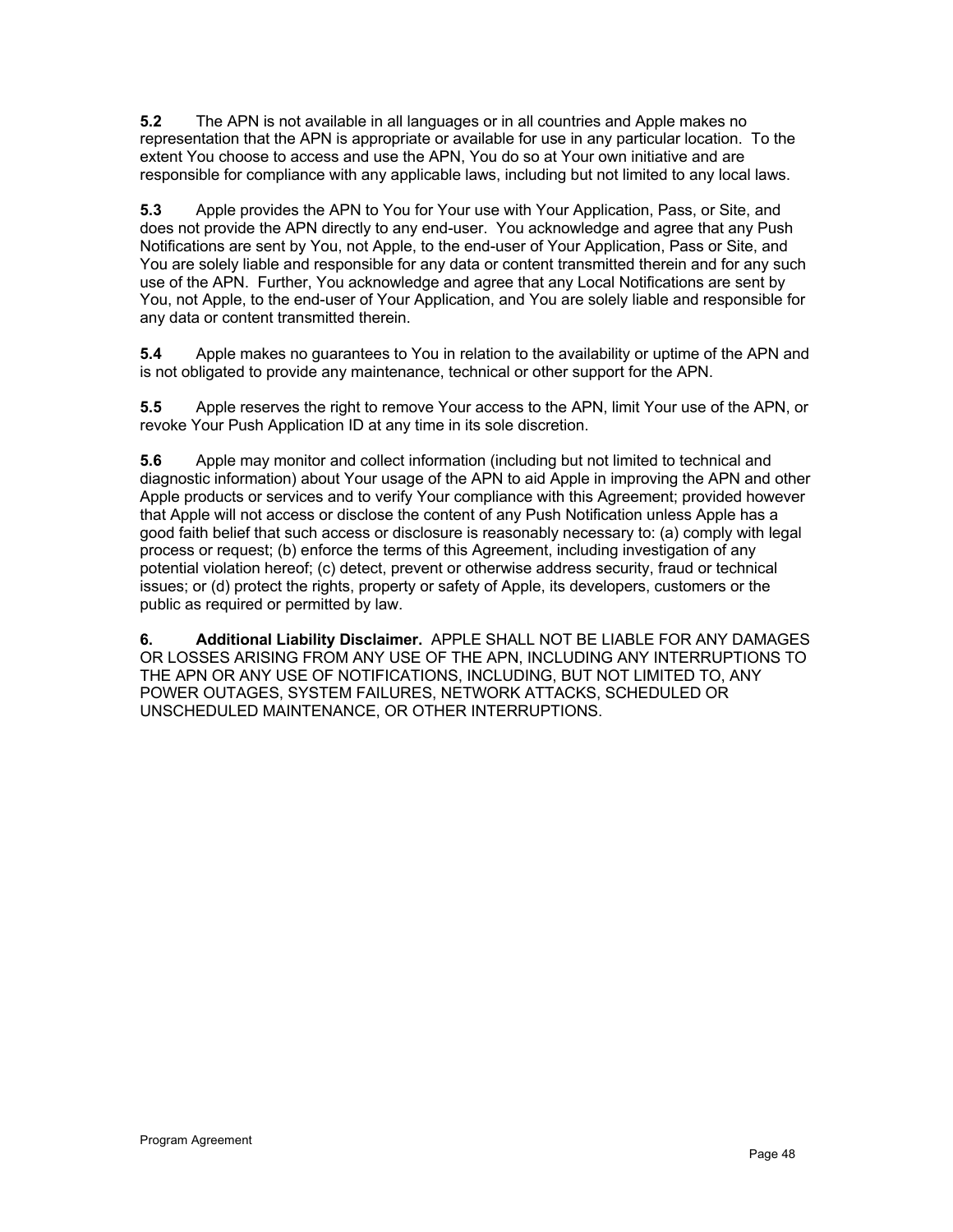**5.2** The APN is not available in all languages or in all countries and Apple makes no representation that the APN is appropriate or available for use in any particular location. To the extent You choose to access and use the APN, You do so at Your own initiative and are responsible for compliance with any applicable laws, including but not limited to any local laws.

**5.3** Apple provides the APN to You for Your use with Your Application, Pass, or Site, and does not provide the APN directly to any end-user. You acknowledge and agree that any Push Notifications are sent by You, not Apple, to the end-user of Your Application, Pass or Site, and You are solely liable and responsible for any data or content transmitted therein and for any such use of the APN. Further, You acknowledge and agree that any Local Notifications are sent by You, not Apple, to the end-user of Your Application, and You are solely liable and responsible for any data or content transmitted therein.

**5.4** Apple makes no guarantees to You in relation to the availability or uptime of the APN and is not obligated to provide any maintenance, technical or other support for the APN.

**5.5** Apple reserves the right to remove Your access to the APN, limit Your use of the APN, or revoke Your Push Application ID at any time in its sole discretion.

**5.6** Apple may monitor and collect information (including but not limited to technical and diagnostic information) about Your usage of the APN to aid Apple in improving the APN and other Apple products or services and to verify Your compliance with this Agreement; provided however that Apple will not access or disclose the content of any Push Notification unless Apple has a good faith belief that such access or disclosure is reasonably necessary to: (a) comply with legal process or request; (b) enforce the terms of this Agreement, including investigation of any potential violation hereof; (c) detect, prevent or otherwise address security, fraud or technical issues; or (d) protect the rights, property or safety of Apple, its developers, customers or the public as required or permitted by law.

**6. Additional Liability Disclaimer.** APPLE SHALL NOT BE LIABLE FOR ANY DAMAGES OR LOSSES ARISING FROM ANY USE OF THE APN, INCLUDING ANY INTERRUPTIONS TO THE APN OR ANY USE OF NOTIFICATIONS, INCLUDING, BUT NOT LIMITED TO, ANY POWER OUTAGES, SYSTEM FAILURES, NETWORK ATTACKS, SCHEDULED OR UNSCHEDULED MAINTENANCE, OR OTHER INTERRUPTIONS.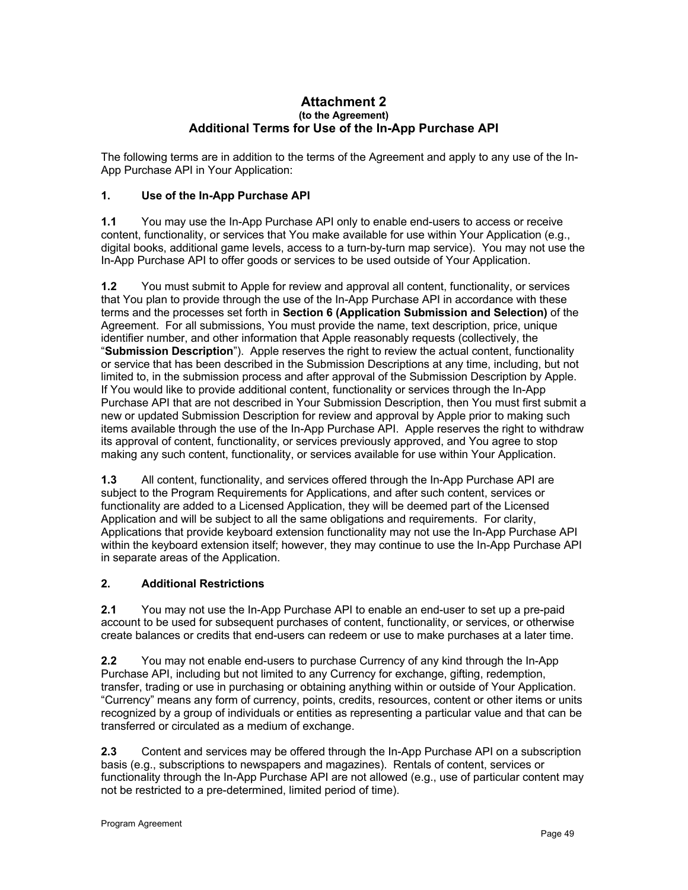# Attachment 2

**(to the Agreement)**

## Additional Terms for Use of the In-App Purchase API

The following terms are in addition to the terms of the Agreement and apply to any use of the In-App Purchase API in Your Application:

### 1. Use of the In-App Purchase API

**1.1** You may use the In-App Purchase API only to enable end-users to access or receive content, functionality, or services that You make available for use within Your Application (e.g., digital books, additional game levels, access to a turn-by-turn map service). You may not use the In-App Purchase API to offer goods or services to be used outside of Your Application.

**1.2** You must submit to Apple for review and approval all content, functionality, or services that You plan to provide through the use of the In-App Purchase API in accordance with these terms and the processes set forth in **Section 6 (Application Submission and Selection)** of the Agreement. For all submissions, You must provide the name, text description, price, unique identifier number, and other information that Apple reasonably requests (collectively, the "**Submission Description**"). Apple reserves the right to review the actual content, functionality or service that has been described in the Submission Descriptions at any time, including, but not limited to, in the submission process and after approval of the Submission Description by Apple. If You would like to provide additional content, functionality or services through the In-App Purchase API that are not described in Your Submission Description, then You must first submit a new or updated Submission Description for review and approval by Apple prior to making such items available through the use of the In-App Purchase API. Apple reserves the right to withdraw its approval of content, functionality, or services previously approved, and You agree to stop making any such content, functionality, or services available for use within Your Application.

**1.3** All content, functionality, and services offered through the In-App Purchase API are subject to the Program Requirements for Applications, and after such content, services or functionality are added to a Licensed Application, they will be deemed part of the Licensed Application and will be subject to all the same obligations and requirements. For clarity, Applications that provide keyboard extension functionality may not use the In-App Purchase API within the keyboard extension itself; however, they may continue to use the In-App Purchase API in separate areas of the Application.

### 2. Additional Restrictions

**2.1** You may not use the In-App Purchase API to enable an end-user to set up a pre-paid account to be used for subsequent purchases of content, functionality, or services, or otherwise create balances or credits that end-users can redeem or use to make purchases at a later time.

**2.2** You may not enable end-users to purchase Currency of any kind through the In-App Purchase API, including but not limited to any Currency for exchange, gifting, redemption, transfer, trading or use in purchasing or obtaining anything within or outside of Your Application. "Currency" means any form of currency, points, credits, resources, content or other items or units recognized by a group of individuals or entities as representing a particular value and that can be transferred or circulated as a medium of exchange.

**2.3** Content and services may be offered through the In-App Purchase API on a subscription basis (e.g., subscriptions to newspapers and magazines). Rentals of content, services or functionality through the In-App Purchase API are not allowed (e.g., use of particular content may not be restricted to a pre-determined, limited period of time).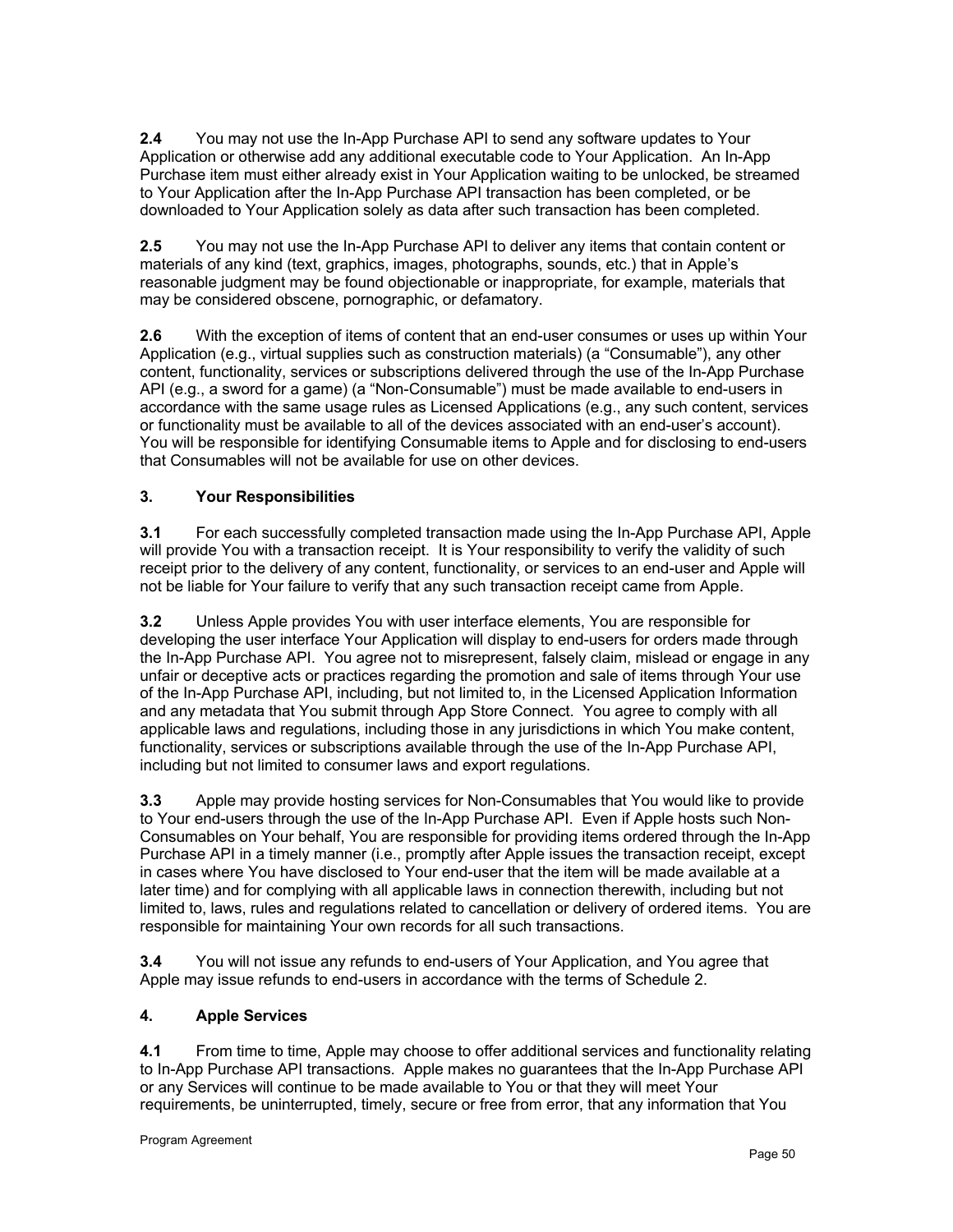**2.4** You may not use the In-App Purchase API to send any software updates to Your Application or otherwise add any additional executable code to Your Application. An In-App Purchase item must either already exist in Your Application waiting to be unlocked, be streamed to Your Application after the In-App Purchase API transaction has been completed, or be downloaded to Your Application solely as data after such transaction has been completed.

**2.5** You may not use the In-App Purchase API to deliver any items that contain content or materials of any kind (text, graphics, images, photographs, sounds, etc.) that in Apple's reasonable judgment may be found objectionable or inappropriate, for example, materials that may be considered obscene, pornographic, or defamatory.

**2.6** With the exception of items of content that an end-user consumes or uses up within Your Application (e.g., virtual supplies such as construction materials) (a "Consumable"), any other content, functionality, services or subscriptions delivered through the use of the In-App Purchase API (e.g., a sword for a game) (a "Non-Consumable") must be made available to end-users in accordance with the same usage rules as Licensed Applications (e.g., any such content, services or functionality must be available to all of the devices associated with an end-user's account). You will be responsible for identifying Consumable items to Apple and for disclosing to end-users that Consumables will not be available for use on other devices.

### 3. Your Responsibilities

**3.1** For each successfully completed transaction made using the In-App Purchase API, Apple will provide You with a transaction receipt. It is Your responsibility to verify the validity of such receipt prior to the delivery of any content, functionality, or services to an end-user and Apple will not be liable for Your failure to verify that any such transaction receipt came from Apple.

**3.2** Unless Apple provides You with user interface elements, You are responsible for developing the user interface Your Application will display to end-users for orders made through the In-App Purchase API. You agree not to misrepresent, falsely claim, mislead or engage in any unfair or deceptive acts or practices regarding the promotion and sale of items through Your use of the In-App Purchase API, including, but not limited to, in the Licensed Application Information and any metadata that You submit through App Store Connect. You agree to comply with all applicable laws and regulations, including those in any jurisdictions in which You make content, functionality, services or subscriptions available through the use of the In-App Purchase API, including but not limited to consumer laws and export regulations.

**3.3** Apple may provide hosting services for Non-Consumables that You would like to provide to Your end-users through the use of the In-App Purchase API. Even if Apple hosts such Non-Consumables on Your behalf, You are responsible for providing items ordered through the In-App Purchase API in a timely manner (i.e., promptly after Apple issues the transaction receipt, except in cases where You have disclosed to Your end-user that the item will be made available at a later time) and for complying with all applicable laws in connection therewith, including but not limited to, laws, rules and regulations related to cancellation or delivery of ordered items. You are responsible for maintaining Your own records for all such transactions.

**3.4** You will not issue any refunds to end-users of Your Application, and You agree that Apple may issue refunds to end-users in accordance with the terms of Schedule 2.

### 4. Apple Services

**4.1** From time to time, Apple may choose to offer additional services and functionality relating to In-App Purchase API transactions. Apple makes no guarantees that the In-App Purchase API or any Services will continue to be made available to You or that they will meet Your requirements, be uninterrupted, timely, secure or free from error, that any information that You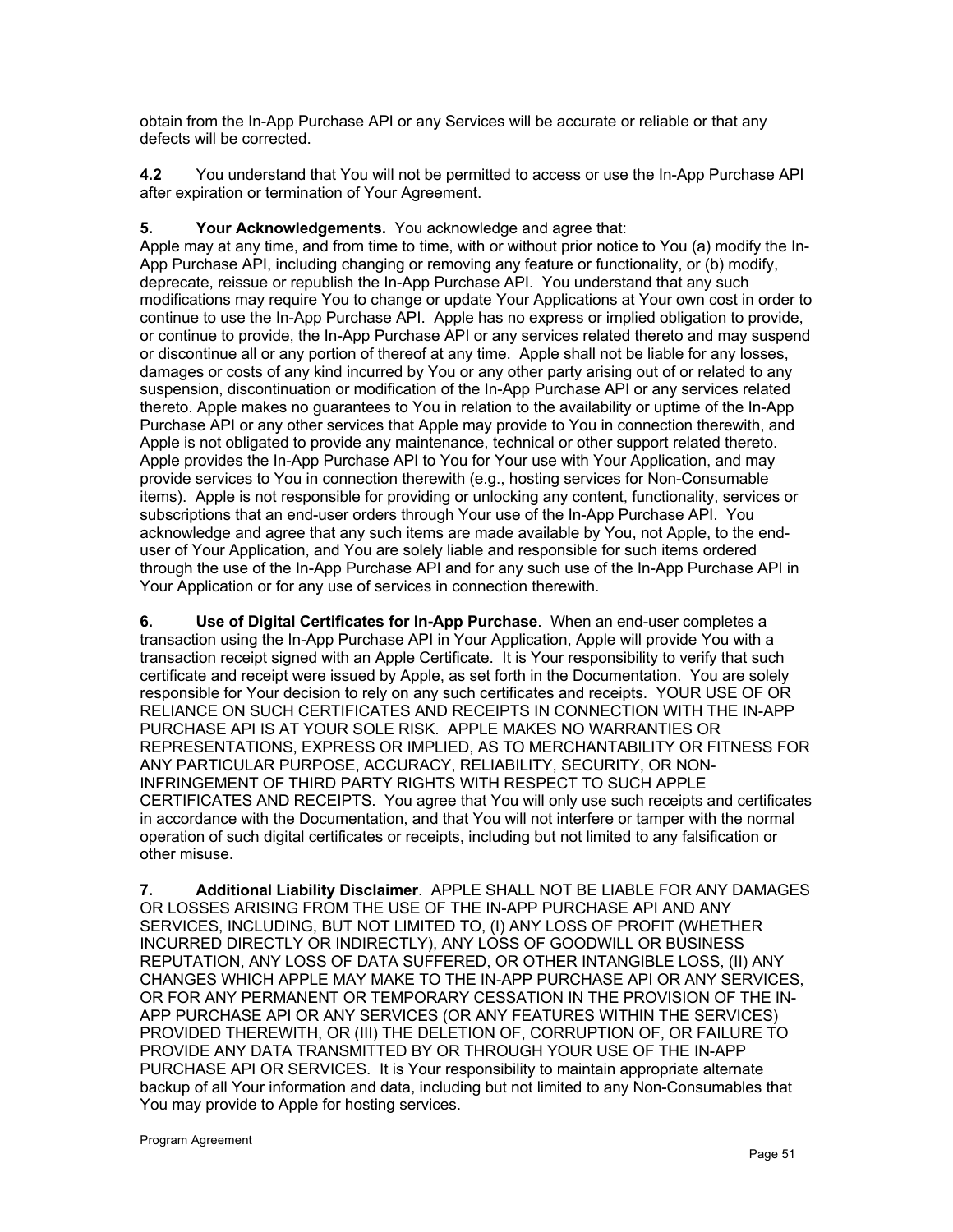obtain from the In-App Purchase API or any Services will be accurate or reliable or that any defects will be corrected.

**4.2** You understand that You will not be permitted to access or use the In-App Purchase API after expiration or termination of Your Agreement.

**5. Your Acknowledgements.** You acknowledge and agree that:
Apple may at any time, and from time to time, with or without prior notice to You (a) modify the In-App Purchase API, including changing or removing any feature or functionality, or (b) modify, deprecate, reissue or republish the In-App Purchase API. You understand that any such modifications may require You to change or update Your Applications at Your own cost in order to continue to use the In-App Purchase API. Apple has no express or implied obligation to provide, or continue to provide, the In-App Purchase API or any services related thereto and may suspend or discontinue all or any portion of thereof at any time. Apple shall not be liable for any losses, damages or costs of any kind incurred by You or any other party arising out of or related to any suspension, discontinuation or modification of the In-App Purchase API or any services related thereto. Apple makes no guarantees to You in relation to the availability or uptime of the In-App Purchase API or any other services that Apple may provide to You in connection therewith, and Apple is not obligated to provide any maintenance, technical or other support related thereto. Apple provides the In-App Purchase API to You for Your use with Your Application, and may provide services to You in connection therewith (e.g., hosting services for Non-Consumable items). Apple is not responsible for providing or unlocking any content, functionality, services or subscriptions that an end-user orders through Your use of the In-App Purchase API. You acknowledge and agree that any such items are made available by You, not Apple, to the end-user of Your Application, and You are solely liable and responsible for such items ordered through the use of the In-App Purchase API and for any such use of the In-App Purchase API in Your Application or for any use of services in connection therewith.

**6. Use of Digital Certificates for In-App Purchase**. When an end-user completes a transaction using the In-App Purchase API in Your Application, Apple will provide You with a transaction receipt signed with an Apple Certificate. It is Your responsibility to verify that such certificate and receipt were issued by Apple, as set forth in the Documentation. You are solely responsible for Your decision to rely on any such certificates and receipts. YOUR USE OF OR RELIANCE ON SUCH CERTIFICATES AND RECEIPTS IN CONNECTION WITH THE IN-APP PURCHASE API IS AT YOUR SOLE RISK. APPLE MAKES NO WARRANTIES OR REPRESENTATIONS, EXPRESS OR IMPLIED, AS TO MERCHANTABILITY OR FITNESS FOR ANY PARTICULAR PURPOSE, ACCURACY, RELIABILITY, SECURITY, OR NON-INFRINGEMENT OF THIRD PARTY RIGHTS WITH RESPECT TO SUCH APPLE CERTIFICATES AND RECEIPTS. You agree that You will only use such receipts and certificates in accordance with the Documentation, and that You will not interfere or tamper with the normal operation of such digital certificates or receipts, including but not limited to any falsification or other misuse.

**7. Additional Liability Disclaimer**. APPLE SHALL NOT BE LIABLE FOR ANY DAMAGES OR LOSSES ARISING FROM THE USE OF THE IN-APP PURCHASE API AND ANY SERVICES, INCLUDING, BUT NOT LIMITED TO, (I) ANY LOSS OF PROFIT (WHETHER INCURRED DIRECTLY OR INDIRECTLY), ANY LOSS OF GOODWILL OR BUSINESS REPUTATION, ANY LOSS OF DATA SUFFERED, OR OTHER INTANGIBLE LOSS, (II) ANY CHANGES WHICH APPLE MAY MAKE TO THE IN-APP PURCHASE API OR ANY SERVICES, OR FOR ANY PERMANENT OR TEMPORARY CESSATION IN THE PROVISION OF THE IN-APP PURCHASE API OR ANY SERVICES (OR ANY FEATURES WITHIN THE SERVICES) PROVIDED THEREWITH, OR (III) THE DELETION OF, CORRUPTION OF, OR FAILURE TO PROVIDE ANY DATA TRANSMITTED BY OR THROUGH YOUR USE OF THE IN-APP PURCHASE API OR SERVICES. It is Your responsibility to maintain appropriate alternate backup of all Your information and data, including but not limited to any Non-Consumables that You may provide to Apple for hosting services.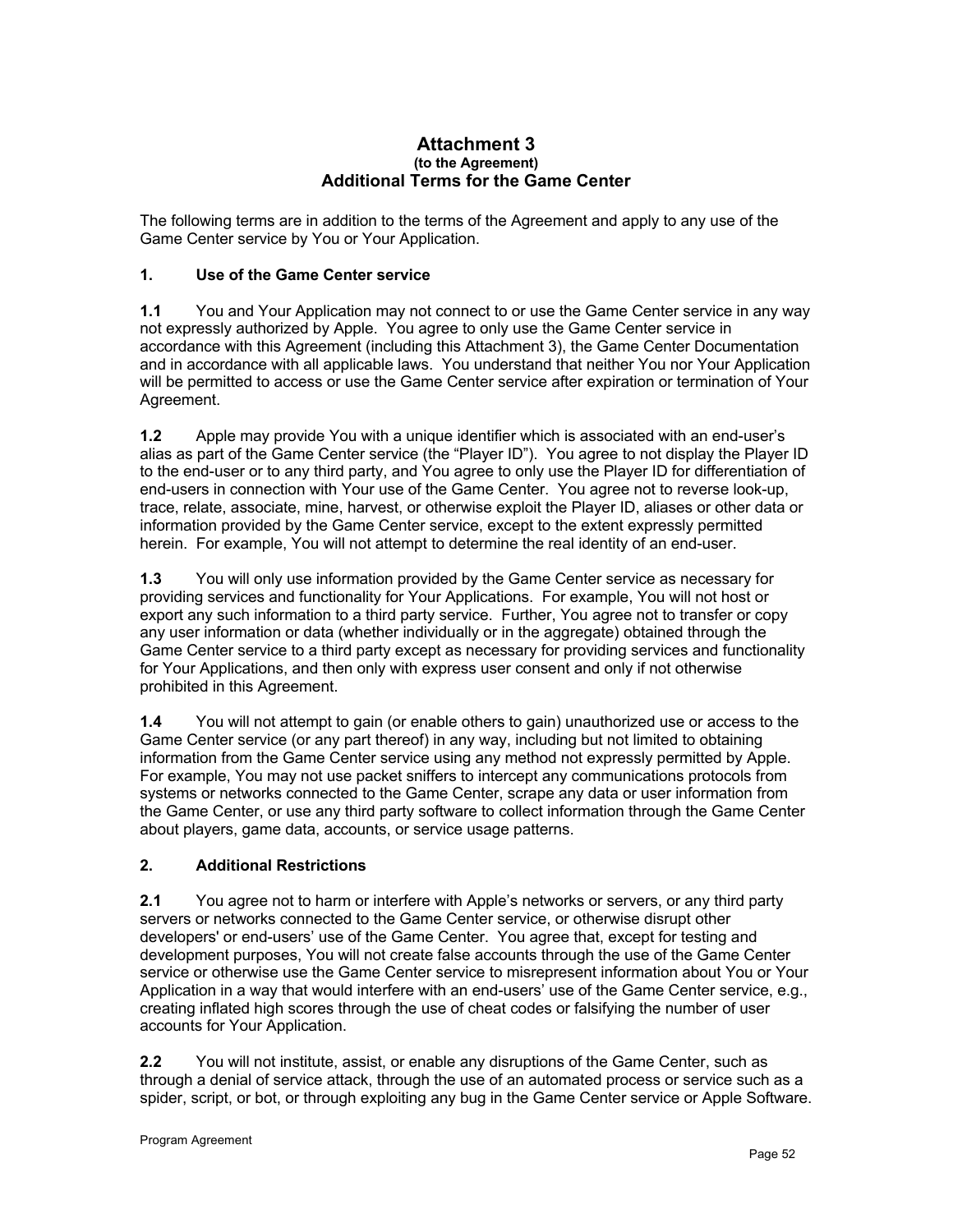# Attachment 3

**(to the Agreement)**

## Additional Terms for the Game Center

The following terms are in addition to the terms of the Agreement and apply to any use of the Game Center service by You or Your Application.

### 1. Use of the Game Center service

**1.1** You and Your Application may not connect to or use the Game Center service in any way not expressly authorized by Apple. You agree to only use the Game Center service in accordance with this Agreement (including this Attachment 3), the Game Center Documentation and in accordance with all applicable laws. You understand that neither You nor Your Application will be permitted to access or use the Game Center service after expiration or termination of Your Agreement.

**1.2** Apple may provide You with a unique identifier which is associated with an end-user's alias as part of the Game Center service (the "Player ID"). You agree to not display the Player ID to the end-user or to any third party, and You agree to only use the Player ID for differentiation of end-users in connection with Your use of the Game Center. You agree not to reverse look-up, trace, relate, associate, mine, harvest, or otherwise exploit the Player ID, aliases or other data or information provided by the Game Center service, except to the extent expressly permitted herein. For example, You will not attempt to determine the real identity of an end-user.

**1.3** You will only use information provided by the Game Center service as necessary for providing services and functionality for Your Applications. For example, You will not host or export any such information to a third party service. Further, You agree not to transfer or copy any user information or data (whether individually or in the aggregate) obtained through the Game Center service to a third party except as necessary for providing services and functionality for Your Applications, and then only with express user consent and only if not otherwise prohibited in this Agreement.

**1.4** You will not attempt to gain (or enable others to gain) unauthorized use or access to the Game Center service (or any part thereof) in any way, including but not limited to obtaining information from the Game Center service using any method not expressly permitted by Apple. For example, You may not use packet sniffers to intercept any communications protocols from systems or networks connected to the Game Center, scrape any data or user information from the Game Center, or use any third party software to collect information through the Game Center about players, game data, accounts, or service usage patterns.

### 2. Additional Restrictions

**2.1** You agree not to harm or interfere with Apple's networks or servers, or any third party servers or networks connected to the Game Center service, or otherwise disrupt other developers' or end-users' use of the Game Center. You agree that, except for testing and development purposes, You will not create false accounts through the use of the Game Center service or otherwise use the Game Center service to misrepresent information about You or Your Application in a way that would interfere with an end-users' use of the Game Center service, e.g., creating inflated high scores through the use of cheat codes or falsifying the number of user accounts for Your Application.

**2.2** You will not institute, assist, or enable any disruptions of the Game Center, such as through a denial of service attack, through the use of an automated process or service such as a spider, script, or bot, or through exploiting any bug in the Game Center service or Apple Software.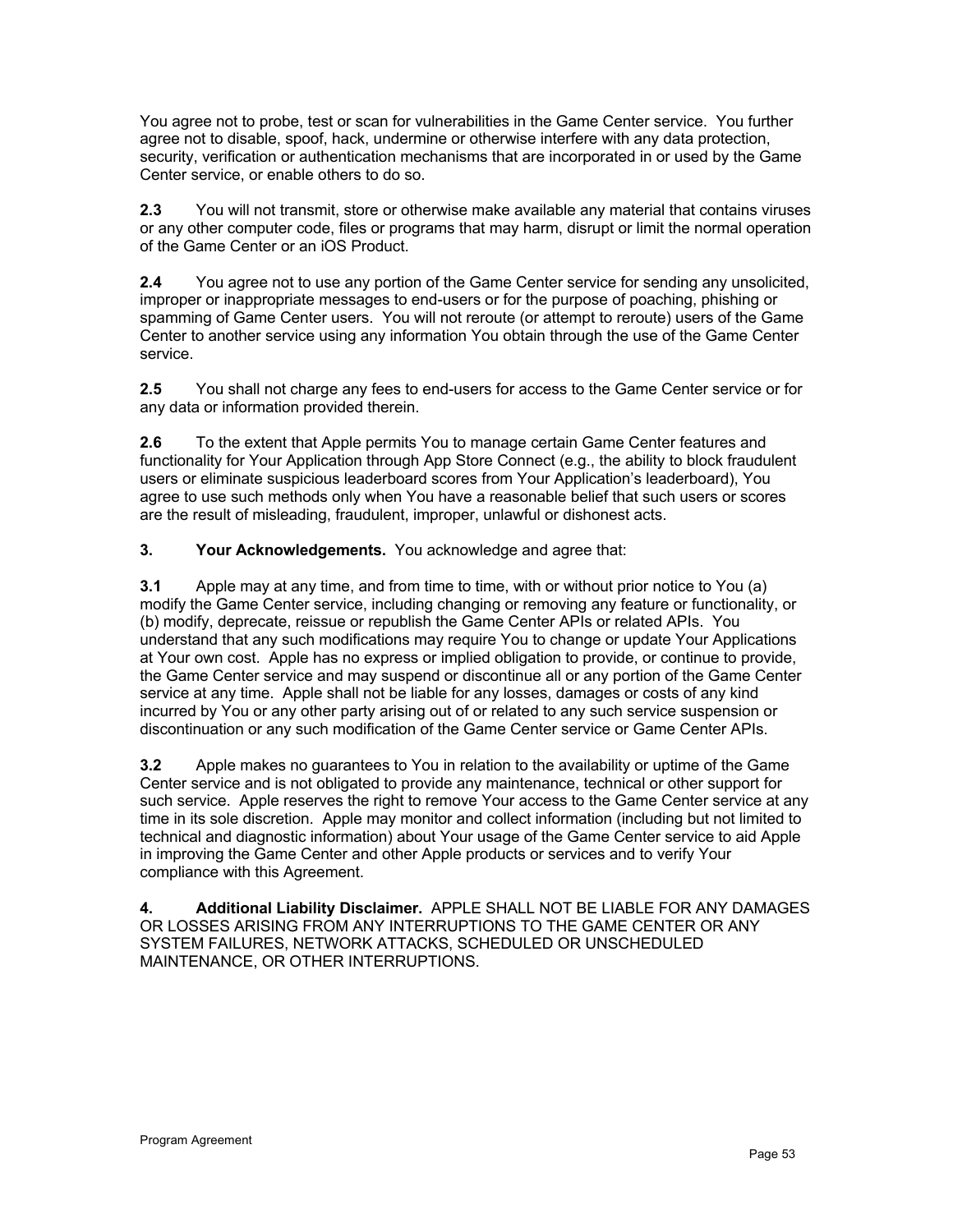You agree not to probe, test or scan for vulnerabilities in the Game Center service. You further agree not to disable, spoof, hack, undermine or otherwise interfere with any data protection, security, verification or authentication mechanisms that are incorporated in or used by the Game Center service, or enable others to do so.

**2.3** You will not transmit, store or otherwise make available any material that contains viruses or any other computer code, files or programs that may harm, disrupt or limit the normal operation of the Game Center or an iOS Product.

**2.4** You agree not to use any portion of the Game Center service for sending any unsolicited, improper or inappropriate messages to end-users or for the purpose of poaching, phishing or spamming of Game Center users. You will not reroute (or attempt to reroute) users of the Game Center to another service using any information You obtain through the use of the Game Center service.

**2.5** You shall not charge any fees to end-users for access to the Game Center service or for any data or information provided therein.

**2.6** To the extent that Apple permits You to manage certain Game Center features and functionality for Your Application through App Store Connect (e.g., the ability to block fraudulent users or eliminate suspicious leaderboard scores from Your Application's leaderboard), You agree to use such methods only when You have a reasonable belief that such users or scores are the result of misleading, fraudulent, improper, unlawful or dishonest acts.

**3. Your Acknowledgements.** You acknowledge and agree that:

**3.1** Apple may at any time, and from time to time, with or without prior notice to You (a) modify the Game Center service, including changing or removing any feature or functionality, or (b) modify, deprecate, reissue or republish the Game Center APIs or related APIs. You understand that any such modifications may require You to change or update Your Applications at Your own cost. Apple has no express or implied obligation to provide, or continue to provide, the Game Center service and may suspend or discontinue all or any portion of the Game Center service at any time. Apple shall not be liable for any losses, damages or costs of any kind incurred by You or any other party arising out of or related to any such service suspension or discontinuation or any such modification of the Game Center service or Game Center APIs.

**3.2** Apple makes no guarantees to You in relation to the availability or uptime of the Game Center service and is not obligated to provide any maintenance, technical or other support for such service. Apple reserves the right to remove Your access to the Game Center service at any time in its sole discretion. Apple may monitor and collect information (including but not limited to technical and diagnostic information) about Your usage of the Game Center service to aid Apple in improving the Game Center and other Apple products or services and to verify Your compliance with this Agreement.

**4. Additional Liability Disclaimer.** APPLE SHALL NOT BE LIABLE FOR ANY DAMAGES OR LOSSES ARISING FROM ANY INTERRUPTIONS TO THE GAME CENTER OR ANY SYSTEM FAILURES, NETWORK ATTACKS, SCHEDULED OR UNSCHEDULED MAINTENANCE, OR OTHER INTERRUPTIONS.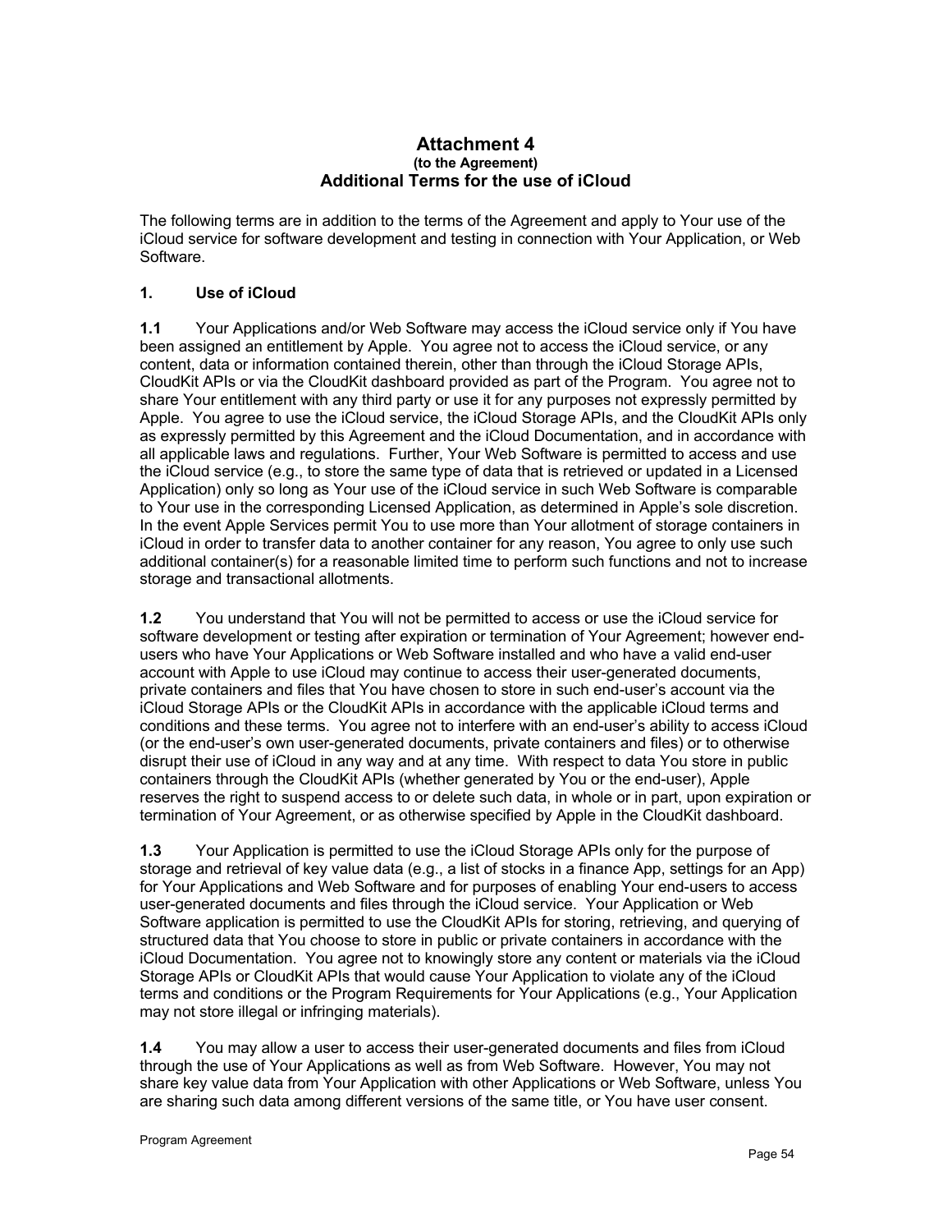# Attachment 4

**(to the Agreement)**

## Additional Terms for the use of iCloud

The following terms are in addition to the terms of the Agreement and apply to Your use of the iCloud service for software development and testing in connection with Your Application, or Web Software.

### 1. Use of iCloud

**1.1** Your Applications and/or Web Software may access the iCloud service only if You have been assigned an entitlement by Apple. You agree not to access the iCloud service, or any content, data or information contained therein, other than through the iCloud Storage APIs, CloudKit APIs or via the CloudKit dashboard provided as part of the Program. You agree not to share Your entitlement with any third party or use it for any purposes not expressly permitted by Apple. You agree to use the iCloud service, the iCloud Storage APIs, and the CloudKit APIs only as expressly permitted by this Agreement and the iCloud Documentation, and in accordance with all applicable laws and regulations. Further, Your Web Software is permitted to access and use the iCloud service (e.g., to store the same type of data that is retrieved or updated in a Licensed Application) only so long as Your use of the iCloud service in such Web Software is comparable to Your use in the corresponding Licensed Application, as determined in Apple's sole discretion. In the event Apple Services permit You to use more than Your allotment of storage containers in iCloud in order to transfer data to another container for any reason, You agree to only use such additional container(s) for a reasonable limited time to perform such functions and not to increase storage and transactional allotments.

**1.2** You understand that You will not be permitted to access or use the iCloud service for software development or testing after expiration or termination of Your Agreement; however end-users who have Your Applications or Web Software installed and who have a valid end-user account with Apple to use iCloud may continue to access their user-generated documents, private containers and files that You have chosen to store in such end-user's account via the iCloud Storage APIs or the CloudKit APIs in accordance with the applicable iCloud terms and conditions and these terms. You agree not to interfere with an end-user's ability to access iCloud (or the end-user's own user-generated documents, private containers and files) or to otherwise disrupt their use of iCloud in any way and at any time. With respect to data You store in public containers through the CloudKit APIs (whether generated by You or the end-user), Apple reserves the right to suspend access to or delete such data, in whole or in part, upon expiration or termination of Your Agreement, or as otherwise specified by Apple in the CloudKit dashboard.

**1.3** Your Application is permitted to use the iCloud Storage APIs only for the purpose of storage and retrieval of key value data (e.g., a list of stocks in a finance App, settings for an App) for Your Applications and Web Software and for purposes of enabling Your end-users to access user-generated documents and files through the iCloud service. Your Application or Web Software application is permitted to use the CloudKit APIs for storing, retrieving, and querying of structured data that You choose to store in public or private containers in accordance with the iCloud Documentation. You agree not to knowingly store any content or materials via the iCloud Storage APIs or CloudKit APIs that would cause Your Application to violate any of the iCloud terms and conditions or the Program Requirements for Your Applications (e.g., Your Application may not store illegal or infringing materials).

**1.4** You may allow a user to access their user-generated documents and files from iCloud through the use of Your Applications as well as from Web Software. However, You may not share key value data from Your Application with other Applications or Web Software, unless You are sharing such data among different versions of the same title, or You have user consent.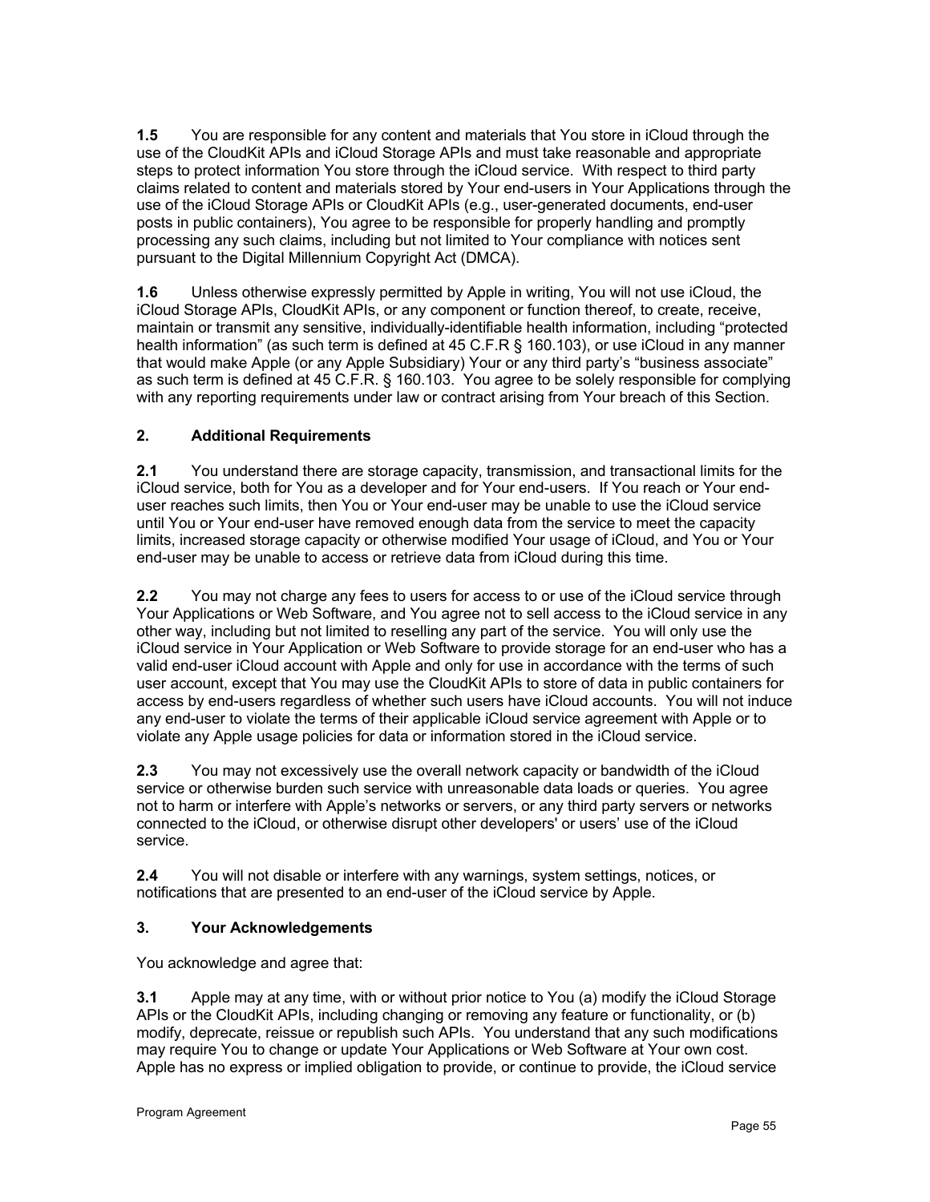**1.5** You are responsible for any content and materials that You store in iCloud through the use of the CloudKit APIs and iCloud Storage APIs and must take reasonable and appropriate steps to protect information You store through the iCloud service. With respect to third party claims related to content and materials stored by Your end-users in Your Applications through the use of the iCloud Storage APIs or CloudKit APIs (e.g., user-generated documents, end-user posts in public containers), You agree to be responsible for properly handling and promptly processing any such claims, including but not limited to Your compliance with notices sent pursuant to the Digital Millennium Copyright Act (DMCA).

**1.6** Unless otherwise expressly permitted by Apple in writing, You will not use iCloud, the iCloud Storage APIs, CloudKit APIs, or any component or function thereof, to create, receive, maintain or transmit any sensitive, individually-identifiable health information, including "protected health information" (as such term is defined at 45 C.F.R § 160.103), or use iCloud in any manner that would make Apple (or any Apple Subsidiary) Your or any third party's "business associate" as such term is defined at 45 C.F.R. § 160.103. You agree to be solely responsible for complying with any reporting requirements under law or contract arising from Your breach of this Section.

## 2. Additional Requirements

**2.1** You understand there are storage capacity, transmission, and transactional limits for the iCloud service, both for You as a developer and for Your end-users. If You reach or Your end-user reaches such limits, then You or Your end-user may be unable to use the iCloud service until You or Your end-user have removed enough data from the service to meet the capacity limits, increased storage capacity or otherwise modified Your usage of iCloud, and You or Your end-user may be unable to access or retrieve data from iCloud during this time.

**2.2** You may not charge any fees to users for access to or use of the iCloud service through Your Applications or Web Software, and You agree not to sell access to the iCloud service in any other way, including but not limited to reselling any part of the service. You will only use the iCloud service in Your Application or Web Software to provide storage for an end-user who has a valid end-user iCloud account with Apple and only for use in accordance with the terms of such user account, except that You may use the CloudKit APIs to store of data in public containers for access by end-users regardless of whether such users have iCloud accounts. You will not induce any end-user to violate the terms of their applicable iCloud service agreement with Apple or to violate any Apple usage policies for data or information stored in the iCloud service.

**2.3** You may not excessively use the overall network capacity or bandwidth of the iCloud service or otherwise burden such service with unreasonable data loads or queries. You agree not to harm or interfere with Apple's networks or servers, or any third party servers or networks connected to the iCloud, or otherwise disrupt other developers' or users' use of the iCloud service.

**2.4** You will not disable or interfere with any warnings, system settings, notices, or notifications that are presented to an end-user of the iCloud service by Apple.

## 3. Your Acknowledgements

You acknowledge and agree that:

**3.1** Apple may at any time, with or without prior notice to You (a) modify the iCloud Storage APIs or the CloudKit APIs, including changing or removing any feature or functionality, or (b) modify, deprecate, reissue or republish such APIs. You understand that any such modifications may require You to change or update Your Applications or Web Software at Your own cost. Apple has no express or implied obligation to provide, or continue to provide, the iCloud service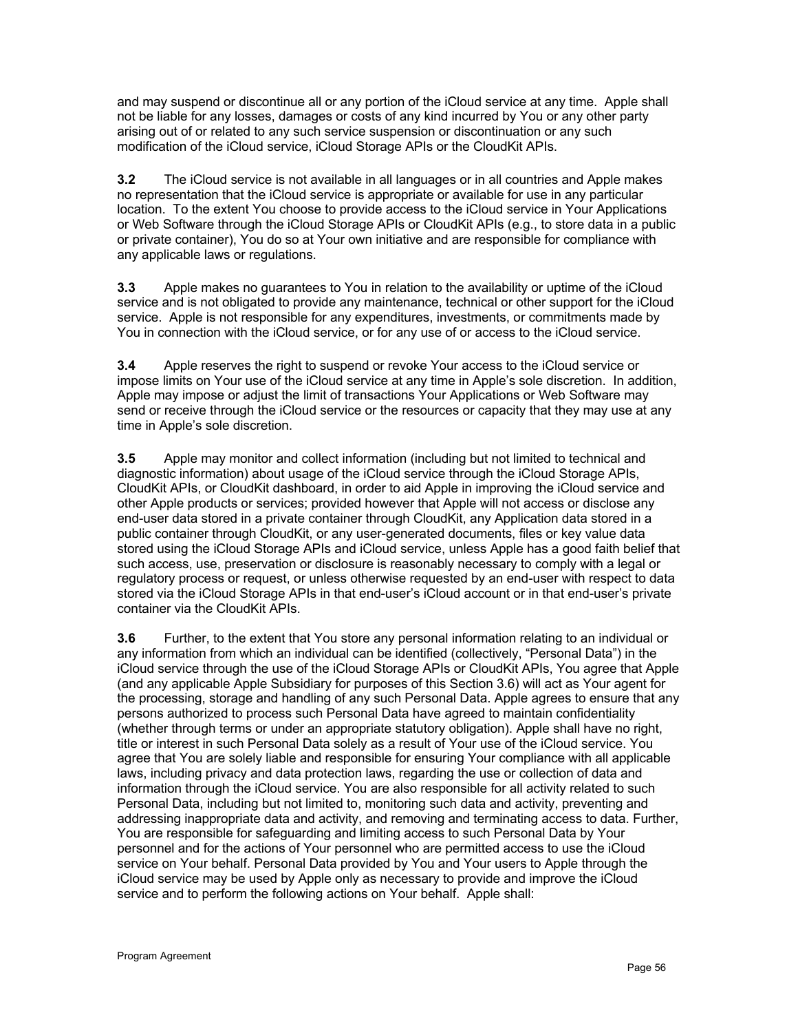and may suspend or discontinue all or any portion of the iCloud service at any time. Apple shall not be liable for any losses, damages or costs of any kind incurred by You or any other party arising out of or related to any such service suspension or discontinuation or any such modification of the iCloud service, iCloud Storage APIs or the CloudKit APIs.

**3.2** The iCloud service is not available in all languages or in all countries and Apple makes no representation that the iCloud service is appropriate or available for use in any particular location. To the extent You choose to provide access to the iCloud service in Your Applications or Web Software through the iCloud Storage APIs or CloudKit APIs (e.g., to store data in a public or private container), You do so at Your own initiative and are responsible for compliance with any applicable laws or regulations.

**3.3** Apple makes no guarantees to You in relation to the availability or uptime of the iCloud service and is not obligated to provide any maintenance, technical or other support for the iCloud service. Apple is not responsible for any expenditures, investments, or commitments made by You in connection with the iCloud service, or for any use of or access to the iCloud service.

**3.4** Apple reserves the right to suspend or revoke Your access to the iCloud service or impose limits on Your use of the iCloud service at any time in Apple's sole discretion. In addition, Apple may impose or adjust the limit of transactions Your Applications or Web Software may send or receive through the iCloud service or the resources or capacity that they may use at any time in Apple's sole discretion.

**3.5** Apple may monitor and collect information (including but not limited to technical and diagnostic information) about usage of the iCloud service through the iCloud Storage APIs, CloudKit APIs, or CloudKit dashboard, in order to aid Apple in improving the iCloud service and other Apple products or services; provided however that Apple will not access or disclose any end-user data stored in a private container through CloudKit, any Application data stored in a public container through CloudKit, or any user-generated documents, files or key value data stored using the iCloud Storage APIs and iCloud service, unless Apple has a good faith belief that such access, use, preservation or disclosure is reasonably necessary to comply with a legal or regulatory process or request, or unless otherwise requested by an end-user with respect to data stored via the iCloud Storage APIs in that end-user's iCloud account or in that end-user's private container via the CloudKit APIs.

**3.6** Further, to the extent that You store any personal information relating to an individual or any information from which an individual can be identified (collectively, "Personal Data") in the iCloud service through the use of the iCloud Storage APIs or CloudKit APIs, You agree that Apple (and any applicable Apple Subsidiary for purposes of this Section 3.6) will act as Your agent for the processing, storage and handling of any such Personal Data. Apple agrees to ensure that any persons authorized to process such Personal Data have agreed to maintain confidentiality (whether through terms or under an appropriate statutory obligation). Apple shall have no right, title or interest in such Personal Data solely as a result of Your use of the iCloud service. You agree that You are solely liable and responsible for ensuring Your compliance with all applicable laws, including privacy and data protection laws, regarding the use or collection of data and information through the iCloud service. You are also responsible for all activity related to such Personal Data, including but not limited to, monitoring such data and activity, preventing and addressing inappropriate data and activity, and removing and terminating access to data. Further, You are responsible for safeguarding and limiting access to such Personal Data by Your personnel and for the actions of Your personnel who are permitted access to use the iCloud service on Your behalf. Personal Data provided by You and Your users to Apple through the iCloud service may be used by Apple only as necessary to provide and improve the iCloud service and to perform the following actions on Your behalf. Apple shall: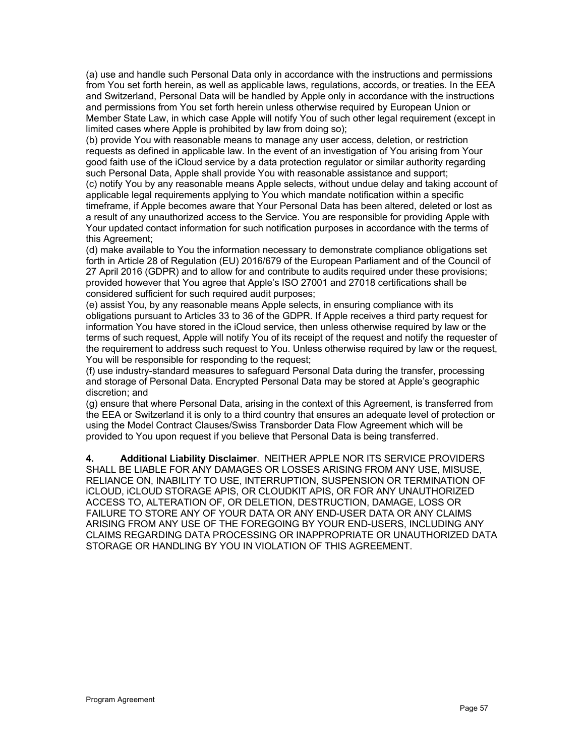(a) use and handle such Personal Data only in accordance with the instructions and permissions from You set forth herein, as well as applicable laws, regulations, accords, or treaties. In the EEA and Switzerland, Personal Data will be handled by Apple only in accordance with the instructions and permissions from You set forth herein unless otherwise required by European Union or Member State Law, in which case Apple will notify You of such other legal requirement (except in limited cases where Apple is prohibited by law from doing so);
(b) provide You with reasonable means to manage any user access, deletion, or restriction requests as defined in applicable law. In the event of an investigation of You arising from Your good faith use of the iCloud service by a data protection regulator or similar authority regarding such Personal Data, Apple shall provide You with reasonable assistance and support;
(c) notify You by any reasonable means Apple selects, without undue delay and taking account of applicable legal requirements applying to You which mandate notification within a specific timeframe, if Apple becomes aware that Your Personal Data has been altered, deleted or lost as a result of any unauthorized access to the Service. You are responsible for providing Apple with Your updated contact information for such notification purposes in accordance with the terms of this Agreement;
(d) make available to You the information necessary to demonstrate compliance obligations set forth in Article 28 of Regulation (EU) 2016/679 of the European Parliament and of the Council of 27 April 2016 (GDPR) and to allow for and contribute to audits required under these provisions; provided however that You agree that Apple's ISO 27001 and 27018 certifications shall be considered sufficient for such required audit purposes;
(e) assist You, by any reasonable means Apple selects, in ensuring compliance with its obligations pursuant to Articles 33 to 36 of the GDPR. If Apple receives a third party request for information You have stored in the iCloud service, then unless otherwise required by law or the terms of such request, Apple will notify You of its receipt of the request and notify the requester of the requirement to address such request to You. Unless otherwise required by law or the request, You will be responsible for responding to the request;
(f) use industry-standard measures to safeguard Personal Data during the transfer, processing and storage of Personal Data. Encrypted Personal Data may be stored at Apple's geographic discretion; and
(g) ensure that where Personal Data, arising in the context of this Agreement, is transferred from the EEA or Switzerland it is only to a third country that ensures an adequate level of protection or using the Model Contract Clauses/Swiss Transborder Data Flow Agreement which will be provided to You upon request if you believe that Personal Data is being transferred.

**4. Additional Liability Disclaimer**. NEITHER APPLE NOR ITS SERVICE PROVIDERS SHALL BE LIABLE FOR ANY DAMAGES OR LOSSES ARISING FROM ANY USE, MISUSE, RELIANCE ON, INABILITY TO USE, INTERRUPTION, SUSPENSION OR TERMINATION OF iCLOUD, iCLOUD STORAGE APIS, OR CLOUDKIT APIS, OR FOR ANY UNAUTHORIZED ACCESS TO, ALTERATION OF, OR DELETION, DESTRUCTION, DAMAGE, LOSS OR FAILURE TO STORE ANY OF YOUR DATA OR ANY END-USER DATA OR ANY CLAIMS ARISING FROM ANY USE OF THE FOREGOING BY YOUR END-USERS, INCLUDING ANY CLAIMS REGARDING DATA PROCESSING OR INAPPROPRIATE OR UNAUTHORIZED DATA STORAGE OR HANDLING BY YOU IN VIOLATION OF THIS AGREEMENT.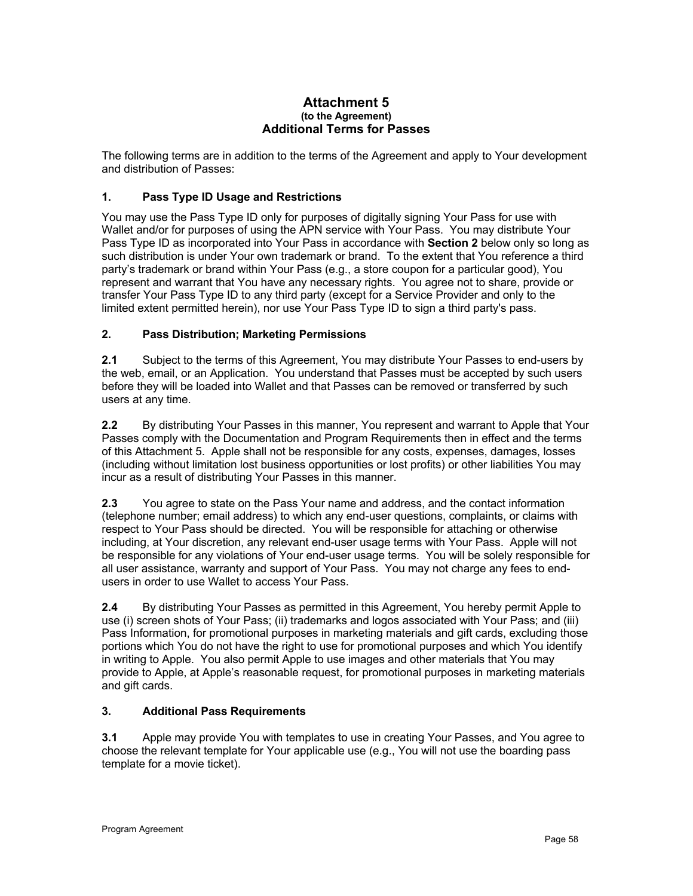# Attachment 5
### (to the Agreement)
## Additional Terms for Passes

The following terms are in addition to the terms of the Agreement and apply to Your development and distribution of Passes:

### 1. Pass Type ID Usage and Restrictions

You may use the Pass Type ID only for purposes of digitally signing Your Pass for use with Wallet and/or for purposes of using the APN service with Your Pass. You may distribute Your Pass Type ID as incorporated into Your Pass in accordance with **Section 2** below only so long as such distribution is under Your own trademark or brand. To the extent that You reference a third party's trademark or brand within Your Pass (e.g., a store coupon for a particular good), You represent and warrant that You have any necessary rights. You agree not to share, provide or transfer Your Pass Type ID to any third party (except for a Service Provider and only to the limited extent permitted herein), nor use Your Pass Type ID to sign a third party's pass.

### 2. Pass Distribution; Marketing Permissions

**2.1** Subject to the terms of this Agreement, You may distribute Your Passes to end-users by the web, email, or an Application. You understand that Passes must be accepted by such users before they will be loaded into Wallet and that Passes can be removed or transferred by such users at any time.

**2.2** By distributing Your Passes in this manner, You represent and warrant to Apple that Your Passes comply with the Documentation and Program Requirements then in effect and the terms of this Attachment 5. Apple shall not be responsible for any costs, expenses, damages, losses (including without limitation lost business opportunities or lost profits) or other liabilities You may incur as a result of distributing Your Passes in this manner.

**2.3** You agree to state on the Pass Your name and address, and the contact information (telephone number; email address) to which any end-user questions, complaints, or claims with respect to Your Pass should be directed. You will be responsible for attaching or otherwise including, at Your discretion, any relevant end-user usage terms with Your Pass. Apple will not be responsible for any violations of Your end-user usage terms. You will be solely responsible for all user assistance, warranty and support of Your Pass. You may not charge any fees to end-users in order to use Wallet to access Your Pass.

**2.4** By distributing Your Passes as permitted in this Agreement, You hereby permit Apple to use (i) screen shots of Your Pass; (ii) trademarks and logos associated with Your Pass; and (iii) Pass Information, for promotional purposes in marketing materials and gift cards, excluding those portions which You do not have the right to use for promotional purposes and which You identify in writing to Apple. You also permit Apple to use images and other materials that You may provide to Apple, at Apple's reasonable request, for promotional purposes in marketing materials and gift cards.

### 3. Additional Pass Requirements

**3.1** Apple may provide You with templates to use in creating Your Passes, and You agree to choose the relevant template for Your applicable use (e.g., You will not use the boarding pass template for a movie ticket).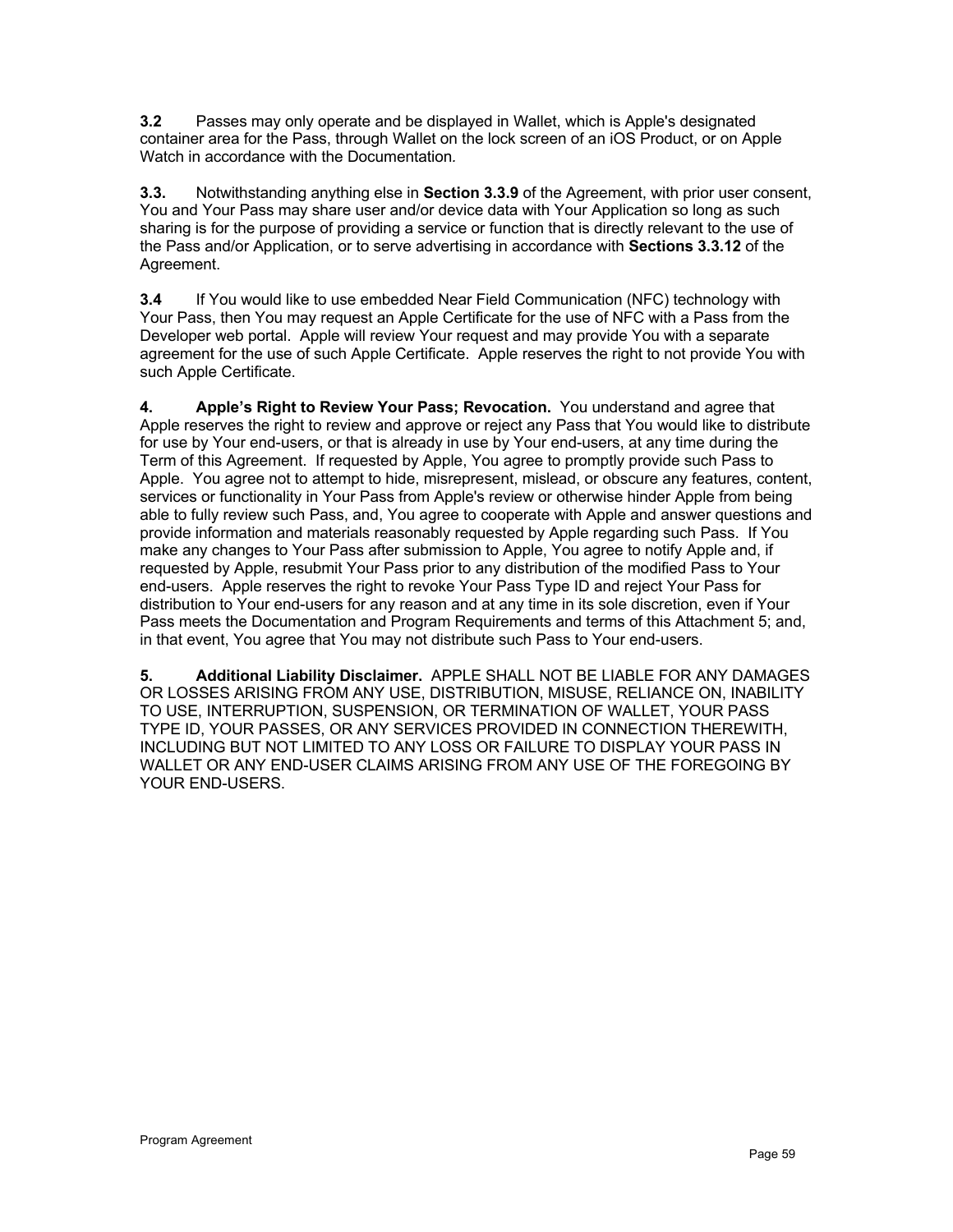**3.2** Passes may only operate and be displayed in Wallet, which is Apple's designated container area for the Pass, through Wallet on the lock screen of an iOS Product, or on Apple Watch in accordance with the Documentation.

**3.3.** Notwithstanding anything else in **Section 3.3.9** of the Agreement, with prior user consent, You and Your Pass may share user and/or device data with Your Application so long as such sharing is for the purpose of providing a service or function that is directly relevant to the use of the Pass and/or Application, or to serve advertising in accordance with **Sections 3.3.12** of the Agreement.

**3.4** If You would like to use embedded Near Field Communication (NFC) technology with Your Pass, then You may request an Apple Certificate for the use of NFC with a Pass from the Developer web portal. Apple will review Your request and may provide You with a separate agreement for the use of such Apple Certificate. Apple reserves the right to not provide You with such Apple Certificate.

**4. Apple's Right to Review Your Pass; Revocation.** You understand and agree that Apple reserves the right to review and approve or reject any Pass that You would like to distribute for use by Your end-users, or that is already in use by Your end-users, at any time during the Term of this Agreement. If requested by Apple, You agree to promptly provide such Pass to Apple. You agree not to attempt to hide, misrepresent, mislead, or obscure any features, content, services or functionality in Your Pass from Apple's review or otherwise hinder Apple from being able to fully review such Pass, and, You agree to cooperate with Apple and answer questions and provide information and materials reasonably requested by Apple regarding such Pass. If You make any changes to Your Pass after submission to Apple, You agree to notify Apple and, if requested by Apple, resubmit Your Pass prior to any distribution of the modified Pass to Your end-users. Apple reserves the right to revoke Your Pass Type ID and reject Your Pass for distribution to Your end-users for any reason and at any time in its sole discretion, even if Your Pass meets the Documentation and Program Requirements and terms of this Attachment 5; and, in that event, You agree that You may not distribute such Pass to Your end-users.

**5. Additional Liability Disclaimer.** APPLE SHALL NOT BE LIABLE FOR ANY DAMAGES OR LOSSES ARISING FROM ANY USE, DISTRIBUTION, MISUSE, RELIANCE ON, INABILITY TO USE, INTERRUPTION, SUSPENSION, OR TERMINATION OF WALLET, YOUR PASS TYPE ID, YOUR PASSES, OR ANY SERVICES PROVIDED IN CONNECTION THEREWITH, INCLUDING BUT NOT LIMITED TO ANY LOSS OR FAILURE TO DISPLAY YOUR PASS IN WALLET OR ANY END-USER CLAIMS ARISING FROM ANY USE OF THE FOREGOING BY YOUR END-USERS.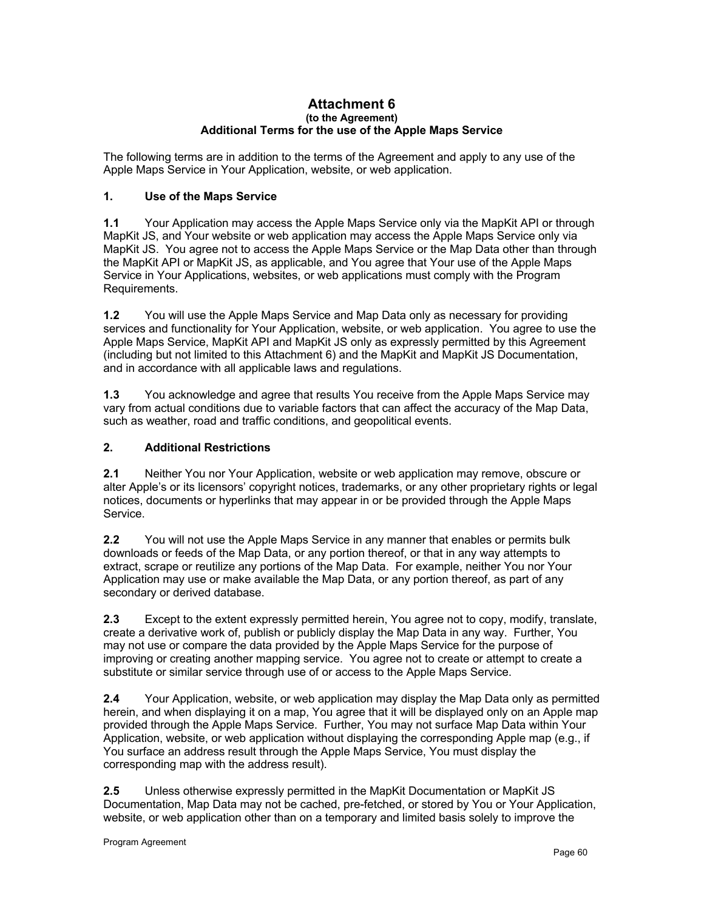# Attachment 6

**(to the Agreement)**

**Additional Terms for the use of the Apple Maps Service**

The following terms are in addition to the terms of the Agreement and apply to any use of the Apple Maps Service in Your Application, website, or web application.

## 1. Use of the Maps Service

**1.1** Your Application may access the Apple Maps Service only via the MapKit API or through MapKit JS, and Your website or web application may access the Apple Maps Service only via MapKit JS. You agree not to access the Apple Maps Service or the Map Data other than through the MapKit API or MapKit JS, as applicable, and You agree that Your use of the Apple Maps Service in Your Applications, websites, or web applications must comply with the Program Requirements.

**1.2** You will use the Apple Maps Service and Map Data only as necessary for providing services and functionality for Your Application, website, or web application. You agree to use the Apple Maps Service, MapKit API and MapKit JS only as expressly permitted by this Agreement (including but not limited to this Attachment 6) and the MapKit and MapKit JS Documentation, and in accordance with all applicable laws and regulations.

**1.3** You acknowledge and agree that results You receive from the Apple Maps Service may vary from actual conditions due to variable factors that can affect the accuracy of the Map Data, such as weather, road and traffic conditions, and geopolitical events.

## 2. Additional Restrictions

**2.1** Neither You nor Your Application, website or web application may remove, obscure or alter Apple's or its licensors' copyright notices, trademarks, or any other proprietary rights or legal notices, documents or hyperlinks that may appear in or be provided through the Apple Maps Service.

**2.2** You will not use the Apple Maps Service in any manner that enables or permits bulk downloads or feeds of the Map Data, or any portion thereof, or that in any way attempts to extract, scrape or reutilize any portions of the Map Data. For example, neither You nor Your Application may use or make available the Map Data, or any portion thereof, as part of any secondary or derived database.

**2.3** Except to the extent expressly permitted herein, You agree not to copy, modify, translate, create a derivative work of, publish or publicly display the Map Data in any way. Further, You may not use or compare the data provided by the Apple Maps Service for the purpose of improving or creating another mapping service. You agree not to create or attempt to create a substitute or similar service through use of or access to the Apple Maps Service.

**2.4** Your Application, website, or web application may display the Map Data only as permitted herein, and when displaying it on a map, You agree that it will be displayed only on an Apple map provided through the Apple Maps Service. Further, You may not surface Map Data within Your Application, website, or web application without displaying the corresponding Apple map (e.g., if You surface an address result through the Apple Maps Service, You must display the corresponding map with the address result).

**2.5** Unless otherwise expressly permitted in the MapKit Documentation or MapKit JS Documentation, Map Data may not be cached, pre-fetched, or stored by You or Your Application, website, or web application other than on a temporary and limited basis solely to improve the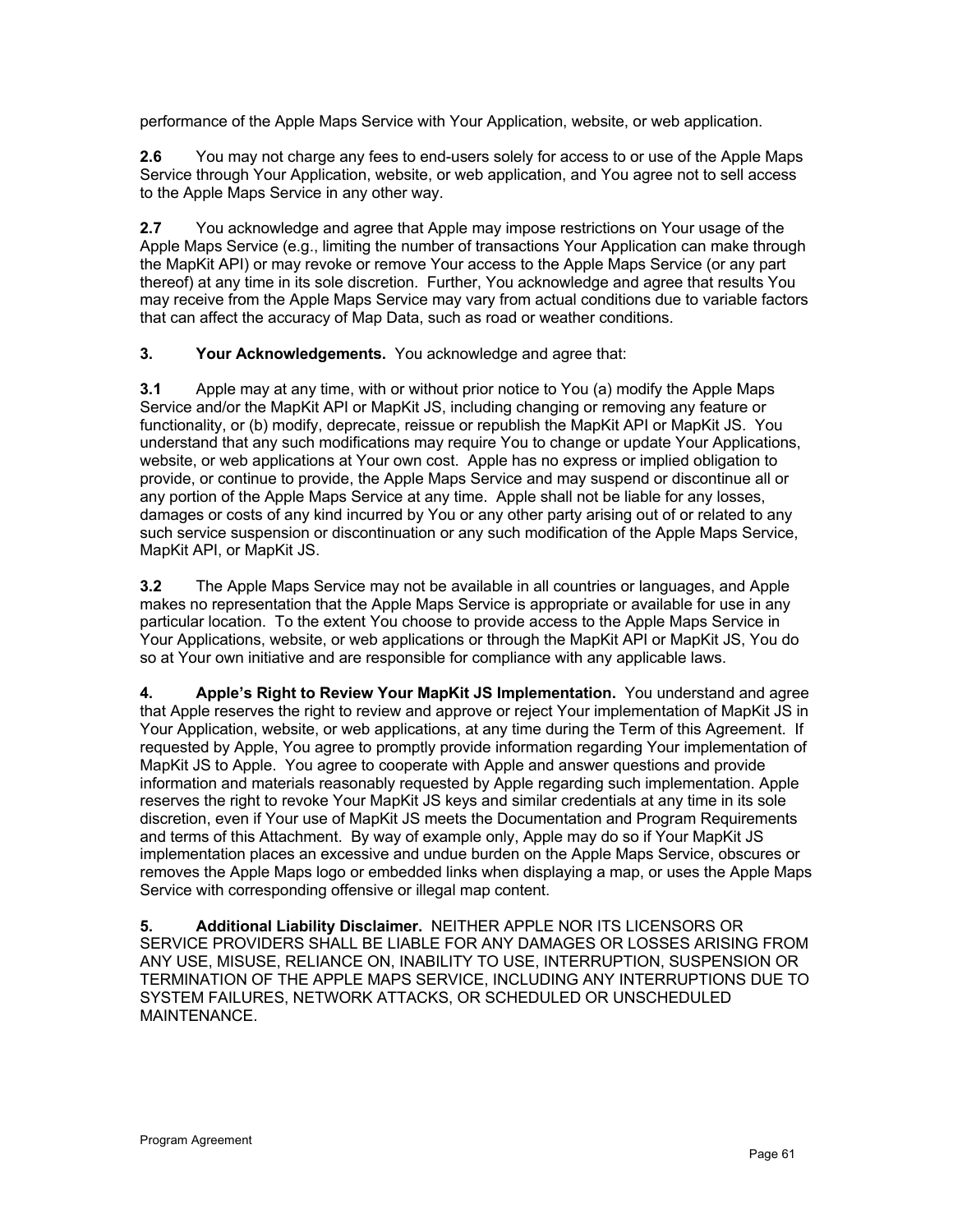performance of the Apple Maps Service with Your Application, website, or web application.

**2.6** You may not charge any fees to end-users solely for access to or use of the Apple Maps Service through Your Application, website, or web application, and You agree not to sell access to the Apple Maps Service in any other way.

**2.7** You acknowledge and agree that Apple may impose restrictions on Your usage of the Apple Maps Service (e.g., limiting the number of transactions Your Application can make through the MapKit API) or may revoke or remove Your access to the Apple Maps Service (or any part thereof) at any time in its sole discretion. Further, You acknowledge and agree that results You may receive from the Apple Maps Service may vary from actual conditions due to variable factors that can affect the accuracy of Map Data, such as road or weather conditions.

**3. Your Acknowledgements.** You acknowledge and agree that:

**3.1** Apple may at any time, with or without prior notice to You (a) modify the Apple Maps Service and/or the MapKit API or MapKit JS, including changing or removing any feature or functionality, or (b) modify, deprecate, reissue or republish the MapKit API or MapKit JS. You understand that any such modifications may require You to change or update Your Applications, website, or web applications at Your own cost. Apple has no express or implied obligation to provide, or continue to provide, the Apple Maps Service and may suspend or discontinue all or any portion of the Apple Maps Service at any time. Apple shall not be liable for any losses, damages or costs of any kind incurred by You or any other party arising out of or related to any such service suspension or discontinuation or any such modification of the Apple Maps Service, MapKit API, or MapKit JS.

**3.2** The Apple Maps Service may not be available in all countries or languages, and Apple makes no representation that the Apple Maps Service is appropriate or available for use in any particular location. To the extent You choose to provide access to the Apple Maps Service in Your Applications, website, or web applications or through the MapKit API or MapKit JS, You do so at Your own initiative and are responsible for compliance with any applicable laws.

**4. Apple's Right to Review Your MapKit JS Implementation.** You understand and agree that Apple reserves the right to review and approve or reject Your implementation of MapKit JS in Your Application, website, or web applications, at any time during the Term of this Agreement. If requested by Apple, You agree to promptly provide information regarding Your implementation of MapKit JS to Apple. You agree to cooperate with Apple and answer questions and provide information and materials reasonably requested by Apple regarding such implementation. Apple reserves the right to revoke Your MapKit JS keys and similar credentials at any time in its sole discretion, even if Your use of MapKit JS meets the Documentation and Program Requirements and terms of this Attachment. By way of example only, Apple may do so if Your MapKit JS implementation places an excessive and undue burden on the Apple Maps Service, obscures or removes the Apple Maps logo or embedded links when displaying a map, or uses the Apple Maps Service with corresponding offensive or illegal map content.

**5. Additional Liability Disclaimer.** NEITHER APPLE NOR ITS LICENSORS OR SERVICE PROVIDERS SHALL BE LIABLE FOR ANY DAMAGES OR LOSSES ARISING FROM ANY USE, MISUSE, RELIANCE ON, INABILITY TO USE, INTERRUPTION, SUSPENSION OR TERMINATION OF THE APPLE MAPS SERVICE, INCLUDING ANY INTERRUPTIONS DUE TO SYSTEM FAILURES, NETWORK ATTACKS, OR SCHEDULED OR UNSCHEDULED MAINTENANCE.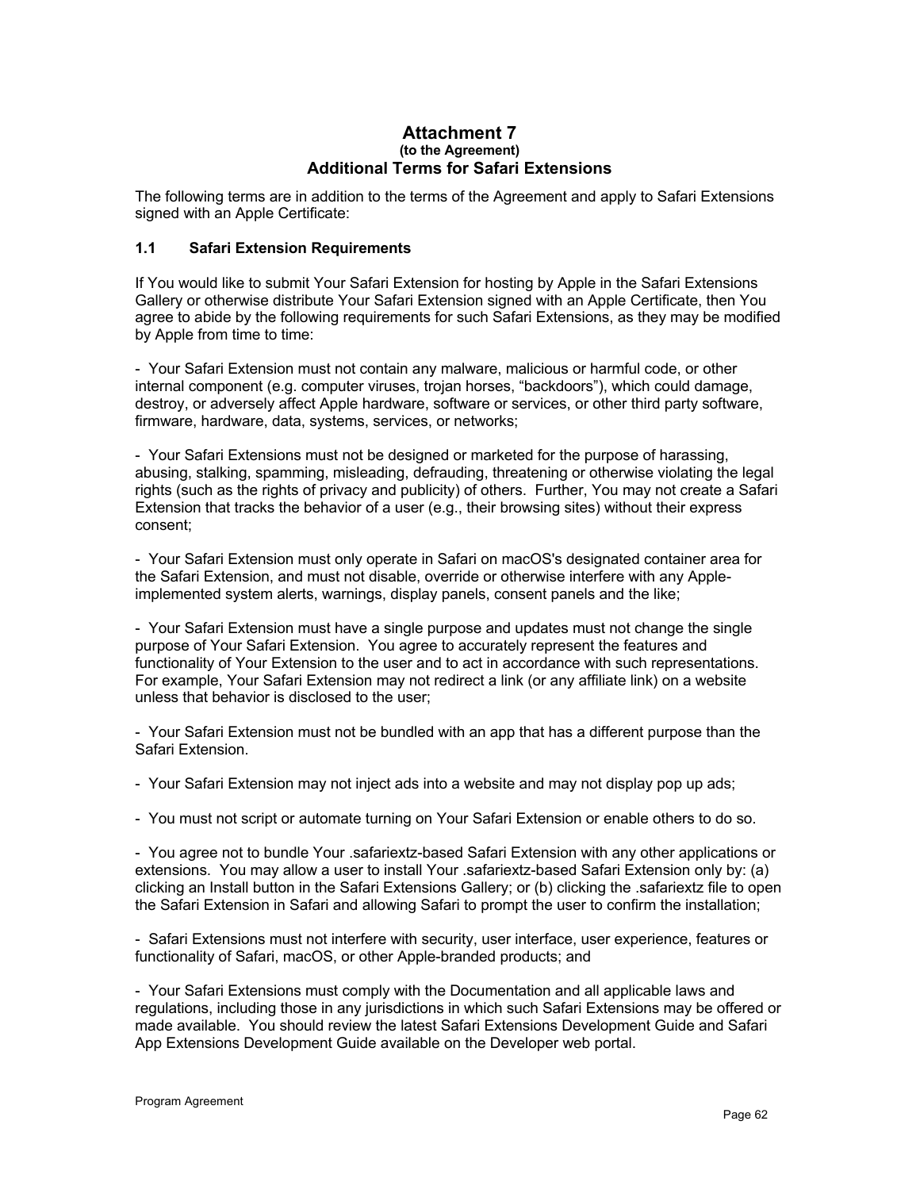# Attachment 7
**(to the Agreement)**
## Additional Terms for Safari Extensions

The following terms are in addition to the terms of the Agreement and apply to Safari Extensions signed with an Apple Certificate:

### 1.1 Safari Extension Requirements

If You would like to submit Your Safari Extension for hosting by Apple in the Safari Extensions Gallery or otherwise distribute Your Safari Extension signed with an Apple Certificate, then You agree to abide by the following requirements for such Safari Extensions, as they may be modified by Apple from time to time:

- Your Safari Extension must not contain any malware, malicious or harmful code, or other internal component (e.g. computer viruses, trojan horses, "backdoors"), which could damage, destroy, or adversely affect Apple hardware, software or services, or other third party software, firmware, hardware, data, systems, services, or networks;

- Your Safari Extensions must not be designed or marketed for the purpose of harassing, abusing, stalking, spamming, misleading, defrauding, threatening or otherwise violating the legal rights (such as the rights of privacy and publicity) of others. Further, You may not create a Safari Extension that tracks the behavior of a user (e.g., their browsing sites) without their express consent;

- Your Safari Extension must only operate in Safari on macOS's designated container area for the Safari Extension, and must not disable, override or otherwise interfere with any Apple-implemented system alerts, warnings, display panels, consent panels and the like;

- Your Safari Extension must have a single purpose and updates must not change the single purpose of Your Safari Extension. You agree to accurately represent the features and functionality of Your Extension to the user and to act in accordance with such representations. For example, Your Safari Extension may not redirect a link (or any affiliate link) on a website unless that behavior is disclosed to the user;

- Your Safari Extension must not be bundled with an app that has a different purpose than the Safari Extension.

- Your Safari Extension may not inject ads into a website and may not display pop up ads;

- You must not script or automate turning on Your Safari Extension or enable others to do so.

- You agree not to bundle Your .safariextz-based Safari Extension with any other applications or extensions. You may allow a user to install Your .safariextz-based Safari Extension only by: (a) clicking an Install button in the Safari Extensions Gallery; or (b) clicking the .safariextz file to open the Safari Extension in Safari and allowing Safari to prompt the user to confirm the installation;

- Safari Extensions must not interfere with security, user interface, user experience, features or functionality of Safari, macOS, or other Apple-branded products; and

- Your Safari Extensions must comply with the Documentation and all applicable laws and regulations, including those in any jurisdictions in which such Safari Extensions may be offered or made available. You should review the latest Safari Extensions Development Guide and Safari App Extensions Development Guide available on the Developer web portal.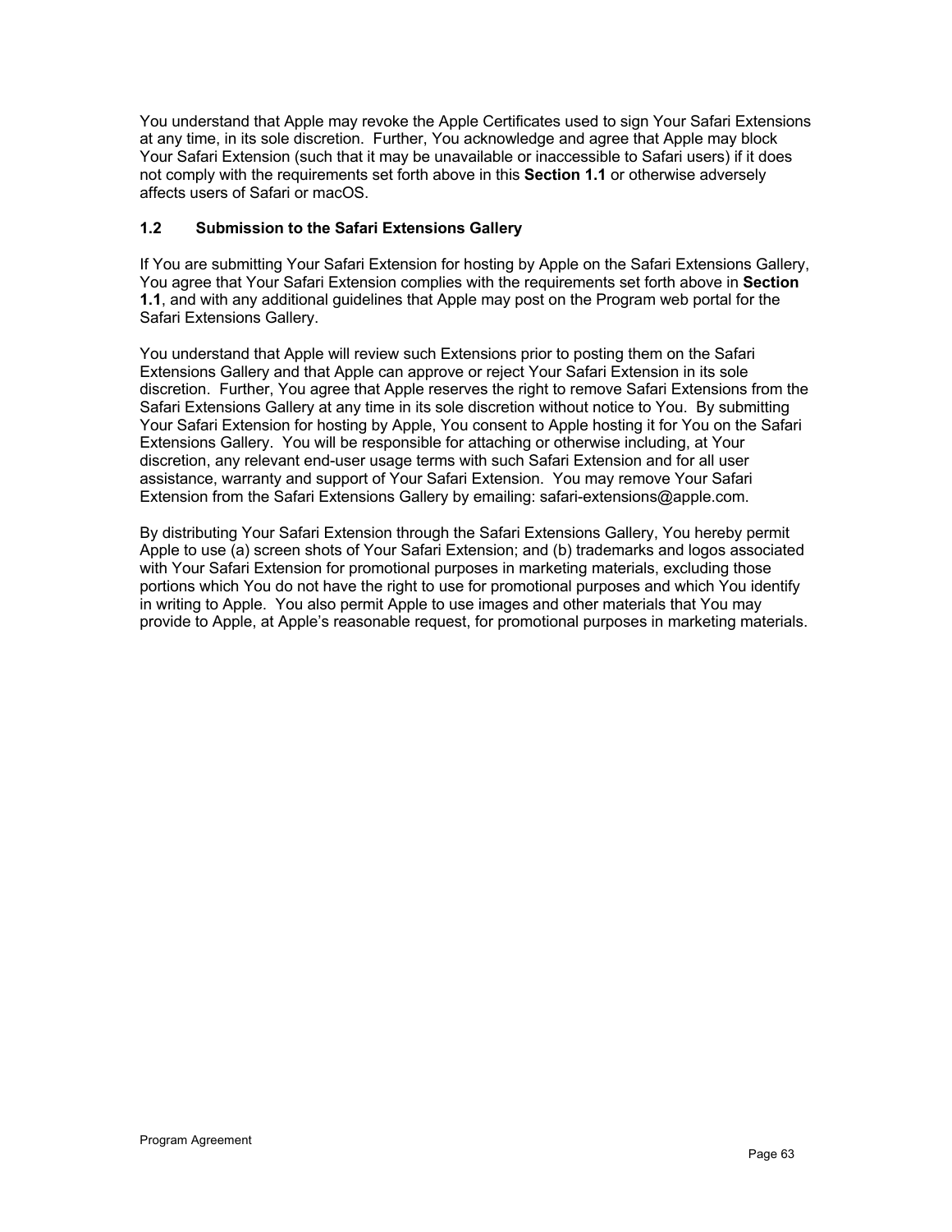You understand that Apple may revoke the Apple Certificates used to sign Your Safari Extensions at any time, in its sole discretion. Further, You acknowledge and agree that Apple may block Your Safari Extension (such that it may be unavailable or inaccessible to Safari users) if it does not comply with the requirements set forth above in this **Section 1.1** or otherwise adversely affects users of Safari or macOS.

### 1.2 Submission to the Safari Extensions Gallery

If You are submitting Your Safari Extension for hosting by Apple on the Safari Extensions Gallery, You agree that Your Safari Extension complies with the requirements set forth above in **Section 1.1**, and with any additional guidelines that Apple may post on the Program web portal for the Safari Extensions Gallery.

You understand that Apple will review such Extensions prior to posting them on the Safari Extensions Gallery and that Apple can approve or reject Your Safari Extension in its sole discretion. Further, You agree that Apple reserves the right to remove Safari Extensions from the Safari Extensions Gallery at any time in its sole discretion without notice to You. By submitting Your Safari Extension for hosting by Apple, You consent to Apple hosting it for You on the Safari Extensions Gallery. You will be responsible for attaching or otherwise including, at Your discretion, any relevant end-user usage terms with such Safari Extension and for all user assistance, warranty and support of Your Safari Extension. You may remove Your Safari Extension from the Safari Extensions Gallery by emailing: safari-extensions@apple.com.

By distributing Your Safari Extension through the Safari Extensions Gallery, You hereby permit Apple to use (a) screen shots of Your Safari Extension; and (b) trademarks and logos associated with Your Safari Extension for promotional purposes in marketing materials, excluding those portions which You do not have the right to use for promotional purposes and which You identify in writing to Apple. You also permit Apple to use images and other materials that You may provide to Apple, at Apple's reasonable request, for promotional purposes in marketing materials.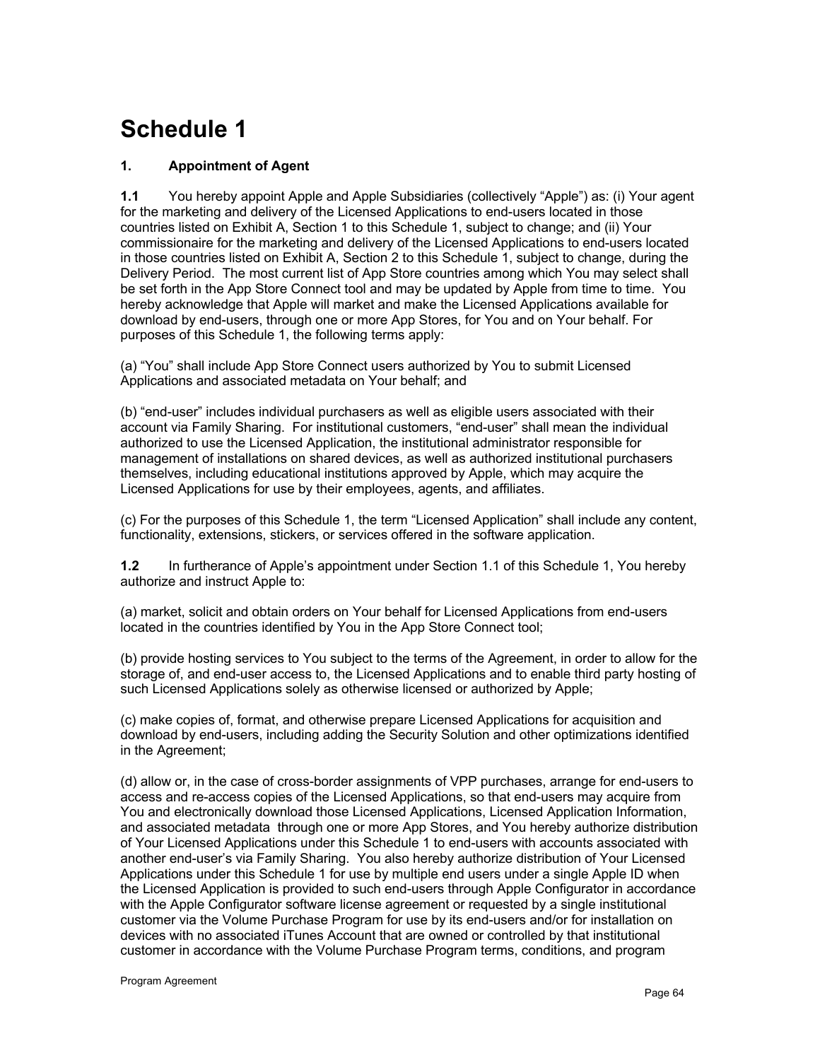# Schedule 1

### 1. Appointment of Agent

**1.1** You hereby appoint Apple and Apple Subsidiaries (collectively "Apple") as: (i) Your agent for the marketing and delivery of the Licensed Applications to end-users located in those countries listed on Exhibit A, Section 1 to this Schedule 1, subject to change; and (ii) Your commissionaire for the marketing and delivery of the Licensed Applications to end-users located in those countries listed on Exhibit A, Section 2 to this Schedule 1, subject to change, during the Delivery Period. The most current list of App Store countries among which You may select shall be set forth in the App Store Connect tool and may be updated by Apple from time to time. You hereby acknowledge that Apple will market and make the Licensed Applications available for download by end-users, through one or more App Stores, for You and on Your behalf. For purposes of this Schedule 1, the following terms apply:

(a) "You" shall include App Store Connect users authorized by You to submit Licensed Applications and associated metadata on Your behalf; and

(b) "end-user" includes individual purchasers as well as eligible users associated with their account via Family Sharing. For institutional customers, "end-user" shall mean the individual authorized to use the Licensed Application, the institutional administrator responsible for management of installations on shared devices, as well as authorized institutional purchasers themselves, including educational institutions approved by Apple, which may acquire the Licensed Applications for use by their employees, agents, and affiliates.

(c) For the purposes of this Schedule 1, the term "Licensed Application" shall include any content, functionality, extensions, stickers, or services offered in the software application.

**1.2** In furtherance of Apple's appointment under Section 1.1 of this Schedule 1, You hereby authorize and instruct Apple to:

(a) market, solicit and obtain orders on Your behalf for Licensed Applications from end-users located in the countries identified by You in the App Store Connect tool;

(b) provide hosting services to You subject to the terms of the Agreement, in order to allow for the storage of, and end-user access to, the Licensed Applications and to enable third party hosting of such Licensed Applications solely as otherwise licensed or authorized by Apple;

(c) make copies of, format, and otherwise prepare Licensed Applications for acquisition and download by end-users, including adding the Security Solution and other optimizations identified in the Agreement;

(d) allow or, in the case of cross-border assignments of VPP purchases, arrange for end-users to access and re-access copies of the Licensed Applications, so that end-users may acquire from You and electronically download those Licensed Applications, Licensed Application Information, and associated metadata through one or more App Stores, and You hereby authorize distribution of Your Licensed Applications under this Schedule 1 to end-users with accounts associated with another end-user's via Family Sharing. You also hereby authorize distribution of Your Licensed Applications under this Schedule 1 for use by multiple end users under a single Apple ID when the Licensed Application is provided to such end-users through Apple Configurator in accordance with the Apple Configurator software license agreement or requested by a single institutional customer via the Volume Purchase Program for use by its end-users and/or for installation on devices with no associated iTunes Account that are owned or controlled by that institutional customer in accordance with the Volume Purchase Program terms, conditions, and program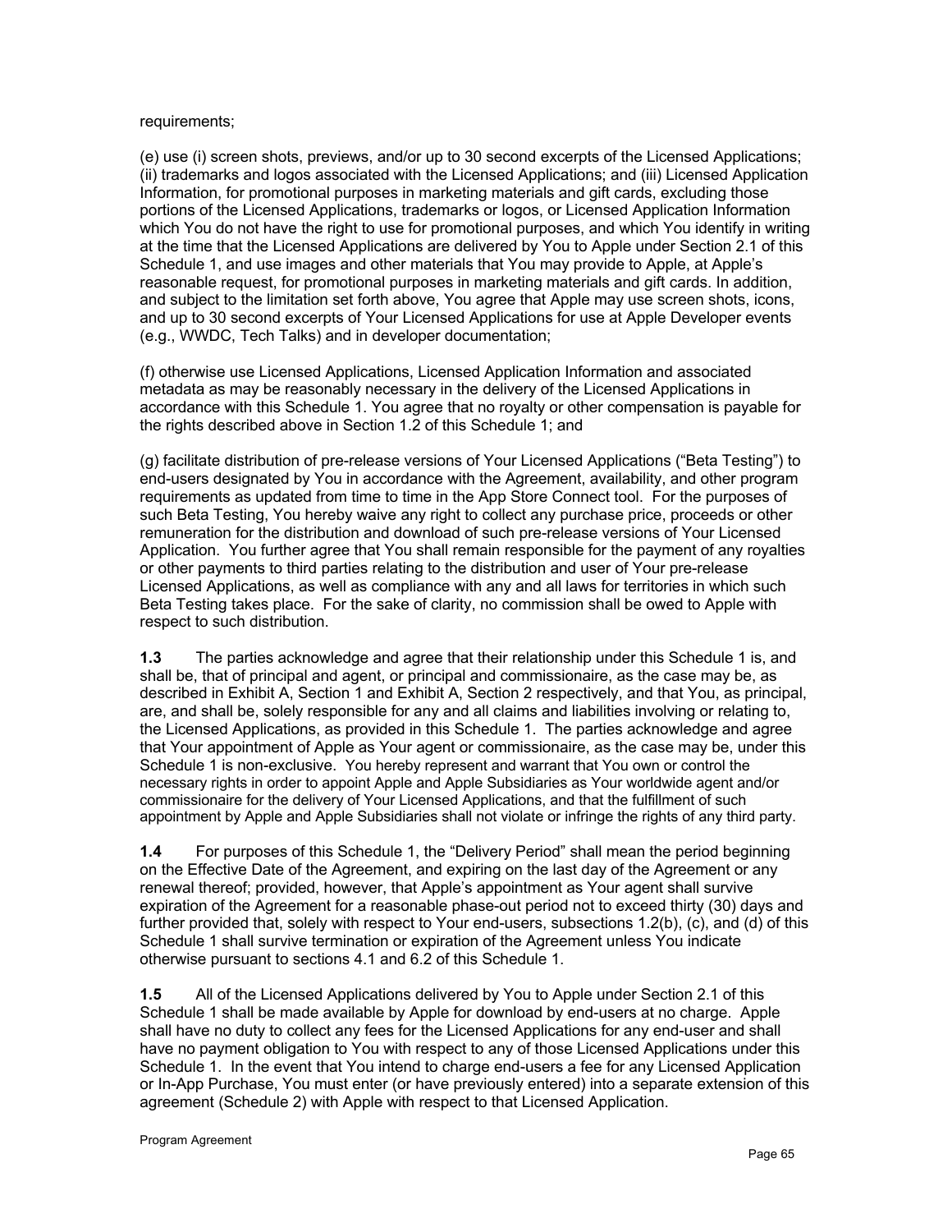requirements;

(e) use (i) screen shots, previews, and/or up to 30 second excerpts of the Licensed Applications; (ii) trademarks and logos associated with the Licensed Applications; and (iii) Licensed Application Information, for promotional purposes in marketing materials and gift cards, excluding those portions of the Licensed Applications, trademarks or logos, or Licensed Application Information which You do not have the right to use for promotional purposes, and which You identify in writing at the time that the Licensed Applications are delivered by You to Apple under Section 2.1 of this Schedule 1, and use images and other materials that You may provide to Apple, at Apple's reasonable request, for promotional purposes in marketing materials and gift cards. In addition, and subject to the limitation set forth above, You agree that Apple may use screen shots, icons, and up to 30 second excerpts of Your Licensed Applications for use at Apple Developer events (e.g., WWDC, Tech Talks) and in developer documentation;

(f) otherwise use Licensed Applications, Licensed Application Information and associated metadata as may be reasonably necessary in the delivery of the Licensed Applications in accordance with this Schedule 1. You agree that no royalty or other compensation is payable for the rights described above in Section 1.2 of this Schedule 1; and

(g) facilitate distribution of pre-release versions of Your Licensed Applications ("Beta Testing") to end-users designated by You in accordance with the Agreement, availability, and other program requirements as updated from time to time in the App Store Connect tool. For the purposes of such Beta Testing, You hereby waive any right to collect any purchase price, proceeds or other remuneration for the distribution and download of such pre-release versions of Your Licensed Application. You further agree that You shall remain responsible for the payment of any royalties or other payments to third parties relating to the distribution and user of Your pre-release Licensed Applications, as well as compliance with any and all laws for territories in which such Beta Testing takes place. For the sake of clarity, no commission shall be owed to Apple with respect to such distribution.

**1.3** The parties acknowledge and agree that their relationship under this Schedule 1 is, and shall be, that of principal and agent, or principal and commissionaire, as the case may be, as described in Exhibit A, Section 1 and Exhibit A, Section 2 respectively, and that You, as principal, are, and shall be, solely responsible for any and all claims and liabilities involving or relating to, the Licensed Applications, as provided in this Schedule 1. The parties acknowledge and agree that Your appointment of Apple as Your agent or commissionaire, as the case may be, under this Schedule 1 is non-exclusive. You hereby represent and warrant that You own or control the necessary rights in order to appoint Apple and Apple Subsidiaries as Your worldwide agent and/or commissionaire for the delivery of Your Licensed Applications, and that the fulfillment of such appointment by Apple and Apple Subsidiaries shall not violate or infringe the rights of any third party.

**1.4** For purposes of this Schedule 1, the "Delivery Period" shall mean the period beginning on the Effective Date of the Agreement, and expiring on the last day of the Agreement or any renewal thereof; provided, however, that Apple's appointment as Your agent shall survive expiration of the Agreement for a reasonable phase-out period not to exceed thirty (30) days and further provided that, solely with respect to Your end-users, subsections 1.2(b), (c), and (d) of this Schedule 1 shall survive termination or expiration of the Agreement unless You indicate otherwise pursuant to sections 4.1 and 6.2 of this Schedule 1.

**1.5** All of the Licensed Applications delivered by You to Apple under Section 2.1 of this Schedule 1 shall be made available by Apple for download by end-users at no charge. Apple shall have no duty to collect any fees for the Licensed Applications for any end-user and shall have no payment obligation to You with respect to any of those Licensed Applications under this Schedule 1. In the event that You intend to charge end-users a fee for any Licensed Application or In-App Purchase, You must enter (or have previously entered) into a separate extension of this agreement (Schedule 2) with Apple with respect to that Licensed Application.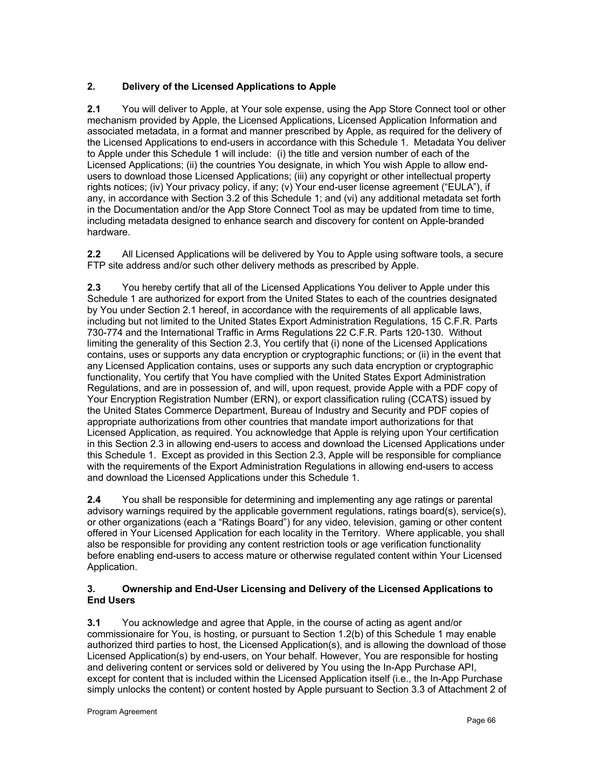## 2. Delivery of the Licensed Applications to Apple

**2.1** You will deliver to Apple, at Your sole expense, using the App Store Connect tool or other mechanism provided by Apple, the Licensed Applications, Licensed Application Information and associated metadata, in a format and manner prescribed by Apple, as required for the delivery of the Licensed Applications to end-users in accordance with this Schedule 1. Metadata You deliver to Apple under this Schedule 1 will include: (i) the title and version number of each of the Licensed Applications; (ii) the countries You designate, in which You wish Apple to allow end-users to download those Licensed Applications; (iii) any copyright or other intellectual property rights notices; (iv) Your privacy policy, if any; (v) Your end-user license agreement ("EULA"), if any, in accordance with Section 3.2 of this Schedule 1; and (vi) any additional metadata set forth in the Documentation and/or the App Store Connect Tool as may be updated from time to time, including metadata designed to enhance search and discovery for content on Apple-branded hardware.

**2.2** All Licensed Applications will be delivered by You to Apple using software tools, a secure FTP site address and/or such other delivery methods as prescribed by Apple.

**2.3** You hereby certify that all of the Licensed Applications You deliver to Apple under this Schedule 1 are authorized for export from the United States to each of the countries designated by You under Section 2.1 hereof, in accordance with the requirements of all applicable laws, including but not limited to the United States Export Administration Regulations, 15 C.F.R. Parts 730-774 and the International Traffic in Arms Regulations 22 C.F.R. Parts 120-130. Without limiting the generality of this Section 2.3, You certify that (i) none of the Licensed Applications contains, uses or supports any data encryption or cryptographic functions; or (ii) in the event that any Licensed Application contains, uses or supports any such data encryption or cryptographic functionality, You certify that You have complied with the United States Export Administration Regulations, and are in possession of, and will, upon request, provide Apple with a PDF copy of Your Encryption Registration Number (ERN), or export classification ruling (CCATS) issued by the United States Commerce Department, Bureau of Industry and Security and PDF copies of appropriate authorizations from other countries that mandate import authorizations for that Licensed Application, as required. You acknowledge that Apple is relying upon Your certification in this Section 2.3 in allowing end-users to access and download the Licensed Applications under this Schedule 1. Except as provided in this Section 2.3, Apple will be responsible for compliance with the requirements of the Export Administration Regulations in allowing end-users to access and download the Licensed Applications under this Schedule 1.

**2.4** You shall be responsible for determining and implementing any age ratings or parental advisory warnings required by the applicable government regulations, ratings board(s), service(s), or other organizations (each a "Ratings Board") for any video, television, gaming or other content offered in Your Licensed Application for each locality in the Territory. Where applicable, you shall also be responsible for providing any content restriction tools or age verification functionality before enabling end-users to access mature or otherwise regulated content within Your Licensed Application.

## 3. Ownership and End-User Licensing and Delivery of the Licensed Applications to End Users

**3.1** You acknowledge and agree that Apple, in the course of acting as agent and/or commissionaire for You, is hosting, or pursuant to Section 1.2(b) of this Schedule 1 may enable authorized third parties to host, the Licensed Application(s), and is allowing the download of those Licensed Application(s) by end-users, on Your behalf. However, You are responsible for hosting and delivering content or services sold or delivered by You using the In-App Purchase API, except for content that is included within the Licensed Application itself (i.e., the In-App Purchase simply unlocks the content) or content hosted by Apple pursuant to Section 3.3 of Attachment 2 of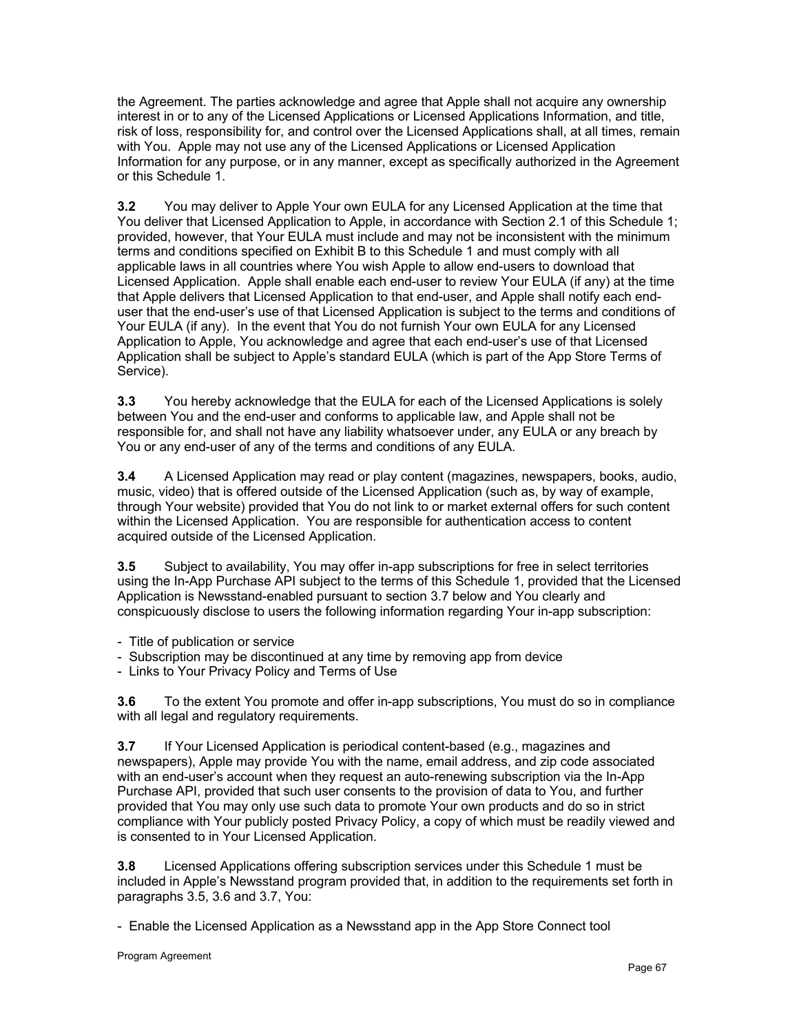the Agreement. The parties acknowledge and agree that Apple shall not acquire any ownership interest in or to any of the Licensed Applications or Licensed Applications Information, and title, risk of loss, responsibility for, and control over the Licensed Applications shall, at all times, remain with You. Apple may not use any of the Licensed Applications or Licensed Application Information for any purpose, or in any manner, except as specifically authorized in the Agreement or this Schedule 1.

**3.2** You may deliver to Apple Your own EULA for any Licensed Application at the time that You deliver that Licensed Application to Apple, in accordance with Section 2.1 of this Schedule 1; provided, however, that Your EULA must include and may not be inconsistent with the minimum terms and conditions specified on Exhibit B to this Schedule 1 and must comply with all applicable laws in all countries where You wish Apple to allow end-users to download that Licensed Application. Apple shall enable each end-user to review Your EULA (if any) at the time that Apple delivers that Licensed Application to that end-user, and Apple shall notify each end-user that the end-user's use of that Licensed Application is subject to the terms and conditions of Your EULA (if any). In the event that You do not furnish Your own EULA for any Licensed Application to Apple, You acknowledge and agree that each end-user's use of that Licensed Application shall be subject to Apple's standard EULA (which is part of the App Store Terms of Service).

**3.3** You hereby acknowledge that the EULA for each of the Licensed Applications is solely between You and the end-user and conforms to applicable law, and Apple shall not be responsible for, and shall not have any liability whatsoever under, any EULA or any breach by You or any end-user of any of the terms and conditions of any EULA.

**3.4** A Licensed Application may read or play content (magazines, newspapers, books, audio, music, video) that is offered outside of the Licensed Application (such as, by way of example, through Your website) provided that You do not link to or market external offers for such content within the Licensed Application. You are responsible for authentication access to content acquired outside of the Licensed Application.

**3.5** Subject to availability, You may offer in-app subscriptions for free in select territories using the In-App Purchase API subject to the terms of this Schedule 1, provided that the Licensed Application is Newsstand-enabled pursuant to section 3.7 below and You clearly and conspicuously disclose to users the following information regarding Your in-app subscription:

- Title of publication or service
- Subscription may be discontinued at any time by removing app from device
- Links to Your Privacy Policy and Terms of Use

**3.6** To the extent You promote and offer in-app subscriptions, You must do so in compliance with all legal and regulatory requirements.

**3.7** If Your Licensed Application is periodical content-based (e.g., magazines and newspapers), Apple may provide You with the name, email address, and zip code associated with an end-user's account when they request an auto-renewing subscription via the In-App Purchase API, provided that such user consents to the provision of data to You, and further provided that You may only use such data to promote Your own products and do so in strict compliance with Your publicly posted Privacy Policy, a copy of which must be readily viewed and is consented to in Your Licensed Application.

**3.8** Licensed Applications offering subscription services under this Schedule 1 must be included in Apple's Newsstand program provided that, in addition to the requirements set forth in paragraphs 3.5, 3.6 and 3.7, You:

- Enable the Licensed Application as a Newsstand app in the App Store Connect tool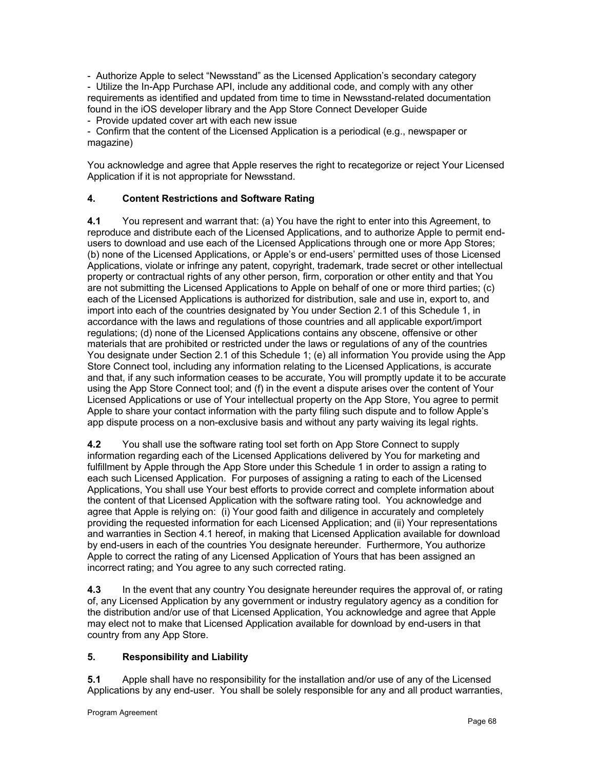- Authorize Apple to select “Newsstand” as the Licensed Application’s secondary category
- Utilize the In-App Purchase API, include any additional code, and comply with any other requirements as identified and updated from time to time in Newsstand-related documentation found in the iOS developer library and the App Store Connect Developer Guide
- Provide updated cover art with each new issue
- Confirm that the content of the Licensed Application is a periodical (e.g., newspaper or magazine)

You acknowledge and agree that Apple reserves the right to recategorize or reject Your Licensed Application if it is not appropriate for Newsstand.

## 4. Content Restrictions and Software Rating

**4.1** You represent and warrant that: (a) You have the right to enter into this Agreement, to reproduce and distribute each of the Licensed Applications, and to authorize Apple to permit end-users to download and use each of the Licensed Applications through one or more App Stores; (b) none of the Licensed Applications, or Apple’s or end-users’ permitted uses of those Licensed Applications, violate or infringe any patent, copyright, trademark, trade secret or other intellectual property or contractual rights of any other person, firm, corporation or other entity and that You are not submitting the Licensed Applications to Apple on behalf of one or more third parties; (c) each of the Licensed Applications is authorized for distribution, sale and use in, export to, and import into each of the countries designated by You under Section 2.1 of this Schedule 1, in accordance with the laws and regulations of those countries and all applicable export/import regulations; (d) none of the Licensed Applications contains any obscene, offensive or other materials that are prohibited or restricted under the laws or regulations of any of the countries You designate under Section 2.1 of this Schedule 1; (e) all information You provide using the App Store Connect tool, including any information relating to the Licensed Applications, is accurate and that, if any such information ceases to be accurate, You will promptly update it to be accurate using the App Store Connect tool; and (f) in the event a dispute arises over the content of Your Licensed Applications or use of Your intellectual property on the App Store, You agree to permit Apple to share your contact information with the party filing such dispute and to follow Apple’s app dispute process on a non-exclusive basis and without any party waiving its legal rights.

**4.2** You shall use the software rating tool set forth on App Store Connect to supply information regarding each of the Licensed Applications delivered by You for marketing and fulfillment by Apple through the App Store under this Schedule 1 in order to assign a rating to each such Licensed Application. For purposes of assigning a rating to each of the Licensed Applications, You shall use Your best efforts to provide correct and complete information about the content of that Licensed Application with the software rating tool. You acknowledge and agree that Apple is relying on: (i) Your good faith and diligence in accurately and completely providing the requested information for each Licensed Application; and (ii) Your representations and warranties in Section 4.1 hereof, in making that Licensed Application available for download by end-users in each of the countries You designate hereunder. Furthermore, You authorize Apple to correct the rating of any Licensed Application of Yours that has been assigned an incorrect rating; and You agree to any such corrected rating.

**4.3** In the event that any country You designate hereunder requires the approval of, or rating of, any Licensed Application by any government or industry regulatory agency as a condition for the distribution and/or use of that Licensed Application, You acknowledge and agree that Apple may elect not to make that Licensed Application available for download by end-users in that country from any App Store.

## 5. Responsibility and Liability

**5.1** Apple shall have no responsibility for the installation and/or use of any of the Licensed Applications by any end-user. You shall be solely responsible for any and all product warranties,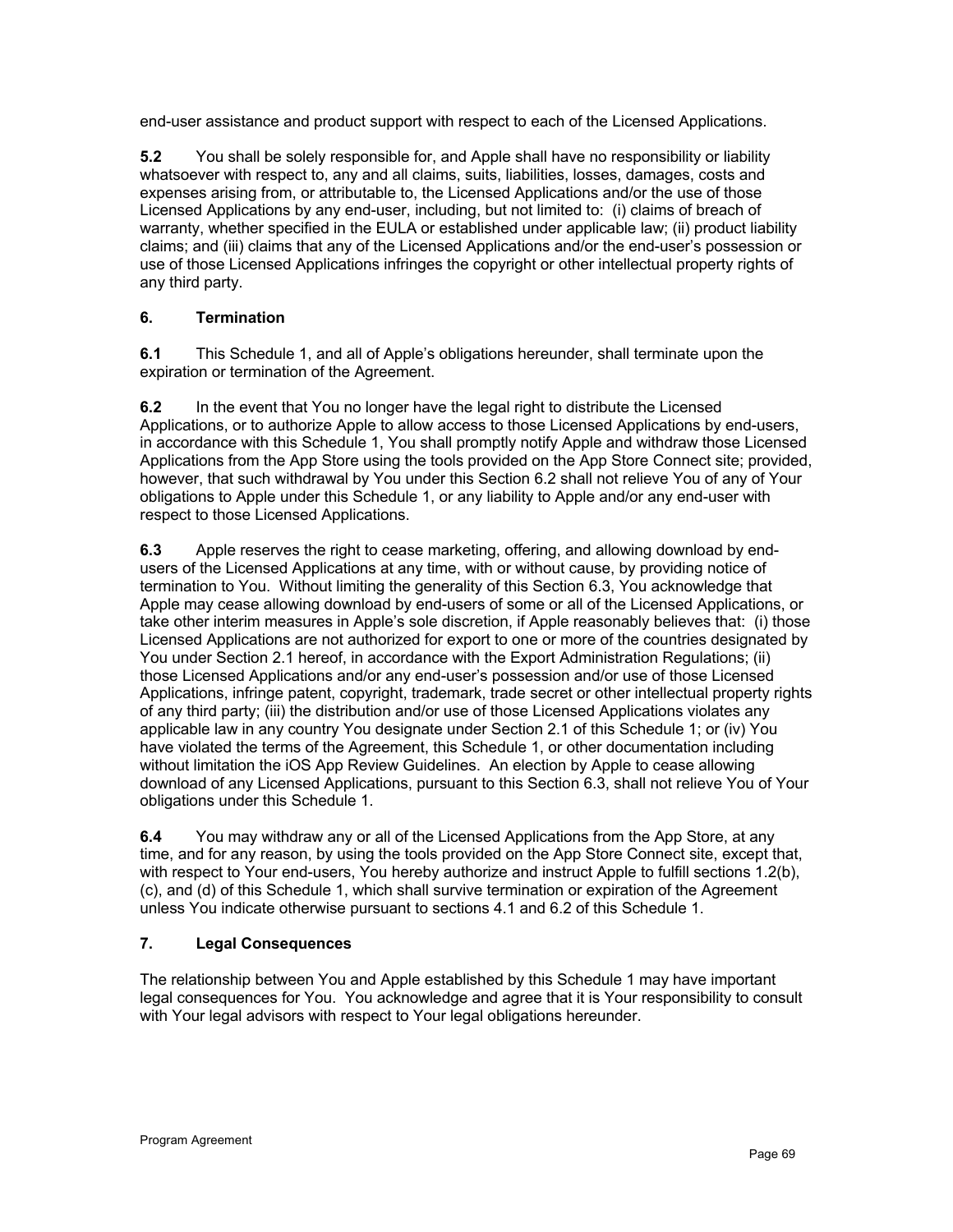end-user assistance and product support with respect to each of the Licensed Applications.

**5.2** You shall be solely responsible for, and Apple shall have no responsibility or liability whatsoever with respect to, any and all claims, suits, liabilities, losses, damages, costs and expenses arising from, or attributable to, the Licensed Applications and/or the use of those Licensed Applications by any end-user, including, but not limited to: (i) claims of breach of warranty, whether specified in the EULA or established under applicable law; (ii) product liability claims; and (iii) claims that any of the Licensed Applications and/or the end-user's possession or use of those Licensed Applications infringes the copyright or other intellectual property rights of any third party.

### 6. Termination

**6.1** This Schedule 1, and all of Apple's obligations hereunder, shall terminate upon the expiration or termination of the Agreement.

**6.2** In the event that You no longer have the legal right to distribute the Licensed Applications, or to authorize Apple to allow access to those Licensed Applications by end-users, in accordance with this Schedule 1, You shall promptly notify Apple and withdraw those Licensed Applications from the App Store using the tools provided on the App Store Connect site; provided, however, that such withdrawal by You under this Section 6.2 shall not relieve You of any of Your obligations to Apple under this Schedule 1, or any liability to Apple and/or any end-user with respect to those Licensed Applications.

**6.3** Apple reserves the right to cease marketing, offering, and allowing download by end-users of the Licensed Applications at any time, with or without cause, by providing notice of termination to You. Without limiting the generality of this Section 6.3, You acknowledge that Apple may cease allowing download by end-users of some or all of the Licensed Applications, or take other interim measures in Apple's sole discretion, if Apple reasonably believes that: (i) those Licensed Applications are not authorized for export to one or more of the countries designated by You under Section 2.1 hereof, in accordance with the Export Administration Regulations; (ii) those Licensed Applications and/or any end-user's possession and/or use of those Licensed Applications, infringe patent, copyright, trademark, trade secret or other intellectual property rights of any third party; (iii) the distribution and/or use of those Licensed Applications violates any applicable law in any country You designate under Section 2.1 of this Schedule 1; or (iv) You have violated the terms of the Agreement, this Schedule 1, or other documentation including without limitation the iOS App Review Guidelines. An election by Apple to cease allowing download of any Licensed Applications, pursuant to this Section 6.3, shall not relieve You of Your obligations under this Schedule 1.

**6.4** You may withdraw any or all of the Licensed Applications from the App Store, at any time, and for any reason, by using the tools provided on the App Store Connect site, except that, with respect to Your end-users, You hereby authorize and instruct Apple to fulfill sections 1.2(b), (c), and (d) of this Schedule 1, which shall survive termination or expiration of the Agreement unless You indicate otherwise pursuant to sections 4.1 and 6.2 of this Schedule 1.

### 7. Legal Consequences

The relationship between You and Apple established by this Schedule 1 may have important legal consequences for You. You acknowledge and agree that it is Your responsibility to consult with Your legal advisors with respect to Your legal obligations hereunder.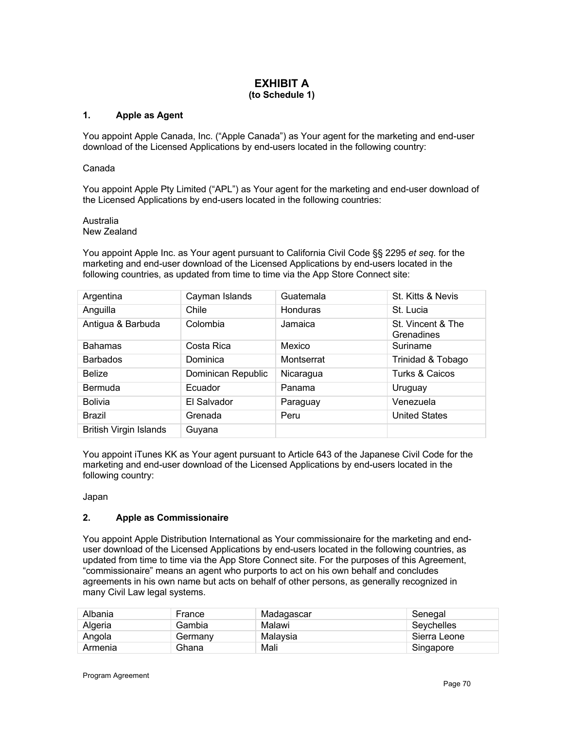# EXHIBIT A
**(to Schedule 1)**

## 1. Apple as Agent

You appoint Apple Canada, Inc. (“Apple Canada”) as Your agent for the marketing and end-user download of the Licensed Applications by end-users located in the following country:

Canada

You appoint Apple Pty Limited (“APL”) as Your agent for the marketing and end-user download of the Licensed Applications by end-users located in the following countries:

Australia
New Zealand

You appoint Apple Inc. as Your agent pursuant to California Civil Code §§ 2295 *et seq.* for the marketing and end-user download of the Licensed Applications by end-users located in the following countries, as updated from time to time via the App Store Connect site:

| | | | |
|---|---|---|---|
| Argentina | Cayman Islands | Guatemala | St. Kitts & Nevis |
| Anguilla | Chile | Honduras | St. Lucia |
| Antigua & Barbuda | Colombia | Jamaica | St. Vincent & The Grenadines |
| Bahamas | Costa Rica | Mexico | Suriname |
| Barbados | Dominica | Montserrat | Trinidad & Tobago |
| Belize | Dominican Republic | Nicaragua | Turks & Caicos |
| Bermuda | Ecuador | Panama | Uruguay |
| Bolivia | El Salvador | Paraguay | Venezuela |
| Brazil | Grenada | Peru | United States |
| British Virgin Islands | Guyana | | |

You appoint iTunes KK as Your agent pursuant to Article 643 of the Japanese Civil Code for the marketing and end-user download of the Licensed Applications by end-users located in the following country:

Japan

## 2. Apple as Commissionaire

You appoint Apple Distribution International as Your commissionaire for the marketing and end-user download of the Licensed Applications by end-users located in the following countries, as updated from time to time via the App Store Connect site. For the purposes of this Agreement, “commissionaire” means an agent who purports to act on his own behalf and concludes agreements in his own name but acts on behalf of other persons, as generally recognized in many Civil Law legal systems.

| | | | |
|---|---|---|---|
| Albania | France | Madagascar | Senegal |
| Algeria | Gambia | Malawi | Seychelles |
| Angola | Germany | Malaysia | Sierra Leone |
| Armenia | Ghana | Mali | Singapore |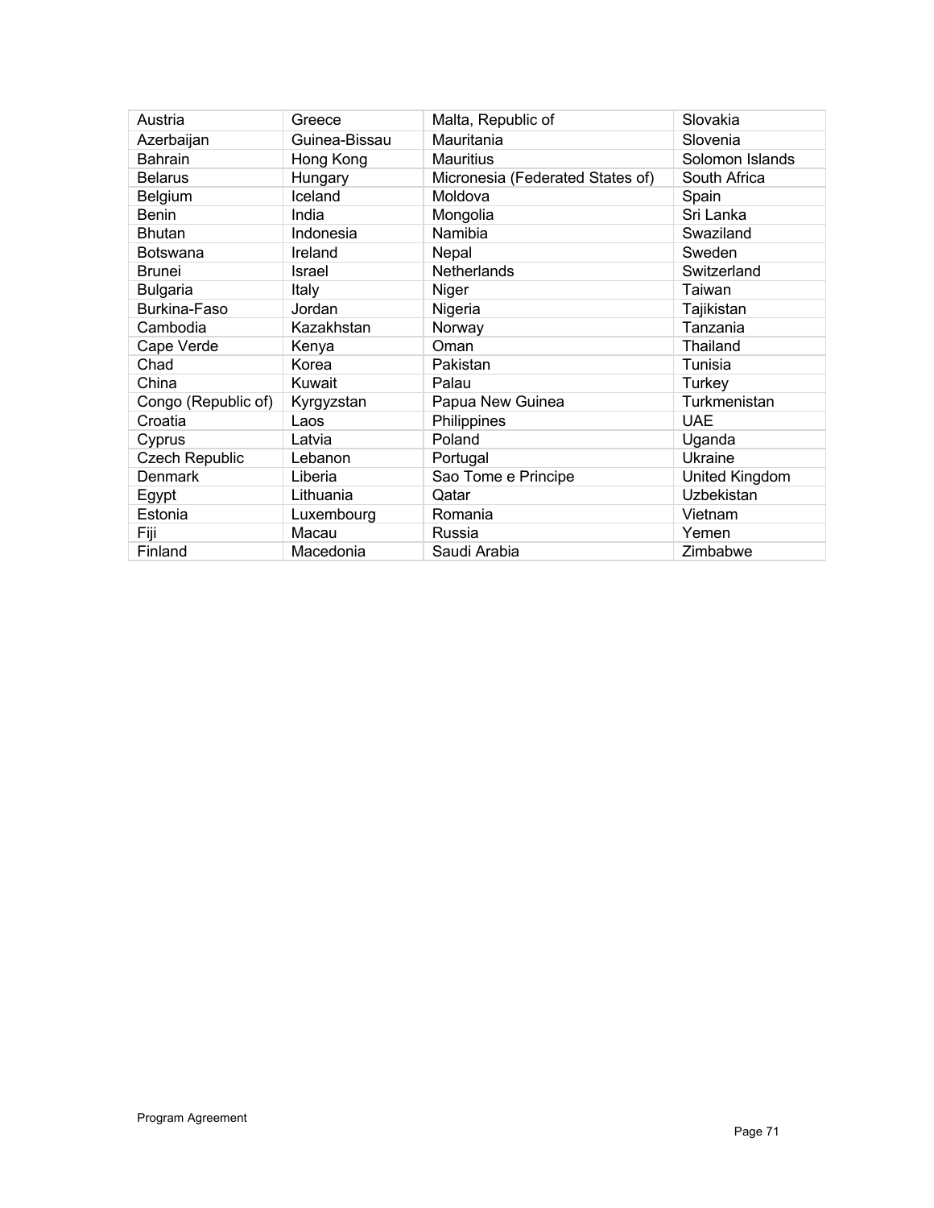| Austria | Greece | Malta, Republic of | Slovakia |
|---|---|---|---|
| Azerbaijan | Guinea-Bissau | Mauritania | Slovenia |
| Bahrain | Hong Kong | Mauritius | Solomon Islands |
| Belarus | Hungary | Micronesia (Federated States of) | South Africa |
| Belgium | Iceland | Moldova | Spain |
| Benin | India | Mongolia | Sri Lanka |
| Bhutan | Indonesia | Namibia | Swaziland |
| Botswana | Ireland | Nepal | Sweden |
| Brunei | Israel | Netherlands | Switzerland |
| Bulgaria | Italy | Niger | Taiwan |
| Burkina-Faso | Jordan | Nigeria | Tajikistan |
| Cambodia | Kazakhstan | Norway | Tanzania |
| Cape Verde | Kenya | Oman | Thailand |
| Chad | Korea | Pakistan | Tunisia |
| China | Kuwait | Palau | Turkey |
| Congo (Republic of) | Kyrgyzstan | Papua New Guinea | Turkmenistan |
| Croatia | Laos | Philippines | UAE |
| Cyprus | Latvia | Poland | Uganda |
| Czech Republic | Lebanon | Portugal | Ukraine |
| Denmark | Liberia | Sao Tome e Principe | United Kingdom |
| Egypt | Lithuania | Qatar | Uzbekistan |
| Estonia | Luxembourg | Romania | Vietnam |
| Fiji | Macau | Russia | Yemen |
| Finland | Macedonia | Saudi Arabia | Zimbabwe |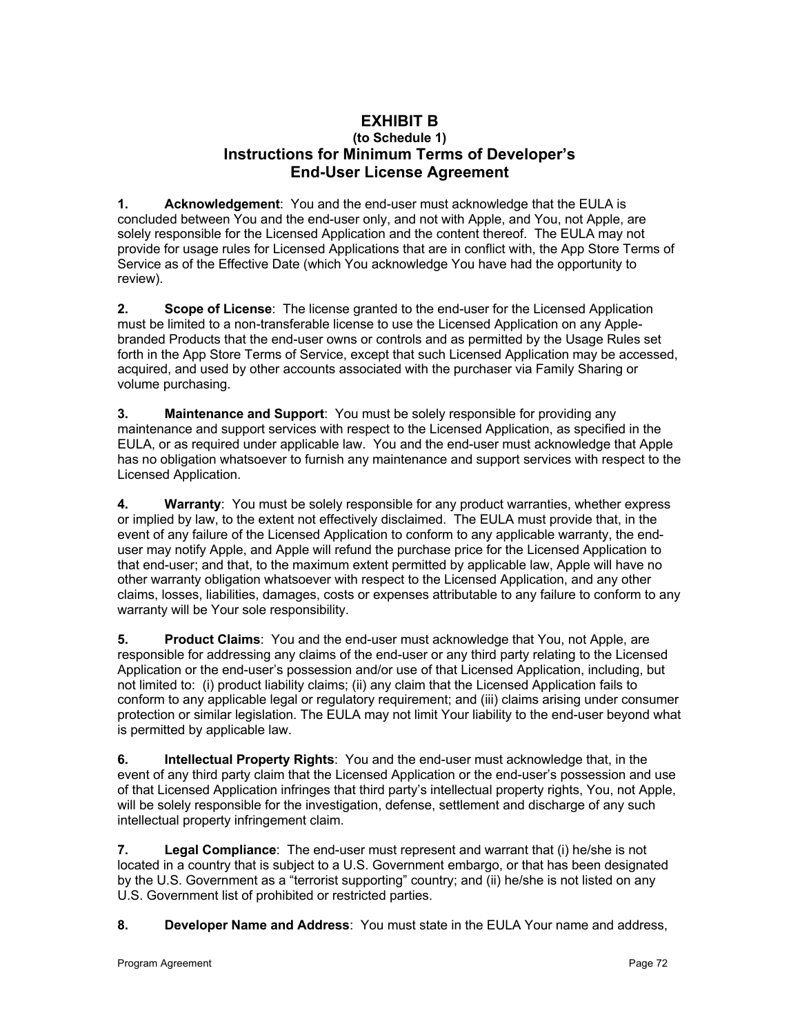# EXHIBIT B
### (to Schedule 1)
## Instructions for Minimum Terms of Developer's End-User License Agreement

**1. Acknowledgement**: You and the end-user must acknowledge that the EULA is concluded between You and the end-user only, and not with Apple, and You, not Apple, are solely responsible for the Licensed Application and the content thereof. The EULA may not provide for usage rules for Licensed Applications that are in conflict with, the App Store Terms of Service as of the Effective Date (which You acknowledge You have had the opportunity to review).

**2. Scope of License**: The license granted to the end-user for the Licensed Application must be limited to a non-transferable license to use the Licensed Application on any Apple-branded Products that the end-user owns or controls and as permitted by the Usage Rules set forth in the App Store Terms of Service, except that such Licensed Application may be accessed, acquired, and used by other accounts associated with the purchaser via Family Sharing or volume purchasing.

**3. Maintenance and Support**: You must be solely responsible for providing any maintenance and support services with respect to the Licensed Application, as specified in the EULA, or as required under applicable law. You and the end-user must acknowledge that Apple has no obligation whatsoever to furnish any maintenance and support services with respect to the Licensed Application.

**4. Warranty**: You must be solely responsible for any product warranties, whether express or implied by law, to the extent not effectively disclaimed. The EULA must provide that, in the event of any failure of the Licensed Application to conform to any applicable warranty, the end-user may notify Apple, and Apple will refund the purchase price for the Licensed Application to that end-user; and that, to the maximum extent permitted by applicable law, Apple will have no other warranty obligation whatsoever with respect to the Licensed Application, and any other claims, losses, liabilities, damages, costs or expenses attributable to any failure to conform to any warranty will be Your sole responsibility.

**5. Product Claims**: You and the end-user must acknowledge that You, not Apple, are responsible for addressing any claims of the end-user or any third party relating to the Licensed Application or the end-user's possession and/or use of that Licensed Application, including, but not limited to: (i) product liability claims; (ii) any claim that the Licensed Application fails to conform to any applicable legal or regulatory requirement; and (iii) claims arising under consumer protection or similar legislation. The EULA may not limit Your liability to the end-user beyond what is permitted by applicable law.

**6. Intellectual Property Rights**: You and the end-user must acknowledge that, in the event of any third party claim that the Licensed Application or the end-user's possession and use of that Licensed Application infringes that third party's intellectual property rights, You, not Apple, will be solely responsible for the investigation, defense, settlement and discharge of any such intellectual property infringement claim.

**7. Legal Compliance**: The end-user must represent and warrant that (i) he/she is not located in a country that is subject to a U.S. Government embargo, or that has been designated by the U.S. Government as a "terrorist supporting" country; and (ii) he/she is not listed on any U.S. Government list of prohibited or restricted parties.

**8. Developer Name and Address**: You must state in the EULA Your name and address,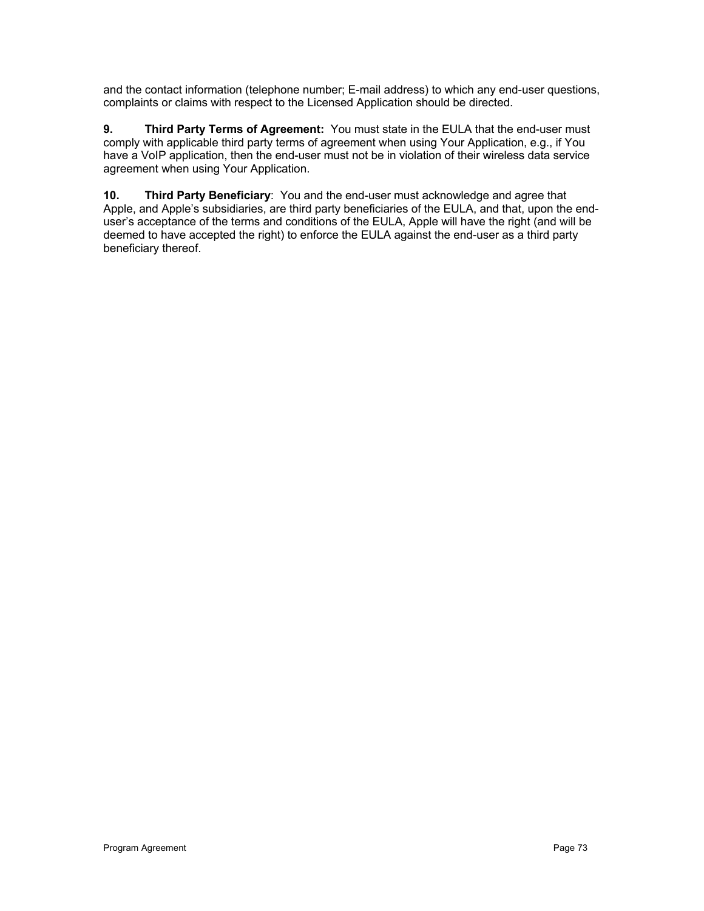and the contact information (telephone number; E-mail address) to which any end-user questions, complaints or claims with respect to the Licensed Application should be directed.

**9. Third Party Terms of Agreement:** You must state in the EULA that the end-user must comply with applicable third party terms of agreement when using Your Application, e.g., if You have a VoIP application, then the end-user must not be in violation of their wireless data service agreement when using Your Application.

**10. Third Party Beneficiary**: You and the end-user must acknowledge and agree that Apple, and Apple's subsidiaries, are third party beneficiaries of the EULA, and that, upon the end-user's acceptance of the terms and conditions of the EULA, Apple will have the right (and will be deemed to have accepted the right) to enforce the EULA against the end-user as a third party beneficiary thereof.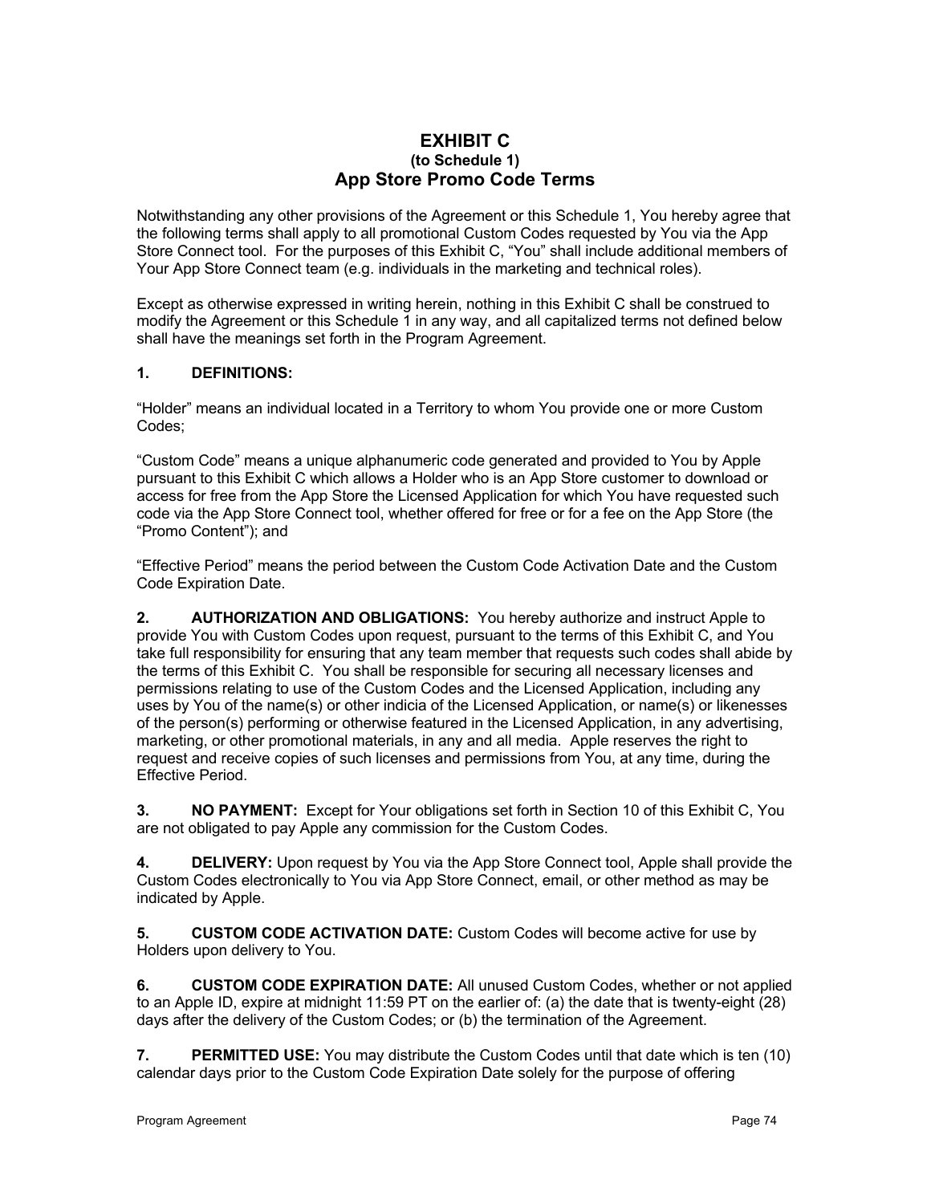# EXHIBIT C
### (to Schedule 1)
## App Store Promo Code Terms

Notwithstanding any other provisions of the Agreement or this Schedule 1, You hereby agree that the following terms shall apply to all promotional Custom Codes requested by You via the App Store Connect tool. For the purposes of this Exhibit C, "You" shall include additional members of Your App Store Connect team (e.g. individuals in the marketing and technical roles).

Except as otherwise expressed in writing herein, nothing in this Exhibit C shall be construed to modify the Agreement or this Schedule 1 in any way, and all capitalized terms not defined below shall have the meanings set forth in the Program Agreement.

**1. DEFINITIONS:**

"Holder" means an individual located in a Territory to whom You provide one or more Custom Codes;

"Custom Code" means a unique alphanumeric code generated and provided to You by Apple pursuant to this Exhibit C which allows a Holder who is an App Store customer to download or access for free from the App Store the Licensed Application for which You have requested such code via the App Store Connect tool, whether offered for free or for a fee on the App Store (the "Promo Content"); and

"Effective Period" means the period between the Custom Code Activation Date and the Custom Code Expiration Date.

**2. AUTHORIZATION AND OBLIGATIONS:** You hereby authorize and instruct Apple to provide You with Custom Codes upon request, pursuant to the terms of this Exhibit C, and You take full responsibility for ensuring that any team member that requests such codes shall abide by the terms of this Exhibit C. You shall be responsible for securing all necessary licenses and permissions relating to use of the Custom Codes and the Licensed Application, including any uses by You of the name(s) or other indicia of the Licensed Application, or name(s) or likenesses of the person(s) performing or otherwise featured in the Licensed Application, in any advertising, marketing, or other promotional materials, in any and all media. Apple reserves the right to request and receive copies of such licenses and permissions from You, at any time, during the Effective Period.

**3. NO PAYMENT:** Except for Your obligations set forth in Section 10 of this Exhibit C, You are not obligated to pay Apple any commission for the Custom Codes.

**4. DELIVERY:** Upon request by You via the App Store Connect tool, Apple shall provide the Custom Codes electronically to You via App Store Connect, email, or other method as may be indicated by Apple.

**5. CUSTOM CODE ACTIVATION DATE:** Custom Codes will become active for use by Holders upon delivery to You.

**6. CUSTOM CODE EXPIRATION DATE:** All unused Custom Codes, whether or not applied to an Apple ID, expire at midnight 11:59 PT on the earlier of: (a) the date that is twenty-eight (28) days after the delivery of the Custom Codes; or (b) the termination of the Agreement.

**7. PERMITTED USE:** You may distribute the Custom Codes until that date which is ten (10) calendar days prior to the Custom Code Expiration Date solely for the purpose of offering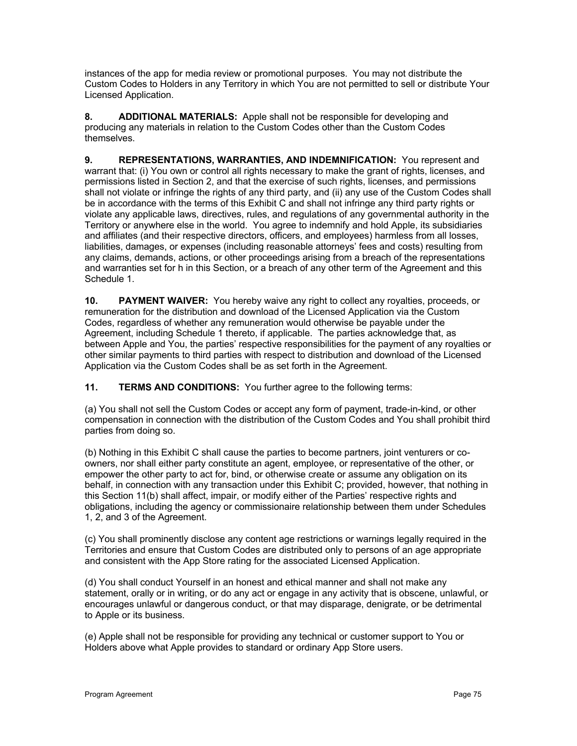instances of the app for media review or promotional purposes. You may not distribute the Custom Codes to Holders in any Territory in which You are not permitted to sell or distribute Your Licensed Application.

**8. ADDITIONAL MATERIALS:** Apple shall not be responsible for developing and producing any materials in relation to the Custom Codes other than the Custom Codes themselves.

**9. REPRESENTATIONS, WARRANTIES, AND INDEMNIFICATION:** You represent and warrant that: (i) You own or control all rights necessary to make the grant of rights, licenses, and permissions listed in Section 2, and that the exercise of such rights, licenses, and permissions shall not violate or infringe the rights of any third party, and (ii) any use of the Custom Codes shall be in accordance with the terms of this Exhibit C and shall not infringe any third party rights or violate any applicable laws, directives, rules, and regulations of any governmental authority in the Territory or anywhere else in the world. You agree to indemnify and hold Apple, its subsidiaries and affiliates (and their respective directors, officers, and employees) harmless from all losses, liabilities, damages, or expenses (including reasonable attorneys' fees and costs) resulting from any claims, demands, actions, or other proceedings arising from a breach of the representations and warranties set for h in this Section, or a breach of any other term of the Agreement and this Schedule 1.

**10. PAYMENT WAIVER:** You hereby waive any right to collect any royalties, proceeds, or remuneration for the distribution and download of the Licensed Application via the Custom Codes, regardless of whether any remuneration would otherwise be payable under the Agreement, including Schedule 1 thereto, if applicable. The parties acknowledge that, as between Apple and You, the parties' respective responsibilities for the payment of any royalties or other similar payments to third parties with respect to distribution and download of the Licensed Application via the Custom Codes shall be as set forth in the Agreement.

**11. TERMS AND CONDITIONS:** You further agree to the following terms:

(a) You shall not sell the Custom Codes or accept any form of payment, trade-in-kind, or other compensation in connection with the distribution of the Custom Codes and You shall prohibit third parties from doing so.

(b) Nothing in this Exhibit C shall cause the parties to become partners, joint venturers or co-owners, nor shall either party constitute an agent, employee, or representative of the other, or empower the other party to act for, bind, or otherwise create or assume any obligation on its behalf, in connection with any transaction under this Exhibit C; provided, however, that nothing in this Section 11(b) shall affect, impair, or modify either of the Parties' respective rights and obligations, including the agency or commissionaire relationship between them under Schedules 1, 2, and 3 of the Agreement.

(c) You shall prominently disclose any content age restrictions or warnings legally required in the Territories and ensure that Custom Codes are distributed only to persons of an age appropriate and consistent with the App Store rating for the associated Licensed Application.

(d) You shall conduct Yourself in an honest and ethical manner and shall not make any statement, orally or in writing, or do any act or engage in any activity that is obscene, unlawful, or encourages unlawful or dangerous conduct, or that may disparage, denigrate, or be detrimental to Apple or its business.

(e) Apple shall not be responsible for providing any technical or customer support to You or Holders above what Apple provides to standard or ordinary App Store users.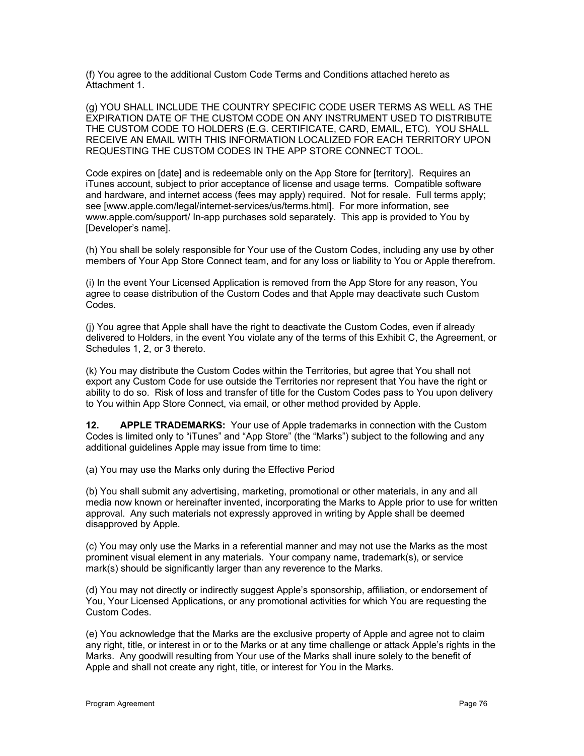(f) You agree to the additional Custom Code Terms and Conditions attached hereto as Attachment 1.

(g) YOU SHALL INCLUDE THE COUNTRY SPECIFIC CODE USER TERMS AS WELL AS THE EXPIRATION DATE OF THE CUSTOM CODE ON ANY INSTRUMENT USED TO DISTRIBUTE THE CUSTOM CODE TO HOLDERS (E.G. CERTIFICATE, CARD, EMAIL, ETC). YOU SHALL RECEIVE AN EMAIL WITH THIS INFORMATION LOCALIZED FOR EACH TERRITORY UPON REQUESTING THE CUSTOM CODES IN THE APP STORE CONNECT TOOL.

Code expires on [date] and is redeemable only on the App Store for [territory]. Requires an iTunes account, subject to prior acceptance of license and usage terms. Compatible software and hardware, and internet access (fees may apply) required. Not for resale. Full terms apply; see [www.apple.com/legal/internet-services/us/terms.html]. For more information, see www.apple.com/support/ In-app purchases sold separately. This app is provided to You by [Developer's name].

(h) You shall be solely responsible for Your use of the Custom Codes, including any use by other members of Your App Store Connect team, and for any loss or liability to You or Apple therefrom.

(i) In the event Your Licensed Application is removed from the App Store for any reason, You agree to cease distribution of the Custom Codes and that Apple may deactivate such Custom Codes.

(j) You agree that Apple shall have the right to deactivate the Custom Codes, even if already delivered to Holders, in the event You violate any of the terms of this Exhibit C, the Agreement, or Schedules 1, 2, or 3 thereto.

(k) You may distribute the Custom Codes within the Territories, but agree that You shall not export any Custom Code for use outside the Territories nor represent that You have the right or ability to do so. Risk of loss and transfer of title for the Custom Codes pass to You upon delivery to You within App Store Connect, via email, or other method provided by Apple.

**12. APPLE TRADEMARKS:** Your use of Apple trademarks in connection with the Custom Codes is limited only to "iTunes" and "App Store" (the "Marks") subject to the following and any additional guidelines Apple may issue from time to time:

(a) You may use the Marks only during the Effective Period

(b) You shall submit any advertising, marketing, promotional or other materials, in any and all media now known or hereinafter invented, incorporating the Marks to Apple prior to use for written approval. Any such materials not expressly approved in writing by Apple shall be deemed disapproved by Apple.

(c) You may only use the Marks in a referential manner and may not use the Marks as the most prominent visual element in any materials. Your company name, trademark(s), or service mark(s) should be significantly larger than any reverence to the Marks.

(d) You may not directly or indirectly suggest Apple's sponsorship, affiliation, or endorsement of You, Your Licensed Applications, or any promotional activities for which You are requesting the Custom Codes.

(e) You acknowledge that the Marks are the exclusive property of Apple and agree not to claim any right, title, or interest in or to the Marks or at any time challenge or attack Apple's rights in the Marks. Any goodwill resulting from Your use of the Marks shall inure solely to the benefit of Apple and shall not create any right, title, or interest for You in the Marks.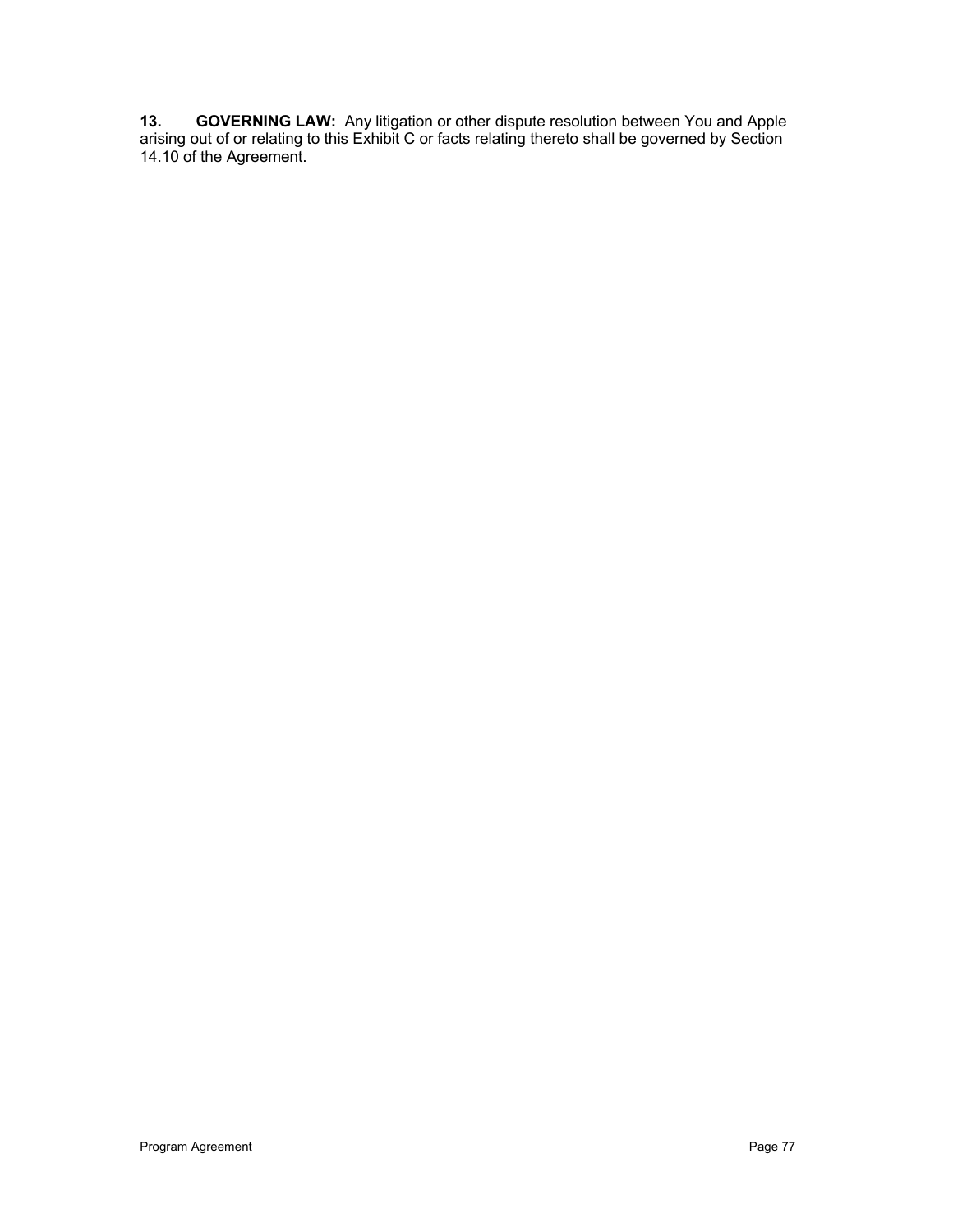**13. GOVERNING LAW:** Any litigation or other dispute resolution between You and Apple arising out of or relating to this Exhibit C or facts relating thereto shall be governed by Section 14.10 of the Agreement.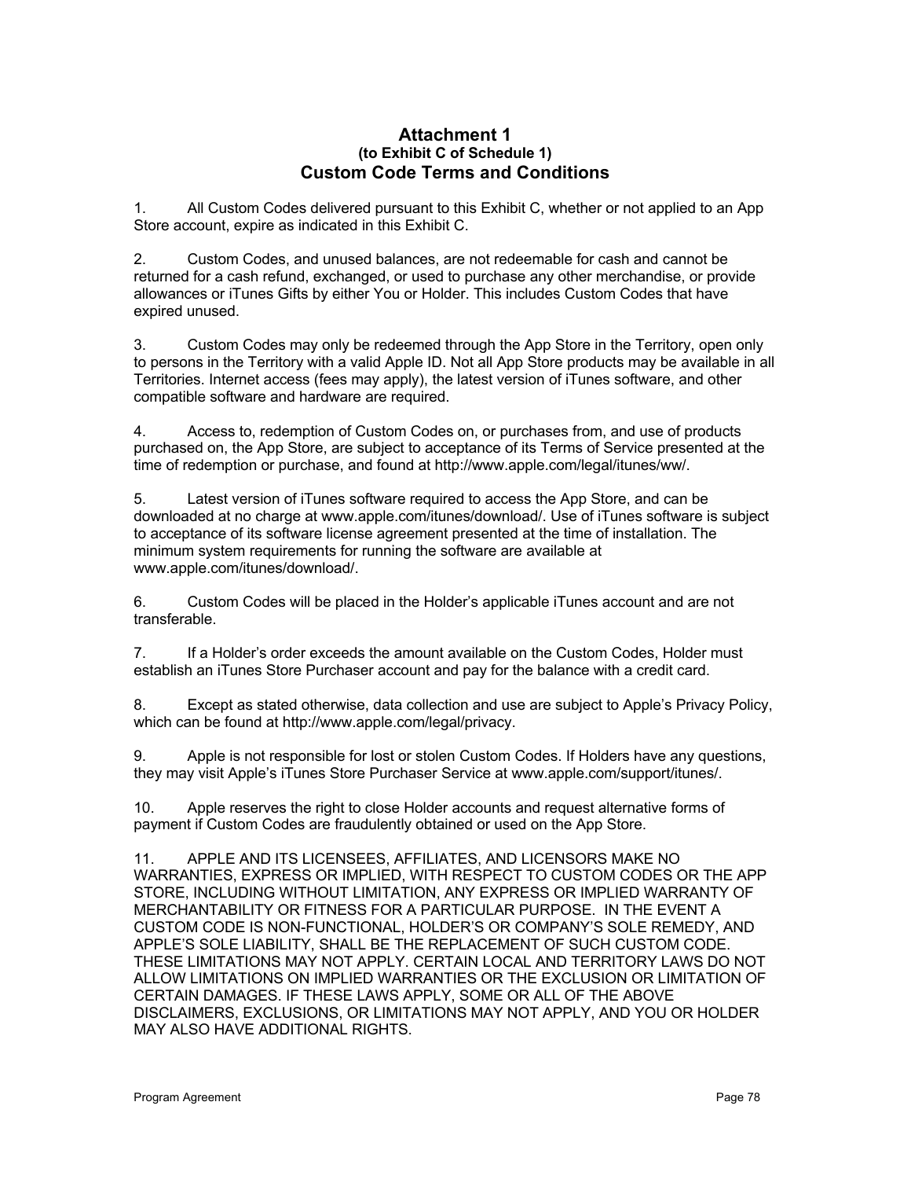# Attachment 1
### (to Exhibit C of Schedule 1)
## Custom Code Terms and Conditions

1. All Custom Codes delivered pursuant to this Exhibit C, whether or not applied to an App Store account, expire as indicated in this Exhibit C.

2. Custom Codes, and unused balances, are not redeemable for cash and cannot be returned for a cash refund, exchanged, or used to purchase any other merchandise, or provide allowances or iTunes Gifts by either You or Holder. This includes Custom Codes that have expired unused.

3. Custom Codes may only be redeemed through the App Store in the Territory, open only to persons in the Territory with a valid Apple ID. Not all App Store products may be available in all Territories. Internet access (fees may apply), the latest version of iTunes software, and other compatible software and hardware are required.

4. Access to, redemption of Custom Codes on, or purchases from, and use of products purchased on, the App Store, are subject to acceptance of its Terms of Service presented at the time of redemption or purchase, and found at http://www.apple.com/legal/itunes/ww/.

5. Latest version of iTunes software required to access the App Store, and can be downloaded at no charge at www.apple.com/itunes/download/. Use of iTunes software is subject to acceptance of its software license agreement presented at the time of installation. The minimum system requirements for running the software are available at www.apple.com/itunes/download/.

6. Custom Codes will be placed in the Holder's applicable iTunes account and are not transferable.

7. If a Holder's order exceeds the amount available on the Custom Codes, Holder must establish an iTunes Store Purchaser account and pay for the balance with a credit card.

8. Except as stated otherwise, data collection and use are subject to Apple's Privacy Policy, which can be found at http://www.apple.com/legal/privacy.

9. Apple is not responsible for lost or stolen Custom Codes. If Holders have any questions, they may visit Apple's iTunes Store Purchaser Service at www.apple.com/support/itunes/.

10. Apple reserves the right to close Holder accounts and request alternative forms of payment if Custom Codes are fraudulently obtained or used on the App Store.

11. APPLE AND ITS LICENSEES, AFFILIATES, AND LICENSORS MAKE NO WARRANTIES, EXPRESS OR IMPLIED, WITH RESPECT TO CUSTOM CODES OR THE APP STORE, INCLUDING WITHOUT LIMITATION, ANY EXPRESS OR IMPLIED WARRANTY OF MERCHANTABILITY OR FITNESS FOR A PARTICULAR PURPOSE. IN THE EVENT A CUSTOM CODE IS NON-FUNCTIONAL, HOLDER'S OR COMPANY'S SOLE REMEDY, AND APPLE'S SOLE LIABILITY, SHALL BE THE REPLACEMENT OF SUCH CUSTOM CODE. THESE LIMITATIONS MAY NOT APPLY. CERTAIN LOCAL AND TERRITORY LAWS DO NOT ALLOW LIMITATIONS ON IMPLIED WARRANTIES OR THE EXCLUSION OR LIMITATION OF CERTAIN DAMAGES. IF THESE LAWS APPLY, SOME OR ALL OF THE ABOVE DISCLAIMERS, EXCLUSIONS, OR LIMITATIONS MAY NOT APPLY, AND YOU OR HOLDER MAY ALSO HAVE ADDITIONAL RIGHTS.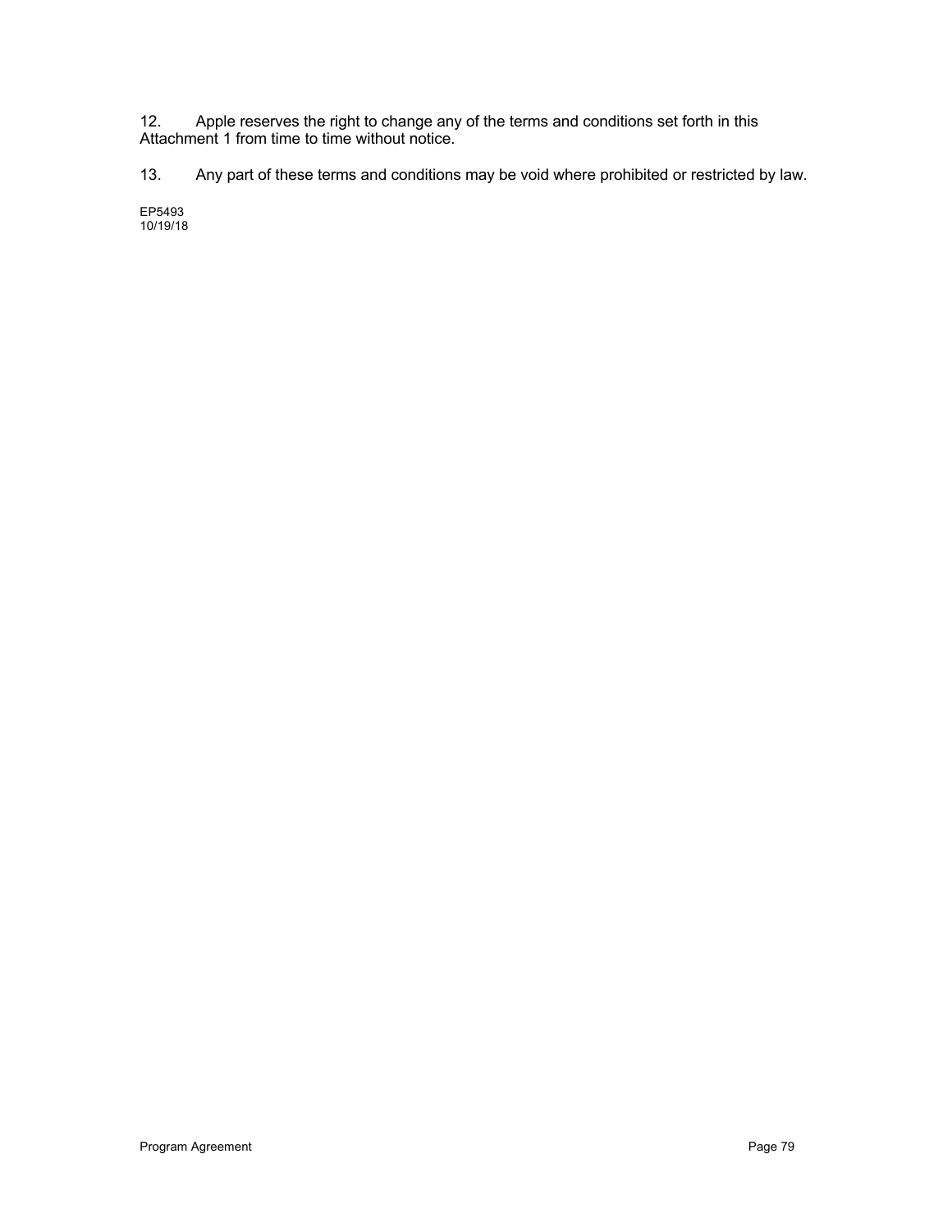12. Apple reserves the right to change any of the terms and conditions set forth in this Attachment 1 from time to time without notice.

13. Any part of these terms and conditions may be void where prohibited or restricted by law.

EP5493
10/19/18